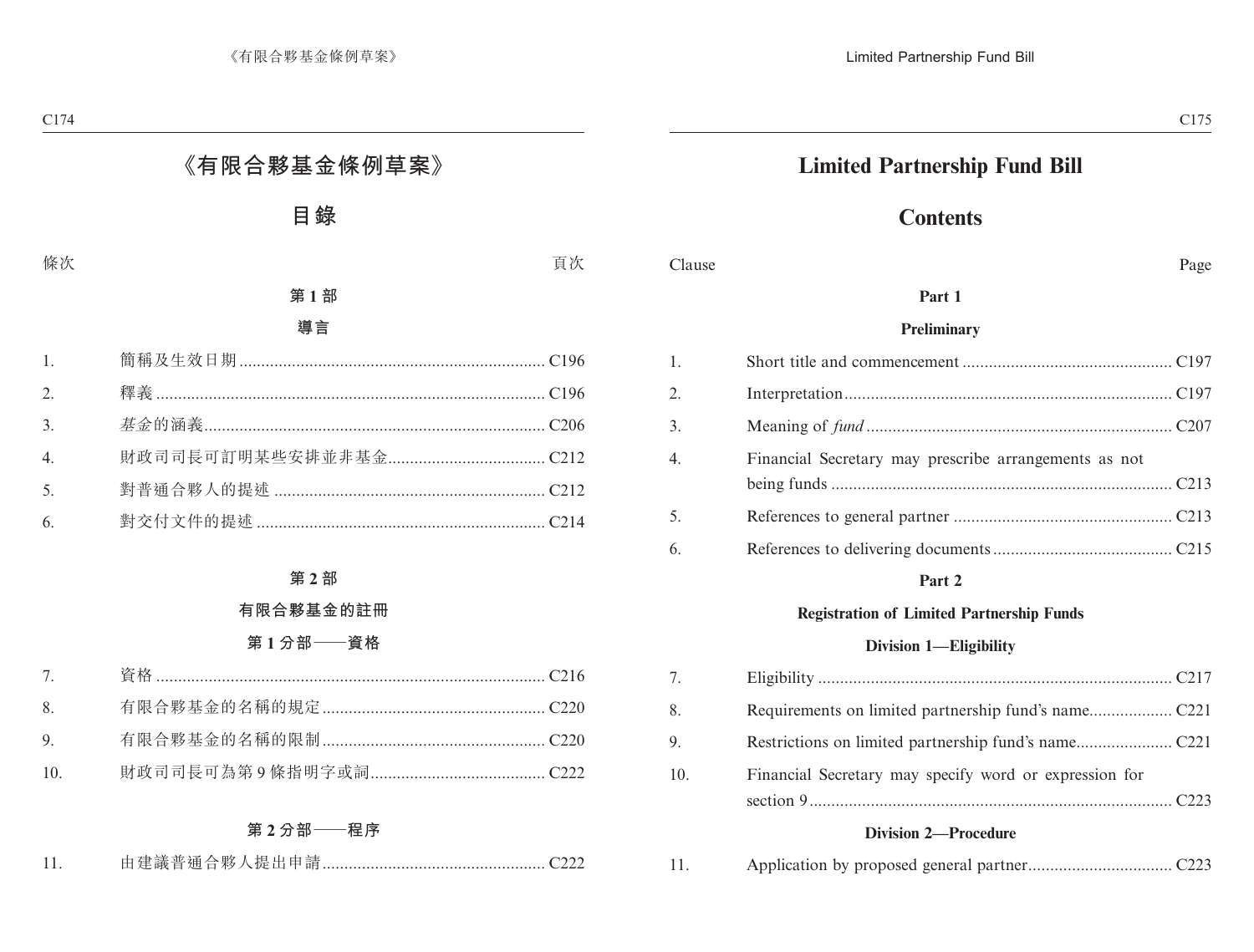# 《有限合夥基金條例草案》

## 目錄

| 條次 | | 頁次 |
|---|---|---|

### 第 1 部

### 導言

| | | |
|---|---|---|
| 1. | 簡稱及生效日期 | C196 |
| 2. | 釋義 | C196 |
| 3. | *基金*的涵義 | C206 |
| 4. | 財政司司長可訂明某些安排並非基金 | C212 |
| 5. | 對普通合夥人的提述 | C212 |
| 6. | 對交付文件的提述 | C214 |

### 第 2 部

### 有限合夥基金的註冊

### 第 1 分部——資格

| | | |
|---|---|---|
| 7. | 資格 | C216 |
| 8. | 有限合夥基金的名稱的規定 | C220 |
| 9. | 有限合夥基金的名稱的限制 | C220 |
| 10. | 財政司司長可為第 9 條指明字或詞 | C222 |

### 第 2 分部——程序

| | | |
|---|---|---|
| 11. | 由建議普通合夥人提出申請 | C222 |

# Limited Partnership Fund Bill

## Contents

| Clause | | Page |
|---|---|---|

### Part 1

### Preliminary

| | | |
|---|---|---|
| 1. | Short title and commencement | C197 |
| 2. | Interpretation | C197 |
| 3. | Meaning of *fund* | C207 |
| 4. | Financial Secretary may prescribe arrangements as not being funds | C213 |
| 5. | References to general partner | C213 |
| 6. | References to delivering documents | C215 |

### Part 2

### Registration of Limited Partnership Funds

### Division 1—Eligibility

| | | |
|---|---|---|
| 7. | Eligibility | C217 |
| 8. | Requirements on limited partnership fund's name | C221 |
| 9. | Restrictions on limited partnership fund's name | C221 |
| 10. | Financial Secretary may specify word or expression for section 9 | C223 |

### Division 2—Procedure

| | | |
|---|---|---|
| 11. | Application by proposed general partner | C223 |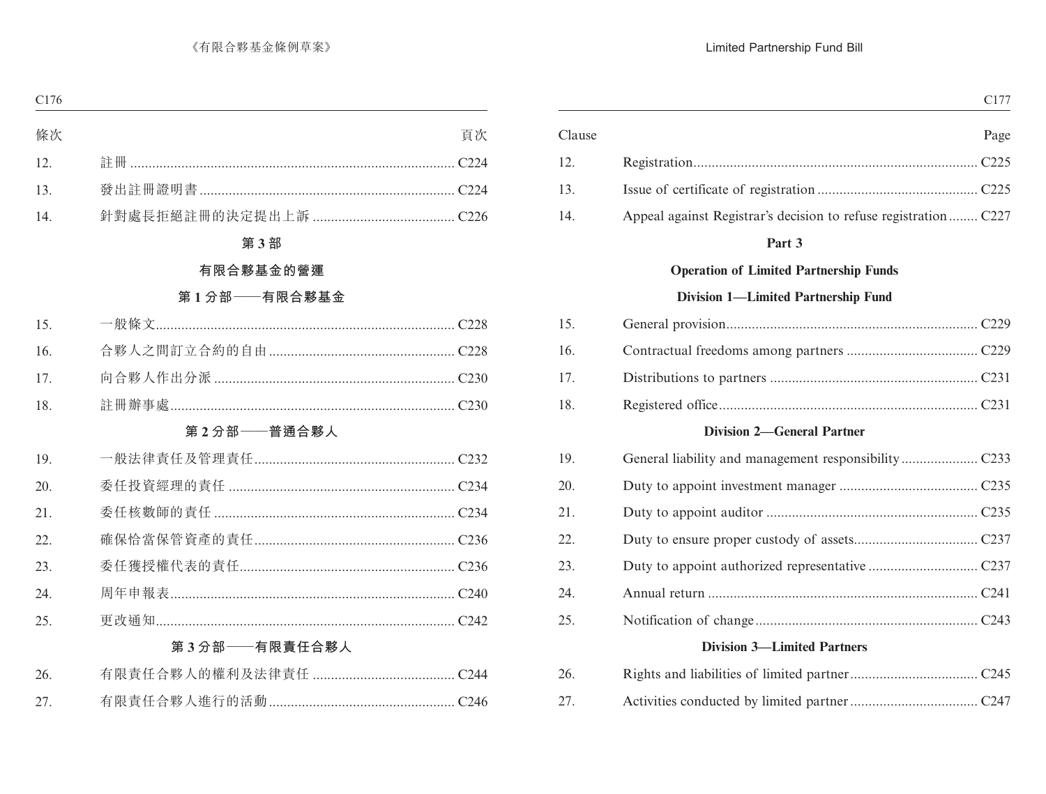| 條次 | | 頁次 |
|---|---|---|
| 12. | 註冊 | C224 |
| 13. | 發出註冊證明書 | C224 |
| 14. | 針對處長拒絕註冊的決定提出上訴 | C226 |

## 第 3 部

## 有限合夥基金的營運

### 第 1 分部——有限合夥基金

| | | |
|---|---|---|
| 15. | 一般條文 | C228 |
| 16. | 合夥人之間訂立合約的自由 | C228 |
| 17. | 向合夥人作出分派 | C230 |
| 18. | 註冊辦事處 | C230 |

### 第 2 分部——普通合夥人

| | | |
|---|---|---|
| 19. | 一般法律責任及管理責任 | C232 |
| 20. | 委任投資經理的責任 | C234 |
| 21. | 委任核數師的責任 | C234 |
| 22. | 確保恰當保管資產的責任 | C236 |
| 23. | 委任獲授權代表的責任 | C236 |
| 24. | 周年申報表 | C240 |
| 25. | 更改通知 | C242 |

### 第 3 分部——有限責任合夥人

| | | |
|---|---|---|
| 26. | 有限責任合夥人的權利及法律責任 | C244 |
| 27. | 有限責任合夥人進行的活動 | C246 |

| Clause | | Page |
|---|---|---|
| 12. | Registration | C225 |
| 13. | Issue of certificate of registration | C225 |
| 14. | Appeal against Registrar's decision to refuse registration | C227 |

## Part 3

## Operation of Limited Partnership Funds

### Division 1—Limited Partnership Fund

| | | |
|---|---|---|
| 15. | General provision | C229 |
| 16. | Contractual freedoms among partners | C229 |
| 17. | Distributions to partners | C231 |
| 18. | Registered office | C231 |

### Division 2—General Partner

| | | |
|---|---|---|
| 19. | General liability and management responsibility | C233 |
| 20. | Duty to appoint investment manager | C235 |
| 21. | Duty to appoint auditor | C235 |
| 22. | Duty to ensure proper custody of assets | C237 |
| 23. | Duty to appoint authorized representative | C237 |
| 24. | Annual return | C241 |
| 25. | Notification of change | C243 |

### Division 3—Limited Partners

| | | |
|---|---|---|
| 26. | Rights and liabilities of limited partner | C245 |
| 27. | Activities conducted by limited partner | C247 |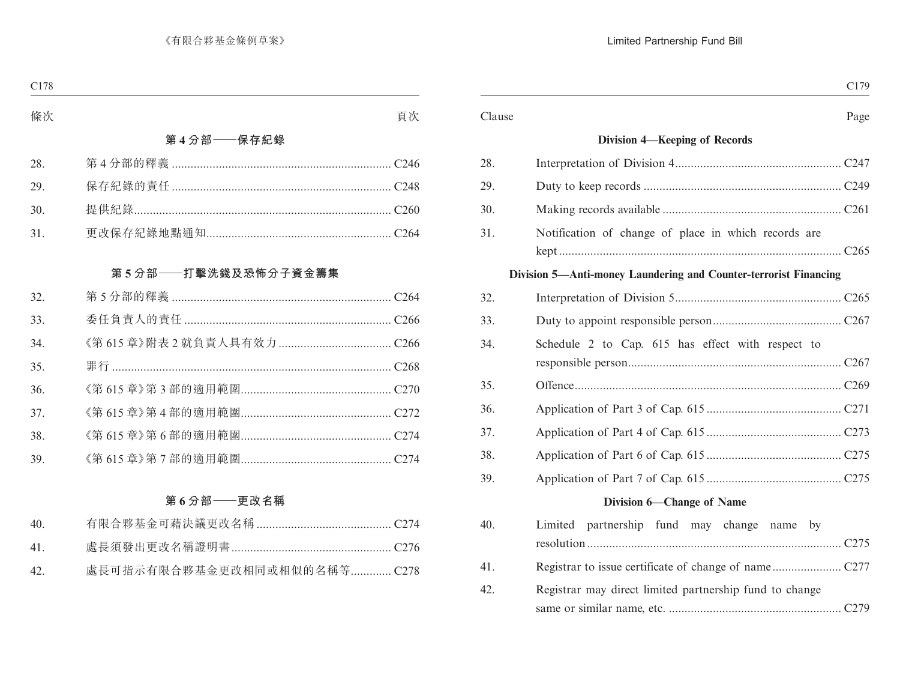| 條次 | | 頁次 |
|---|---|---|
| | **第 4 分部——保存紀錄** | |
| 28. | 第 4 分部的釋義 | C246 |
| 29. | 保存紀錄的責任 | C248 |
| 30. | 提供紀錄 | C260 |
| 31. | 更改保存紀錄地點通知 | C264 |
| | **第 5 分部——打擊洗錢及恐怖分子資金籌集** | |
| 32. | 第 5 分部的釋義 | C264 |
| 33. | 委任負責人的責任 | C266 |
| 34. | 《第 615 章》附表 2 就負責人具有效力 | C266 |
| 35. | 罪行 | C268 |
| 36. | 《第 615 章》第 3 部的適用範圍 | C270 |
| 37. | 《第 615 章》第 4 部的適用範圍 | C272 |
| 38. | 《第 615 章》第 6 部的適用範圍 | C274 |
| 39. | 《第 615 章》第 7 部的適用範圍 | C274 |
| | **第 6 分部——更改名稱** | |
| 40. | 有限合夥基金可藉決議更改名稱 | C274 |
| 41. | 處長須發出更改名稱證明書 | C276 |
| 42. | 處長可指示有限合夥基金更改相同或相似的名稱等 | C278 |

| Clause | | Page |
|---|---|---|
| | **Division 4—Keeping of Records** | |
| 28. | Interpretation of Division 4 | C247 |
| 29. | Duty to keep records | C249 |
| 30. | Making records available | C261 |
| 31. | Notification of change of place in which records are kept | C265 |
| | **Division 5—Anti-money Laundering and Counter-terrorist Financing** | |
| 32. | Interpretation of Division 5 | C265 |
| 33. | Duty to appoint responsible person | C267 |
| 34. | Schedule 2 to Cap. 615 has effect with respect to responsible person | C267 |
| 35. | Offence | C269 |
| 36. | Application of Part 3 of Cap. 615 | C271 |
| 37. | Application of Part 4 of Cap. 615 | C273 |
| 38. | Application of Part 6 of Cap. 615 | C275 |
| 39. | Application of Part 7 of Cap. 615 | C275 |
| | **Division 6—Change of Name** | |
| 40. | Limited partnership fund may change name by resolution | C275 |
| 41. | Registrar to issue certificate of change of name | C277 |
| 42. | Registrar may direct limited partnership fund to change same or similar name, etc. | C279 |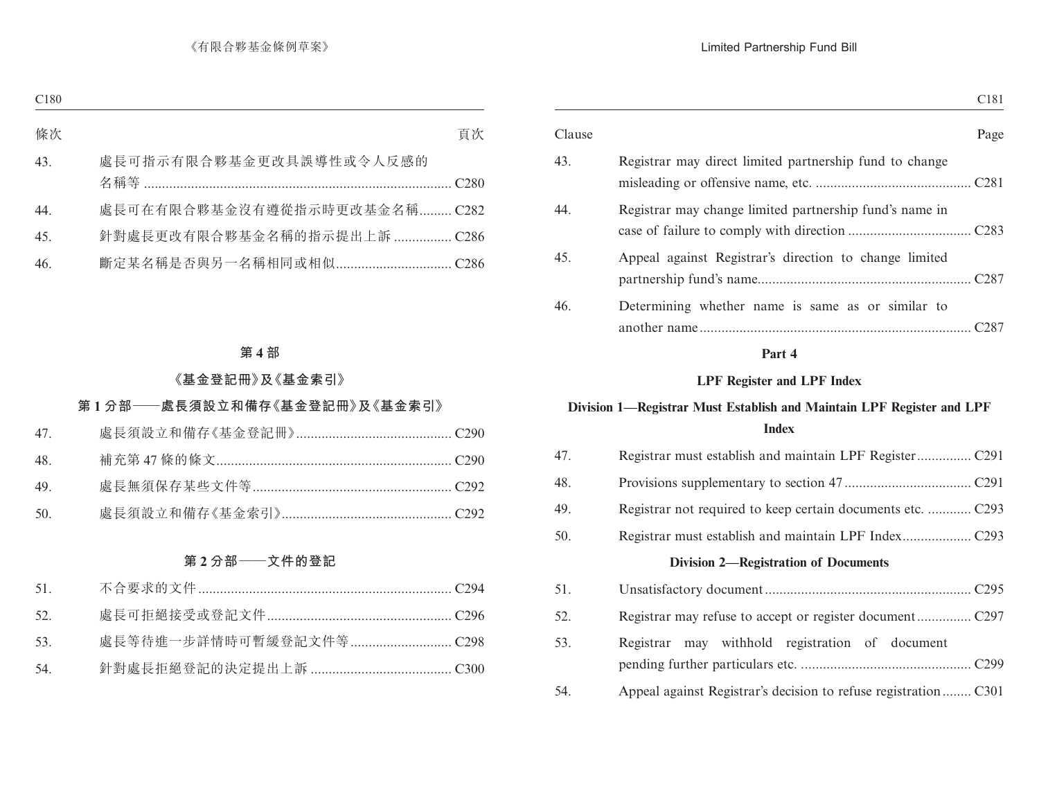| 條次 | | 頁次 |
|---|---|---|
| 43. | 處長可指示有限合夥基金更改具誤導性或令人反感的名稱等 | C280 |
| 44. | 處長可在有限合夥基金沒有遵從指示時更改基金名稱 | C282 |
| 45. | 針對處長更改有限合夥基金名稱的指示提出上訴 | C286 |
| 46. | 斷定某名稱是否與另一名稱相同或相似 | C286 |

## 第 4 部

## 《基金登記冊》及《基金索引》

### 第 1 分部——處長須設立和備存《基金登記冊》及《基金索引》

| | | |
|---|---|---|
| 47. | 處長須設立和備存《基金登記冊》 | C290 |
| 48. | 補充第 47 條的條文 | C290 |
| 49. | 處長無須保存某些文件等 | C292 |
| 50. | 處長須設立和備存《基金索引》 | C292 |

### 第 2 分部——文件的登記

| | | |
|---|---|---|
| 51. | 不合要求的文件 | C294 |
| 52. | 處長可拒絕接受或登記文件 | C296 |
| 53. | 處長等待進一步詳情時可暫緩登記文件等 | C298 |
| 54. | 針對處長拒絕登記的決定提出上訴 | C300 |

| Clause | | Page |
|---|---|---|
| 43. | Registrar may direct limited partnership fund to change misleading or offensive name, etc. | C281 |
| 44. | Registrar may change limited partnership fund's name in case of failure to comply with direction | C283 |
| 45. | Appeal against Registrar's direction to change limited partnership fund's name | C287 |
| 46. | Determining whether name is same as or similar to another name | C287 |

## Part 4

## LPF Register and LPF Index

### Division 1—Registrar Must Establish and Maintain LPF Register and LPF Index

| | | |
|---|---|---|
| 47. | Registrar must establish and maintain LPF Register | C291 |
| 48. | Provisions supplementary to section 47 | C291 |
| 49. | Registrar not required to keep certain documents etc. | C293 |
| 50. | Registrar must establish and maintain LPF Index | C293 |

### Division 2—Registration of Documents

| | | |
|---|---|---|
| 51. | Unsatisfactory document | C295 |
| 52. | Registrar may refuse to accept or register document | C297 |
| 53. | Registrar may withhold registration of document pending further particulars etc. | C299 |
| 54. | Appeal against Registrar's decision to refuse registration | C301 |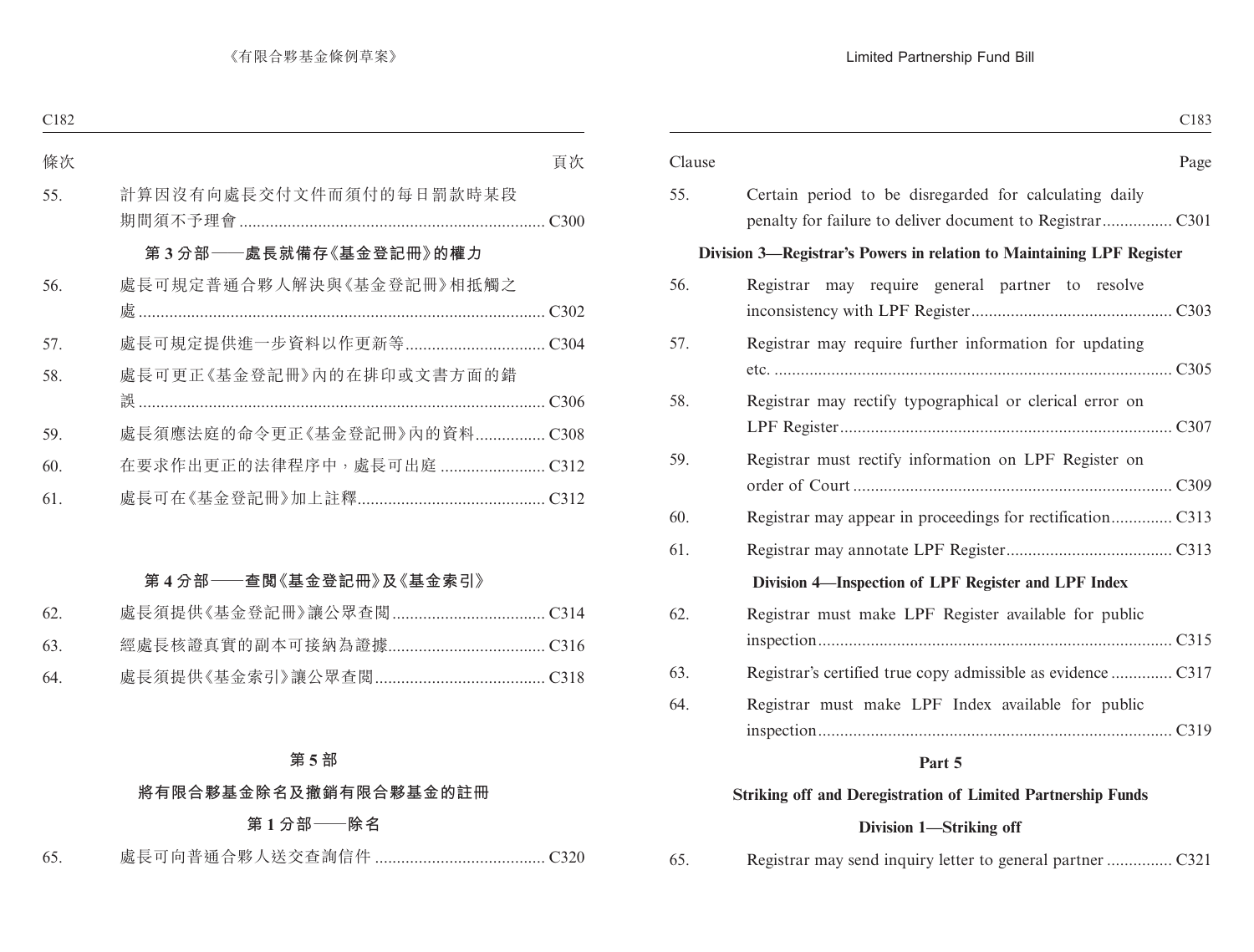| 條次 | | 頁次 |
|---|---|---|
| 55. | 計算因沒有向處長交付文件而須付的每日罰款時某段期間須不予理會 | C300 |

### 第 3 分部——處長就備存《基金登記冊》的權力

| | | |
|---|---|---|
| 56. | 處長可規定普通合夥人解決與《基金登記冊》相抵觸之處 | C302 |
| 57. | 處長可規定提供進一步資料以作更新等 | C304 |
| 58. | 處長可更正《基金登記冊》內的在排印或文書方面的錯誤 | C306 |
| 59. | 處長須應法庭的命令更正《基金登記冊》內的資料 | C308 |
| 60. | 在要求作出更正的法律程序中，處長可出庭 | C312 |
| 61. | 處長可在《基金登記冊》加上註釋 | C312 |

### 第 4 分部——查閱《基金登記冊》及《基金索引》

| | | |
|---|---|---|
| 62. | 處長須提供《基金登記冊》讓公眾查閱 | C314 |
| 63. | 經處長核證真實的副本可接納為證據 | C316 |
| 64. | 處長須提供《基金索引》讓公眾查閱 | C318 |

## 第 5 部

## 將有限合夥基金除名及撤銷有限合夥基金的註冊

### 第 1 分部——除名

| | | |
|---|---|---|
| 65. | 處長可向普通合夥人送交查詢信件 | C320 |

| Clause | | Page |
|---|---|---|
| 55. | Certain period to be disregarded for calculating daily penalty for failure to deliver document to Registrar | C301 |

### Division 3—Registrar's Powers in relation to Maintaining LPF Register

| | | |
|---|---|---|
| 56. | Registrar may require general partner to resolve inconsistency with LPF Register | C303 |
| 57. | Registrar may require further information for updating etc. | C305 |
| 58. | Registrar may rectify typographical or clerical error on LPF Register | C307 |
| 59. | Registrar must rectify information on LPF Register on order of Court | C309 |
| 60. | Registrar may appear in proceedings for rectification | C313 |
| 61. | Registrar may annotate LPF Register | C313 |

### Division 4—Inspection of LPF Register and LPF Index

| | | |
|---|---|---|
| 62. | Registrar must make LPF Register available for public inspection | C315 |
| 63. | Registrar's certified true copy admissible as evidence | C317 |
| 64. | Registrar must make LPF Index available for public inspection | C319 |

## Part 5

## Striking off and Deregistration of Limited Partnership Funds

### Division 1—Striking off

| | | |
|---|---|---|
| 65. | Registrar may send inquiry letter to general partner | C321 |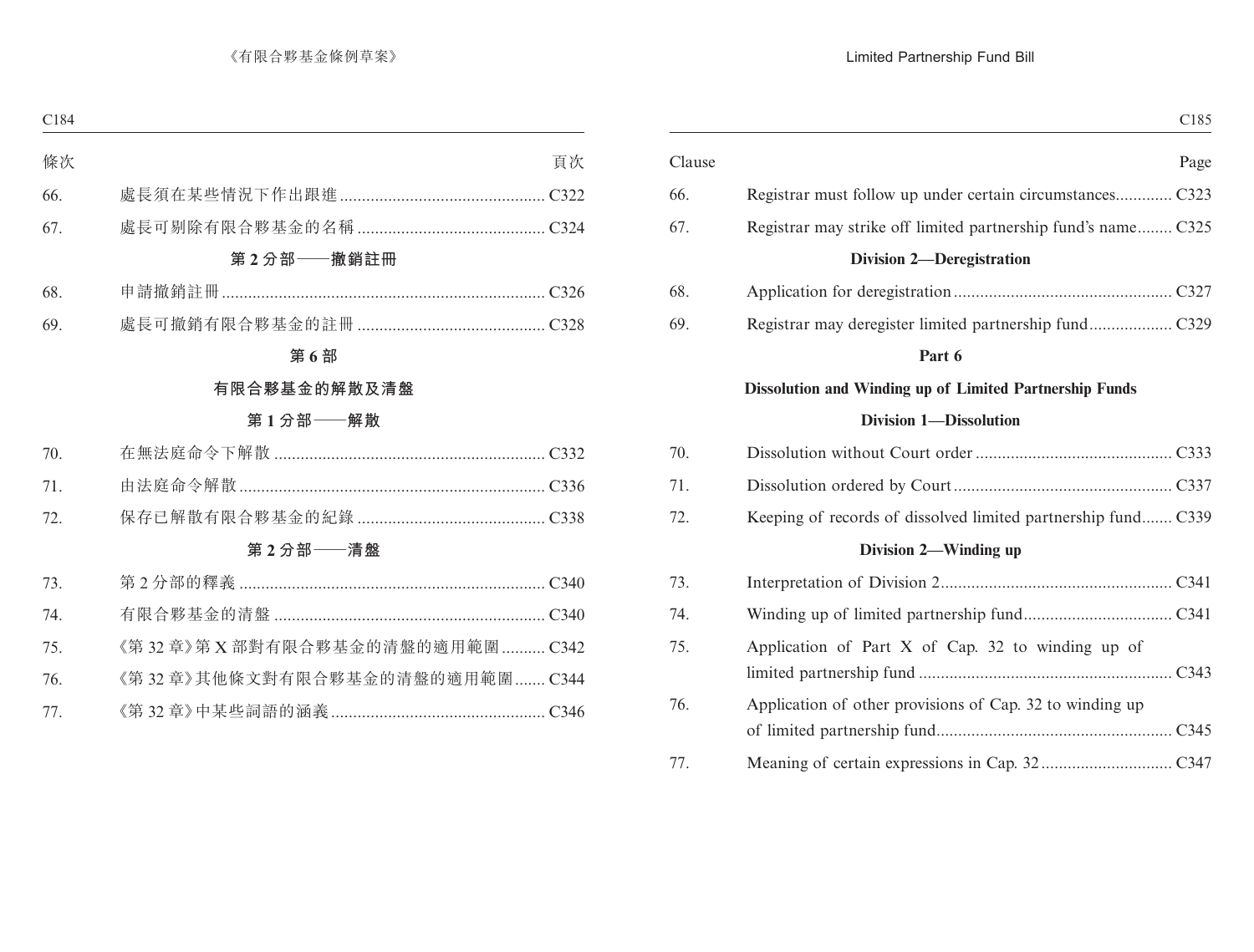| 條次 | | 頁次 |
|---|---|---|
| 66. | 處長須在某些情況下作出跟進 | C322 |
| 67. | 處長可剔除有限合夥基金的名稱 | C324 |
| | **第 2 分部——撤銷註冊** | |
| 68. | 申請撤銷註冊 | C326 |
| 69. | 處長可撤銷有限合夥基金的註冊 | C328 |
| | **第 6 部** | |
| | **有限合夥基金的解散及清盤** | |
| | **第 1 分部——解散** | |
| 70. | 在無法庭命令下解散 | C332 |
| 71. | 由法庭命令解散 | C336 |
| 72. | 保存已解散有限合夥基金的紀錄 | C338 |
| | **第 2 分部——清盤** | |
| 73. | 第 2 分部的釋義 | C340 |
| 74. | 有限合夥基金的清盤 | C340 |
| 75. | 《第 32 章》第 X 部對有限合夥基金的清盤的適用範圍 | C342 |
| 76. | 《第 32 章》其他條文對有限合夥基金的清盤的適用範圍 | C344 |
| 77. | 《第 32 章》中某些詞語的涵義 | C346 |

| Clause | | Page |
|---|---|---|
| 66. | Registrar must follow up under certain circumstances | C323 |
| 67. | Registrar may strike off limited partnership fund's name | C325 |
| | **Division 2—Deregistration** | |
| 68. | Application for deregistration | C327 |
| 69. | Registrar may deregister limited partnership fund | C329 |
| | **Part 6** | |
| | **Dissolution and Winding up of Limited Partnership Funds** | |
| | **Division 1—Dissolution** | |
| 70. | Dissolution without Court order | C333 |
| 71. | Dissolution ordered by Court | C337 |
| 72. | Keeping of records of dissolved limited partnership fund | C339 |
| | **Division 2—Winding up** | |
| 73. | Interpretation of Division 2 | C341 |
| 74. | Winding up of limited partnership fund | C341 |
| 75. | Application of Part X of Cap. 32 to winding up of limited partnership fund | C343 |
| 76. | Application of other provisions of Cap. 32 to winding up of limited partnership fund | C345 |
| 77. | Meaning of certain expressions in Cap. 32 | C347 |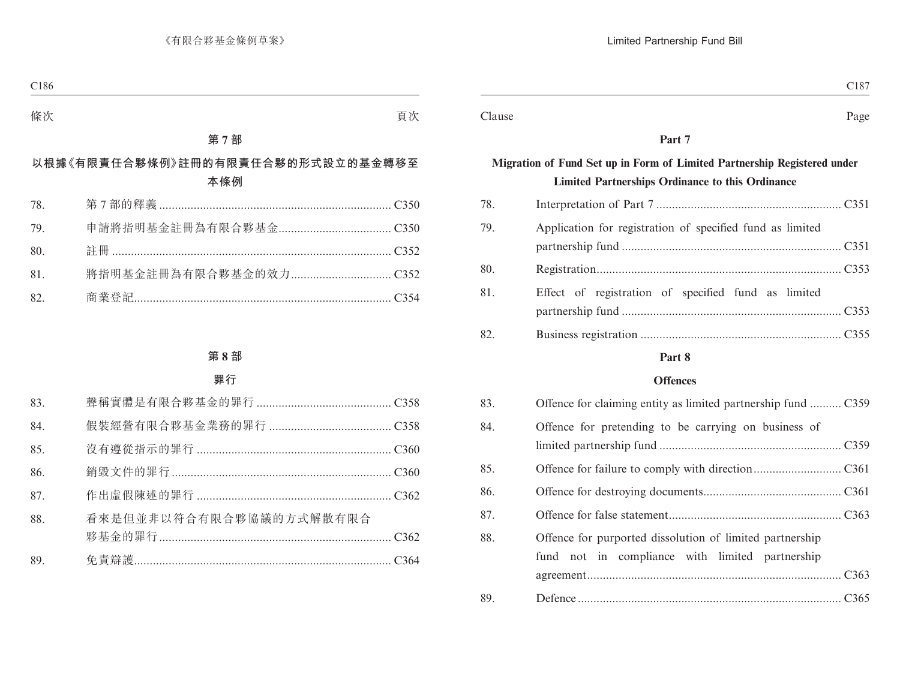| 條次 | | 頁次 |
|---|---|---|

**第 7 部**

**以根據《有限責任合夥條例》註冊的有限責任合夥的形式設立的基金轉移至本條例**

| | | |
|---|---|---|
| 78. | 第 7 部的釋義 | C350 |
| 79. | 申請將指明基金註冊為有限合夥基金 | C350 |
| 80. | 註冊 | C352 |
| 81. | 將指明基金註冊為有限合夥基金的效力 | C352 |
| 82. | 商業登記 | C354 |

**第 8 部**

**罪行**

| | | |
|---|---|---|
| 83. | 聲稱實體是有限合夥基金的罪行 | C358 |
| 84. | 假裝經營有限合夥基金業務的罪行 | C358 |
| 85. | 沒有遵從指示的罪行 | C360 |
| 86. | 銷毀文件的罪行 | C360 |
| 87. | 作出虛假陳述的罪行 | C362 |
| 88. | 看來是但並非以符合有限合夥協議的方式解散有限合夥基金的罪行 | C362 |
| 89. | 免責辯護 | C364 |

| Clause | | Page |
|---|---|---|

**Part 7**

**Migration of Fund Set up in Form of Limited Partnership Registered under Limited Partnerships Ordinance to this Ordinance**

| | | |
|---|---|---|
| 78. | Interpretation of Part 7 | C351 |
| 79. | Application for registration of specified fund as limited partnership fund | C351 |
| 80. | Registration | C353 |
| 81. | Effect of registration of specified fund as limited partnership fund | C353 |
| 82. | Business registration | C355 |

**Part 8**

**Offences**

| | | |
|---|---|---|
| 83. | Offence for claiming entity as limited partnership fund | C359 |
| 84. | Offence for pretending to be carrying on business of limited partnership fund | C359 |
| 85. | Offence for failure to comply with direction | C361 |
| 86. | Offence for destroying documents | C361 |
| 87. | Offence for false statement | C363 |
| 88. | Offence for purported dissolution of limited partnership fund not in compliance with limited partnership agreement | C363 |
| 89. | Defence | C365 |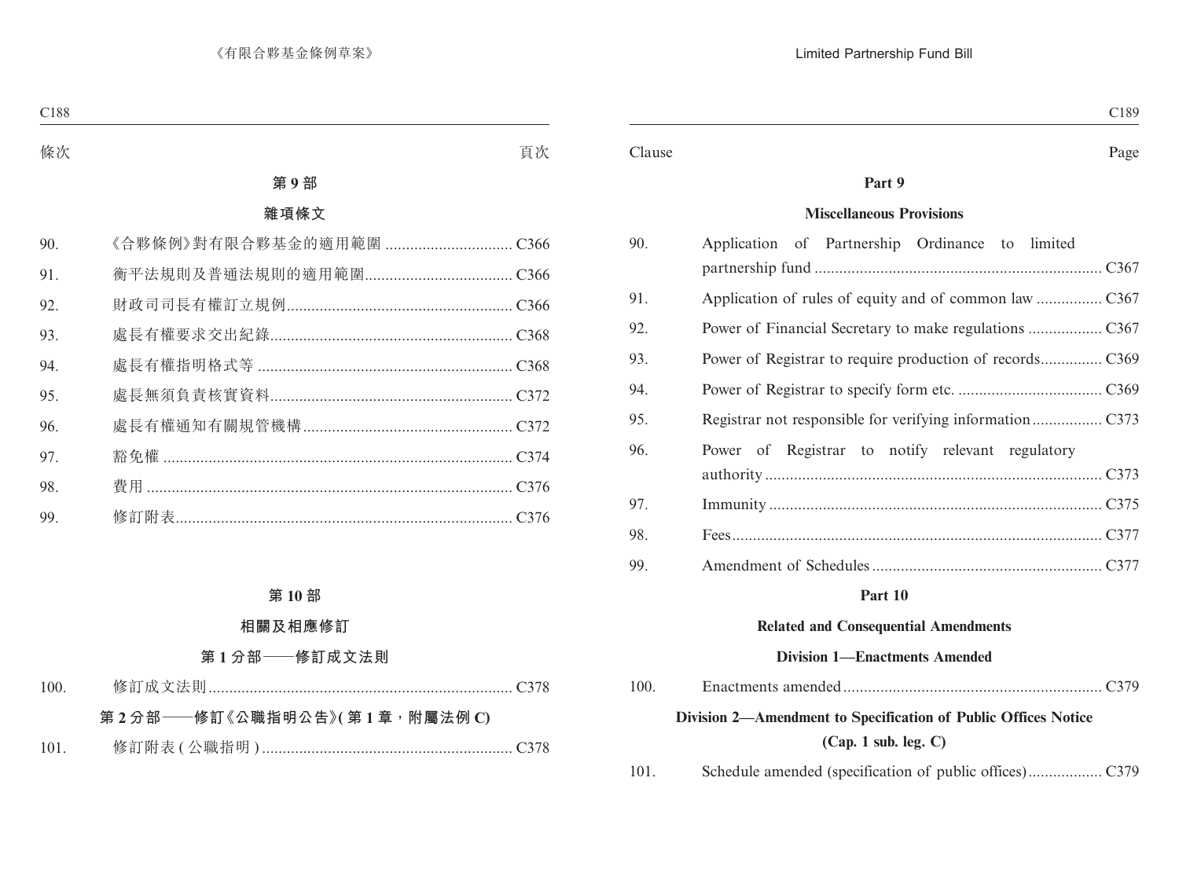條次 頁次

**第 9 部**

**雜項條文**

| 條次 | | 頁次 |
|---|---|---|
| 90. | 《合夥條例》對有限合夥基金的適用範圍 | C366 |
| 91. | 衡平法規則及普通法規則的適用範圍 | C366 |
| 92. | 財政司司長有權訂立規例 | C366 |
| 93. | 處長有權要求交出紀錄 | C368 |
| 94. | 處長有權指明格式等 | C368 |
| 95. | 處長無須負責核實資料 | C372 |
| 96. | 處長有權通知有關規管機構 | C372 |
| 97. | 豁免權 | C374 |
| 98. | 費用 | C376 |
| 99. | 修訂附表 | C376 |

**第 10 部**

**相關及相應修訂**

**第 1 分部——修訂成文法則**

| 條次 | | 頁次 |
|---|---|---|
| 100. | 修訂成文法則 | C378 |

**第 2 分部——修訂《公職指明公告》(第 1 章，附屬法例 C)**

| 條次 | | 頁次 |
|---|---|---|
| 101. | 修訂附表 ( 公職指明 ) | C378 |

Clause Page

**Part 9**

**Miscellaneous Provisions**

| Clause | | Page |
|---|---|---|
| 90. | Application of Partnership Ordinance to limited partnership fund | C367 |
| 91. | Application of rules of equity and of common law | C367 |
| 92. | Power of Financial Secretary to make regulations | C367 |
| 93. | Power of Registrar to require production of records | C369 |
| 94. | Power of Registrar to specify form etc. | C369 |
| 95. | Registrar not responsible for verifying information | C373 |
| 96. | Power of Registrar to notify relevant regulatory authority | C373 |
| 97. | Immunity | C375 |
| 98. | Fees | C377 |
| 99. | Amendment of Schedules | C377 |

**Part 10**

**Related and Consequential Amendments**

**Division 1—Enactments Amended**

| Clause | | Page |
|---|---|---|
| 100. | Enactments amended | C379 |

**Division 2—Amendment to Specification of Public Offices Notice (Cap. 1 sub. leg. C)**

| Clause | | Page |
|---|---|---|
| 101. | Schedule amended (specification of public offices) | C379 |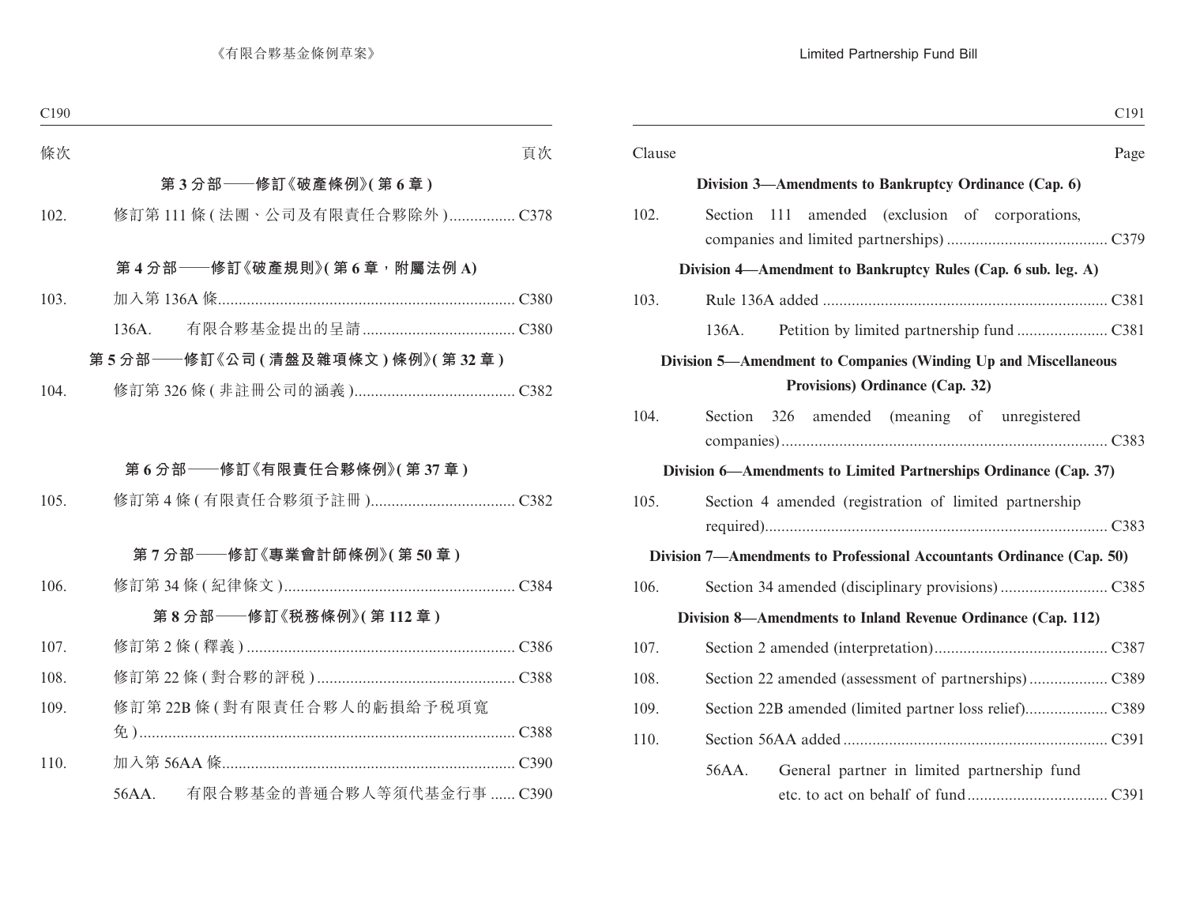| 條次 | | 頁次 |
|---|---|---|
| **第 3 分部——修訂《破產條例》(第 6 章)** | | |
| 102. | 修訂第 111 條 (法團、公司及有限責任合夥除外) | C378 |
| **第 4 分部——修訂《破產規則》(第 6 章，附屬法例 A)** | | |
| 103. | 加入第 136A 條 | C380 |
| | 136A. 有限合夥基金提出的呈請 | C380 |
| **第 5 分部——修訂《公司 (清盤及雜項條文) 條例》(第 32 章)** | | |
| 104. | 修訂第 326 條 (非註冊公司的涵義) | C382 |
| **第 6 分部——修訂《有限責任合夥條例》(第 37 章)** | | |
| 105. | 修訂第 4 條 (有限責任合夥須予註冊) | C382 |
| **第 7 分部——修訂《專業會計師條例》(第 50 章)** | | |
| 106. | 修訂第 34 條 (紀律條文) | C384 |
| **第 8 分部——修訂《稅務條例》(第 112 章)** | | |
| 107. | 修訂第 2 條 (釋義) | C386 |
| 108. | 修訂第 22 條 (對合夥的評稅) | C388 |
| 109. | 修訂第 22B 條 (對有限責任合夥人的虧損給予稅項寬免) | C388 |
| 110. | 加入第 56AA 條 | C390 |
| | 56AA. 有限合夥基金的普通合夥人等須代基金行事 | C390 |

| Clause | | Page |
|---|---|---|
| **Division 3—Amendments to Bankruptcy Ordinance (Cap. 6)** | | |
| 102. | Section 111 amended (exclusion of corporations, companies and limited partnerships) | C379 |
| **Division 4—Amendment to Bankruptcy Rules (Cap. 6 sub. leg. A)** | | |
| 103. | Rule 136A added | C381 |
| | 136A. Petition by limited partnership fund | C381 |
| **Division 5—Amendment to Companies (Winding Up and Miscellaneous Provisions) Ordinance (Cap. 32)** | | |
| 104. | Section 326 amended (meaning of unregistered companies) | C383 |
| **Division 6—Amendments to Limited Partnerships Ordinance (Cap. 37)** | | |
| 105. | Section 4 amended (registration of limited partnership required) | C383 |
| **Division 7—Amendments to Professional Accountants Ordinance (Cap. 50)** | | |
| 106. | Section 34 amended (disciplinary provisions) | C385 |
| **Division 8—Amendments to Inland Revenue Ordinance (Cap. 112)** | | |
| 107. | Section 2 amended (interpretation) | C387 |
| 108. | Section 22 amended (assessment of partnerships) | C389 |
| 109. | Section 22B amended (limited partner loss relief) | C389 |
| 110. | Section 56AA added | C391 |
| | 56AA. General partner in limited partnership fund etc. to act on behalf of fund | C391 |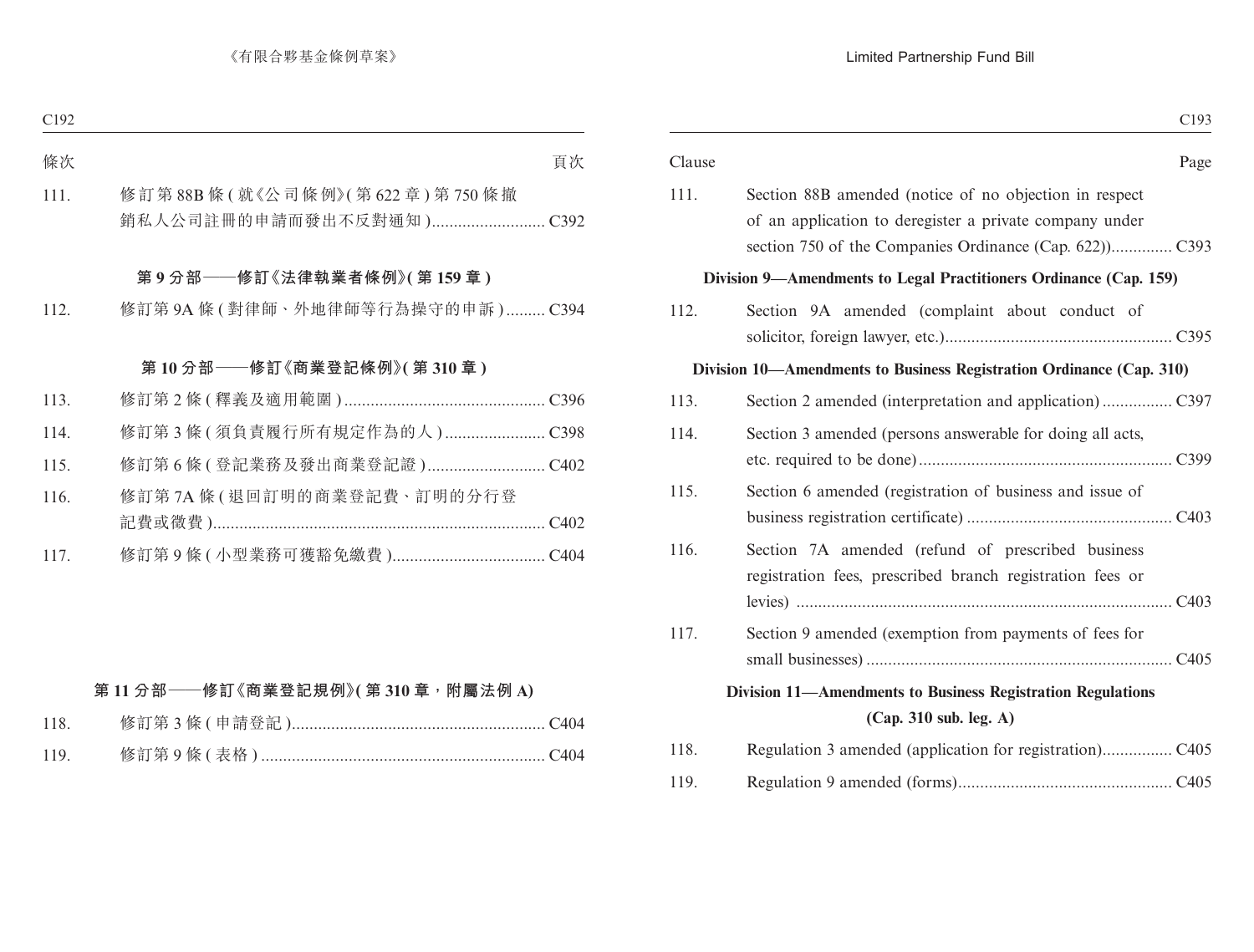| 條次 | | 頁次 |
|---|---|---|
| 111. | 修訂第 88B 條 ( 就《公司條例》( 第 622 章 ) 第 750 條撤銷私人公司註冊的申請而發出不反對通知 ) | C392 |

**第 9 分部——修訂《法律執業者條例》( 第 159 章 )**

| | | |
|---|---|---|
| 112. | 修訂第 9A 條 ( 對律師、外地律師等行為操守的申訴 ) | C394 |

**第 10 分部——修訂《商業登記條例》( 第 310 章 )**

| | | |
|---|---|---|
| 113. | 修訂第 2 條 ( 釋義及適用範圍 ) | C396 |
| 114. | 修訂第 3 條 ( 須負責履行所有規定作為的人 ) | C398 |
| 115. | 修訂第 6 條 ( 登記業務及發出商業登記證 ) | C402 |
| 116. | 修訂第 7A 條 ( 退回訂明的商業登記費、訂明的分行登記費或徵費 ) | C402 |
| 117. | 修訂第 9 條 ( 小型業務可獲豁免繳費 ) | C404 |

**第 11 分部——修訂《商業登記規例》( 第 310 章，附屬法例 A)**

| | | |
|---|---|---|
| 118. | 修訂第 3 條 ( 申請登記 ) | C404 |
| 119. | 修訂第 9 條 ( 表格 ) | C404 |

| Clause | | Page |
|---|---|---|
| 111. | Section 88B amended (notice of no objection in respect of an application to deregister a private company under section 750 of the Companies Ordinance (Cap. 622)) | C393 |

**Division 9—Amendments to Legal Practitioners Ordinance (Cap. 159)**

| | | |
|---|---|---|
| 112. | Section 9A amended (complaint about conduct of solicitor, foreign lawyer, etc.) | C395 |

**Division 10—Amendments to Business Registration Ordinance (Cap. 310)**

| | | |
|---|---|---|
| 113. | Section 2 amended (interpretation and application) | C397 |
| 114. | Section 3 amended (persons answerable for doing all acts, etc. required to be done) | C399 |
| 115. | Section 6 amended (registration of business and issue of business registration certificate) | C403 |
| 116. | Section 7A amended (refund of prescribed business registration fees, prescribed branch registration fees or levies) | C403 |
| 117. | Section 9 amended (exemption from payments of fees for small businesses) | C405 |

**Division 11—Amendments to Business Registration Regulations (Cap. 310 sub. leg. A)**

| | | |
|---|---|---|
| 118. | Regulation 3 amended (application for registration) | C405 |
| 119. | Regulation 9 amended (forms) | C405 |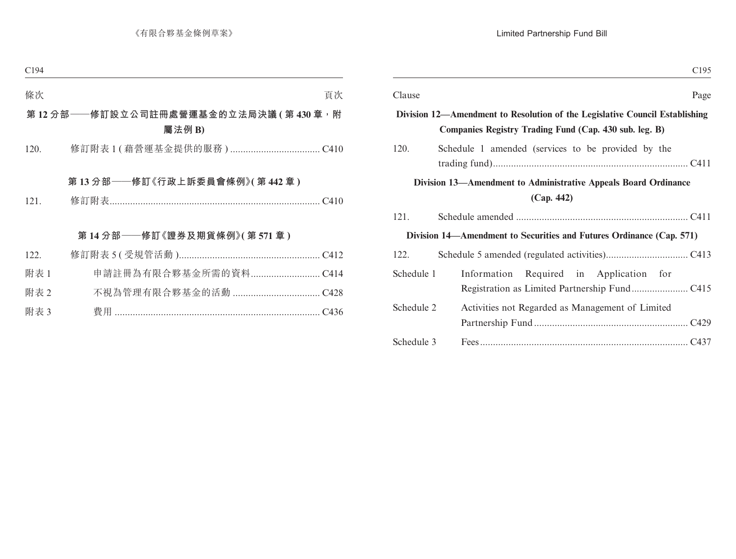條次 頁次

**第 12 分部——修訂設立公司註冊處營運基金的立法局決議 ( 第 430 章，附屬法例 B)**

120. 修訂附表 1 ( 藉營運基金提供的服務 ) .................................. C410

**第 13 分部——修訂《行政上訴委員會條例》( 第 442 章 )**

121. 修訂附表.................................................................................. C410

**第 14 分部——修訂《證券及期貨條例》( 第 571 章 )**

122. 修訂附表 5 ( 受規管活動 )....................................................... C412

附表 1 申請註冊為有限合夥基金所需的資料........................... C414

附表 2 不視為管理有限合夥基金的活動 .................................. C428

附表 3 費用 ................................................................................ C436

Clause Page

**Division 12—Amendment to Resolution of the Legislative Council Establishing Companies Registry Trading Fund (Cap. 430 sub. leg. B)**

120. Schedule 1 amended (services to be provided by the trading fund)............................................................................ C411

**Division 13—Amendment to Administrative Appeals Board Ordinance (Cap. 442)**

121. Schedule amended .................................................................. C411

**Division 14—Amendment to Securities and Futures Ordinance (Cap. 571)**

122. Schedule 5 amended (regulated activities)................................ C413

Schedule 1 Information Required in Application for Registration as Limited Partnership Fund...................... C415

Schedule 2 Activities not Regarded as Management of Limited Partnership Fund............................................................ C429

Schedule 3 Fees................................................................................ C437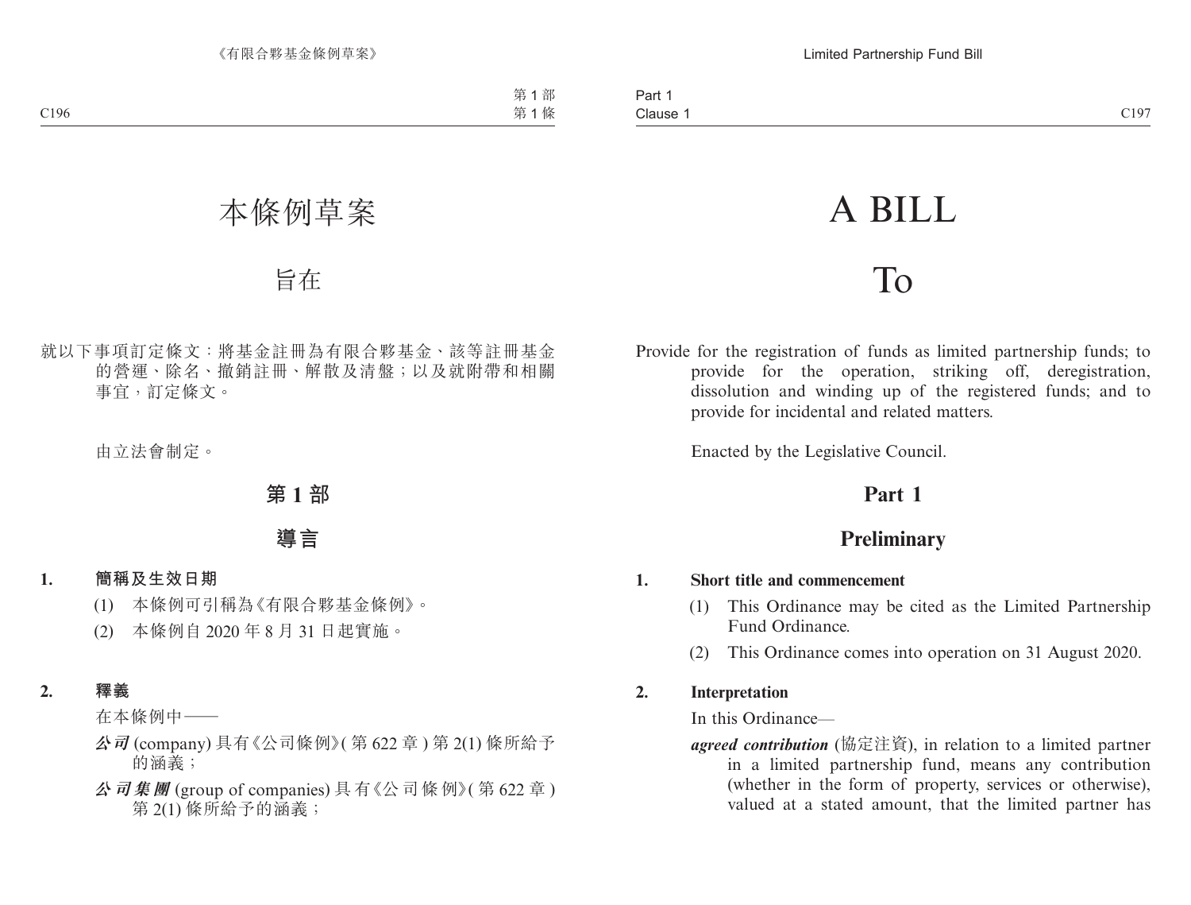# 本條例草案

# 旨在

就以下事項訂定條文：將基金註冊為有限合夥基金、該等註冊基金的營運、除名、撤銷註冊、解散及清盤；以及就附帶和相關事宜，訂定條文。

由立法會制定。

## 第 1 部

## 導言

**1. 簡稱及生效日期**

(1) 本條例可引稱為《有限合夥基金條例》。

(2) 本條例自 2020 年 8 月 31 日起實施。

**2. 釋義**

在本條例中——

***公司*** (company) 具有《公司條例》(第 622 章) 第 2(1) 條所給予的涵義；

***公司集團*** (group of companies) 具有《公司條例》(第 622 章) 第 2(1) 條所給予的涵義；

# A BILL

# To

Provide for the registration of funds as limited partnership funds; to provide for the operation, striking off, deregistration, dissolution and winding up of the registered funds; and to provide for incidental and related matters.

Enacted by the Legislative Council.

## Part 1

## Preliminary

**1. Short title and commencement**

(1) This Ordinance may be cited as the Limited Partnership Fund Ordinance.

(2) This Ordinance comes into operation on 31 August 2020.

**2. Interpretation**

In this Ordinance—

***agreed contribution*** (協定注資), in relation to a limited partner in a limited partnership fund, means any contribution (whether in the form of property, services or otherwise), valued at a stated amount, that the limited partner has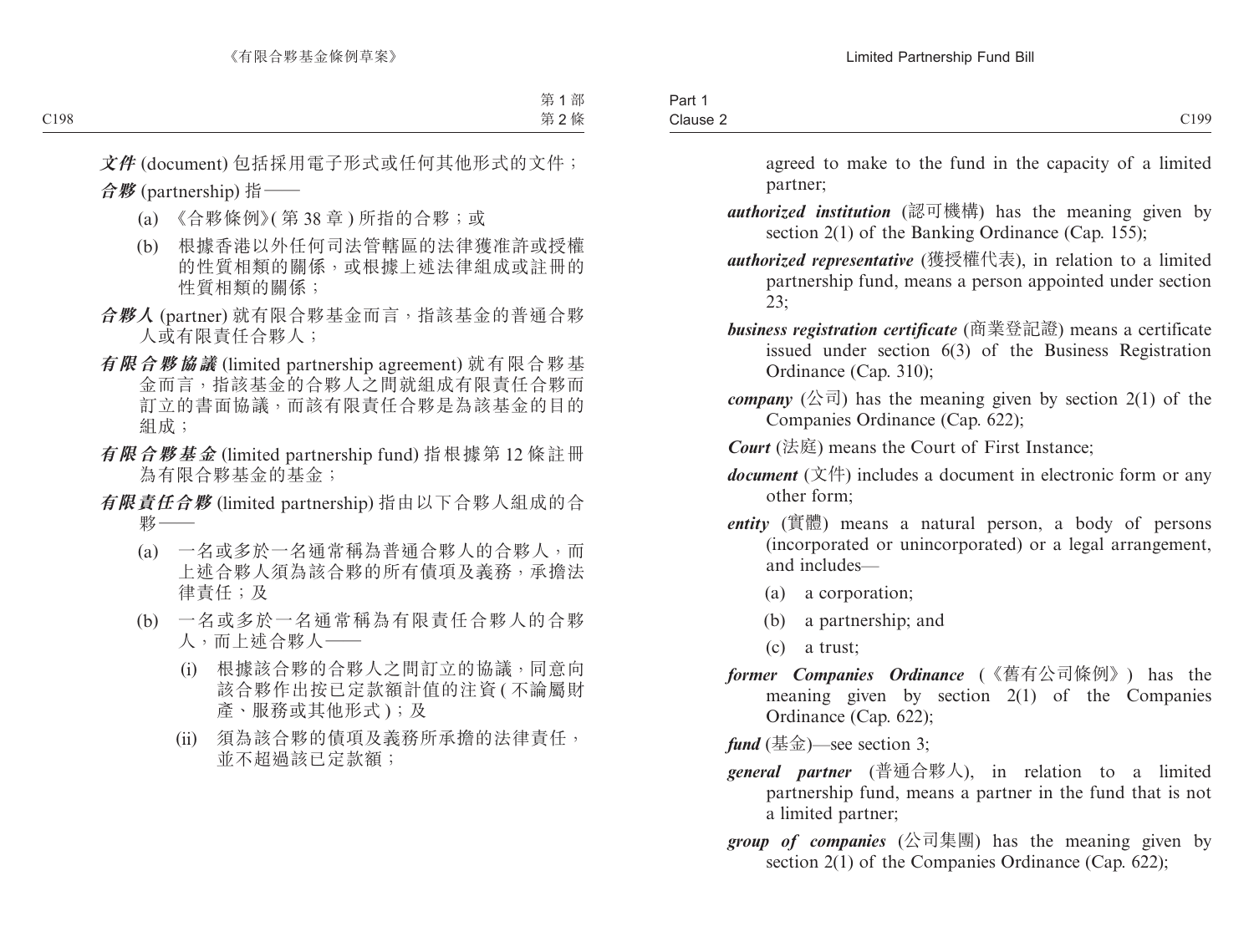***文件*** (document) 包括採用電子形式或任何其他形式的文件；

***合夥*** (partnership) 指——

(a) 《合夥條例》( 第 38 章 ) 所指的合夥；或

(b) 根據香港以外任何司法管轄區的法律獲准許或授權的性質相類的關係，或根據上述法律組成或註冊的性質相類的關係；

***合夥人*** (partner) 就有限合夥基金而言，指該基金的普通合夥人或有限責任合夥人；

***有限合夥協議*** (limited partnership agreement) 就有限合夥基金而言，指該基金的合夥人之間就組成有限責任合夥而訂立的書面協議，而該有限責任合夥是為該基金的目的組成；

***有限合夥基金*** (limited partnership fund) 指根據第 12 條註冊為有限合夥基金的基金；

***有限責任合夥*** (limited partnership) 指由以下合夥人組成的合夥——

(a) 一名或多於一名通常稱為普通合夥人的合夥人，而上述合夥人須為該合夥的所有債項及義務，承擔法律責任；及

(b) 一名或多於一名通常稱為有限責任合夥人的合夥人，而上述合夥人——

(i) 根據該合夥的合夥人之間訂立的協議，同意向該合夥作出按已定款額計值的注資 ( 不論屬財產、服務或其他形式 )；及

(ii) 須為該合夥的債項及義務所承擔的法律責任，並不超過該已定款額；

agreed to make to the fund in the capacity of a limited partner;

***authorized institution*** (認可機構) has the meaning given by section 2(1) of the Banking Ordinance (Cap. 155);

***authorized representative*** (獲授權代表), in relation to a limited partnership fund, means a person appointed under section 23;

***business registration certificate*** (商業登記證) means a certificate issued under section 6(3) of the Business Registration Ordinance (Cap. 310);

***company*** (公司) has the meaning given by section 2(1) of the Companies Ordinance (Cap. 622);

***Court*** (法庭) means the Court of First Instance;

***document*** (文件) includes a document in electronic form or any other form;

***entity*** (實體) means a natural person, a body of persons (incorporated or unincorporated) or a legal arrangement, and includes—

(a) a corporation;

(b) a partnership; and

(c) a trust;

***former Companies Ordinance*** (《舊有公司條例》) has the meaning given by section 2(1) of the Companies Ordinance (Cap. 622);

***fund*** (基金)—see section 3;

***general partner*** (普通合夥人), in relation to a limited partnership fund, means a partner in the fund that is not a limited partner;

***group of companies*** (公司集團) has the meaning given by section 2(1) of the Companies Ordinance (Cap. 622);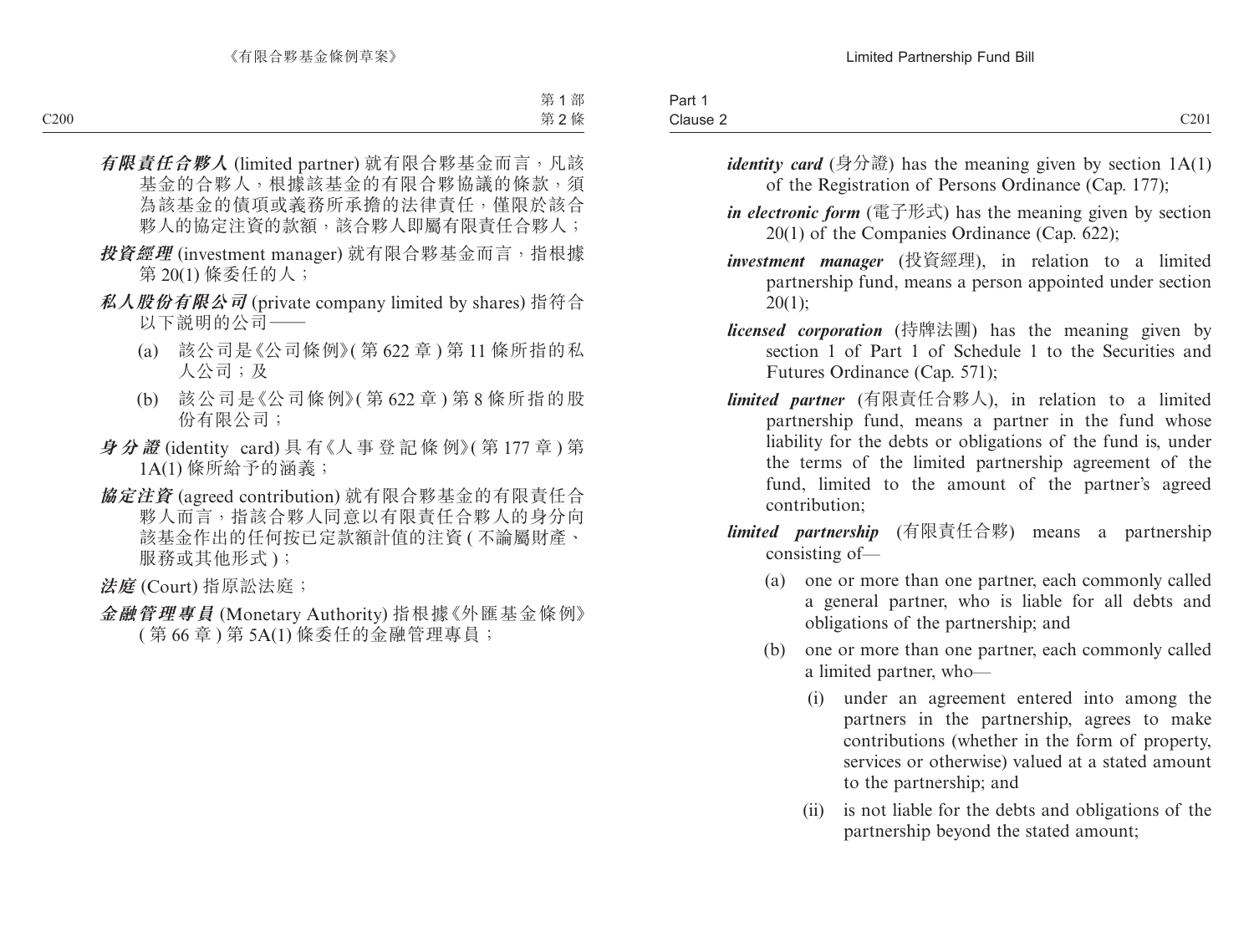***有限責任合夥人*** (limited partner) 就有限合夥基金而言，凡該基金的合夥人，根據該基金的有限合夥協議的條款，須為該基金的債項或義務所承擔的法律責任，僅限於該合夥人的協定注資的款額，該合夥人即屬有限責任合夥人；

***投資經理*** (investment manager) 就有限合夥基金而言，指根據第 20(1) 條委任的人；

***私人股份有限公司*** (private company limited by shares) 指符合以下說明的公司——

(a) 該公司是《公司條例》(第 622 章) 第 11 條所指的私人公司；及

(b) 該公司是《公司條例》(第 622 章) 第 8 條所指的股份有限公司；

***身分證*** (identity card) 具有《人事登記條例》(第 177 章) 第 1A(1) 條所給予的涵義；

***協定注資*** (agreed contribution) 就有限合夥基金的有限責任合夥人而言，指該合夥人同意以有限責任合夥人的身分向該基金作出的任何按已定款額計值的注資 (不論屬財產、服務或其他形式)；

***法庭*** (Court) 指原訟法庭；

***金融管理專員*** (Monetary Authority) 指根據《外匯基金條例》(第 66 章) 第 5A(1) 條委任的金融管理專員；

***identity card*** (身分證) has the meaning given by section 1A(1) of the Registration of Persons Ordinance (Cap. 177);

***in electronic form*** (電子形式) has the meaning given by section 20(1) of the Companies Ordinance (Cap. 622);

***investment manager*** (投資經理), in relation to a limited partnership fund, means a person appointed under section 20(1);

***licensed corporation*** (持牌法團) has the meaning given by section 1 of Part 1 of Schedule 1 to the Securities and Futures Ordinance (Cap. 571);

***limited partner*** (有限責任合夥人), in relation to a limited partnership fund, means a partner in the fund whose liability for the debts or obligations of the fund is, under the terms of the limited partnership agreement of the fund, limited to the amount of the partner's agreed contribution;

***limited partnership*** (有限責任合夥) means a partnership consisting of—

(a) one or more than one partner, each commonly called a general partner, who is liable for all debts and obligations of the partnership; and

(b) one or more than one partner, each commonly called a limited partner, who—

(i) under an agreement entered into among the partners in the partnership, agrees to make contributions (whether in the form of property, services or otherwise) valued at a stated amount to the partnership; and

(ii) is not liable for the debts and obligations of the partnership beyond the stated amount;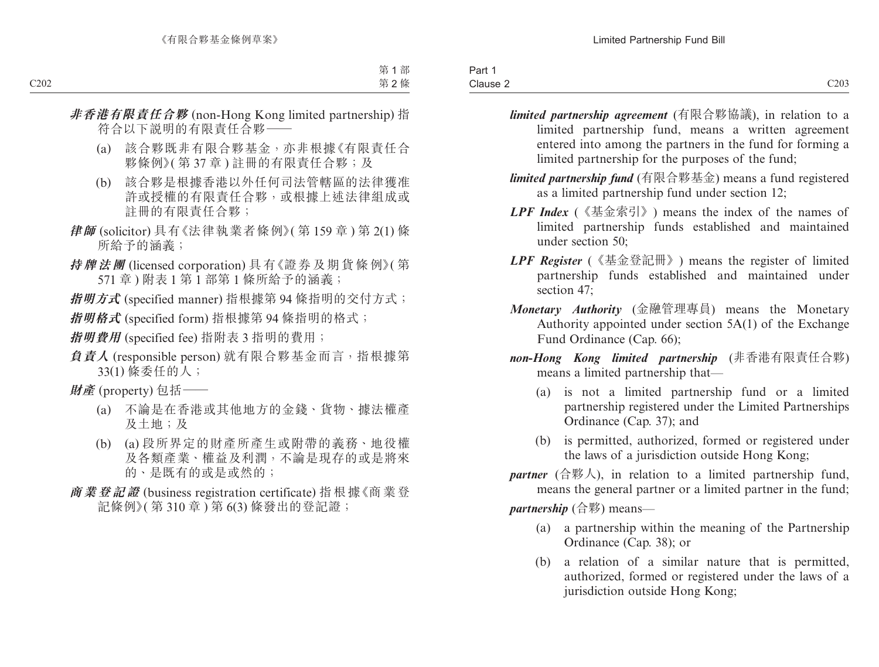***非香港有限責任合夥*** (non-Hong Kong limited partnership) 指符合以下說明的有限責任合夥——

(a) 該合夥既非有限合夥基金，亦非根據《有限責任合夥條例》(第 37 章) 註冊的有限責任合夥；及

(b) 該合夥是根據香港以外任何司法管轄區的法律獲准許或授權的有限責任合夥，或根據上述法律組成或註冊的有限責任合夥；

***律師*** (solicitor) 具有《法律執業者條例》(第 159 章) 第 2(1) 條所給予的涵義；

***持牌法團*** (licensed corporation) 具有《證券及期貨條例》(第 571 章) 附表 1 第 1 部第 1 條所給予的涵義；

***指明方式*** (specified manner) 指根據第 94 條指明的交付方式；

***指明格式*** (specified form) 指根據第 94 條指明的格式；

***指明費用*** (specified fee) 指附表 3 指明的費用；

***負責人*** (responsible person) 就有限合夥基金而言，指根據第 33(1) 條委任的人；

***財產*** (property) 包括——

(a) 不論是在香港或其他地方的金錢、貨物、據法權產及土地；及

(b) (a) 段所界定的財產所產生或附帶的義務、地役權及各類產業、權益及利潤，不論是現存的或是將來的、是既有的或是或然的；

***商業登記證*** (business registration certificate) 指根據《商業登記條例》(第 310 章) 第 6(3) 條發出的登記證；

***limited partnership agreement*** (有限合夥協議), in relation to a limited partnership fund, means a written agreement entered into among the partners in the fund for forming a limited partnership for the purposes of the fund;

***limited partnership fund*** (有限合夥基金) means a fund registered as a limited partnership fund under section 12;

***LPF Index*** (《基金索引》) means the index of the names of limited partnership funds established and maintained under section 50;

***LPF Register*** (《基金登記冊》) means the register of limited partnership funds established and maintained under section 47;

***Monetary Authority*** (金融管理專員) means the Monetary Authority appointed under section 5A(1) of the Exchange Fund Ordinance (Cap. 66);

***non-Hong Kong limited partnership*** (非香港有限責任合夥) means a limited partnership that—

(a) is not a limited partnership fund or a limited partnership registered under the Limited Partnerships Ordinance (Cap. 37); and

(b) is permitted, authorized, formed or registered under the laws of a jurisdiction outside Hong Kong;

***partner*** (合夥人), in relation to a limited partnership fund, means the general partner or a limited partner in the fund;

***partnership*** (合夥) means—

(a) a partnership within the meaning of the Partnership Ordinance (Cap. 38); or

(b) a relation of a similar nature that is permitted, authorized, formed or registered under the laws of a jurisdiction outside Hong Kong;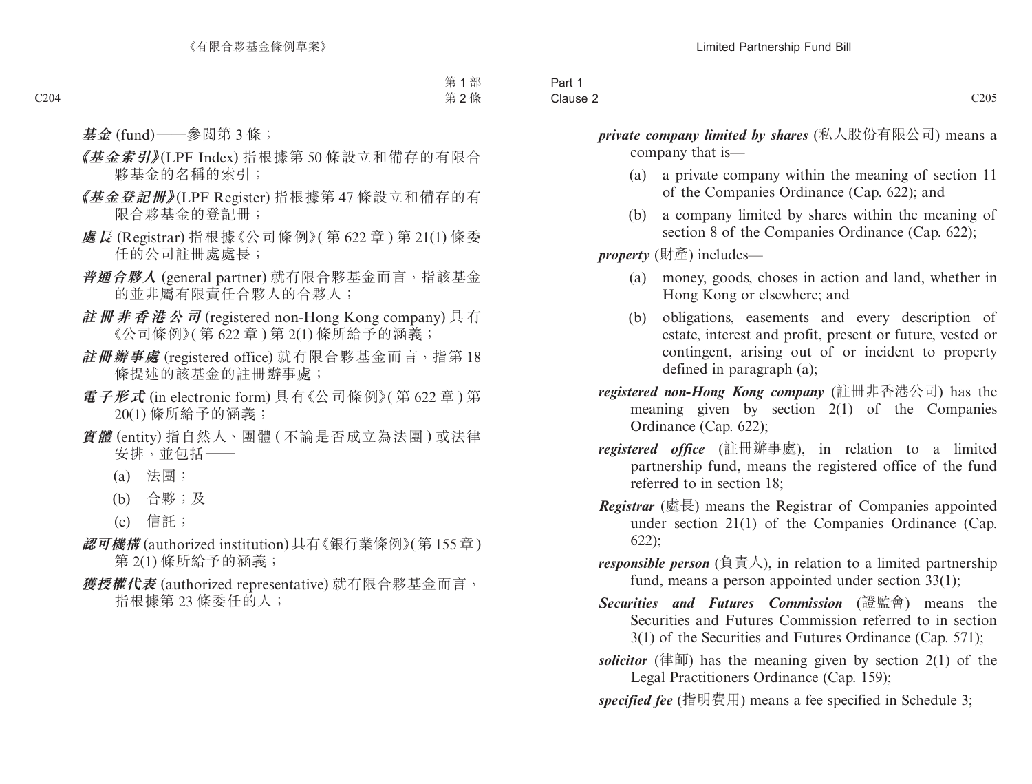***基金*** (fund)——參閱第 3 條；

***《基金索引》***(LPF Index) 指根據第 50 條設立和備存的有限合夥基金的名稱的索引；

***《基金登記冊》***(LPF Register) 指根據第 47 條設立和備存的有限合夥基金的登記冊；

***處長*** (Registrar) 指根據《公司條例》(第 622 章 ) 第 21(1) 條委任的公司註冊處處長；

***普通合夥人*** (general partner) 就有限合夥基金而言，指該基金的並非屬有限責任合夥人的合夥人；

***註冊非香港公司*** (registered non-Hong Kong company) 具有《公司條例》(第 622 章 ) 第 2(1) 條所給予的涵義；

***註冊辦事處*** (registered office) 就有限合夥基金而言，指第 18 條提述的該基金的註冊辦事處；

***電子形式*** (in electronic form) 具有《公司條例》(第 622 章 ) 第 20(1) 條所給予的涵義；

***實體*** (entity) 指自然人、團體 ( 不論是否成立為法團 ) 或法律安排，並包括——

(a) 法團；

(b) 合夥；及

(c) 信託；

***認可機構*** (authorized institution) 具有《銀行業條例》(第 155 章 ) 第 2(1) 條所給予的涵義；

***獲授權代表*** (authorized representative) 就有限合夥基金而言，指根據第 23 條委任的人；

***private company limited by shares*** (私人股份有限公司) means a company that is—

(a) a private company within the meaning of section 11 of the Companies Ordinance (Cap. 622); and

(b) a company limited by shares within the meaning of section 8 of the Companies Ordinance (Cap. 622);

***property*** (財產) includes—

(a) money, goods, choses in action and land, whether in Hong Kong or elsewhere; and

(b) obligations, easements and every description of estate, interest and profit, present or future, vested or contingent, arising out of or incident to property defined in paragraph (a);

***registered non-Hong Kong company*** (註冊非香港公司) has the meaning given by section 2(1) of the Companies Ordinance (Cap. 622);

***registered office*** (註冊辦事處), in relation to a limited partnership fund, means the registered office of the fund referred to in section 18;

***Registrar*** (處長) means the Registrar of Companies appointed under section 21(1) of the Companies Ordinance (Cap. 622);

***responsible person*** (負責人), in relation to a limited partnership fund, means a person appointed under section 33(1);

***Securities and Futures Commission*** (證監會) means the Securities and Futures Commission referred to in section 3(1) of the Securities and Futures Ordinance (Cap. 571);

***solicitor*** (律師) has the meaning given by section 2(1) of the Legal Practitioners Ordinance (Cap. 159);

***specified fee*** (指明費用) means a fee specified in Schedule 3;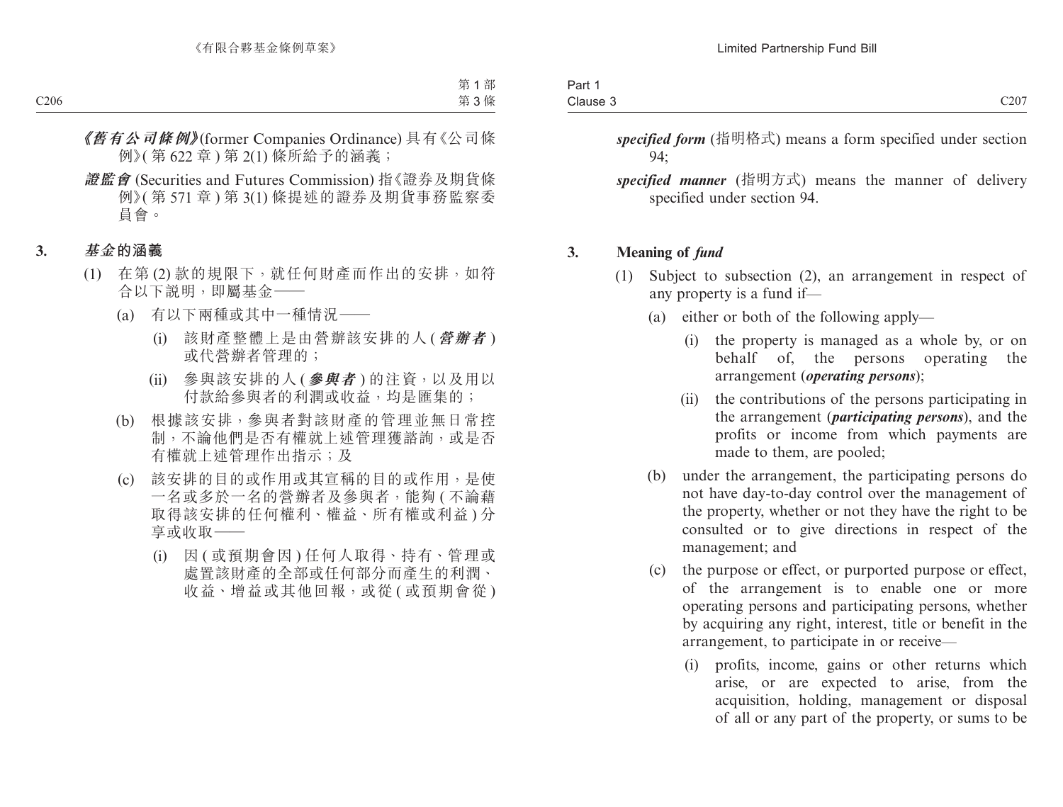***《舊有公司條例》***(former Companies Ordinance) 具有《公司條例》(第 622 章 ) 第 2(1) 條所給予的涵義；

***證監會*** (Securities and Futures Commission) 指《證券及期貨條例》(第 571 章 ) 第 3(1) 條提述的證券及期貨事務監察委員會。

**3. *基金*的涵義**

(1) 在第 (2) 款的規限下，就任何財產而作出的安排，如符合以下說明，即屬基金——

(a) 有以下兩種或其中一種情況——

(i) 該財產整體上是由營辦該安排的人 (***營辦者***) 或代營辦者管理的；

(ii) 參與該安排的人 (***參與者***) 的注資，以及用以付款給參與者的利潤或收益，均是匯集的；

(b) 根據該安排，參與者對該財產的管理並無日常控制，不論他們是否有權就上述管理獲諮詢，或是否有權就上述管理作出指示；及

(c) 該安排的目的或作用或其宣稱的目的或作用，是使一名或多於一名的營辦者及參與者，能夠 ( 不論藉取得該安排的任何權利、權益、所有權或利益 ) 分享或收取——

(i) 因 ( 或預期會因 ) 任何人取得、持有、管理或處置該財產的全部或任何部分而產生的利潤、收益、增益或其他回報，或從 ( 或預期會從 )

***specified form*** (指明格式) means a form specified under section 94;

***specified manner*** (指明方式) means the manner of delivery specified under section 94.

**3. Meaning of *fund***

(1) Subject to subsection (2), an arrangement in respect of any property is a fund if—

(a) either or both of the following apply—

(i) the property is managed as a whole by, or on behalf of, the persons operating the arrangement (***operating persons***);

(ii) the contributions of the persons participating in the arrangement (***participating persons***), and the profits or income from which payments are made to them, are pooled;

(b) under the arrangement, the participating persons do not have day-to-day control over the management of the property, whether or not they have the right to be consulted or to give directions in respect of the management; and

(c) the purpose or effect, or purported purpose or effect, of the arrangement is to enable one or more operating persons and participating persons, whether by acquiring any right, interest, title or benefit in the arrangement, to participate in or receive—

(i) profits, income, gains or other returns which arise, or are expected to arise, from the acquisition, holding, management or disposal of all or any part of the property, or sums to be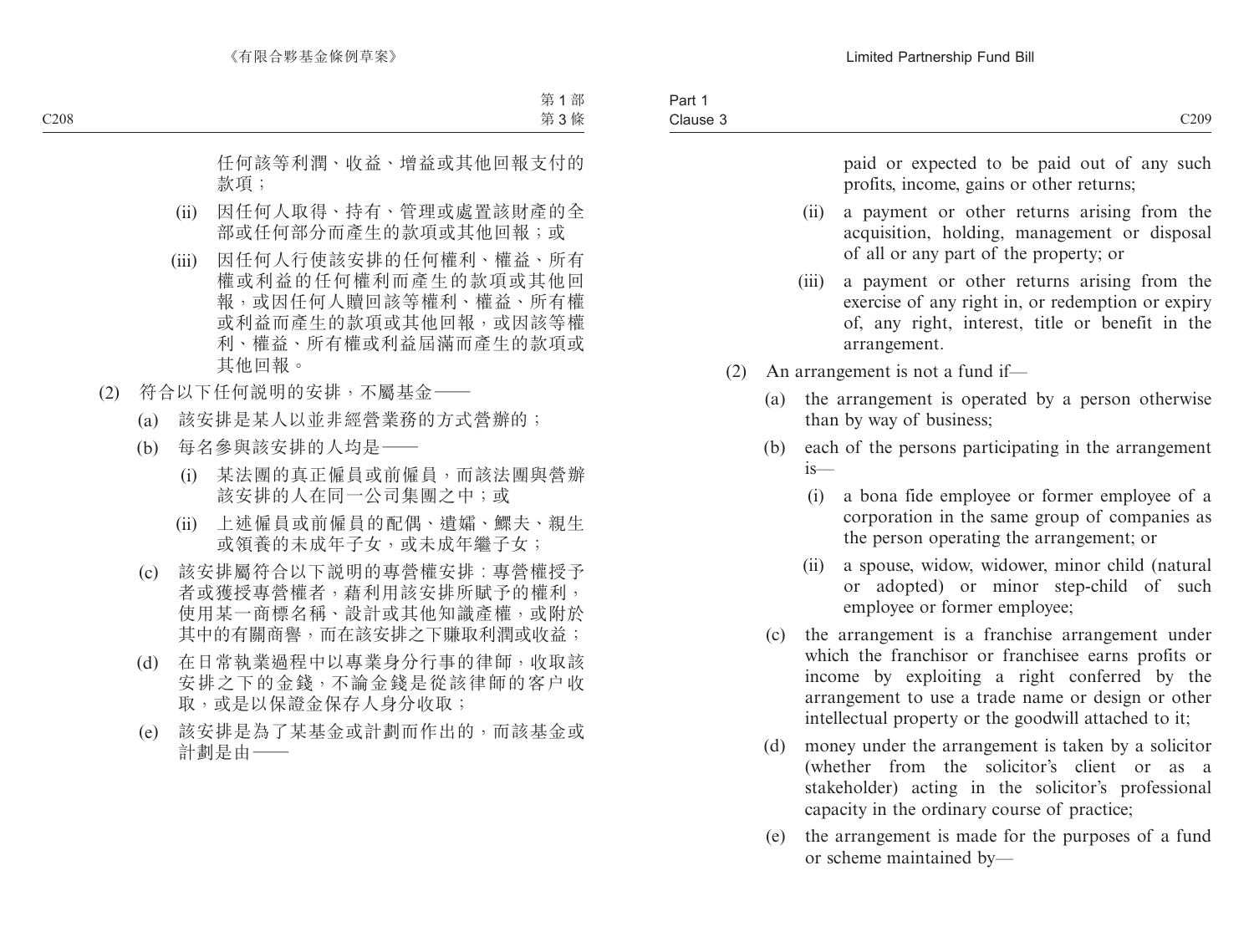任何該等利潤、收益、增益或其他回報支付的款項；

(ii) 因任何人取得、持有、管理或處置該財產的全部或任何部分而產生的款項或其他回報；或

(iii) 因任何人行使該安排的任何權利、權益、所有權或利益的任何權利而產生的款項或其他回報，或因任何人贖回該等權利、權益、所有權或利益而產生的款項或其他回報，或因該等權利、權益、所有權或利益屆滿而產生的款項或其他回報。

(2) 符合以下任何說明的安排，不屬基金——

(a) 該安排是某人以並非經營業務的方式營辦的；

(b) 每名參與該安排的人均是——

(i) 某法團的真正僱員或前僱員，而該法團與營辦該安排的人在同一公司集團之中；或

(ii) 上述僱員或前僱員的配偶、遺孀、鰥夫、親生或領養的未成年子女，或未成年繼子女；

(c) 該安排屬符合以下說明的專營權安排：專營權授予者或獲授專營權者，藉利用該安排所賦予的權利，使用某一商標名稱、設計或其他知識產權，或附於其中的有關商譽，而在該安排之下賺取利潤或收益；

(d) 在日常執業過程中以專業身分行事的律師，收取該安排之下的金錢，不論金錢是從該律師的客户收取，或是以保證金保存人身分收取；

(e) 該安排是為了某基金或計劃而作出的，而該基金或計劃是由——

paid or expected to be paid out of any such profits, income, gains or other returns;

(ii) a payment or other returns arising from the acquisition, holding, management or disposal of all or any part of the property; or

(iii) a payment or other returns arising from the exercise of any right in, or redemption or expiry of, any right, interest, title or benefit in the arrangement.

(2) An arrangement is not a fund if—

(a) the arrangement is operated by a person otherwise than by way of business;

(b) each of the persons participating in the arrangement is—

(i) a bona fide employee or former employee of a corporation in the same group of companies as the person operating the arrangement; or

(ii) a spouse, widow, widower, minor child (natural or adopted) or minor step-child of such employee or former employee;

(c) the arrangement is a franchise arrangement under which the franchisor or franchisee earns profits or income by exploiting a right conferred by the arrangement to use a trade name or design or other intellectual property or the goodwill attached to it;

(d) money under the arrangement is taken by a solicitor (whether from the solicitor's client or as a stakeholder) acting in the solicitor's professional capacity in the ordinary course of practice;

(e) the arrangement is made for the purposes of a fund or scheme maintained by—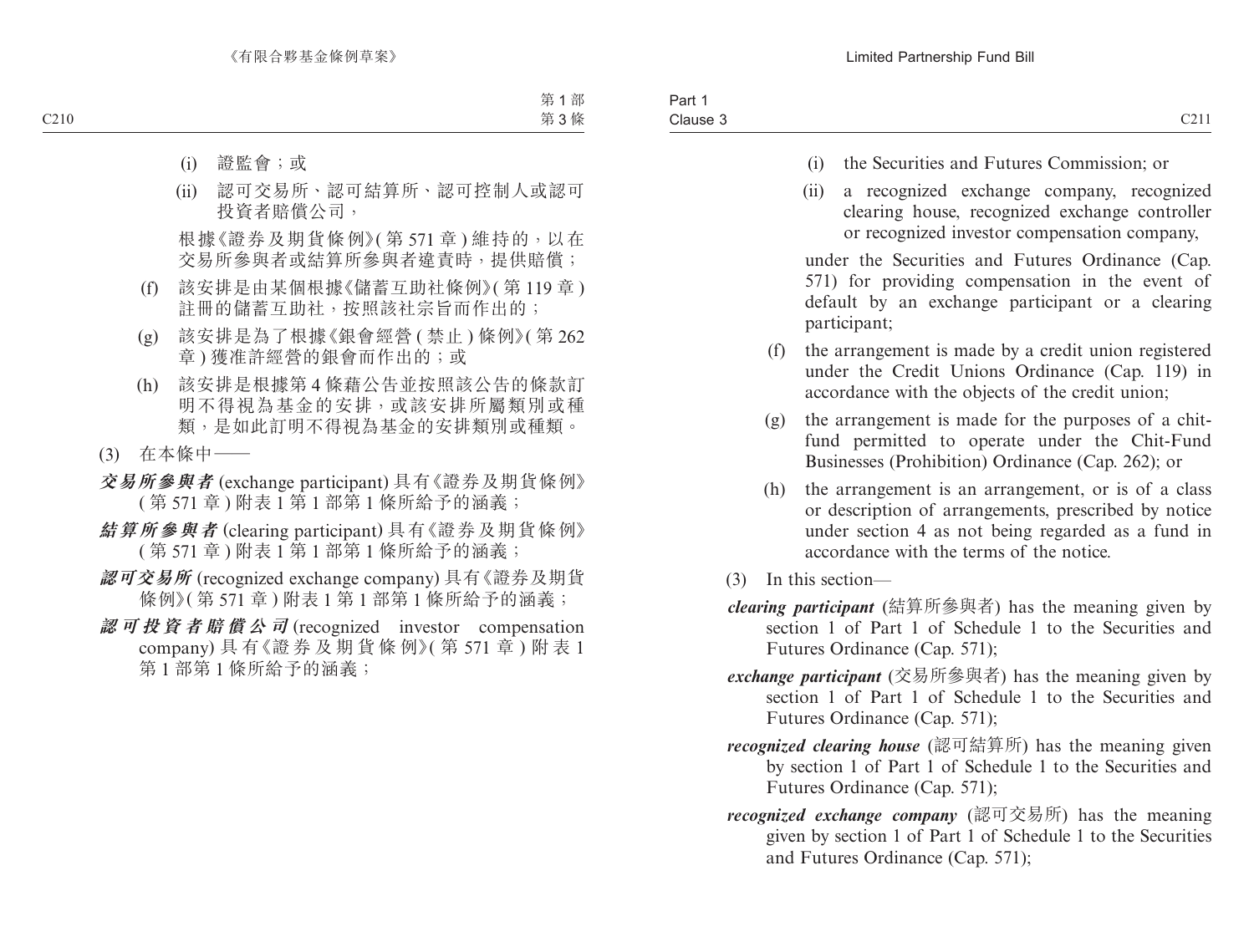(i) 證監會；或

(ii) 認可交易所、認可結算所、認可控制人或認可投資者賠償公司，

根據《證券及期貨條例》(第 571 章) 維持的，以在交易所參與者或結算所參與者違責時，提供賠償；

(f) 該安排是由某個根據《儲蓄互助社條例》(第 119 章) 註冊的儲蓄互助社，按照該社宗旨而作出的；

(g) 該安排是為了根據《銀會經營 (禁止) 條例》(第 262 章) 獲准許經營的銀會而作出的；或

(h) 該安排是根據第 4 條藉公告並按照該公告的條款訂明不得視為基金的安排，或該安排所屬類別或種類，是如此訂明不得視為基金的安排類別或種類。

(3) 在本條中——

***交易所參與者*** (exchange participant) 具有《證券及期貨條例》(第 571 章) 附表 1 第 1 部第 1 條所給予的涵義；

***結算所參與者*** (clearing participant) 具有《證券及期貨條例》(第 571 章) 附表 1 第 1 部第 1 條所給予的涵義；

***認可交易所*** (recognized exchange company) 具有《證券及期貨條例》(第 571 章) 附表 1 第 1 部第 1 條所給予的涵義；

***認可投資者賠償公司*** (recognized investor compensation company) 具有《證券及期貨條例》(第 571 章) 附表 1 第 1 部第 1 條所給予的涵義；

(i) the Securities and Futures Commission; or

(ii) a recognized exchange company, recognized clearing house, recognized exchange controller or recognized investor compensation company,

under the Securities and Futures Ordinance (Cap. 571) for providing compensation in the event of default by an exchange participant or a clearing participant;

(f) the arrangement is made by a credit union registered under the Credit Unions Ordinance (Cap. 119) in accordance with the objects of the credit union;

(g) the arrangement is made for the purposes of a chit-fund permitted to operate under the Chit-Fund Businesses (Prohibition) Ordinance (Cap. 262); or

(h) the arrangement is an arrangement, or is of a class or description of arrangements, prescribed by notice under section 4 as not being regarded as a fund in accordance with the terms of the notice.

(3) In this section—

***clearing participant*** (結算所參與者) has the meaning given by section 1 of Part 1 of Schedule 1 to the Securities and Futures Ordinance (Cap. 571);

***exchange participant*** (交易所參與者) has the meaning given by section 1 of Part 1 of Schedule 1 to the Securities and Futures Ordinance (Cap. 571);

***recognized clearing house*** (認可結算所) has the meaning given by section 1 of Part 1 of Schedule 1 to the Securities and Futures Ordinance (Cap. 571);

***recognized exchange company*** (認可交易所) has the meaning given by section 1 of Part 1 of Schedule 1 to the Securities and Futures Ordinance (Cap. 571);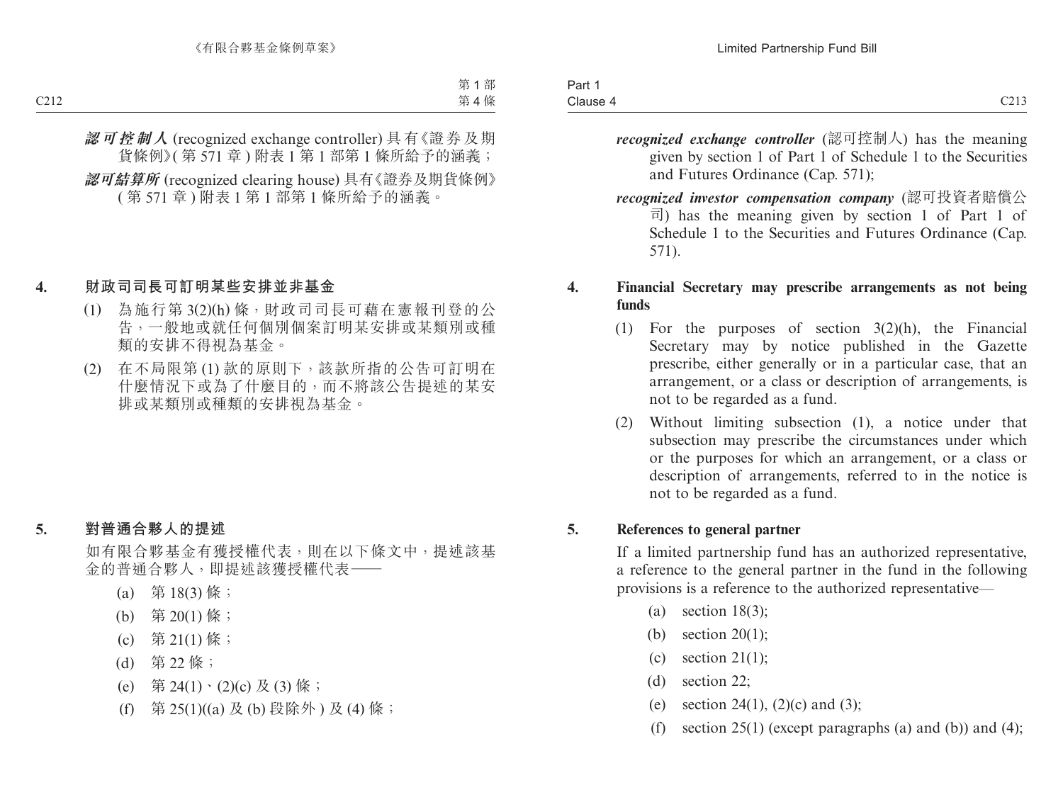***認可控制人*** (recognized exchange controller) 具有《證券及期貨條例》(第 571 章) 附表 1 第 1 部第 1 條所給予的涵義；

***認可結算所*** (recognized clearing house) 具有《證券及期貨條例》(第 571 章) 附表 1 第 1 部第 1 條所給予的涵義。

**4. 財政司司長可訂明某些安排並非基金**

(1) 為施行第 3(2)(h) 條，財政司司長可藉在憲報刊登的公告，一般地或就任何個別個案訂明某安排或某類別或種類的安排不得視為基金。

(2) 在不局限第 (1) 款的原則下，該款所指的公告可訂明在什麼情況下或為了什麼目的，而不將該公告提述的某安排或某類別或種類的安排視為基金。

**5. 對普通合夥人的提述**

如有限合夥基金有獲授權代表，則在以下條文中，提述該基金的普通合夥人，即提述該獲授權代表——

(a) 第 18(3) 條；

(b) 第 20(1) 條；

(c) 第 21(1) 條；

(d) 第 22 條；

(e) 第 24(1)、(2)(c) 及 (3) 條；

(f) 第 25(1)((a) 及 (b) 段除外) 及 (4) 條；

***recognized exchange controller*** (認可控制人) has the meaning given by section 1 of Part 1 of Schedule 1 to the Securities and Futures Ordinance (Cap. 571);

***recognized investor compensation company*** (認可投資者賠償公司) has the meaning given by section 1 of Part 1 of Schedule 1 to the Securities and Futures Ordinance (Cap. 571).

**4. Financial Secretary may prescribe arrangements as not being funds**

(1) For the purposes of section 3(2)(h), the Financial Secretary may by notice published in the Gazette prescribe, either generally or in a particular case, that an arrangement, or a class or description of arrangements, is not to be regarded as a fund.

(2) Without limiting subsection (1), a notice under that subsection may prescribe the circumstances under which or the purposes for which an arrangement, or a class or description of arrangements, referred to in the notice is not to be regarded as a fund.

**5. References to general partner**

If a limited partnership fund has an authorized representative, a reference to the general partner in the fund in the following provisions is a reference to the authorized representative—

(a) section 18(3);

(b) section 20(1);

(c) section 21(1);

(d) section 22;

(e) section 24(1), (2)(c) and (3);

(f) section 25(1) (except paragraphs (a) and (b)) and (4);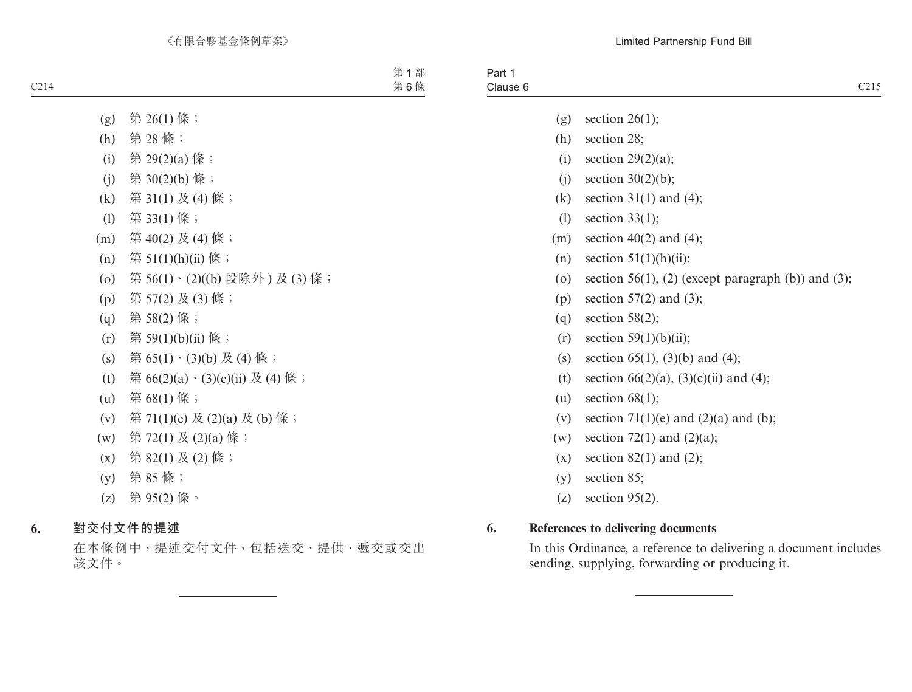(g) 第 26(1) 條；

(h) 第 28 條；

(i) 第 29(2)(a) 條；

(j) 第 30(2)(b) 條；

(k) 第 31(1) 及 (4) 條；

(l) 第 33(1) 條；

(m) 第 40(2) 及 (4) 條；

(n) 第 51(1)(h)(ii) 條；

(o) 第 56(1)、(2)((b) 段除外 ) 及 (3) 條；

(p) 第 57(2) 及 (3) 條；

(q) 第 58(2) 條；

(r) 第 59(1)(b)(ii) 條；

(s) 第 65(1)、(3)(b) 及 (4) 條；

(t) 第 66(2)(a)、(3)(c)(ii) 及 (4) 條；

(u) 第 68(1) 條；

(v) 第 71(1)(e) 及 (2)(a) 及 (b) 條；

(w) 第 72(1) 及 (2)(a) 條；

(x) 第 82(1) 及 (2) 條；

(y) 第 85 條；

(z) 第 95(2) 條。

**6. 對交付文件的提述**

在本條例中，提述交付文件，包括送交、提供、遞交或交出該文件。

(g) section 26(1);

(h) section 28;

(i) section 29(2)(a);

(j) section 30(2)(b);

(k) section 31(1) and (4);

(l) section 33(1);

(m) section 40(2) and (4);

(n) section 51(1)(h)(ii);

(o) section 56(1), (2) (except paragraph (b)) and (3);

(p) section 57(2) and (3);

(q) section 58(2);

(r) section 59(1)(b)(ii);

(s) section 65(1), (3)(b) and (4);

(t) section 66(2)(a), (3)(c)(ii) and (4);

(u) section 68(1);

(v) section 71(1)(e) and (2)(a) and (b);

(w) section 72(1) and (2)(a);

(x) section 82(1) and (2);

(y) section 85;

(z) section 95(2).

**6. References to delivering documents**

In this Ordinance, a reference to delivering a document includes sending, supplying, forwarding or producing it.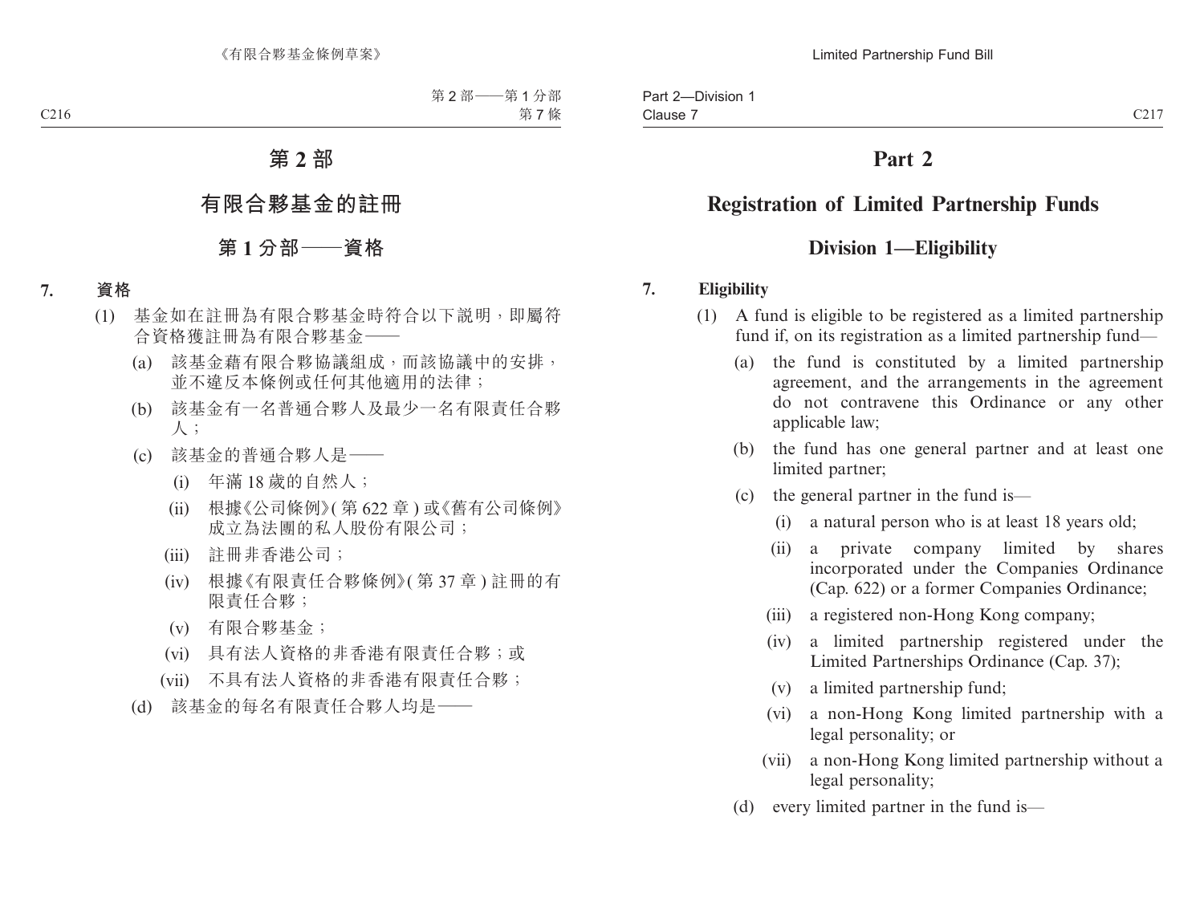# 第 2 部

## 有限合夥基金的註冊

### 第 1 分部——資格

**7. 資格**

(1) 基金如在註冊為有限合夥基金時符合以下說明，即屬符合資格獲註冊為有限合夥基金——

(a) 該基金藉有限合夥協議組成，而該協議中的安排，並不違反本條例或任何其他適用的法律；

(b) 該基金有一名普通合夥人及最少一名有限責任合夥人；

(c) 該基金的普通合夥人是——

(i) 年滿 18 歲的自然人；

(ii) 根據《公司條例》(第 622 章) 或《舊有公司條例》成立為法團的私人股份有限公司；

(iii) 註冊非香港公司；

(iv) 根據《有限責任合夥條例》(第 37 章) 註冊的有限責任合夥；

(v) 有限合夥基金；

(vi) 具有法人資格的非香港有限責任合夥；或

(vii) 不具有法人資格的非香港有限責任合夥；

(d) 該基金的每名有限責任合夥人均是——

# Part 2

## Registration of Limited Partnership Funds

### Division 1—Eligibility

**7. Eligibility**

(1) A fund is eligible to be registered as a limited partnership fund if, on its registration as a limited partnership fund—

(a) the fund is constituted by a limited partnership agreement, and the arrangements in the agreement do not contravene this Ordinance or any other applicable law;

(b) the fund has one general partner and at least one limited partner;

(c) the general partner in the fund is—

(i) a natural person who is at least 18 years old;

(ii) a private company limited by shares incorporated under the Companies Ordinance (Cap. 622) or a former Companies Ordinance;

(iii) a registered non-Hong Kong company;

(iv) a limited partnership registered under the Limited Partnerships Ordinance (Cap. 37);

(v) a limited partnership fund;

(vi) a non-Hong Kong limited partnership with a legal personality; or

(vii) a non-Hong Kong limited partnership without a legal personality;

(d) every limited partner in the fund is—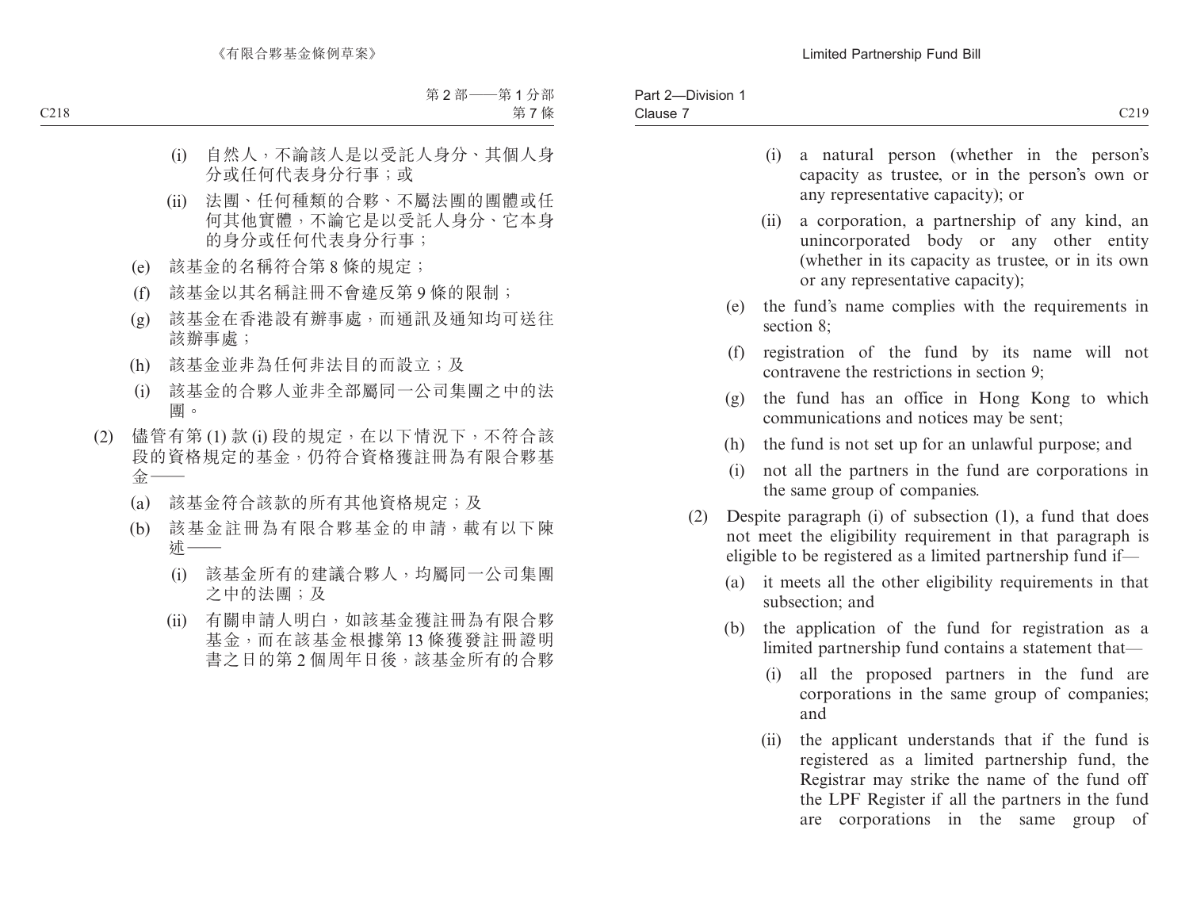(i) 自然人，不論該人是以受託人身分、其個人身分或任何代表身分行事；或

(ii) 法團、任何種類的合夥、不屬法團的團體或任何其他實體，不論它是以受託人身分、它本身的身分或任何代表身分行事；

(e) 該基金的名稱符合第 8 條的規定；

(f) 該基金以其名稱註冊不會違反第 9 條的限制；

(g) 該基金在香港設有辦事處，而通訊及通知均可送往該辦事處；

(h) 該基金並非為任何非法目的而設立；及

(i) 該基金的合夥人並非全部屬同一公司集團之中的法團。

(2) 儘管有第 (1) 款 (i) 段的規定，在以下情況下，不符合該段的資格規定的基金，仍符合資格獲註冊為有限合夥基金——

(a) 該基金符合該款的所有其他資格規定；及

(b) 該基金註冊為有限合夥基金的申請，載有以下陳述——

(i) 該基金所有的建議合夥人，均屬同一公司集團之中的法團；及

(ii) 有關申請人明白，如該基金獲註冊為有限合夥基金，而在該基金根據第 13 條獲發註冊證明書之日的第 2 個周年日後，該基金所有的合夥

(i) a natural person (whether in the person's capacity as trustee, or in the person's own or any representative capacity); or

(ii) a corporation, a partnership of any kind, an unincorporated body or any other entity (whether in its capacity as trustee, or in its own or any representative capacity);

(e) the fund's name complies with the requirements in section 8;

(f) registration of the fund by its name will not contravene the restrictions in section 9;

(g) the fund has an office in Hong Kong to which communications and notices may be sent;

(h) the fund is not set up for an unlawful purpose; and

(i) not all the partners in the fund are corporations in the same group of companies.

(2) Despite paragraph (i) of subsection (1), a fund that does not meet the eligibility requirement in that paragraph is eligible to be registered as a limited partnership fund if—

(a) it meets all the other eligibility requirements in that subsection; and

(b) the application of the fund for registration as a limited partnership fund contains a statement that—

(i) all the proposed partners in the fund are corporations in the same group of companies; and

(ii) the applicant understands that if the fund is registered as a limited partnership fund, the Registrar may strike the name of the fund off the LPF Register if all the partners in the fund are corporations in the same group of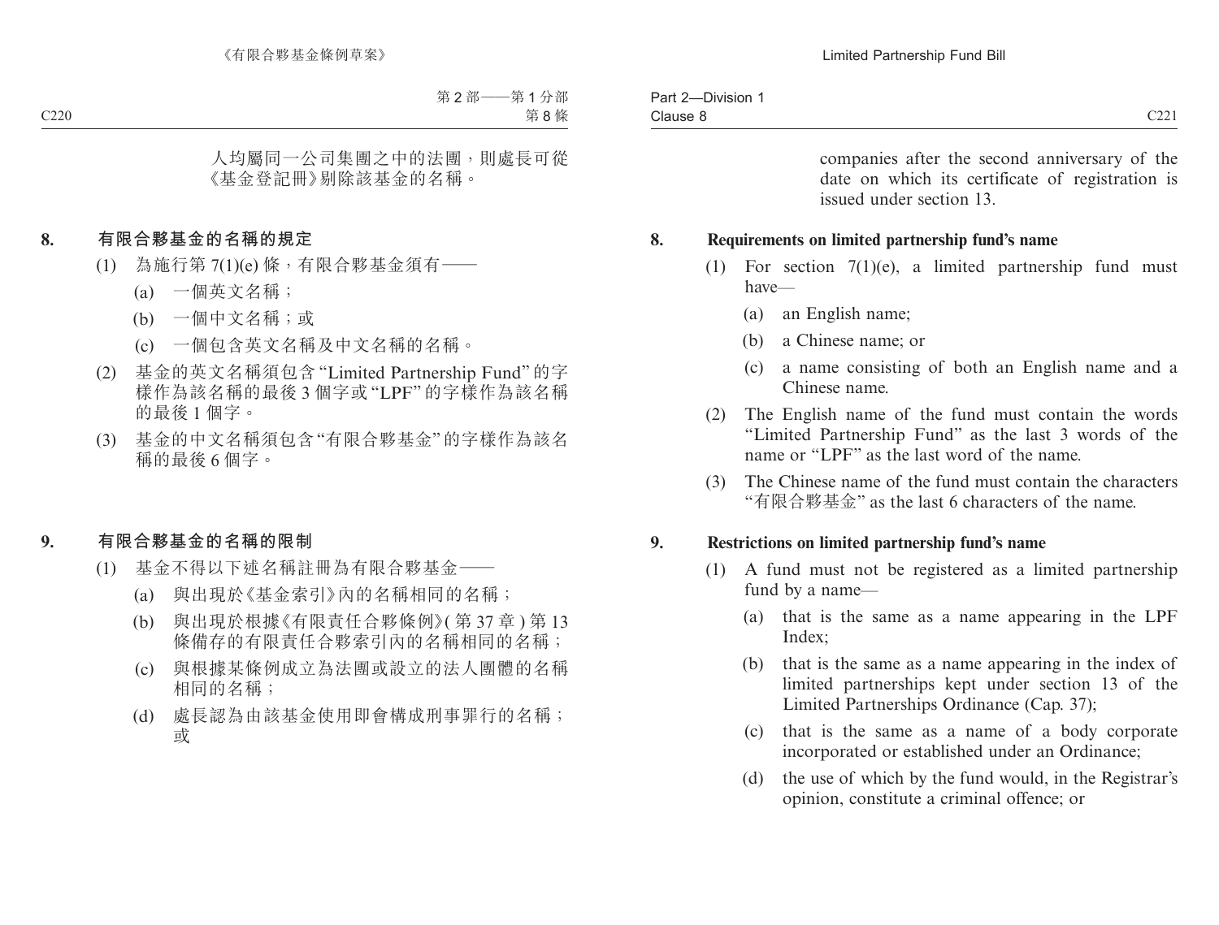人均屬同一公司集團之中的法團，則處長可從《基金登記冊》剔除該基金的名稱。

## 8. 有限合夥基金的名稱的規定

(1) 為施行第 7(1)(e) 條，有限合夥基金須有——

(a) 一個英文名稱；

(b) 一個中文名稱；或

(c) 一個包含英文名稱及中文名稱的名稱。

(2) 基金的英文名稱須包含 “Limited Partnership Fund” 的字樣作為該名稱的最後 3 個字或 “LPF” 的字樣作為該名稱的最後 1 個字。

(3) 基金的中文名稱須包含 “有限合夥基金” 的字樣作為該名稱的最後 6 個字。

## 9. 有限合夥基金的名稱的限制

(1) 基金不得以下述名稱註冊為有限合夥基金——

(a) 與出現於《基金索引》內的名稱相同的名稱；

(b) 與出現於根據《有限責任合夥條例》( 第 37 章 ) 第 13 條備存的有限責任合夥索引內的名稱相同的名稱；

(c) 與根據某條例成立為法團或設立的法人團體的名稱相同的名稱；

(d) 處長認為由該基金使用即會構成刑事罪行的名稱；或

companies after the second anniversary of the date on which its certificate of registration is issued under section 13.

## 8. Requirements on limited partnership fund's name

(1) For section 7(1)(e), a limited partnership fund must have—

(a) an English name;

(b) a Chinese name; or

(c) a name consisting of both an English name and a Chinese name.

(2) The English name of the fund must contain the words "Limited Partnership Fund" as the last 3 words of the name or "LPF" as the last word of the name.

(3) The Chinese name of the fund must contain the characters "有限合夥基金" as the last 6 characters of the name.

## 9. Restrictions on limited partnership fund's name

(1) A fund must not be registered as a limited partnership fund by a name—

(a) that is the same as a name appearing in the LPF Index;

(b) that is the same as a name appearing in the index of limited partnerships kept under section 13 of the Limited Partnerships Ordinance (Cap. 37);

(c) that is the same as a name of a body corporate incorporated or established under an Ordinance;

(d) the use of which by the fund would, in the Registrar's opinion, constitute a criminal offence; or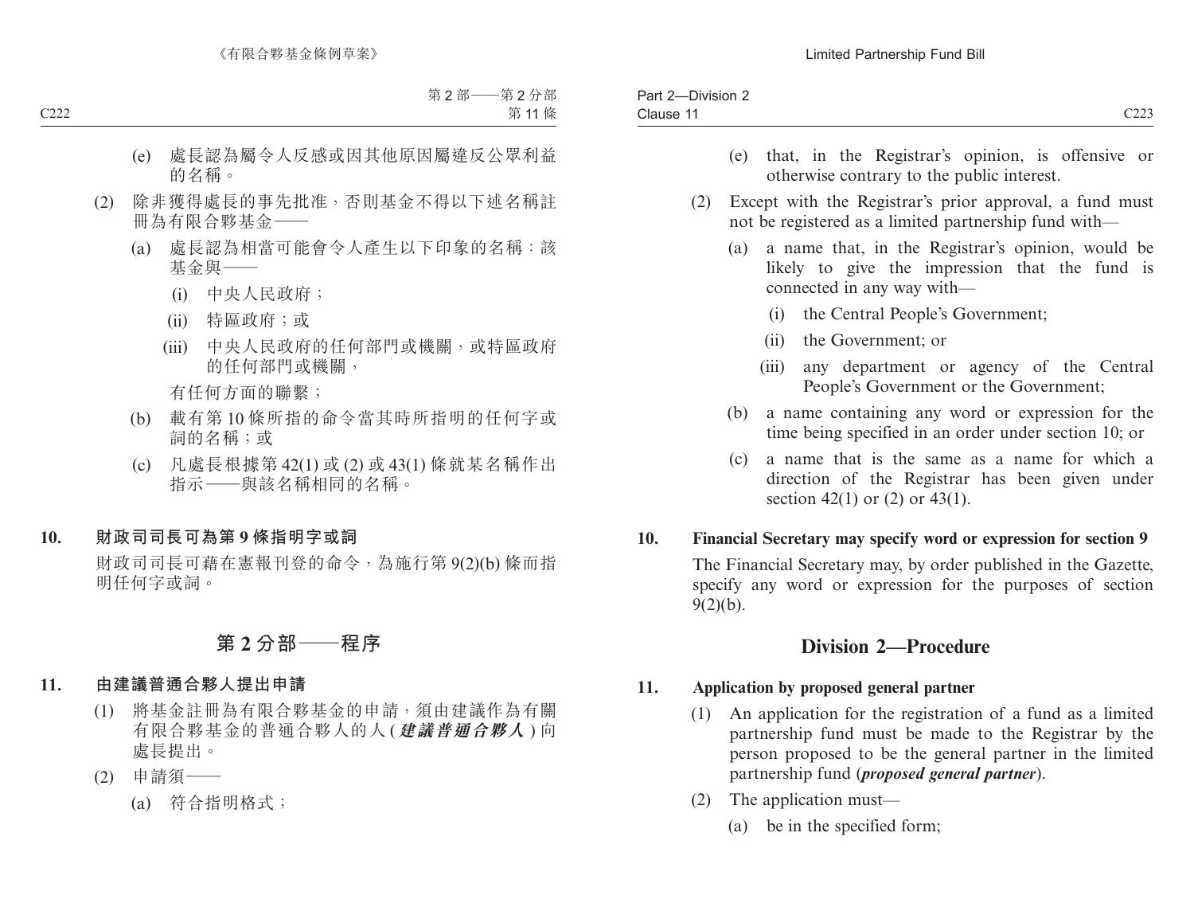(e) 處長認為屬令人反感或因其他原因屬違反公眾利益的名稱。

(2) 除非獲得處長的事先批准，否則基金不得以下述名稱註冊為有限合夥基金——

(a) 處長認為相當可能會令人產生以下印象的名稱：該基金與——

(i) 中央人民政府；

(ii) 特區政府；或

(iii) 中央人民政府的任何部門或機關，或特區政府的任何部門或機關，

有任何方面的聯繫；

(b) 載有第 10 條所指的命令當其時所指明的任何字或詞的名稱；或

(c) 凡處長根據第 42(1) 或 (2) 或 43(1) 條就某名稱作出指示——與該名稱相同的名稱。

**10. 財政司司長可為第 9 條指明字或詞**

財政司司長可藉在憲報刊登的命令，為施行第 9(2)(b) 條而指明任何字或詞。

## 第 2 分部——程序

**11. 由建議普通合夥人提出申請**

(1) 將基金註冊為有限合夥基金的申請，須由建議作為有關有限合夥基金的普通合夥人的人 (***建議普通合夥人***) 向處長提出。

(2) 申請須——

(a) 符合指明格式；

(e) that, in the Registrar's opinion, is offensive or otherwise contrary to the public interest.

(2) Except with the Registrar's prior approval, a fund must not be registered as a limited partnership fund with—

(a) a name that, in the Registrar's opinion, would be likely to give the impression that the fund is connected in any way with—

(i) the Central People's Government;

(ii) the Government; or

(iii) any department or agency of the Central People's Government or the Government;

(b) a name containing any word or expression for the time being specified in an order under section 10; or

(c) a name that is the same as a name for which a direction of the Registrar has been given under section 42(1) or (2) or 43(1).

**10. Financial Secretary may specify word or expression for section 9**

The Financial Secretary may, by order published in the Gazette, specify any word or expression for the purposes of section 9(2)(b).

## Division 2—Procedure

**11. Application by proposed general partner**

(1) An application for the registration of a fund as a limited partnership fund must be made to the Registrar by the person proposed to be the general partner in the limited partnership fund (***proposed general partner***).

(2) The application must—

(a) be in the specified form;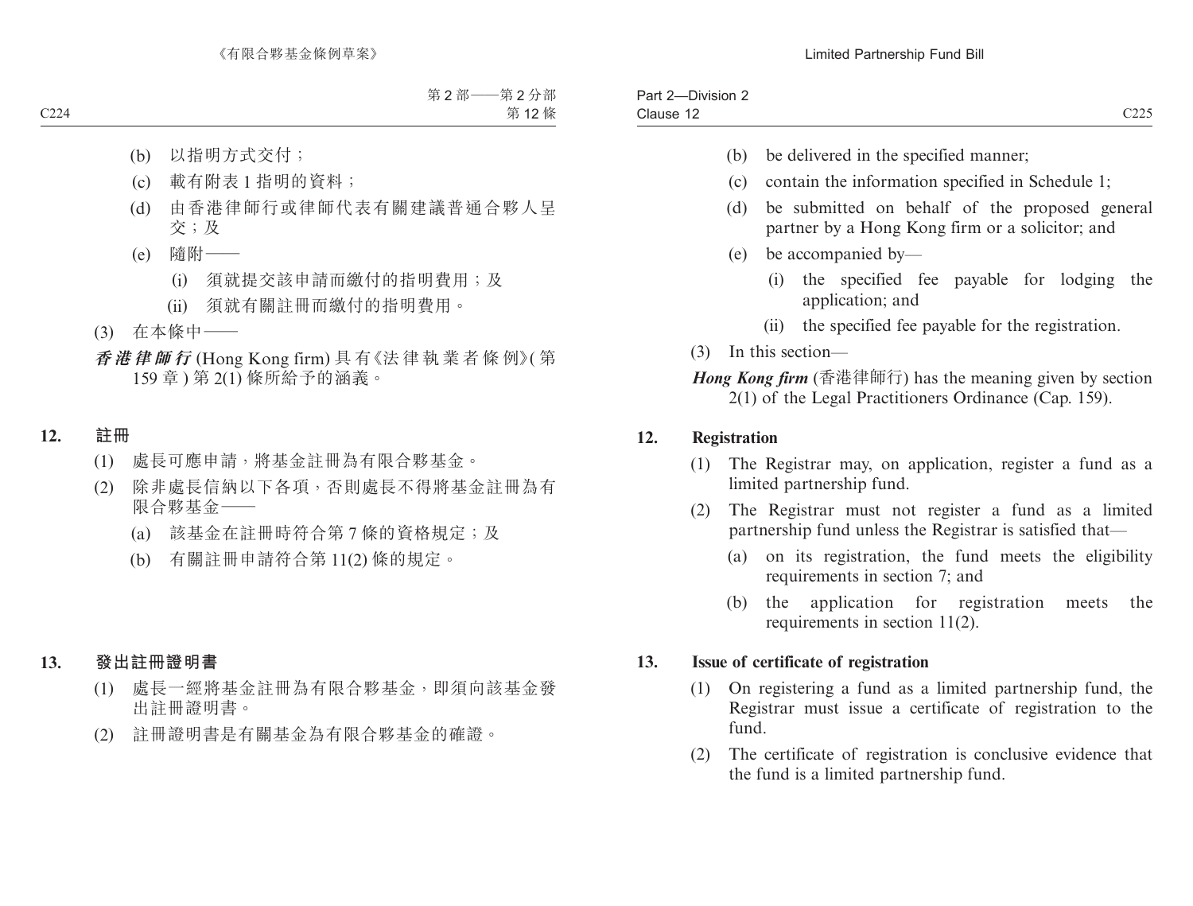(b) 以指明方式交付；

(c) 載有附表 1 指明的資料；

(d) 由香港律師行或律師代表有關建議普通合夥人呈交；及

(e) 隨附——

(i) 須就提交該申請而繳付的指明費用；及

(ii) 須就有關註冊而繳付的指明費用。

(3) 在本條中——

***香港律師行*** (Hong Kong firm) 具有《法律執業者條例》(第 159 章 ) 第 2(1) 條所給予的涵義。

## 12. 註冊

(1) 處長可應申請，將基金註冊為有限合夥基金。

(2) 除非處長信納以下各項，否則處長不得將基金註冊為有限合夥基金——

(a) 該基金在註冊時符合第 7 條的資格規定；及

(b) 有關註冊申請符合第 11(2) 條的規定。

## 13. 發出註冊證明書

(1) 處長一經將基金註冊為有限合夥基金，即須向該基金發出註冊證明書。

(2) 註冊證明書是有關基金為有限合夥基金的確證。

(b) be delivered in the specified manner;

(c) contain the information specified in Schedule 1;

(d) be submitted on behalf of the proposed general partner by a Hong Kong firm or a solicitor; and

(e) be accompanied by—

(i) the specified fee payable for lodging the application; and

(ii) the specified fee payable for the registration.

(3) In this section—

***Hong Kong firm*** (香港律師行) has the meaning given by section 2(1) of the Legal Practitioners Ordinance (Cap. 159).

## 12. Registration

(1) The Registrar may, on application, register a fund as a limited partnership fund.

(2) The Registrar must not register a fund as a limited partnership fund unless the Registrar is satisfied that—

(a) on its registration, the fund meets the eligibility requirements in section 7; and

(b) the application for registration meets the requirements in section 11(2).

## 13. Issue of certificate of registration

(1) On registering a fund as a limited partnership fund, the Registrar must issue a certificate of registration to the fund.

(2) The certificate of registration is conclusive evidence that the fund is a limited partnership fund.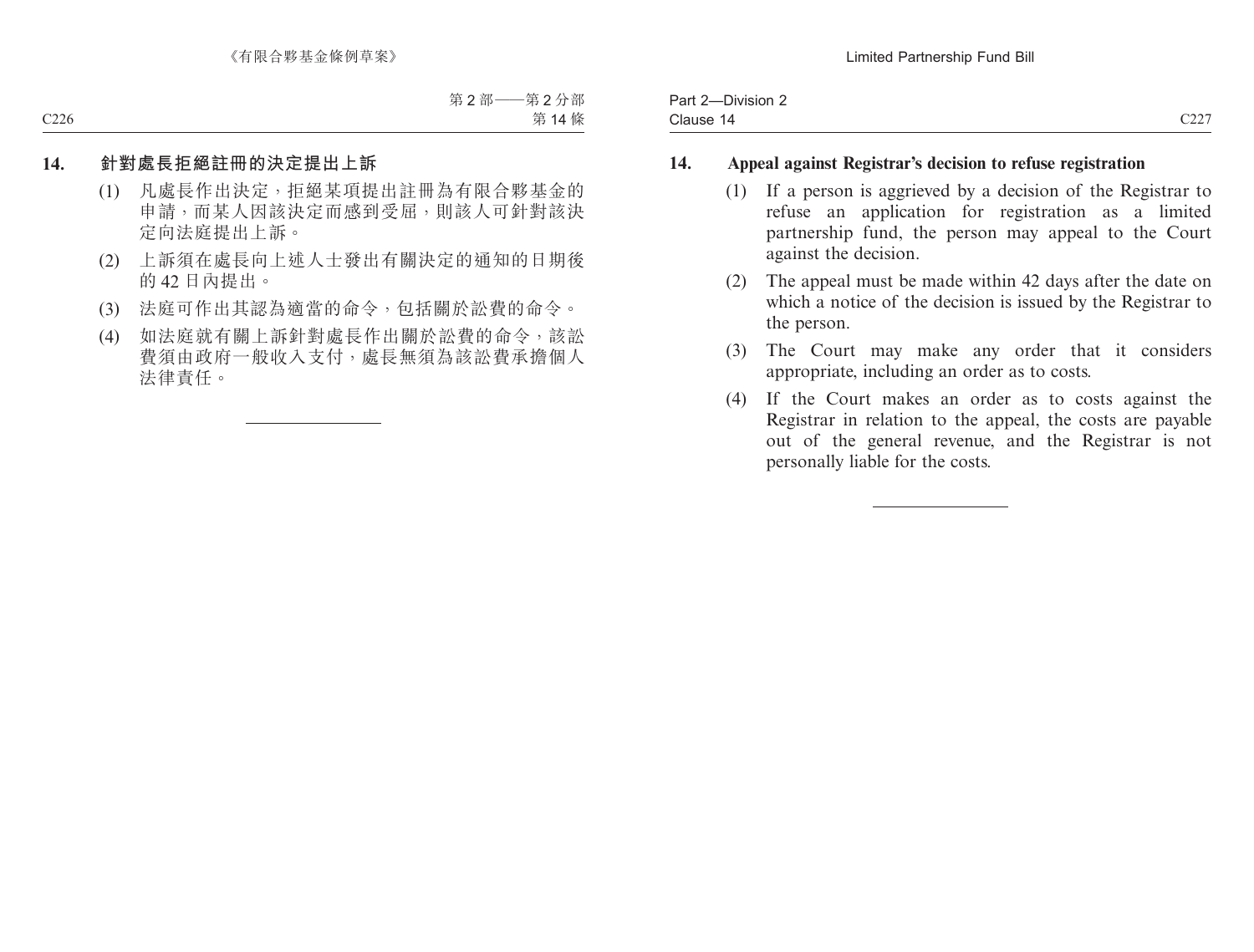## 14. 針對處長拒絕註冊的決定提出上訴

(1) 凡處長作出決定，拒絕某項提出註冊為有限合夥基金的申請，而某人因該決定而感到受屈，則該人可針對該決定向法庭提出上訴。

(2) 上訴須在處長向上述人士發出有關決定的通知的日期後的 42 日內提出。

(3) 法庭可作出其認為適當的命令，包括關於訟費的命令。

(4) 如法庭就有關上訴針對處長作出關於訟費的命令，該訟費須由政府一般收入支付，處長無須為該訟費承擔個人法律責任。

---

## 14. Appeal against Registrar's decision to refuse registration

(1) If a person is aggrieved by a decision of the Registrar to refuse an application for registration as a limited partnership fund, the person may appeal to the Court against the decision.

(2) The appeal must be made within 42 days after the date on which a notice of the decision is issued by the Registrar to the person.

(3) The Court may make any order that it considers appropriate, including an order as to costs.

(4) If the Court makes an order as to costs against the Registrar in relation to the appeal, the costs are payable out of the general revenue, and the Registrar is not personally liable for the costs.

---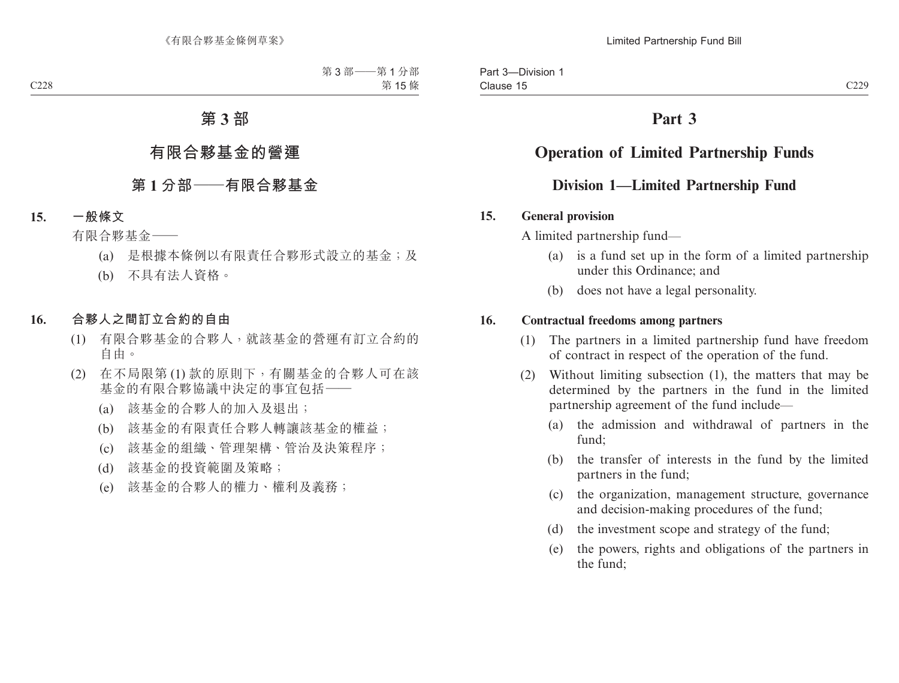# 第 3 部

# 有限合夥基金的營運

## 第 1 分部——有限合夥基金

### 15. 一般條文

有限合夥基金——

(a) 是根據本條例以有限責任合夥形式設立的基金；及

(b) 不具有法人資格。

### 16. 合夥人之間訂立合約的自由

(1) 有限合夥基金的合夥人，就該基金的營運有訂立合約的自由。

(2) 在不局限第 (1) 款的原則下，有關基金的合夥人可在該基金的有限合夥協議中決定的事宜包括——

(a) 該基金的合夥人的加入及退出；

(b) 該基金的有限責任合夥人轉讓該基金的權益；

(c) 該基金的組織、管理架構、管治及決策程序；

(d) 該基金的投資範圍及策略；

(e) 該基金的合夥人的權力、權利及義務；

# Part 3

# Operation of Limited Partnership Funds

## Division 1—Limited Partnership Fund

### 15. General provision

A limited partnership fund—

(a) is a fund set up in the form of a limited partnership under this Ordinance; and

(b) does not have a legal personality.

### 16. Contractual freedoms among partners

(1) The partners in a limited partnership fund have freedom of contract in respect of the operation of the fund.

(2) Without limiting subsection (1), the matters that may be determined by the partners in the fund in the limited partnership agreement of the fund include—

(a) the admission and withdrawal of partners in the fund;

(b) the transfer of interests in the fund by the limited partners in the fund;

(c) the organization, management structure, governance and decision-making procedures of the fund;

(d) the investment scope and strategy of the fund;

(e) the powers, rights and obligations of the partners in the fund;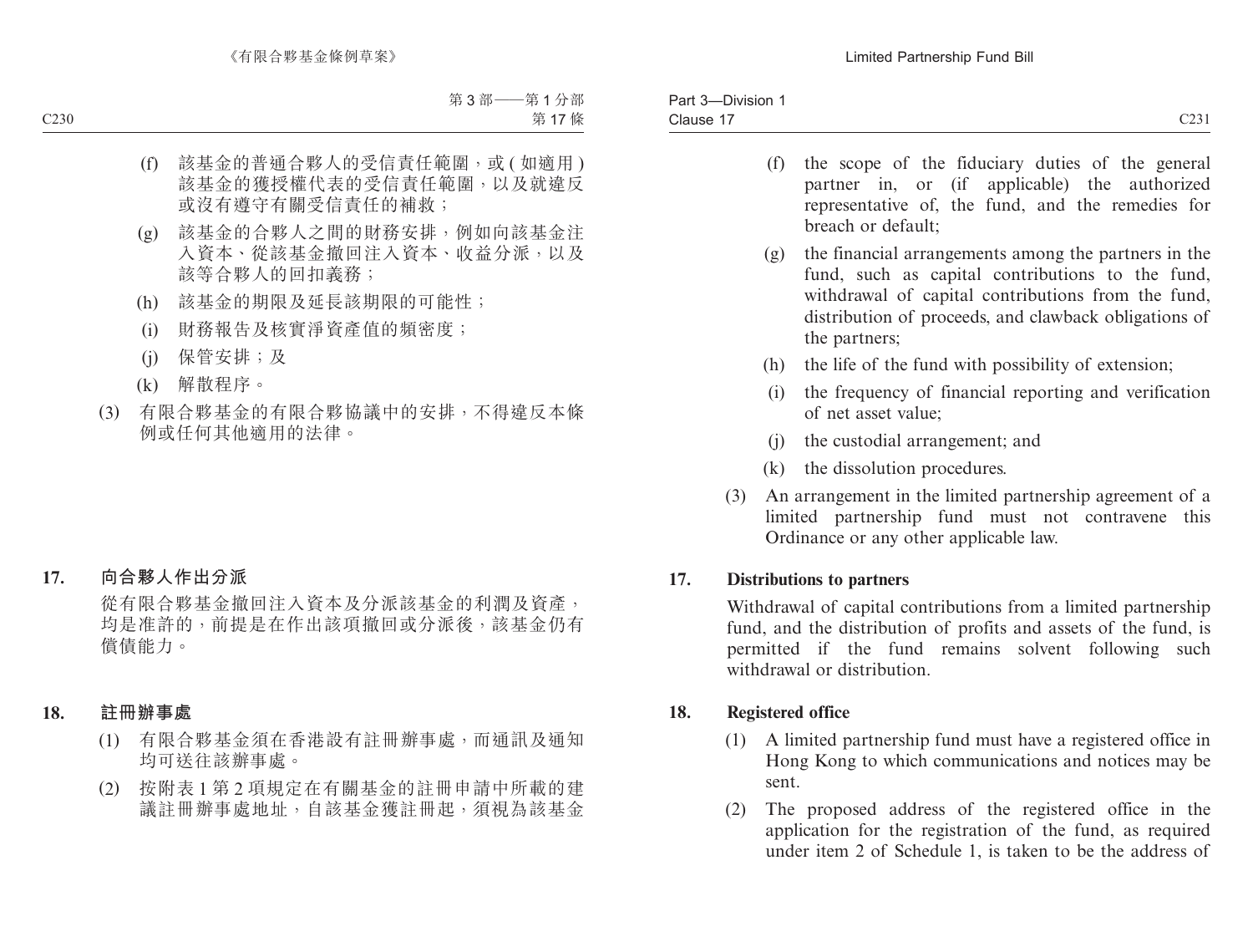(f) 該基金的普通合夥人的受信責任範圍，或 (如適用) 該基金的獲授權代表的受信責任範圍，以及就違反或沒有遵守有關受信責任的補救；

(g) 該基金的合夥人之間的財務安排，例如向該基金注入資本、從該基金撤回注入資本、收益分派，以及該等合夥人的回扣義務；

(h) 該基金的期限及延長該期限的可能性；

(i) 財務報告及核實淨資產值的頻密度；

(j) 保管安排；及

(k) 解散程序。

(3) 有限合夥基金的有限合夥協議中的安排，不得違反本條例或任何其他適用的法律。

**17. 向合夥人作出分派**

從有限合夥基金撤回注入資本及分派該基金的利潤及資產，均是准許的，前提是在作出該項撤回或分派後，該基金仍有償債能力。

**18. 註冊辦事處**

(1) 有限合夥基金須在香港設有註冊辦事處，而通訊及通知均可送往該辦事處。

(2) 按附表 1 第 2 項規定在有關基金的註冊申請中所載的建議註冊辦事處地址，自該基金獲註冊起，須視為該基金

(f) the scope of the fiduciary duties of the general partner in, or (if applicable) the authorized representative of, the fund, and the remedies for breach or default;

(g) the financial arrangements among the partners in the fund, such as capital contributions to the fund, withdrawal of capital contributions from the fund, distribution of proceeds, and clawback obligations of the partners;

(h) the life of the fund with possibility of extension;

(i) the frequency of financial reporting and verification of net asset value;

(j) the custodial arrangement; and

(k) the dissolution procedures.

(3) An arrangement in the limited partnership agreement of a limited partnership fund must not contravene this Ordinance or any other applicable law.

**17. Distributions to partners**

Withdrawal of capital contributions from a limited partnership fund, and the distribution of profits and assets of the fund, is permitted if the fund remains solvent following such withdrawal or distribution.

**18. Registered office**

(1) A limited partnership fund must have a registered office in Hong Kong to which communications and notices may be sent.

(2) The proposed address of the registered office in the application for the registration of the fund, as required under item 2 of Schedule 1, is taken to be the address of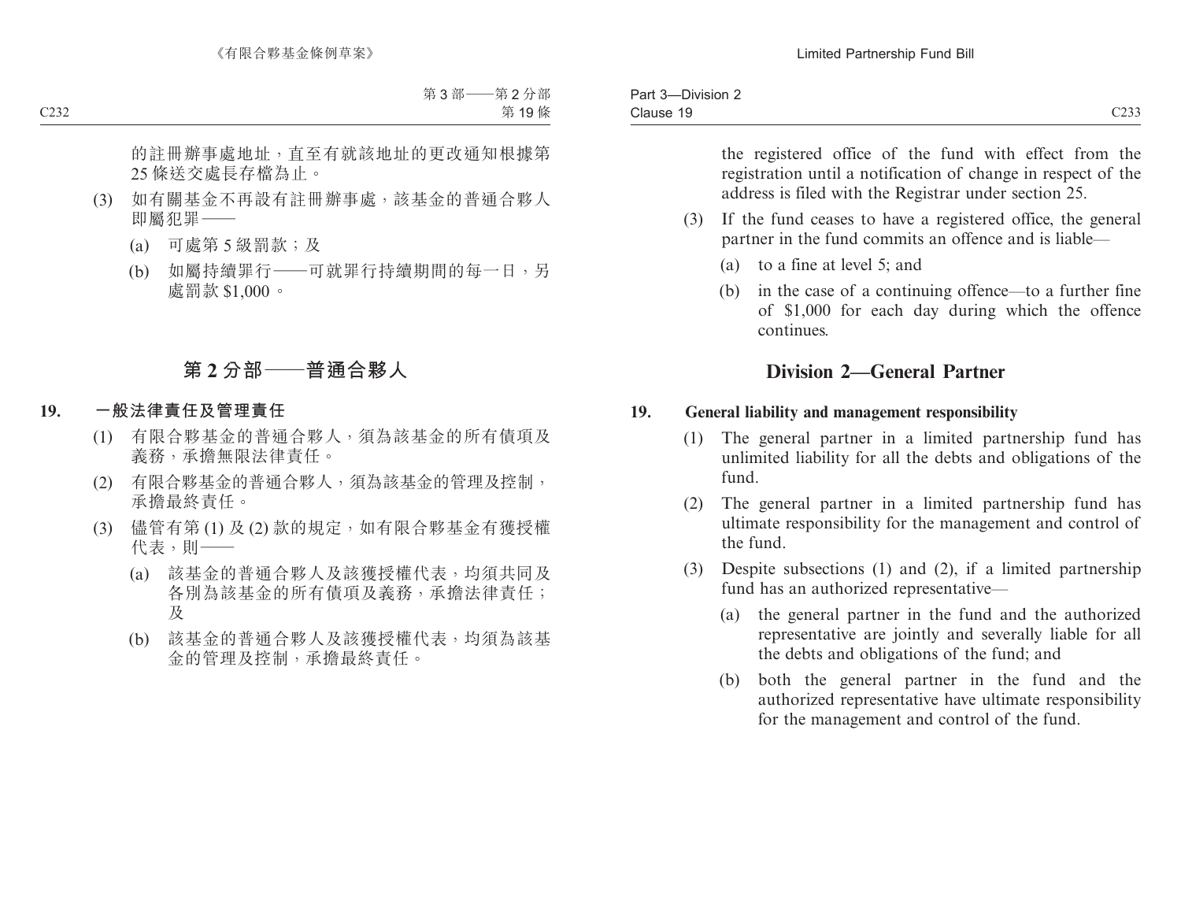的註冊辦事處地址，直至有就該地址的更改通知根據第25條送交處長存檔為止。

(3) 如有關基金不再設有註冊辦事處，該基金的普通合夥人即屬犯罪——

(a) 可處第5級罰款；及

(b) 如屬持續罪行——可就罪行持續期間的每一日，另處罰款 $1,000。

## 第2分部——普通合夥人

### 19. 一般法律責任及管理責任

(1) 有限合夥基金的普通合夥人，須為該基金的所有債項及義務，承擔無限法律責任。

(2) 有限合夥基金的普通合夥人，須為該基金的管理及控制，承擔最終責任。

(3) 儘管有第(1)及(2)款的規定，如有限合夥基金有獲授權代表，則——

(a) 該基金的普通合夥人及該獲授權代表，均須共同及各別為該基金的所有債項及義務，承擔法律責任；及

(b) 該基金的普通合夥人及該獲授權代表，均須為該基金的管理及控制，承擔最終責任。

the registered office of the fund with effect from the registration until a notification of change in respect of the address is filed with the Registrar under section 25.

(3) If the fund ceases to have a registered office, the general partner in the fund commits an offence and is liable—

(a) to a fine at level 5; and

(b) in the case of a continuing offence—to a further fine of $1,000 for each day during which the offence continues.

## Division 2—General Partner

### 19. General liability and management responsibility

(1) The general partner in a limited partnership fund has unlimited liability for all the debts and obligations of the fund.

(2) The general partner in a limited partnership fund has ultimate responsibility for the management and control of the fund.

(3) Despite subsections (1) and (2), if a limited partnership fund has an authorized representative—

(a) the general partner in the fund and the authorized representative are jointly and severally liable for all the debts and obligations of the fund; and

(b) both the general partner in the fund and the authorized representative have ultimate responsibility for the management and control of the fund.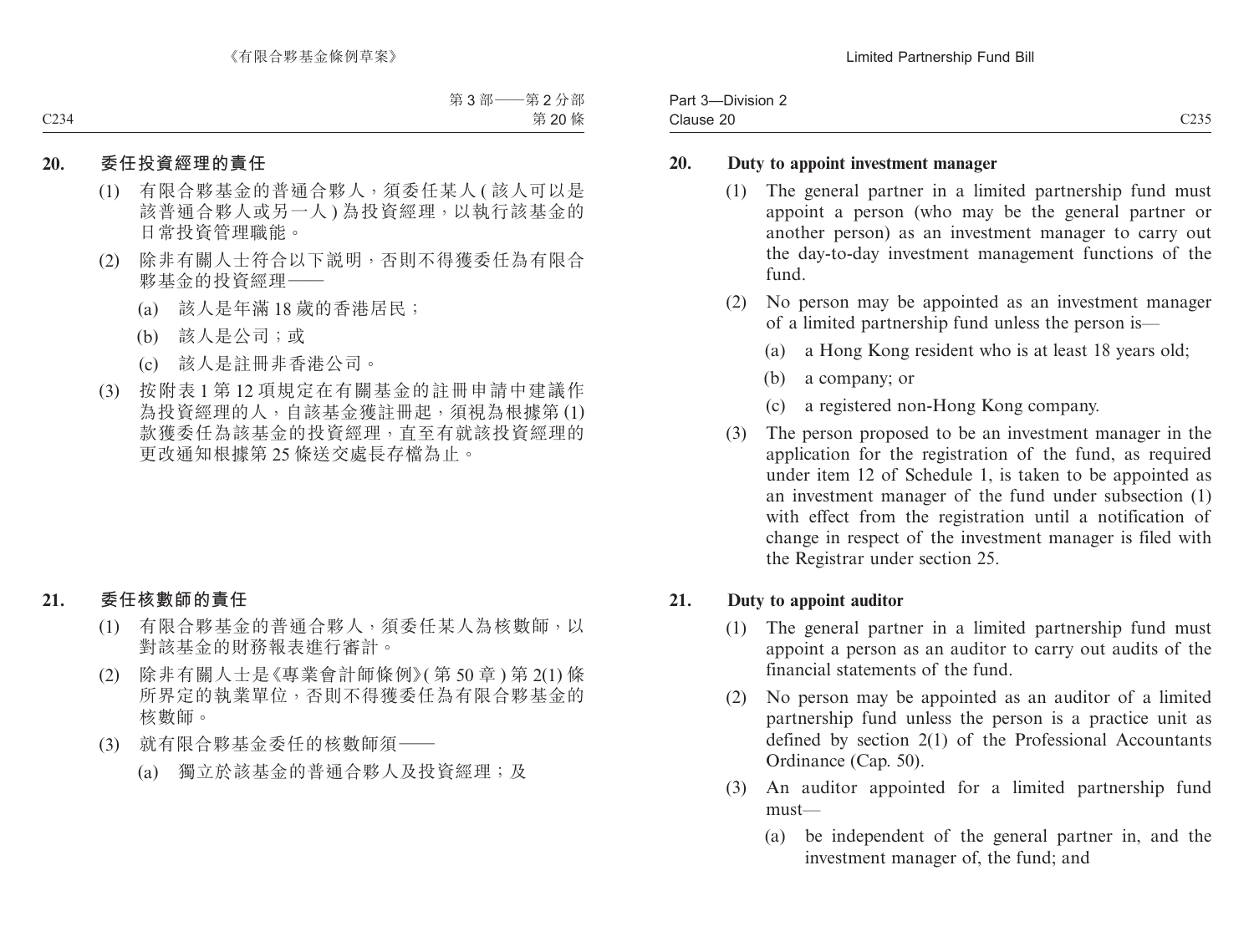## 20. 委任投資經理的責任

(1) 有限合夥基金的普通合夥人，須委任某人 (該人可以是該普通合夥人或另一人) 為投資經理，以執行該基金的日常投資管理職能。

(2) 除非有關人士符合以下說明，否則不得獲委任為有限合夥基金的投資經理——

(a) 該人是年滿 18 歲的香港居民；

(b) 該人是公司；或

(c) 該人是註冊非香港公司。

(3) 按附表 1 第 12 項規定在有關基金的註冊申請中建議作為投資經理的人，自該基金獲註冊起，須視為根據第 (1) 款獲委任為該基金的投資經理，直至有就該投資經理的更改通知根據第 25 條送交處長存檔為止。

## 21. 委任核數師的責任

(1) 有限合夥基金的普通合夥人，須委任某人為核數師，以對該基金的財務報表進行審計。

(2) 除非有關人士是《專業會計師條例》(第 50 章) 第 2(1) 條所界定的執業單位，否則不得獲委任為有限合夥基金的核數師。

(3) 就有限合夥基金委任的核數師須——

(a) 獨立於該基金的普通合夥人及投資經理；及

## 20. Duty to appoint investment manager

(1) The general partner in a limited partnership fund must appoint a person (who may be the general partner or another person) as an investment manager to carry out the day-to-day investment management functions of the fund.

(2) No person may be appointed as an investment manager of a limited partnership fund unless the person is—

(a) a Hong Kong resident who is at least 18 years old;

(b) a company; or

(c) a registered non-Hong Kong company.

(3) The person proposed to be an investment manager in the application for the registration of the fund, as required under item 12 of Schedule 1, is taken to be appointed as an investment manager of the fund under subsection (1) with effect from the registration until a notification of change in respect of the investment manager is filed with the Registrar under section 25.

## 21. Duty to appoint auditor

(1) The general partner in a limited partnership fund must appoint a person as an auditor to carry out audits of the financial statements of the fund.

(2) No person may be appointed as an auditor of a limited partnership fund unless the person is a practice unit as defined by section 2(1) of the Professional Accountants Ordinance (Cap. 50).

(3) An auditor appointed for a limited partnership fund must—

(a) be independent of the general partner in, and the investment manager of, the fund; and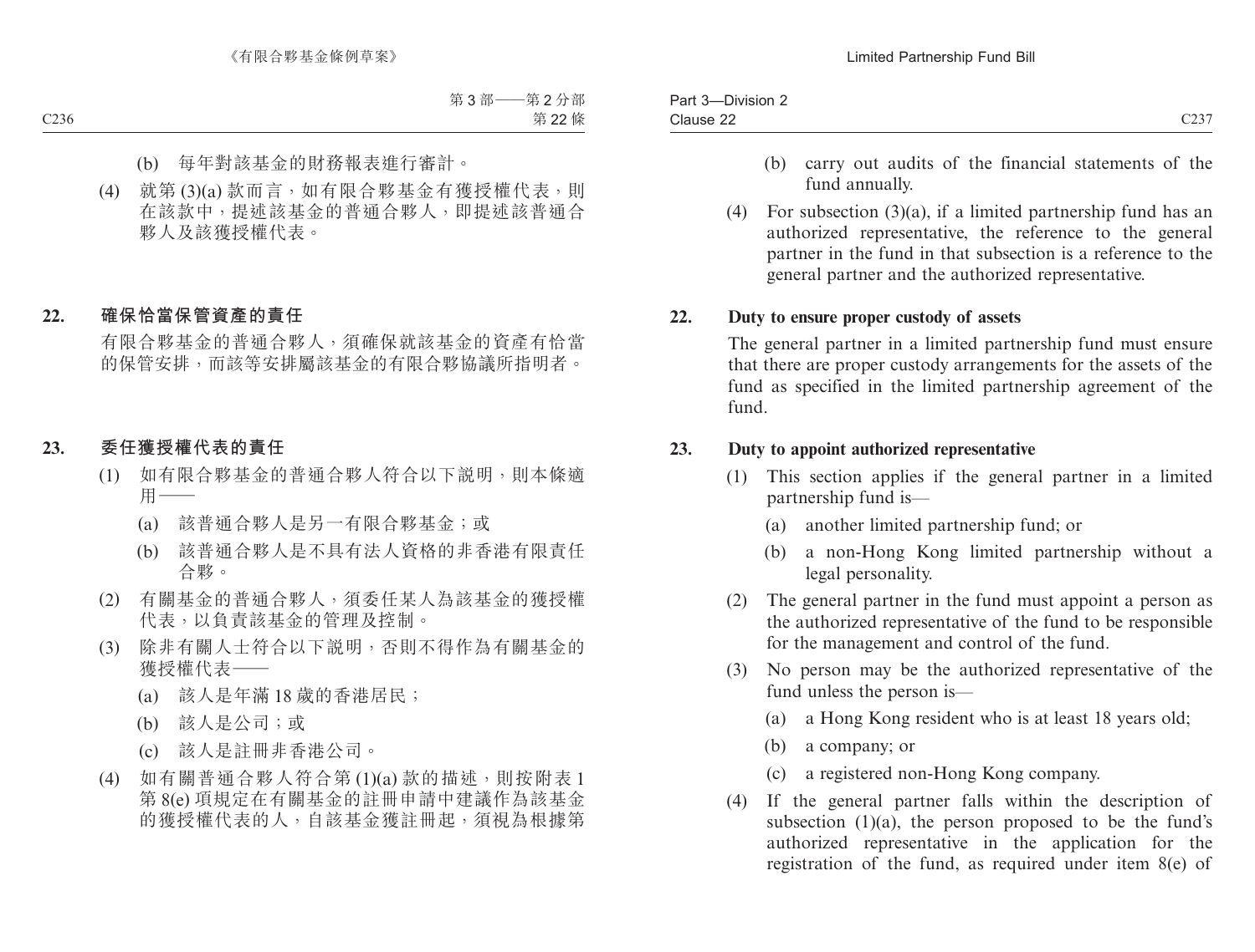(b) 每年對該基金的財務報表進行審計。

(4) 就第 (3)(a) 款而言，如有限合夥基金有獲授權代表，則在該款中，提述該基金的普通合夥人，即提述該普通合夥人及該獲授權代表。

### 22. 確保恰當保管資產的責任

有限合夥基金的普通合夥人，須確保就該基金的資產有恰當的保管安排，而該等安排屬該基金的有限合夥協議所指明者。

### 23. 委任獲授權代表的責任

(1) 如有限合夥基金的普通合夥人符合以下說明，則本條適用——

(a) 該普通合夥人是另一有限合夥基金；或

(b) 該普通合夥人是不具有法人資格的非香港有限責任合夥。

(2) 有關基金的普通合夥人，須委任某人為該基金的獲授權代表，以負責該基金的管理及控制。

(3) 除非有關人士符合以下說明，否則不得作為有關基金的獲授權代表——

(a) 該人是年滿 18 歲的香港居民；

(b) 該人是公司；或

(c) 該人是註冊非香港公司。

(4) 如有關普通合夥人符合第 (1)(a) 款的描述，則按附表 1 第 8(e) 項規定在有關基金的註冊申請中建議作為該基金的獲授權代表的人，自該基金獲註冊起，須視為根據第

(b) carry out audits of the financial statements of the fund annually.

(4) For subsection (3)(a), if a limited partnership fund has an authorized representative, the reference to the general partner in the fund in that subsection is a reference to the general partner and the authorized representative.

### 22. Duty to ensure proper custody of assets

The general partner in a limited partnership fund must ensure that there are proper custody arrangements for the assets of the fund as specified in the limited partnership agreement of the fund.

### 23. Duty to appoint authorized representative

(1) This section applies if the general partner in a limited partnership fund is—

(a) another limited partnership fund; or

(b) a non-Hong Kong limited partnership without a legal personality.

(2) The general partner in the fund must appoint a person as the authorized representative of the fund to be responsible for the management and control of the fund.

(3) No person may be the authorized representative of the fund unless the person is—

(a) a Hong Kong resident who is at least 18 years old;

(b) a company; or

(c) a registered non-Hong Kong company.

(4) If the general partner falls within the description of subsection (1)(a), the person proposed to be the fund's authorized representative in the application for the registration of the fund, as required under item 8(e) of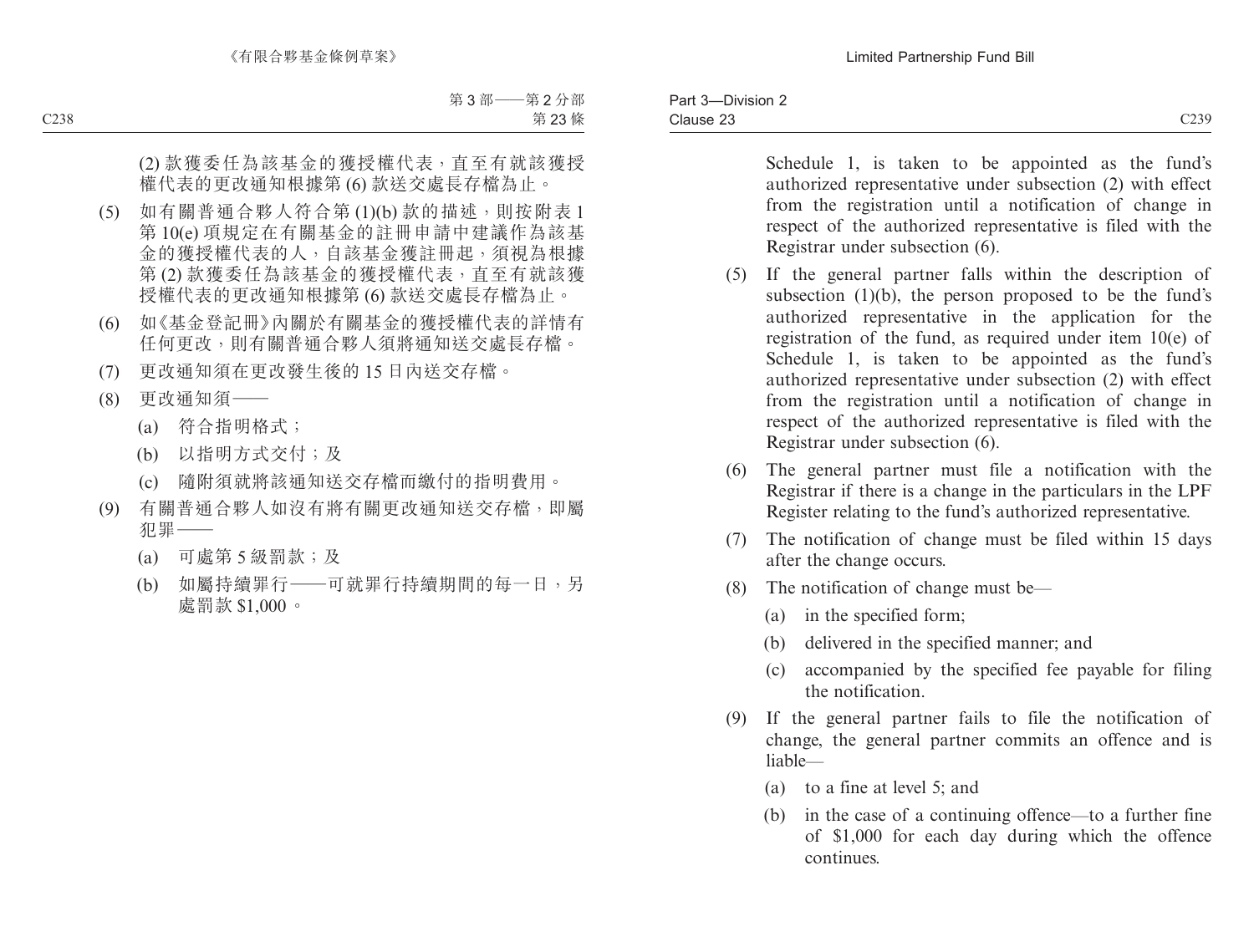(2) 款獲委任為該基金的獲授權代表，直至有就該獲授權代表的更改通知根據第 (6) 款送交處長存檔為止。

(5) 如有關普通合夥人符合第 (1)(b) 款的描述，則按附表 1 第 10(e) 項規定在有關基金的註冊申請中建議作為該基金的獲授權代表的人，自該基金獲註冊起，須視為根據第 (2) 款獲委任為該基金的獲授權代表，直至有就該獲授權代表的更改通知根據第 (6) 款送交處長存檔為止。

(6) 如《基金登記冊》內關於有關基金的獲授權代表的詳情有任何更改，則有關普通合夥人須將通知送交處長存檔。

(7) 更改通知須在更改發生後的 15 日內送交存檔。

(8) 更改通知須——

(a) 符合指明格式；

(b) 以指明方式交付；及

(c) 隨附須就將該通知送交存檔而繳付的指明費用。

(9) 有關普通合夥人如沒有將有關更改通知送交存檔，即屬犯罪——

(a) 可處第 5 級罰款；及

(b) 如屬持續罪行——可就罪行持續期間的每一日，另處罰款 $1,000。

Schedule 1, is taken to be appointed as the fund's authorized representative under subsection (2) with effect from the registration until a notification of change in respect of the authorized representative is filed with the Registrar under subsection (6).

(5) If the general partner falls within the description of subsection (1)(b), the person proposed to be the fund's authorized representative in the application for the registration of the fund, as required under item 10(e) of Schedule 1, is taken to be appointed as the fund's authorized representative under subsection (2) with effect from the registration until a notification of change in respect of the authorized representative is filed with the Registrar under subsection (6).

(6) The general partner must file a notification with the Registrar if there is a change in the particulars in the LPF Register relating to the fund's authorized representative.

(7) The notification of change must be filed within 15 days after the change occurs.

(8) The notification of change must be—

(a) in the specified form;

(b) delivered in the specified manner; and

(c) accompanied by the specified fee payable for filing the notification.

(9) If the general partner fails to file the notification of change, the general partner commits an offence and is liable—

(a) to a fine at level 5; and

(b) in the case of a continuing offence—to a further fine of $1,000 for each day during which the offence continues.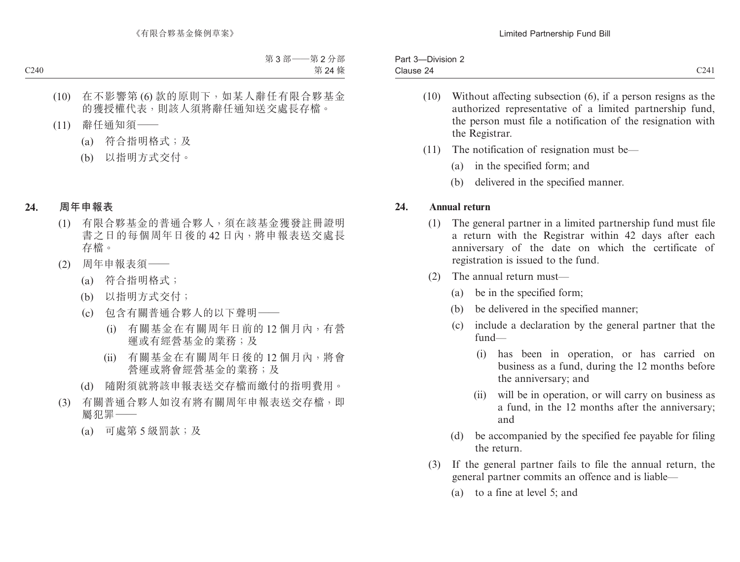(10) 在不影響第 (6) 款的原則下，如某人辭任有限合夥基金的獲授權代表，則該人須將辭任通知送交處長存檔。

(11) 辭任通知須——

(a) 符合指明格式；及

(b) 以指明方式交付。

**24. 周年申報表**

(1) 有限合夥基金的普通合夥人，須在該基金獲發註冊證明書之日的每個周年日後的 42 日內，將申報表送交處長存檔。

(2) 周年申報表須——

(a) 符合指明格式；

(b) 以指明方式交付；

(c) 包含有關普通合夥人的以下聲明——

(i) 有關基金在有關周年日前的 12 個月內，有營運或有經營基金的業務；及

(ii) 有關基金在有關周年日後的 12 個月內，將會營運或將會經營基金的業務；及

(d) 隨附須就將該申報表送交存檔而繳付的指明費用。

(3) 有關普通合夥人如沒有將有關周年申報表送交存檔，即屬犯罪——

(a) 可處第 5 級罰款；及

(10) Without affecting subsection (6), if a person resigns as the authorized representative of a limited partnership fund, the person must file a notification of the resignation with the Registrar.

(11) The notification of resignation must be—

(a) in the specified form; and

(b) delivered in the specified manner.

**24. Annual return**

(1) The general partner in a limited partnership fund must file a return with the Registrar within 42 days after each anniversary of the date on which the certificate of registration is issued to the fund.

(2) The annual return must—

(a) be in the specified form;

(b) be delivered in the specified manner;

(c) include a declaration by the general partner that the fund—

(i) has been in operation, or has carried on business as a fund, during the 12 months before the anniversary; and

(ii) will be in operation, or will carry on business as a fund, in the 12 months after the anniversary; and

(d) be accompanied by the specified fee payable for filing the return.

(3) If the general partner fails to file the annual return, the general partner commits an offence and is liable—

(a) to a fine at level 5; and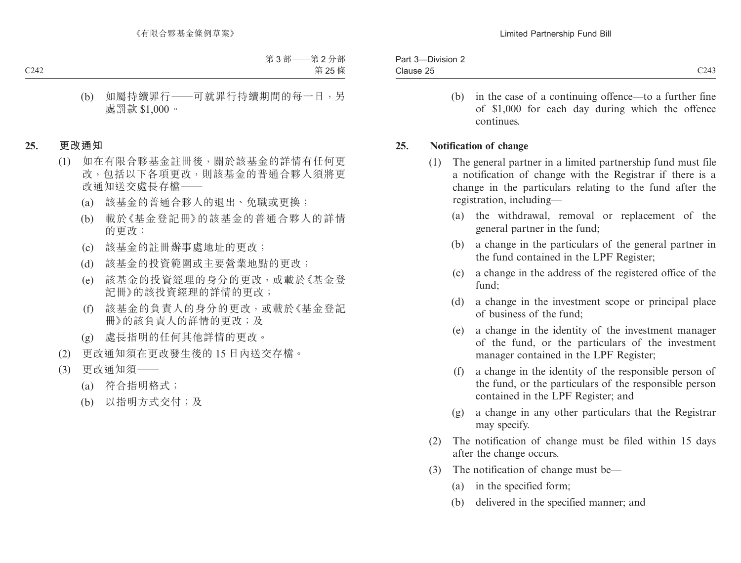(b) 如屬持續罪行——可就罪行持續期間的每一日，另處罰款 $1,000。

**25. 更改通知**

(1) 如在有限合夥基金註冊後，關於該基金的詳情有任何更改，包括以下各項更改，則該基金的普通合夥人須將更改通知送交處長存檔——

(a) 該基金的普通合夥人的退出、免職或更換；

(b) 載於《基金登記冊》的該基金的普通合夥人的詳情的更改；

(c) 該基金的註冊辦事處地址的更改；

(d) 該基金的投資範圍或主要營業地點的更改；

(e) 該基金的投資經理的身分的更改，或載於《基金登記冊》的該投資經理的詳情的更改；

(f) 該基金的負責人的身分的更改，或載於《基金登記冊》的該負責人的詳情的更改；及

(g) 處長指明的任何其他詳情的更改。

(2) 更改通知須在更改發生後的 15 日內送交存檔。

(3) 更改通知須——

(a) 符合指明格式；

(b) 以指明方式交付；及

(b) in the case of a continuing offence—to a further fine of $1,000 for each day during which the offence continues.

**25. Notification of change**

(1) The general partner in a limited partnership fund must file a notification of change with the Registrar if there is a change in the particulars relating to the fund after the registration, including—

(a) the withdrawal, removal or replacement of the general partner in the fund;

(b) a change in the particulars of the general partner in the fund contained in the LPF Register;

(c) a change in the address of the registered office of the fund;

(d) a change in the investment scope or principal place of business of the fund;

(e) a change in the identity of the investment manager of the fund, or the particulars of the investment manager contained in the LPF Register;

(f) a change in the identity of the responsible person of the fund, or the particulars of the responsible person contained in the LPF Register; and

(g) a change in any other particulars that the Registrar may specify.

(2) The notification of change must be filed within 15 days after the change occurs.

(3) The notification of change must be—

(a) in the specified form;

(b) delivered in the specified manner; and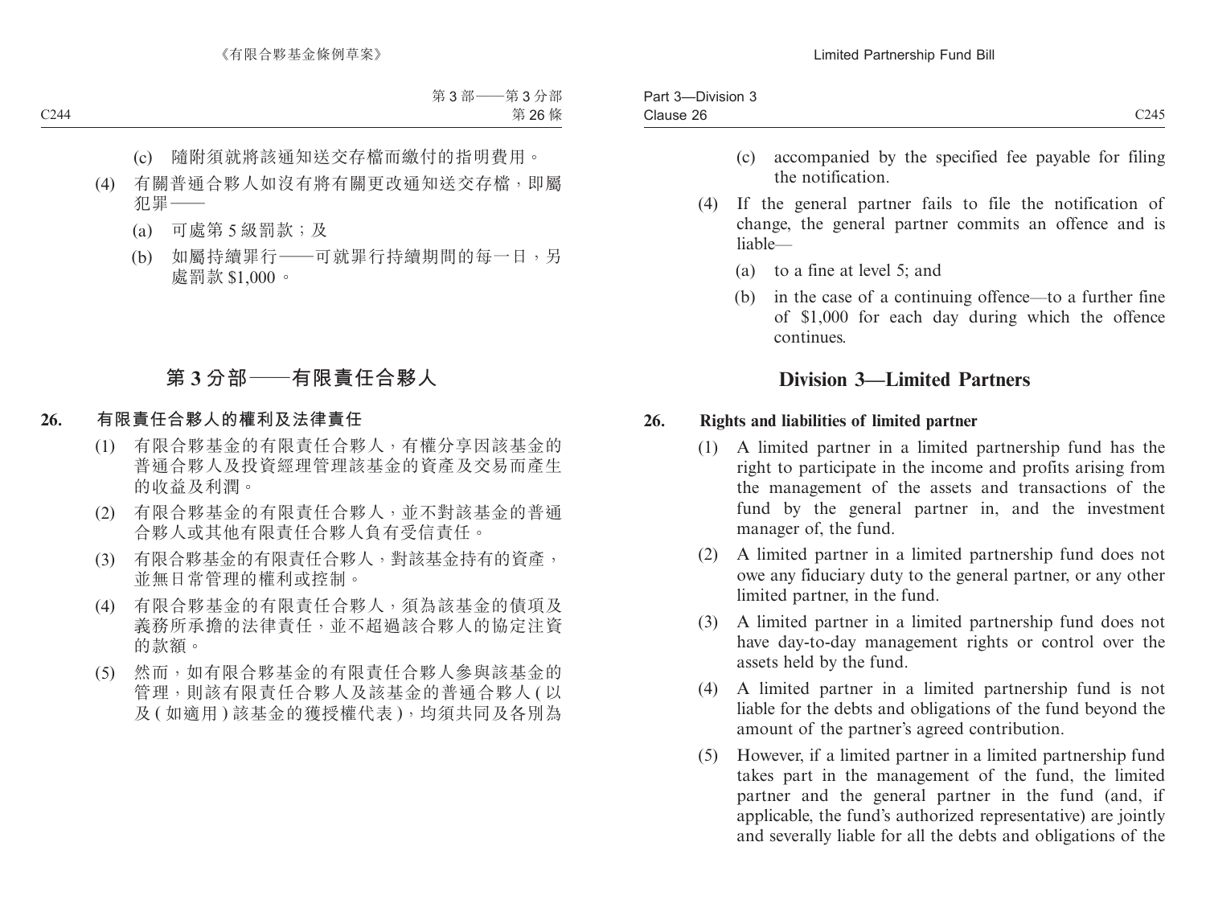(c) 隨附須就將該通知送交存檔而繳付的指明費用。

(4) 有關普通合夥人如沒有將有關更改通知送交存檔，即屬犯罪——

(a) 可處第 5 級罰款；及

(b) 如屬持續罪行——可就罪行持續期間的每一日，另處罰款 $1,000。

## 第 3 分部——有限責任合夥人

### 26. 有限責任合夥人的權利及法律責任

(1) 有限合夥基金的有限責任合夥人，有權分享因該基金的普通合夥人及投資經理管理該基金的資產及交易而產生的收益及利潤。

(2) 有限合夥基金的有限責任合夥人，並不對該基金的普通合夥人或其他有限責任合夥人負有受信責任。

(3) 有限合夥基金的有限責任合夥人，對該基金持有的資產，並無日常管理的權利或控制。

(4) 有限合夥基金的有限責任合夥人，須為該基金的債項及義務所承擔的法律責任，並不超過該合夥人的協定注資的款額。

(5) 然而，如有限合夥基金的有限責任合夥人參與該基金的管理，則該有限責任合夥人及該基金的普通合夥人 (以及 (如適用) 該基金的獲授權代表)，均須共同及各別為

(c) accompanied by the specified fee payable for filing the notification.

(4) If the general partner fails to file the notification of change, the general partner commits an offence and is liable—

(a) to a fine at level 5; and

(b) in the case of a continuing offence—to a further fine of $1,000 for each day during which the offence continues.

## Division 3—Limited Partners

### 26. Rights and liabilities of limited partner

(1) A limited partner in a limited partnership fund has the right to participate in the income and profits arising from the management of the assets and transactions of the fund by the general partner in, and the investment manager of, the fund.

(2) A limited partner in a limited partnership fund does not owe any fiduciary duty to the general partner, or any other limited partner, in the fund.

(3) A limited partner in a limited partnership fund does not have day-to-day management rights or control over the assets held by the fund.

(4) A limited partner in a limited partnership fund is not liable for the debts and obligations of the fund beyond the amount of the partner's agreed contribution.

(5) However, if a limited partner in a limited partnership fund takes part in the management of the fund, the limited partner and the general partner in the fund (and, if applicable, the fund's authorized representative) are jointly and severally liable for all the debts and obligations of the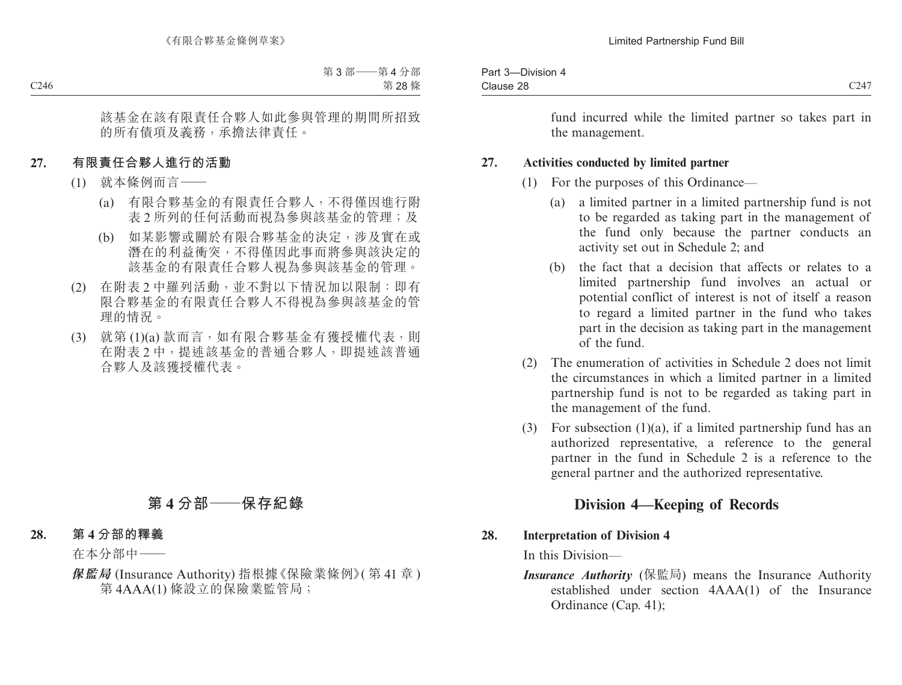該基金在該有限責任合夥人如此參與管理的期間所招致的所有債項及義務，承擔法律責任。

**27. 有限責任合夥人進行的活動**

(1) 就本條例而言——

(a) 有限合夥基金的有限責任合夥人，不得僅因進行附表 2 所列的任何活動而視為參與該基金的管理；及

(b) 如某影響或關於有限合夥基金的決定，涉及實在或潛在的利益衝突，不得僅因此事而將參與該決定的該基金的有限責任合夥人視為參與該基金的管理。

(2) 在附表 2 中羅列活動，並不對以下情況加以限制：即有限合夥基金的有限責任合夥人不得視為參與該基金的管理的情況。

(3) 就第 (1)(a) 款而言，如有限合夥基金有獲授權代表，則在附表 2 中，提述該基金的普通合夥人，即提述該普通合夥人及該獲授權代表。

## 第 4 分部——保存紀錄

**28. 第 4 分部的釋義**

在本分部中——

***保監局*** (Insurance Authority) 指根據《保險業條例》(第 41 章) 第 4AAA(1) 條設立的保險業監管局；

fund incurred while the limited partner so takes part in the management.

**27. Activities conducted by limited partner**

(1) For the purposes of this Ordinance—

(a) a limited partner in a limited partnership fund is not to be regarded as taking part in the management of the fund only because the partner conducts an activity set out in Schedule 2; and

(b) the fact that a decision that affects or relates to a limited partnership fund involves an actual or potential conflict of interest is not of itself a reason to regard a limited partner in the fund who takes part in the decision as taking part in the management of the fund.

(2) The enumeration of activities in Schedule 2 does not limit the circumstances in which a limited partner in a limited partnership fund is not to be regarded as taking part in the management of the fund.

(3) For subsection (1)(a), if a limited partnership fund has an authorized representative, a reference to the general partner in the fund in Schedule 2 is a reference to the general partner and the authorized representative.

## Division 4—Keeping of Records

**28. Interpretation of Division 4**

In this Division—

***Insurance Authority*** (保監局) means the Insurance Authority established under section 4AAA(1) of the Insurance Ordinance (Cap. 41);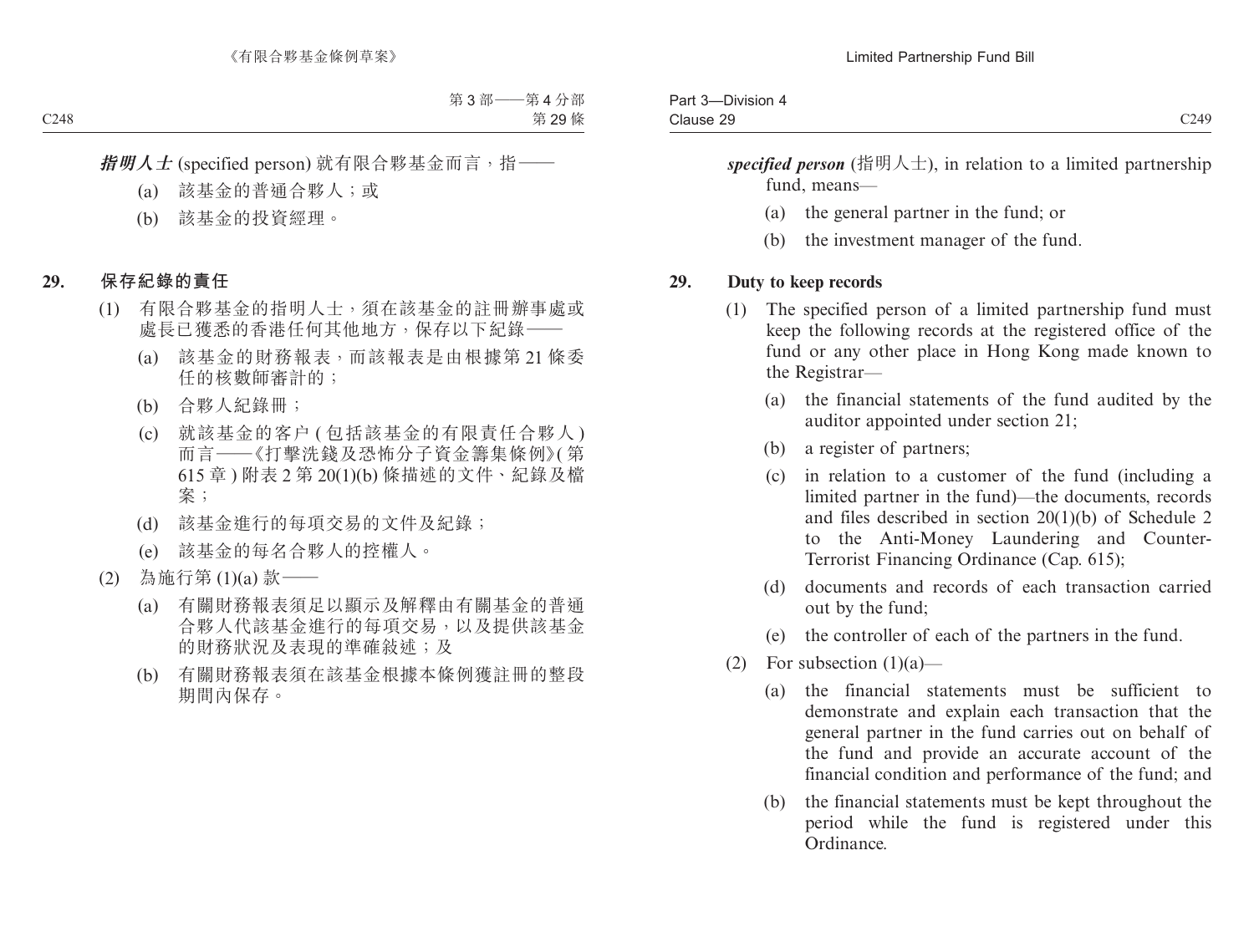***指明人士*** (specified person) 就有限合夥基金而言，指——

(a) 該基金的普通合夥人；或

(b) 該基金的投資經理。

**29. 保存紀錄的責任**

(1) 有限合夥基金的指明人士，須在該基金的註冊辦事處或處長已獲悉的香港任何其他地方，保存以下紀錄——

(a) 該基金的財務報表，而該報表是由根據第 21 條委任的核數師審計的；

(b) 合夥人紀錄冊；

(c) 就該基金的客戶 ( 包括該基金的有限責任合夥人 ) 而言——《打擊洗錢及恐怖分子資金籌集條例》( 第 615 章 ) 附表 2 第 20(1)(b) 條描述的文件、紀錄及檔案；

(d) 該基金進行的每項交易的文件及紀錄；

(e) 該基金的每名合夥人的控權人。

(2) 為施行第 (1)(a) 款——

(a) 有關財務報表須足以顯示及解釋由有關基金的普通合夥人代該基金進行的每項交易，以及提供該基金的財務狀況及表現的準確敍述；及

(b) 有關財務報表須在該基金根據本條例獲註冊的整段期間內保存。

***specified person*** (指明人士), in relation to a limited partnership fund, means—

(a) the general partner in the fund; or

(b) the investment manager of the fund.

**29. Duty to keep records**

(1) The specified person of a limited partnership fund must keep the following records at the registered office of the fund or any other place in Hong Kong made known to the Registrar—

(a) the financial statements of the fund audited by the auditor appointed under section 21;

(b) a register of partners;

(c) in relation to a customer of the fund (including a limited partner in the fund)—the documents, records and files described in section 20(1)(b) of Schedule 2 to the Anti-Money Laundering and Counter-Terrorist Financing Ordinance (Cap. 615);

(d) documents and records of each transaction carried out by the fund;

(e) the controller of each of the partners in the fund.

(2) For subsection (1)(a)—

(a) the financial statements must be sufficient to demonstrate and explain each transaction that the general partner in the fund carries out on behalf of the fund and provide an accurate account of the financial condition and performance of the fund; and

(b) the financial statements must be kept throughout the period while the fund is registered under this Ordinance.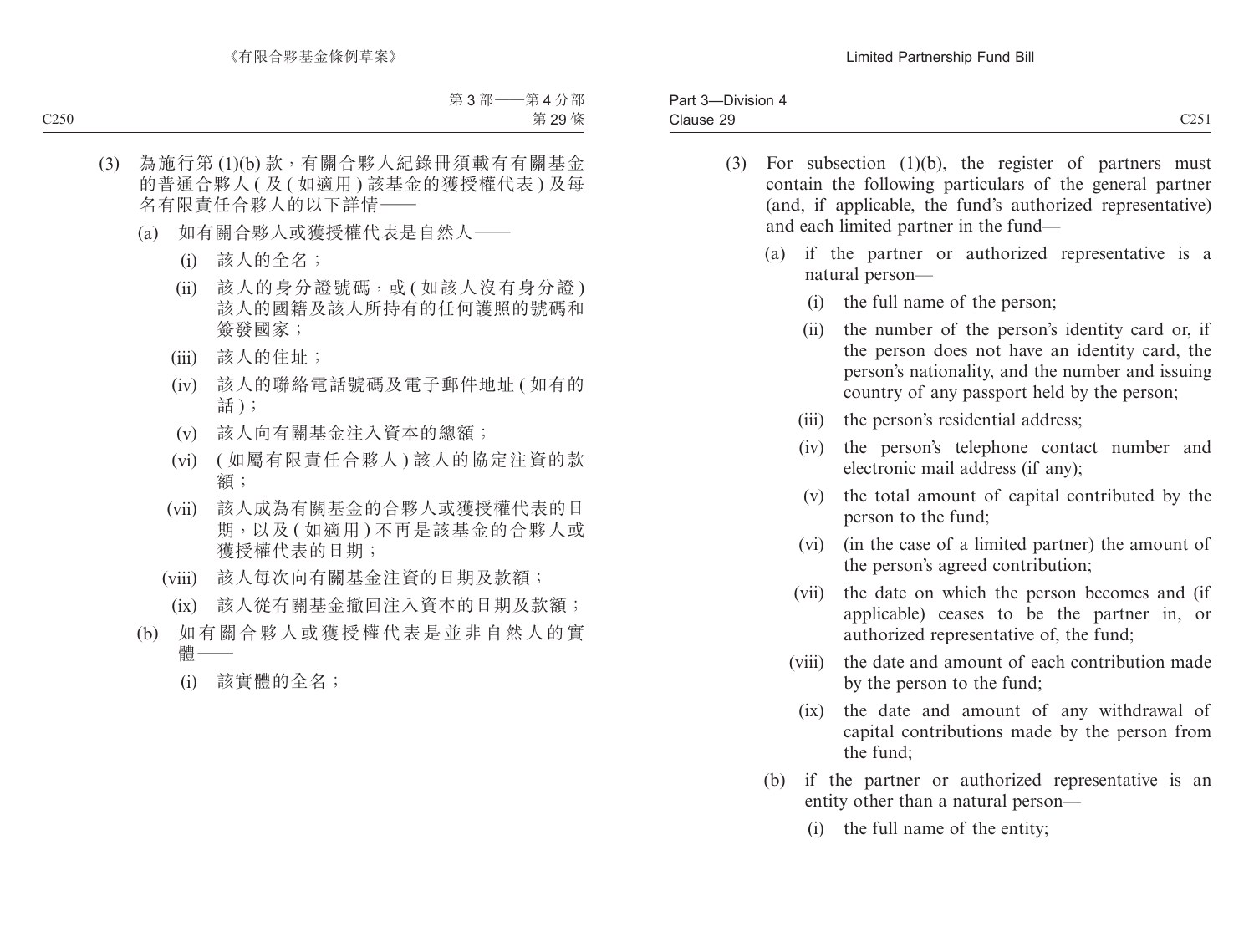(3) 為施行第 (1)(b) 款，有關合夥人紀錄冊須載有有關基金的普通合夥人 ( 及 ( 如適用 ) 該基金的獲授權代表 ) 及每名有限責任合夥人的以下詳情——

(a) 如有關合夥人或獲授權代表是自然人——

(i) 該人的全名；

(ii) 該人的身分證號碼，或 ( 如該人沒有身分證 ) 該人的國籍及該人所持有的任何護照的號碼和簽發國家；

(iii) 該人的住址；

(iv) 該人的聯絡電話號碼及電子郵件地址 ( 如有的話 )；

(v) 該人向有關基金注入資本的總額；

(vi) ( 如屬有限責任合夥人 ) 該人的協定注資的款額；

(vii) 該人成為有關基金的合夥人或獲授權代表的日期，以及 ( 如適用 ) 不再是該基金的合夥人或獲授權代表的日期；

(viii) 該人每次向有關基金注資的日期及款額；

(ix) 該人從有關基金撤回注入資本的日期及款額；

(b) 如有關合夥人或獲授權代表是並非自然人的實體——

(i) 該實體的全名；

(3) For subsection (1)(b), the register of partners must contain the following particulars of the general partner (and, if applicable, the fund's authorized representative) and each limited partner in the fund—

(a) if the partner or authorized representative is a natural person—

(i) the full name of the person;

(ii) the number of the person's identity card or, if the person does not have an identity card, the person's nationality, and the number and issuing country of any passport held by the person;

(iii) the person's residential address;

(iv) the person's telephone contact number and electronic mail address (if any);

(v) the total amount of capital contributed by the person to the fund;

(vi) (in the case of a limited partner) the amount of the person's agreed contribution;

(vii) the date on which the person becomes and (if applicable) ceases to be the partner in, or authorized representative of, the fund;

(viii) the date and amount of each contribution made by the person to the fund;

(ix) the date and amount of any withdrawal of capital contributions made by the person from the fund;

(b) if the partner or authorized representative is an entity other than a natural person—

(i) the full name of the entity;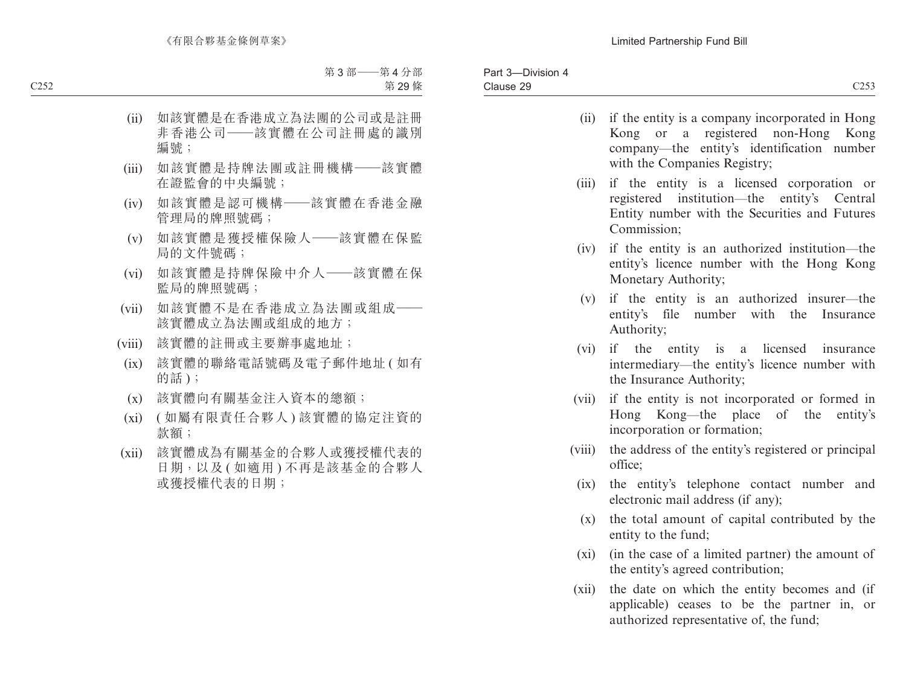(ii) 如該實體是在香港成立為法團的公司或是註冊非香港公司——該實體在公司註冊處的識別編號；

(iii) 如該實體是持牌法團或註冊機構——該實體在證監會的中央編號；

(iv) 如該實體是認可機構——該實體在香港金融管理局的牌照號碼；

(v) 如該實體是獲授權保險人——該實體在保監局的文件號碼；

(vi) 如該實體是持牌保險中介人——該實體在保監局的牌照號碼；

(vii) 如該實體不是在香港成立為法團或組成——該實體成立為法團或組成的地方；

(viii) 該實體的註冊或主要辦事處地址；

(ix) 該實體的聯絡電話號碼及電子郵件地址 ( 如有的話 )；

(x) 該實體向有關基金注入資本的總額；

(xi) ( 如屬有限責任合夥人 ) 該實體的協定注資的款額；

(xii) 該實體成為有關基金的合夥人或獲授權代表的日期，以及 ( 如適用 ) 不再是該基金的合夥人或獲授權代表的日期；

(ii) if the entity is a company incorporated in Hong Kong or a registered non-Hong Kong company—the entity's identification number with the Companies Registry;

(iii) if the entity is a licensed corporation or registered institution—the entity's Central Entity number with the Securities and Futures Commission;

(iv) if the entity is an authorized institution—the entity's licence number with the Hong Kong Monetary Authority;

(v) if the entity is an authorized insurer—the entity's file number with the Insurance Authority;

(vi) if the entity is a licensed insurance intermediary—the entity's licence number with the Insurance Authority;

(vii) if the entity is not incorporated or formed in Hong Kong—the place of the entity's incorporation or formation;

(viii) the address of the entity's registered or principal office;

(ix) the entity's telephone contact number and electronic mail address (if any);

(x) the total amount of capital contributed by the entity to the fund;

(xi) (in the case of a limited partner) the amount of the entity's agreed contribution;

(xii) the date on which the entity becomes and (if applicable) ceases to be the partner in, or authorized representative of, the fund;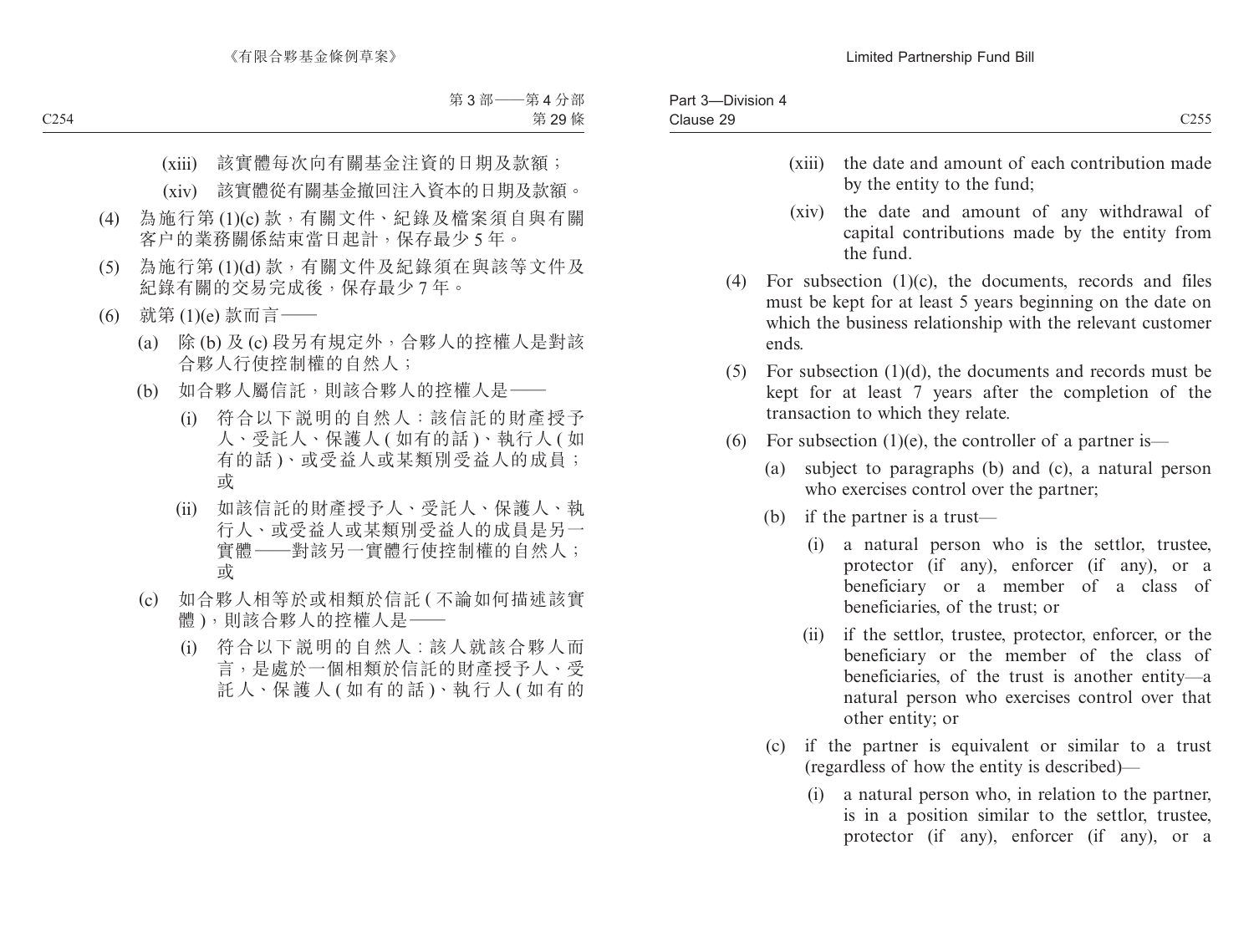(xiii) 該實體每次向有關基金注資的日期及款額；

(xiv) 該實體從有關基金撤回注入資本的日期及款額。

(4) 為施行第 (1)(c) 款，有關文件、紀錄及檔案須自與有關客户的業務關係結束當日起計，保存最少 5 年。

(5) 為施行第 (1)(d) 款，有關文件及紀錄須在與該等文件及紀錄有關的交易完成後，保存最少 7 年。

(6) 就第 (1)(e) 款而言——

(a) 除 (b) 及 (c) 段另有規定外，合夥人的控權人是對該合夥人行使控制權的自然人；

(b) 如合夥人屬信託，則該合夥人的控權人是——

(i) 符合以下説明的自然人：該信託的財產授予人、受託人、保護人 (如有的話)、執行人 (如有的話)、或受益人或某類別受益人的成員；或

(ii) 如該信託的財產授予人、受託人、保護人、執行人、或受益人或某類別受益人的成員是另一實體——對該另一實體行使控制權的自然人；或

(c) 如合夥人相等於或相類於信託 (不論如何描述該實體)，則該合夥人的控權人是——

(i) 符合以下説明的自然人：該人就該合夥人而言，是處於一個相類於信託的財產授予人、受託人、保護人 (如有的話)、執行人 (如有的

(xiii) the date and amount of each contribution made by the entity to the fund;

(xiv) the date and amount of any withdrawal of capital contributions made by the entity from the fund.

(4) For subsection (1)(c), the documents, records and files must be kept for at least 5 years beginning on the date on which the business relationship with the relevant customer ends.

(5) For subsection (1)(d), the documents and records must be kept for at least 7 years after the completion of the transaction to which they relate.

(6) For subsection (1)(e), the controller of a partner is—

(a) subject to paragraphs (b) and (c), a natural person who exercises control over the partner;

(b) if the partner is a trust—

(i) a natural person who is the settlor, trustee, protector (if any), enforcer (if any), or a beneficiary or a member of a class of beneficiaries, of the trust; or

(ii) if the settlor, trustee, protector, enforcer, or the beneficiary or the member of the class of beneficiaries, of the trust is another entity—a natural person who exercises control over that other entity; or

(c) if the partner is equivalent or similar to a trust (regardless of how the entity is described)—

(i) a natural person who, in relation to the partner, is in a position similar to the settlor, trustee, protector (if any), enforcer (if any), or a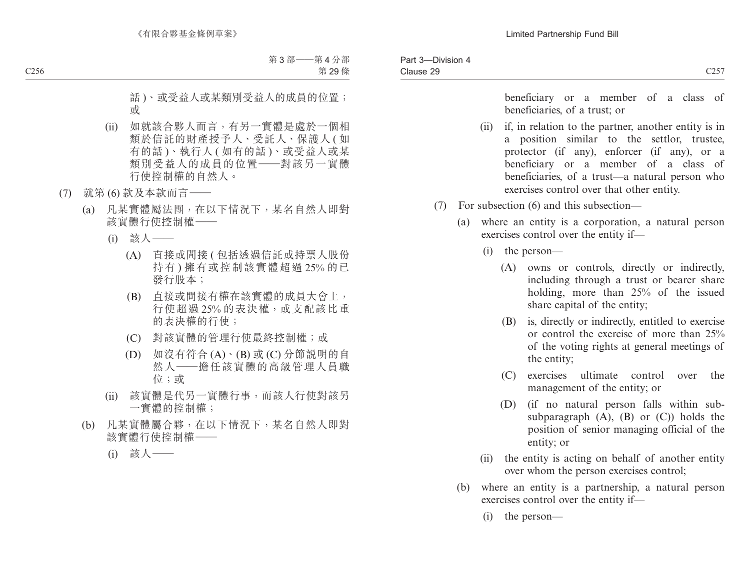話 )、或受益人或某類別受益人的成員的位置；或

(ii) 如就該合夥人而言，有另一實體是處於一個相類於信託的財產授予人、受託人、保護人 ( 如有的話 )、執行人 ( 如有的話 )、或受益人或某類別受益人的成員的位置——對該另一實體行使控制權的自然人。

(7) 就第 (6) 款及本款而言——

(a) 凡某實體屬法團，在以下情況下，某名自然人即對該實體行使控制權——

(i) 該人——

(A) 直接或間接 ( 包括透過信託或持票人股份持有 ) 擁有或控制該實體超過 25% 的已發行股本；

(B) 直接或間接有權在該實體的成員大會上，行使超過 25% 的表決權，或支配該比重的表決權的行使；

(C) 對該實體的管理行使最終控制權；或

(D) 如沒有符合 (A)、(B) 或 (C) 分節說明的自然人——擔任該實體的高級管理人員職位；或

(ii) 該實體是代另一實體行事，而該人行使對該另一實體的控制權；

(b) 凡某實體屬合夥，在以下情況下，某名自然人即對該實體行使控制權——

(i) 該人——

beneficiary or a member of a class of beneficiaries, of a trust; or

(ii) if, in relation to the partner, another entity is in a position similar to the settlor, trustee, protector (if any), enforcer (if any), or a beneficiary or a member of a class of beneficiaries, of a trust—a natural person who exercises control over that other entity.

(7) For subsection (6) and this subsection—

(a) where an entity is a corporation, a natural person exercises control over the entity if—

(i) the person—

(A) owns or controls, directly or indirectly, including through a trust or bearer share holding, more than 25% of the issued share capital of the entity;

(B) is, directly or indirectly, entitled to exercise or control the exercise of more than 25% of the voting rights at general meetings of the entity;

(C) exercises ultimate control over the management of the entity; or

(D) (if no natural person falls within sub-subparagraph (A), (B) or (C)) holds the position of senior managing official of the entity; or

(ii) the entity is acting on behalf of another entity over whom the person exercises control;

(b) where an entity is a partnership, a natural person exercises control over the entity if—

(i) the person—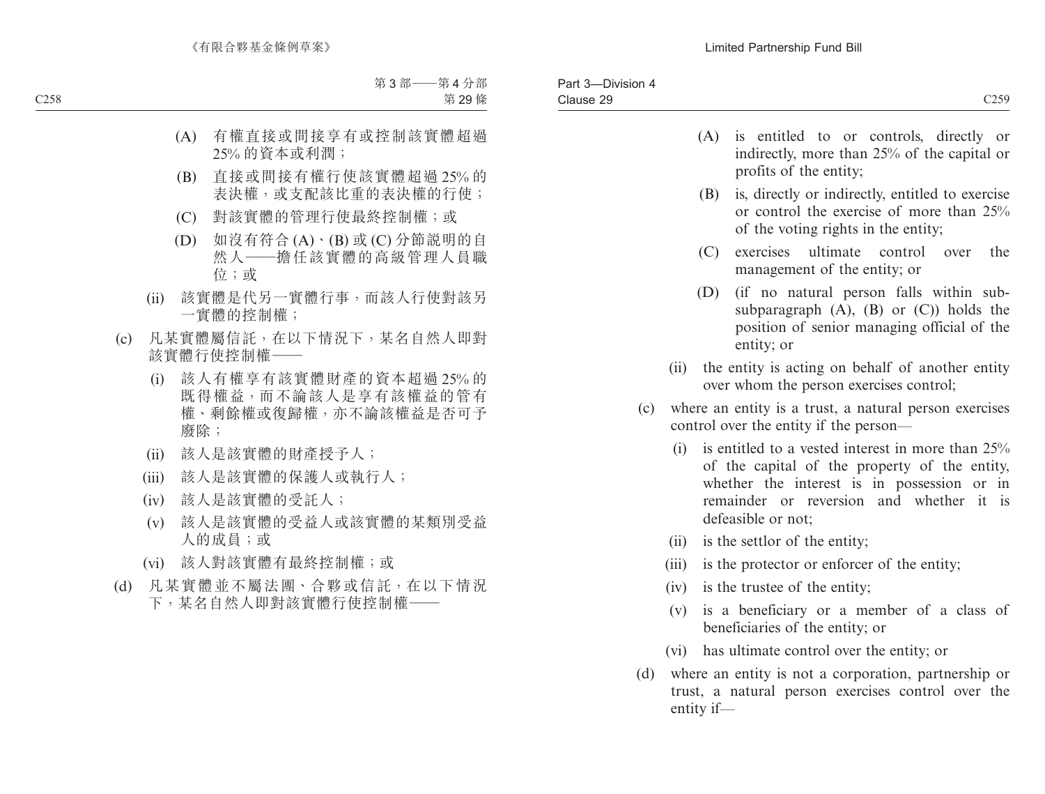(A) 有權直接或間接享有或控制該實體超過25% 的資本或利潤；

(B) 直接或間接有權行使該實體超過 25% 的表決權，或支配該比重的表決權的行使；

(C) 對該實體的管理行使最終控制權；或

(D) 如沒有符合 (A)、(B) 或 (C) 分節説明的自然人——擔任該實體的高級管理人員職位；或

(ii) 該實體是代另一實體行事，而該人行使對該另一實體的控制權；

(c) 凡某實體屬信託，在以下情況下，某名自然人即對該實體行使控制權——

(i) 該人有權享有該實體財產的資本超過 25% 的既得權益，而不論該人是享有該權益的管有權、剩餘權或復歸權，亦不論該權益是否可予廢除；

(ii) 該人是該實體的財產授予人；

(iii) 該人是該實體的保護人或執行人；

(iv) 該人是該實體的受託人；

(v) 該人是該實體的受益人或該實體的某類別受益人的成員；或

(vi) 該人對該實體有最終控制權；或

(d) 凡某實體並不屬法團、合夥或信託，在以下情況下，某名自然人即對該實體行使控制權——

(A) is entitled to or controls, directly or indirectly, more than 25% of the capital or profits of the entity;

(B) is, directly or indirectly, entitled to exercise or control the exercise of more than 25% of the voting rights in the entity;

(C) exercises ultimate control over the management of the entity; or

(D) (if no natural person falls within sub-subparagraph (A), (B) or (C)) holds the position of senior managing official of the entity; or

(ii) the entity is acting on behalf of another entity over whom the person exercises control;

(c) where an entity is a trust, a natural person exercises control over the entity if the person—

(i) is entitled to a vested interest in more than 25% of the capital of the property of the entity, whether the interest is in possession or in remainder or reversion and whether it is defeasible or not;

(ii) is the settlor of the entity;

(iii) is the protector or enforcer of the entity;

(iv) is the trustee of the entity;

(v) is a beneficiary or a member of a class of beneficiaries of the entity; or

(vi) has ultimate control over the entity; or

(d) where an entity is not a corporation, partnership or trust, a natural person exercises control over the entity if—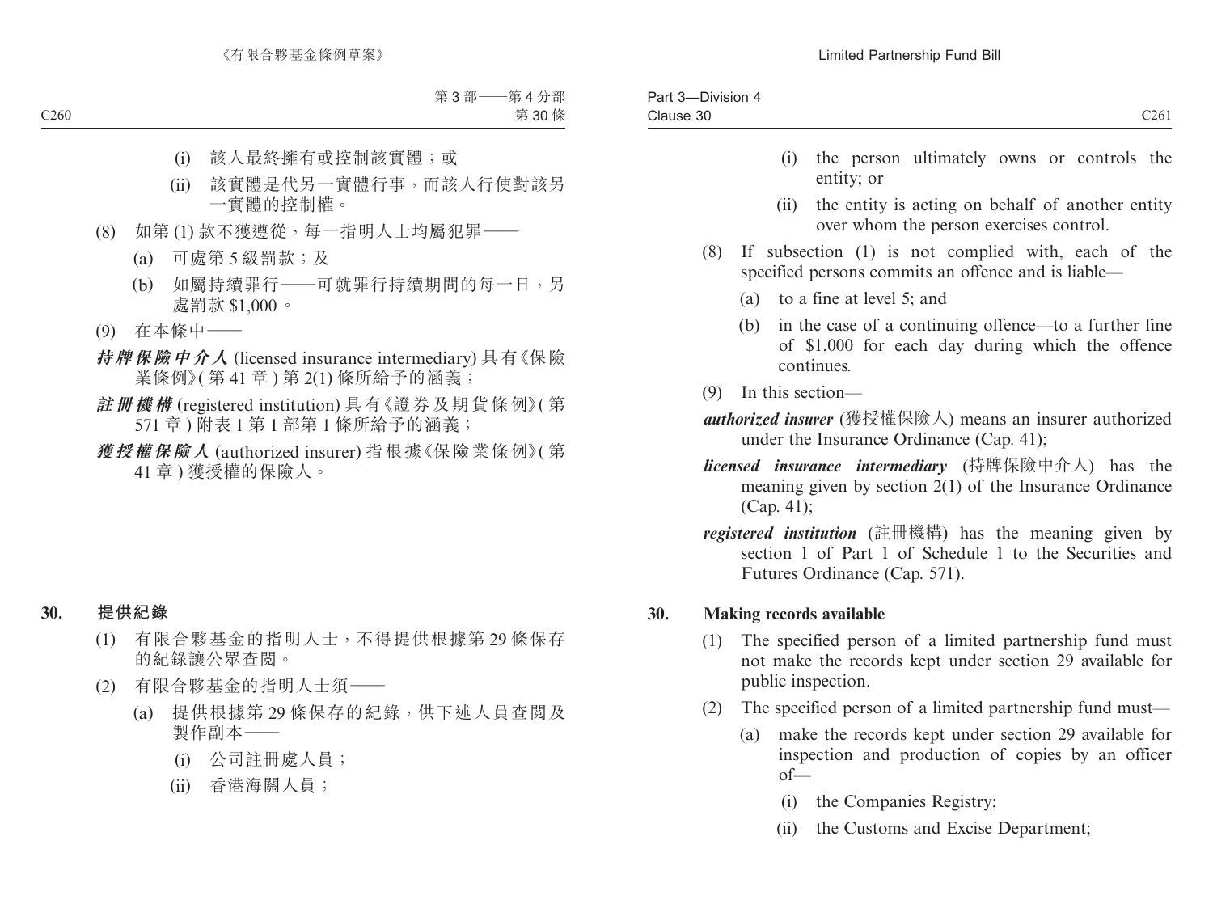(i) 該人最終擁有或控制該實體；或

(ii) 該實體是代另一實體行事，而該人行使對該另一實體的控制權。

(8) 如第 (1) 款不獲遵從，每一指明人士均屬犯罪——

(a) 可處第 5 級罰款；及

(b) 如屬持續罪行——可就罪行持續期間的每一日，另處罰款 $1,000。

(9) 在本條中——

***持牌保險中介人*** (licensed insurance intermediary) 具有《保險業條例》(第 41 章) 第 2(1) 條所給予的涵義；

***註冊機構*** (registered institution) 具有《證券及期貨條例》(第 571 章) 附表 1 第 1 部第 1 條所給予的涵義；

***獲授權保險人*** (authorized insurer) 指根據《保險業條例》(第 41 章) 獲授權的保險人。

## 30. 提供紀錄

(1) 有限合夥基金的指明人士，不得提供根據第 29 條保存的紀錄讓公眾查閱。

(2) 有限合夥基金的指明人士須——

(a) 提供根據第 29 條保存的紀錄，供下述人員查閱及製作副本——

(i) 公司註冊處人員；

(ii) 香港海關人員；

---

(i) the person ultimately owns or controls the entity; or

(ii) the entity is acting on behalf of another entity over whom the person exercises control.

(8) If subsection (1) is not complied with, each of the specified persons commits an offence and is liable—

(a) to a fine at level 5; and

(b) in the case of a continuing offence—to a further fine of $1,000 for each day during which the offence continues.

(9) In this section—

***authorized insurer*** (獲授權保險人) means an insurer authorized under the Insurance Ordinance (Cap. 41);

***licensed insurance intermediary*** (持牌保險中介人) has the meaning given by section 2(1) of the Insurance Ordinance (Cap. 41);

***registered institution*** (註冊機構) has the meaning given by section 1 of Part 1 of Schedule 1 to the Securities and Futures Ordinance (Cap. 571).

## 30. Making records available

(1) The specified person of a limited partnership fund must not make the records kept under section 29 available for public inspection.

(2) The specified person of a limited partnership fund must—

(a) make the records kept under section 29 available for inspection and production of copies by an officer of—

(i) the Companies Registry;

(ii) the Customs and Excise Department;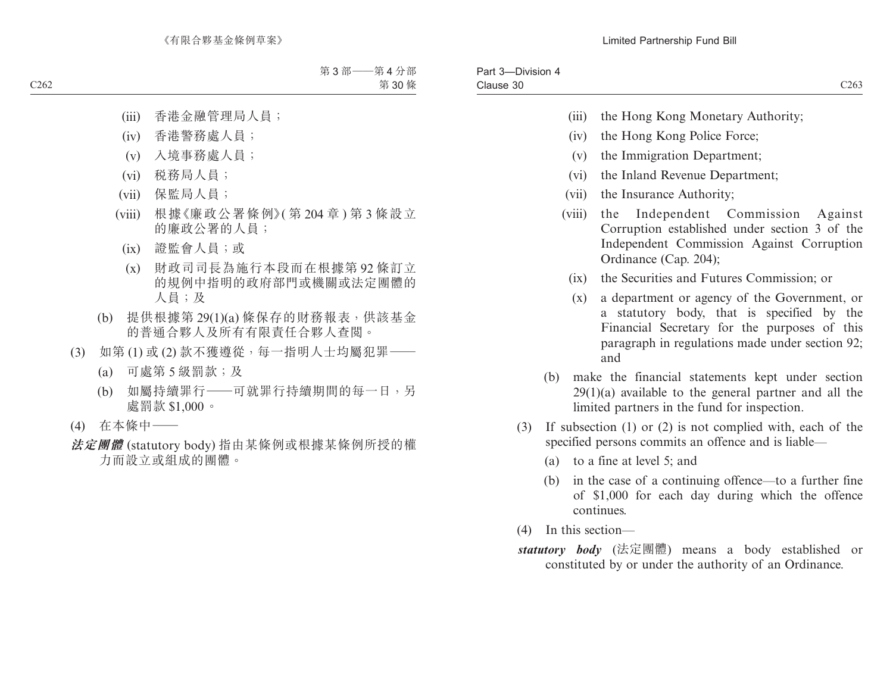(iii) 香港金融管理局人員；

(iv) 香港警務處人員；

(v) 入境事務處人員；

(vi) 税務局人員；

(vii) 保監局人員；

(viii) 根據《廉政公署條例》(第 204 章) 第 3 條設立的廉政公署的人員；

(ix) 證監會人員；或

(x) 財政司司長為施行本段而在根據第 92 條訂立的規例中指明的政府部門或機關或法定團體的人員；及

(b) 提供根據第 29(1)(a) 條保存的財務報表，供該基金的普通合夥人及所有有限責任合夥人查閱。

(3) 如第 (1) 或 (2) 款不獲遵從，每一指明人士均屬犯罪——

(a) 可處第 5 級罰款；及

(b) 如屬持續罪行——可就罪行持續期間的每一日，另處罰款 $1,000。

(4) 在本條中——

***法定團體*** (statutory body) 指由某條例或根據某條例所授的權力而設立或組成的團體。

(iii) the Hong Kong Monetary Authority;

(iv) the Hong Kong Police Force;

(v) the Immigration Department;

(vi) the Inland Revenue Department;

(vii) the Insurance Authority;

(viii) the Independent Commission Against Corruption established under section 3 of the Independent Commission Against Corruption Ordinance (Cap. 204);

(ix) the Securities and Futures Commission; or

(x) a department or agency of the Government, or a statutory body, that is specified by the Financial Secretary for the purposes of this paragraph in regulations made under section 92; and

(b) make the financial statements kept under section 29(1)(a) available to the general partner and all the limited partners in the fund for inspection.

(3) If subsection (1) or (2) is not complied with, each of the specified persons commits an offence and is liable—

(a) to a fine at level 5; and

(b) in the case of a continuing offence—to a further fine of $1,000 for each day during which the offence continues.

(4) In this section—

***statutory body*** (法定團體) means a body established or constituted by or under the authority of an Ordinance.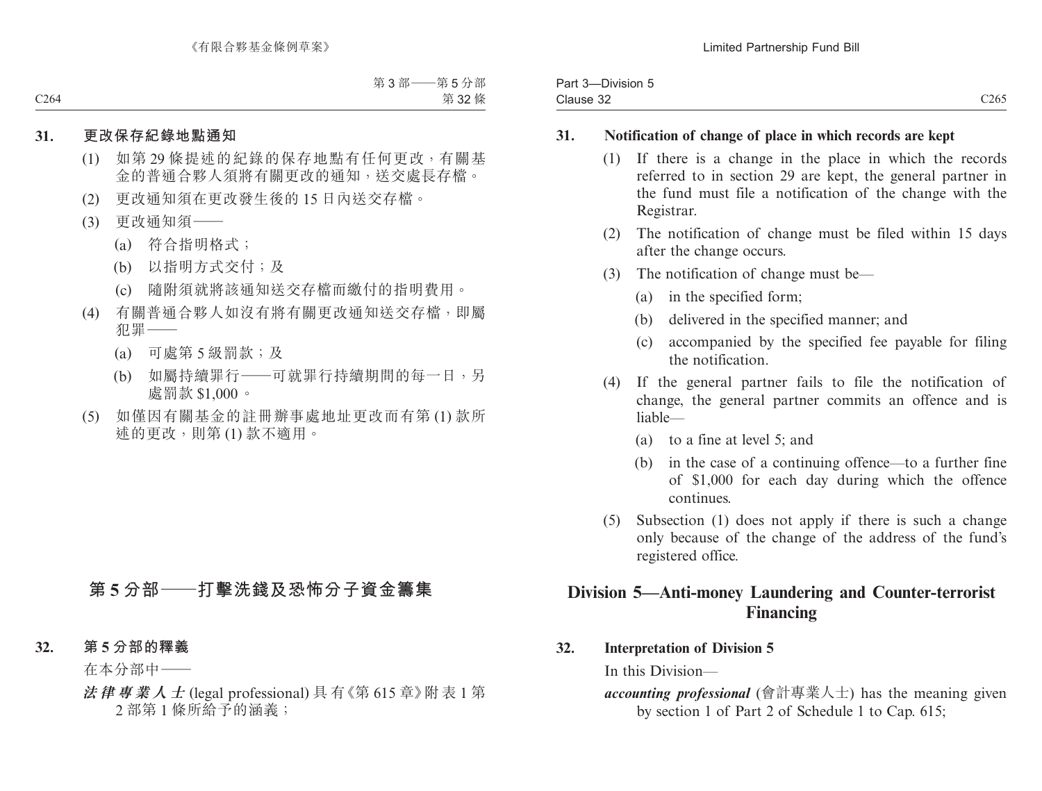**31. 更改保存紀錄地點通知**

(1) 如第 29 條提述的紀錄的保存地點有任何更改，有關基金的普通合夥人須將有關更改的通知，送交處長存檔。

(2) 更改通知須在更改發生後的 15 日內送交存檔。

(3) 更改通知須——

(a) 符合指明格式；

(b) 以指明方式交付；及

(c) 隨附須就將該通知送交存檔而繳付的指明費用。

(4) 有關普通合夥人如沒有將有關更改通知送交存檔，即屬犯罪——

(a) 可處第 5 級罰款；及

(b) 如屬持續罪行——可就罪行持續期間的每一日，另處罰款 $1,000。

(5) 如僅因有關基金的註冊辦事處地址更改而有第 (1) 款所述的更改，則第 (1) 款不適用。

## 第 5 分部——打擊洗錢及恐怖分子資金籌集

**32. 第 5 分部的釋義**

在本分部中——

***法律專業人士*** (legal professional) 具有《第 615 章》附表 1 第 2 部第 1 條所給予的涵義；

**31. Notification of change of place in which records are kept**

(1) If there is a change in the place in which the records referred to in section 29 are kept, the general partner in the fund must file a notification of the change with the Registrar.

(2) The notification of change must be filed within 15 days after the change occurs.

(3) The notification of change must be—

(a) in the specified form;

(b) delivered in the specified manner; and

(c) accompanied by the specified fee payable for filing the notification.

(4) If the general partner fails to file the notification of change, the general partner commits an offence and is liable—

(a) to a fine at level 5; and

(b) in the case of a continuing offence—to a further fine of $1,000 for each day during which the offence continues.

(5) Subsection (1) does not apply if there is such a change only because of the change of the address of the fund's registered office.

## Division 5—Anti-money Laundering and Counter-terrorist Financing

**32. Interpretation of Division 5**

In this Division—

***accounting professional*** (會計專業人士) has the meaning given by section 1 of Part 2 of Schedule 1 to Cap. 615;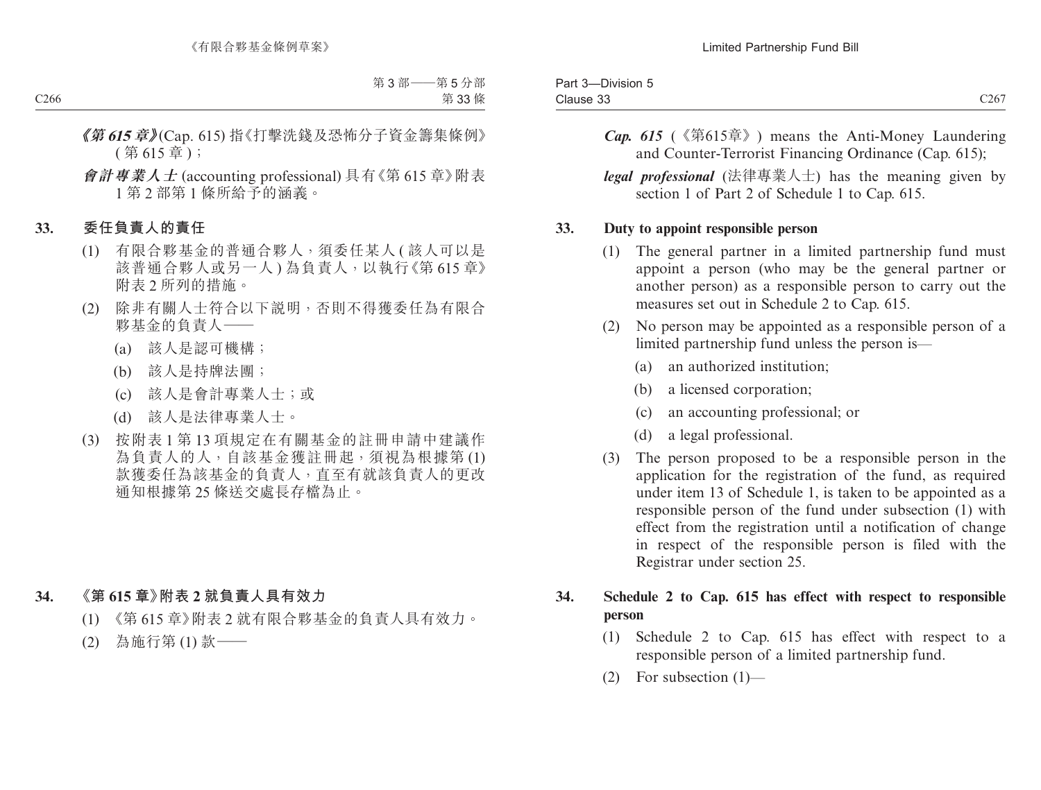***《第 615 章》***(Cap. 615) 指《打擊洗錢及恐怖分子資金籌集條例》(第 615 章)；

***會計專業人士*** (accounting professional) 具有《第 615 章》附表 1 第 2 部第 1 條所給予的涵義。

**33. 委任負責人的責任**

(1) 有限合夥基金的普通合夥人，須委任某人 (該人可以是該普通合夥人或另一人) 為負責人，以執行《第 615 章》附表 2 所列的措施。

(2) 除非有關人士符合以下說明，否則不得獲委任為有限合夥基金的負責人——

(a) 該人是認可機構；

(b) 該人是持牌法團；

(c) 該人是會計專業人士；或

(d) 該人是法律專業人士。

(3) 按附表 1 第 13 項規定在有關基金的註冊申請中建議作為負責人的人，自該基金獲註冊起，須視為根據第 (1) 款獲委任為該基金的負責人，直至有就該負責人的更改通知根據第 25 條送交處長存檔為止。

**34. 《第 615 章》附表 2 就負責人具有效力**

(1) 《第 615 章》附表 2 就有限合夥基金的負責人具有效力。

(2) 為施行第 (1) 款——

***Cap. 615*** (《第615章》) means the Anti-Money Laundering and Counter-Terrorist Financing Ordinance (Cap. 615);

***legal professional*** (法律專業人士) has the meaning given by section 1 of Part 2 of Schedule 1 to Cap. 615.

**33. Duty to appoint responsible person**

(1) The general partner in a limited partnership fund must appoint a person (who may be the general partner or another person) as a responsible person to carry out the measures set out in Schedule 2 to Cap. 615.

(2) No person may be appointed as a responsible person of a limited partnership fund unless the person is—

(a) an authorized institution;

(b) a licensed corporation;

(c) an accounting professional; or

(d) a legal professional.

(3) The person proposed to be a responsible person in the application for the registration of the fund, as required under item 13 of Schedule 1, is taken to be appointed as a responsible person of the fund under subsection (1) with effect from the registration until a notification of change in respect of the responsible person is filed with the Registrar under section 25.

**34. Schedule 2 to Cap. 615 has effect with respect to responsible person**

(1) Schedule 2 to Cap. 615 has effect with respect to a responsible person of a limited partnership fund.

(2) For subsection (1)—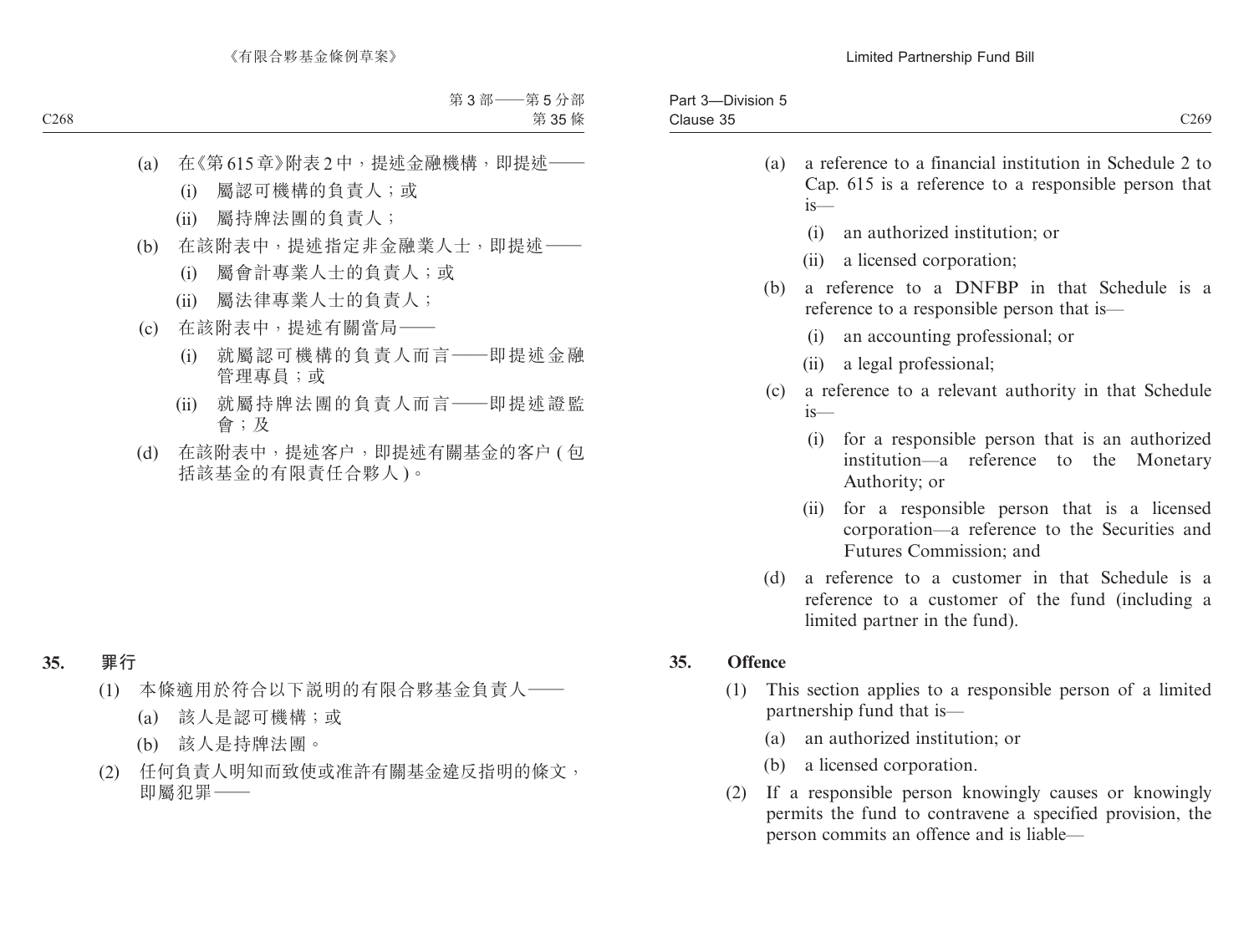(a) 在《第 615 章》附表 2 中，提述金融機構，即提述——

(i) 屬認可機構的負責人；或

(ii) 屬持牌法團的負責人；

(b) 在該附表中，提述指定非金融業人士，即提述——

(i) 屬會計專業人士的負責人；或

(ii) 屬法律專業人士的負責人；

(c) 在該附表中，提述有關當局——

(i) 就屬認可機構的負責人而言——即提述金融管理專員；或

(ii) 就屬持牌法團的負責人而言——即提述證監會；及

(d) 在該附表中，提述客户，即提述有關基金的客户 (包括該基金的有限責任合夥人)。

**35. 罪行**

(1) 本條適用於符合以下説明的有限合夥基金負責人——

(a) 該人是認可機構；或

(b) 該人是持牌法團。

(2) 任何負責人明知而致使或准許有關基金違反指明的條文，即屬犯罪——

(a) a reference to a financial institution in Schedule 2 to Cap. 615 is a reference to a responsible person that is—

(i) an authorized institution; or

(ii) a licensed corporation;

(b) a reference to a DNFBP in that Schedule is a reference to a responsible person that is—

(i) an accounting professional; or

(ii) a legal professional;

(c) a reference to a relevant authority in that Schedule is—

(i) for a responsible person that is an authorized institution—a reference to the Monetary Authority; or

(ii) for a responsible person that is a licensed corporation—a reference to the Securities and Futures Commission; and

(d) a reference to a customer in that Schedule is a reference to a customer of the fund (including a limited partner in the fund).

**35. Offence**

(1) This section applies to a responsible person of a limited partnership fund that is—

(a) an authorized institution; or

(b) a licensed corporation.

(2) If a responsible person knowingly causes or knowingly permits the fund to contravene a specified provision, the person commits an offence and is liable—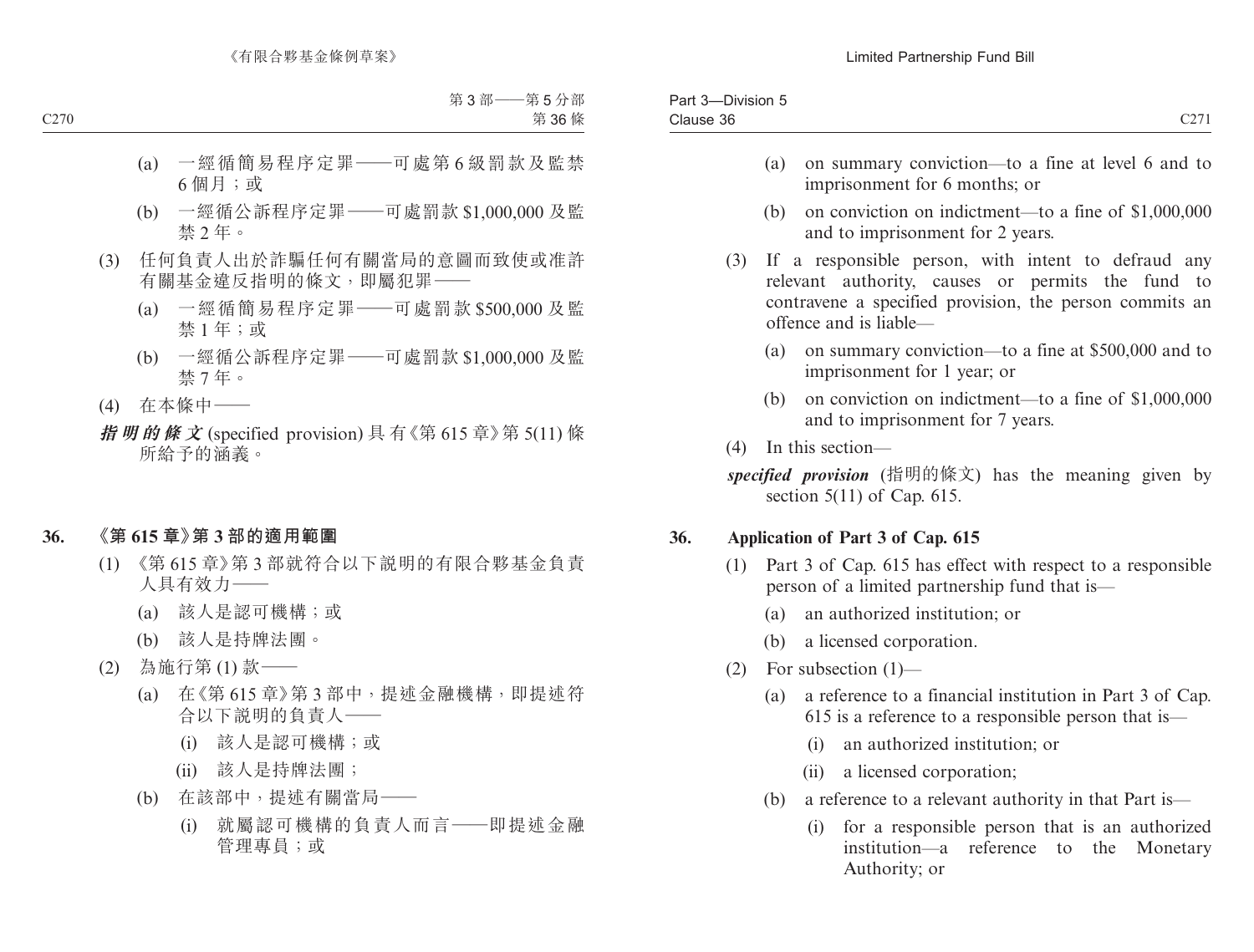(a) 一經循簡易程序定罪——可處第 6 級罰款及監禁 6 個月；或

(b) 一經循公訴程序定罪——可處罰款 $1,000,000 及監禁 2 年。

(3) 任何負責人出於詐騙任何有關當局的意圖而致使或准許有關基金違反指明的條文，即屬犯罪——

(a) 一經循簡易程序定罪——可處罰款 $500,000 及監禁 1 年；或

(b) 一經循公訴程序定罪——可處罰款 $1,000,000 及監禁 7 年。

(4) 在本條中——

***指明的條文*** (specified provision) 具有《第 615 章》第 5(11) 條所給予的涵義。

### 36. 《第 615 章》第 3 部的適用範圍

(1) 《第 615 章》第 3 部就符合以下說明的有限合夥基金負責人具有效力——

(a) 該人是認可機構；或

(b) 該人是持牌法團。

(2) 為施行第 (1) 款——

(a) 在《第 615 章》第 3 部中，提述金融機構，即提述符合以下說明的負責人——

(i) 該人是認可機構；或

(ii) 該人是持牌法團；

(b) 在該部中，提述有關當局——

(i) 就屬認可機構的負責人而言——即提述金融管理專員；或

(a) on summary conviction—to a fine at level 6 and to imprisonment for 6 months; or

(b) on conviction on indictment—to a fine of $1,000,000 and to imprisonment for 2 years.

(3) If a responsible person, with intent to defraud any relevant authority, causes or permits the fund to contravene a specified provision, the person commits an offence and is liable—

(a) on summary conviction—to a fine at $500,000 and to imprisonment for 1 year; or

(b) on conviction on indictment—to a fine of $1,000,000 and to imprisonment for 7 years.

(4) In this section—

***specified provision*** (指明的條文) has the meaning given by section 5(11) of Cap. 615.

### 36. Application of Part 3 of Cap. 615

(1) Part 3 of Cap. 615 has effect with respect to a responsible person of a limited partnership fund that is—

(a) an authorized institution; or

(b) a licensed corporation.

(2) For subsection (1)—

(a) a reference to a financial institution in Part 3 of Cap. 615 is a reference to a responsible person that is—

(i) an authorized institution; or

(ii) a licensed corporation;

(b) a reference to a relevant authority in that Part is—

(i) for a responsible person that is an authorized institution—a reference to the Monetary Authority; or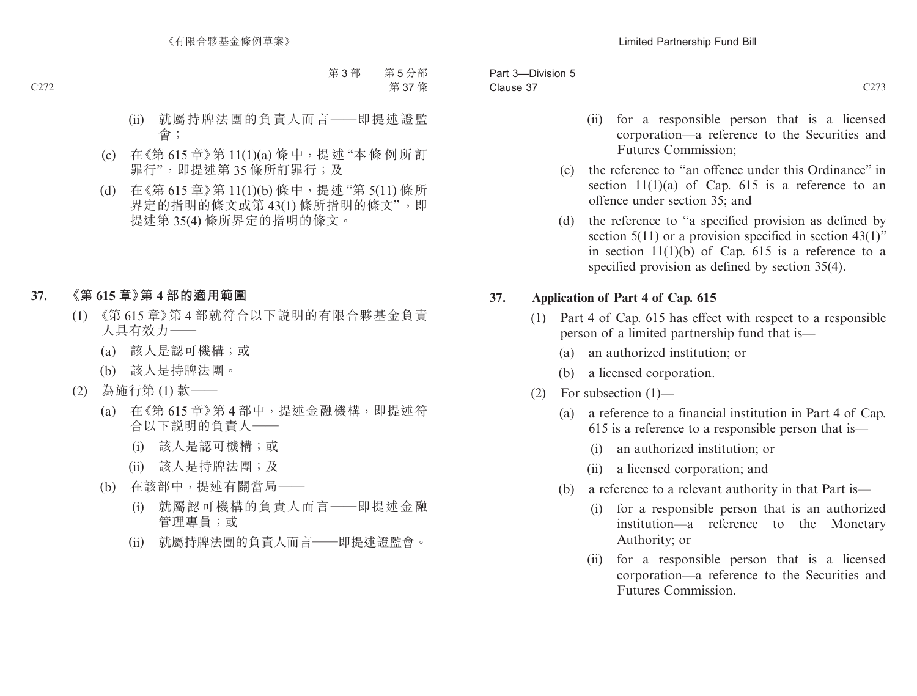(ii) 就屬持牌法團的負責人而言——即提述證監會；

(c) 在《第 615 章》第 11(1)(a) 條中，提述“本條例所訂罪行”，即提述第 35 條所訂罪行；及

(d) 在《第 615 章》第 11(1)(b) 條中，提述“第 5(11) 條所界定的指明的條文或第 43(1) 條所指明的條文”，即提述第 35(4) 條所界定的指明的條文。

## 37. 《第 615 章》第 4 部的適用範圍

(1) 《第 615 章》第 4 部就符合以下說明的有限合夥基金負責人具有效力——

(a) 該人是認可機構；或

(b) 該人是持牌法團。

(2) 為施行第 (1) 款——

(a) 在《第 615 章》第 4 部中，提述金融機構，即提述符合以下說明的負責人——

(i) 該人是認可機構；或

(ii) 該人是持牌法團；及

(b) 在該部中，提述有關當局——

(i) 就屬認可機構的負責人而言——即提述金融管理專員；或

(ii) 就屬持牌法團的負責人而言——即提述證監會。

(ii) for a responsible person that is a licensed corporation—a reference to the Securities and Futures Commission;

(c) the reference to “an offence under this Ordinance” in section 11(1)(a) of Cap. 615 is a reference to an offence under section 35; and

(d) the reference to “a specified provision as defined by section 5(11) or a provision specified in section 43(1)” in section 11(1)(b) of Cap. 615 is a reference to a specified provision as defined by section 35(4).

## 37. Application of Part 4 of Cap. 615

(1) Part 4 of Cap. 615 has effect with respect to a responsible person of a limited partnership fund that is—

(a) an authorized institution; or

(b) a licensed corporation.

(2) For subsection (1)—

(a) a reference to a financial institution in Part 4 of Cap. 615 is a reference to a responsible person that is—

(i) an authorized institution; or

(ii) a licensed corporation; and

(b) a reference to a relevant authority in that Part is—

(i) for a responsible person that is an authorized institution—a reference to the Monetary Authority; or

(ii) for a responsible person that is a licensed corporation—a reference to the Securities and Futures Commission.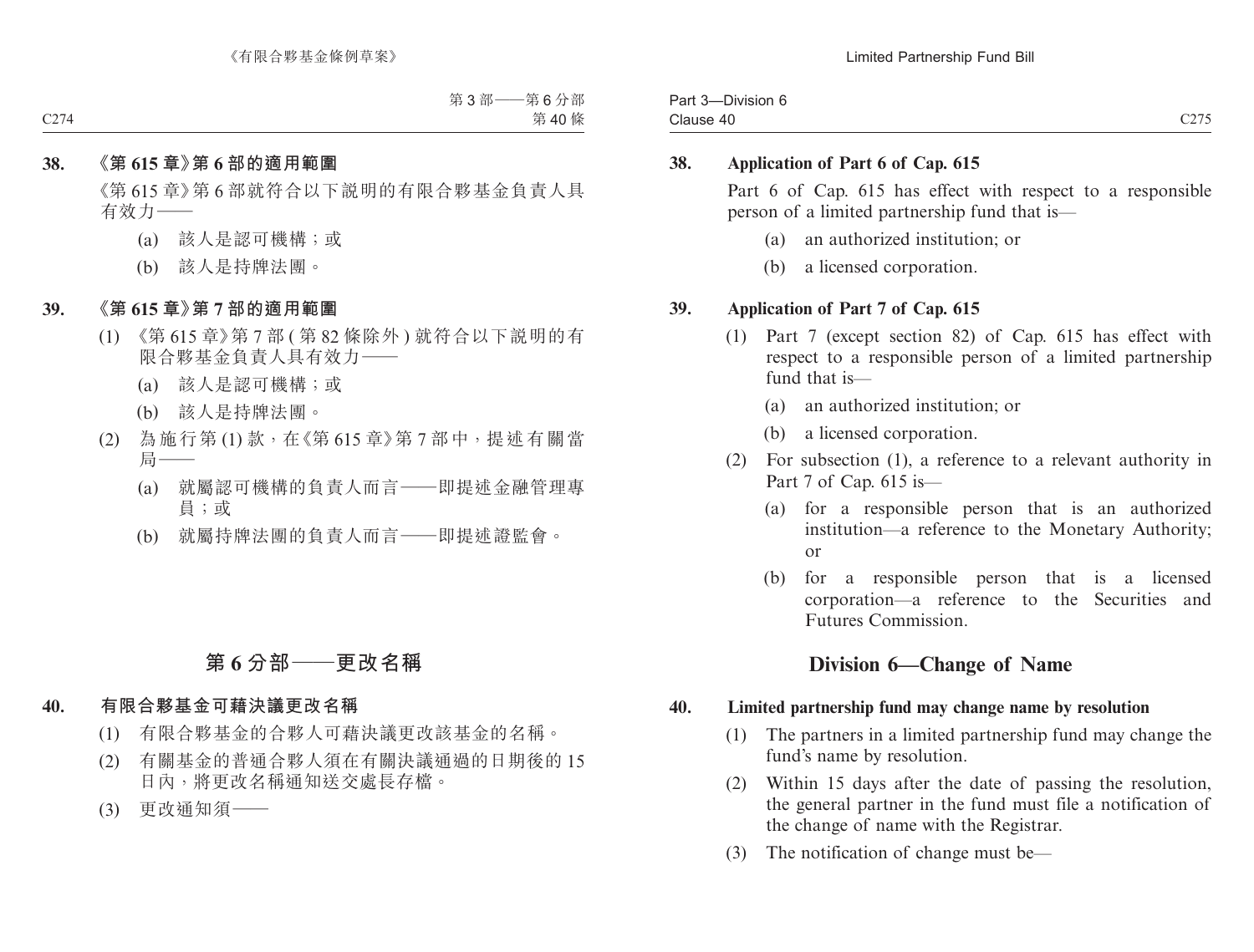**38. 《第 615 章》第 6 部的適用範圍**

《第 615 章》第 6 部就符合以下說明的有限合夥基金負責人具有效力——

(a) 該人是認可機構；或

(b) 該人是持牌法團。

**39. 《第 615 章》第 7 部的適用範圍**

(1) 《第 615 章》第 7 部 (第 82 條除外) 就符合以下說明的有限合夥基金負責人具有效力——

(a) 該人是認可機構；或

(b) 該人是持牌法團。

(2) 為施行第 (1) 款，在《第 615 章》第 7 部中，提述有關當局——

(a) 就屬認可機構的負責人而言——即提述金融管理專員；或

(b) 就屬持牌法團的負責人而言——即提述證監會。

## 第 6 分部——更改名稱

**40. 有限合夥基金可藉決議更改名稱**

(1) 有限合夥基金的合夥人可藉決議更改該基金的名稱。

(2) 有關基金的普通合夥人須在有關決議通過的日期後的 15 日內，將更改名稱通知送交處長存檔。

(3) 更改通知須——

**38. Application of Part 6 of Cap. 615**

Part 6 of Cap. 615 has effect with respect to a responsible person of a limited partnership fund that is—

(a) an authorized institution; or

(b) a licensed corporation.

**39. Application of Part 7 of Cap. 615**

(1) Part 7 (except section 82) of Cap. 615 has effect with respect to a responsible person of a limited partnership fund that is—

(a) an authorized institution; or

(b) a licensed corporation.

(2) For subsection (1), a reference to a relevant authority in Part 7 of Cap. 615 is—

(a) for a responsible person that is an authorized institution—a reference to the Monetary Authority; or

(b) for a responsible person that is a licensed corporation—a reference to the Securities and Futures Commission.

## Division 6—Change of Name

**40. Limited partnership fund may change name by resolution**

(1) The partners in a limited partnership fund may change the fund's name by resolution.

(2) Within 15 days after the date of passing the resolution, the general partner in the fund must file a notification of the change of name with the Registrar.

(3) The notification of change must be—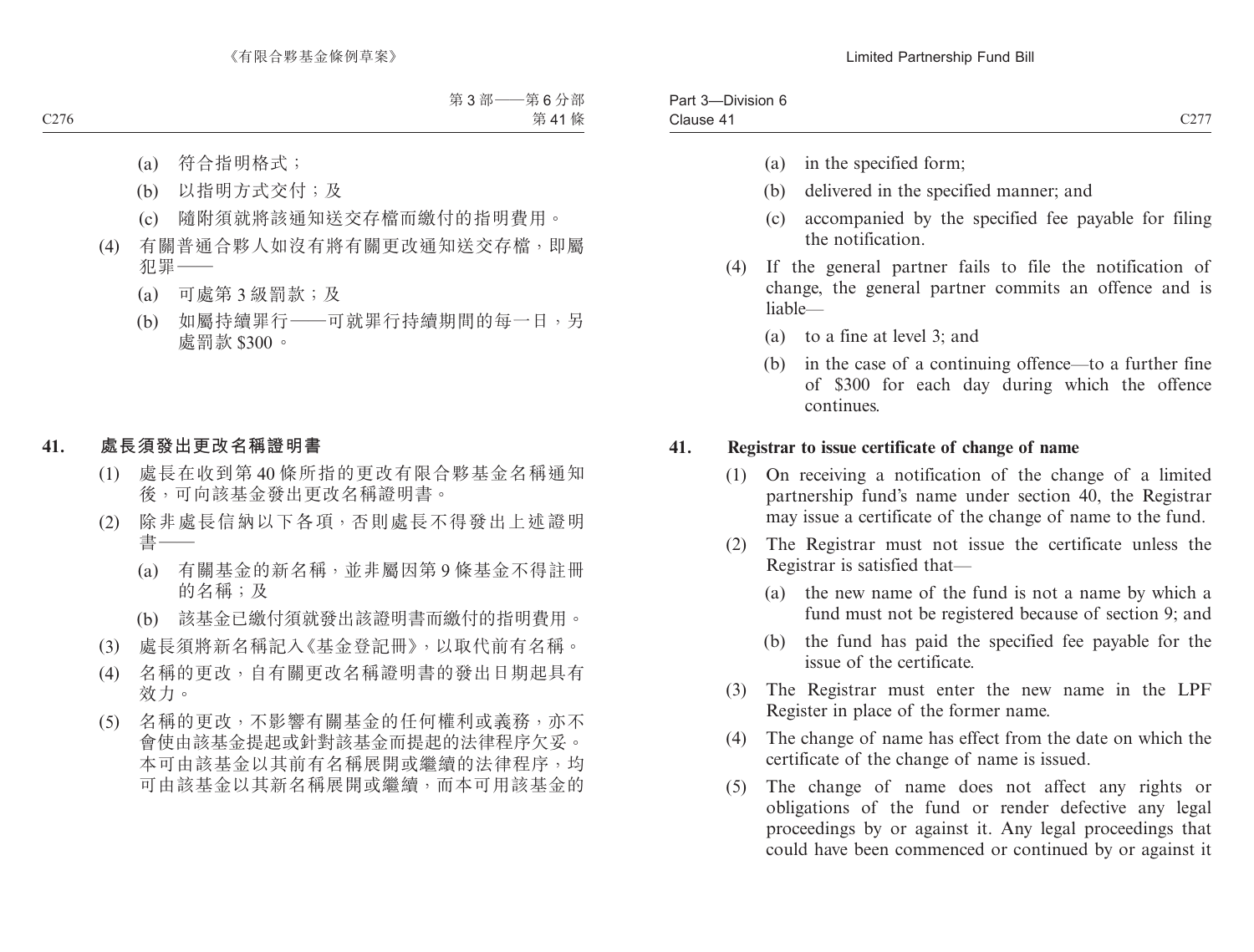(a) 符合指明格式；

(b) 以指明方式交付；及

(c) 隨附須就將該通知送交存檔而繳付的指明費用。

(4) 有關普通合夥人如沒有將有關更改通知送交存檔，即屬犯罪——

(a) 可處第 3 級罰款；及

(b) 如屬持續罪行——可就罪行持續期間的每一日，另處罰款 $300。

**41. 處長須發出更改名稱證明書**

(1) 處長在收到第 40 條所指的更改有限合夥基金名稱通知後，可向該基金發出更改名稱證明書。

(2) 除非處長信納以下各項，否則處長不得發出上述證明書——

(a) 有關基金的新名稱，並非屬因第 9 條基金不得註冊的名稱；及

(b) 該基金已繳付須就發出該證明書而繳付的指明費用。

(3) 處長須將新名稱記入《基金登記冊》，以取代前有名稱。

(4) 名稱的更改，自有關更改名稱證明書的發出日期起具有效力。

(5) 名稱的更改，不影響有關基金的任何權利或義務，亦不會使由該基金提起或針對該基金而提起的法律程序欠妥。本可由該基金以其前有名稱展開或繼續的法律程序，均可由該基金以其新名稱展開或繼續，而本可用該基金的

(a) in the specified form;

(b) delivered in the specified manner; and

(c) accompanied by the specified fee payable for filing the notification.

(4) If the general partner fails to file the notification of change, the general partner commits an offence and is liable—

(a) to a fine at level 3; and

(b) in the case of a continuing offence—to a further fine of $300 for each day during which the offence continues.

**41. Registrar to issue certificate of change of name**

(1) On receiving a notification of the change of a limited partnership fund's name under section 40, the Registrar may issue a certificate of the change of name to the fund.

(2) The Registrar must not issue the certificate unless the Registrar is satisfied that—

(a) the new name of the fund is not a name by which a fund must not be registered because of section 9; and

(b) the fund has paid the specified fee payable for the issue of the certificate.

(3) The Registrar must enter the new name in the LPF Register in place of the former name.

(4) The change of name has effect from the date on which the certificate of the change of name is issued.

(5) The change of name does not affect any rights or obligations of the fund or render defective any legal proceedings by or against it. Any legal proceedings that could have been commenced or continued by or against it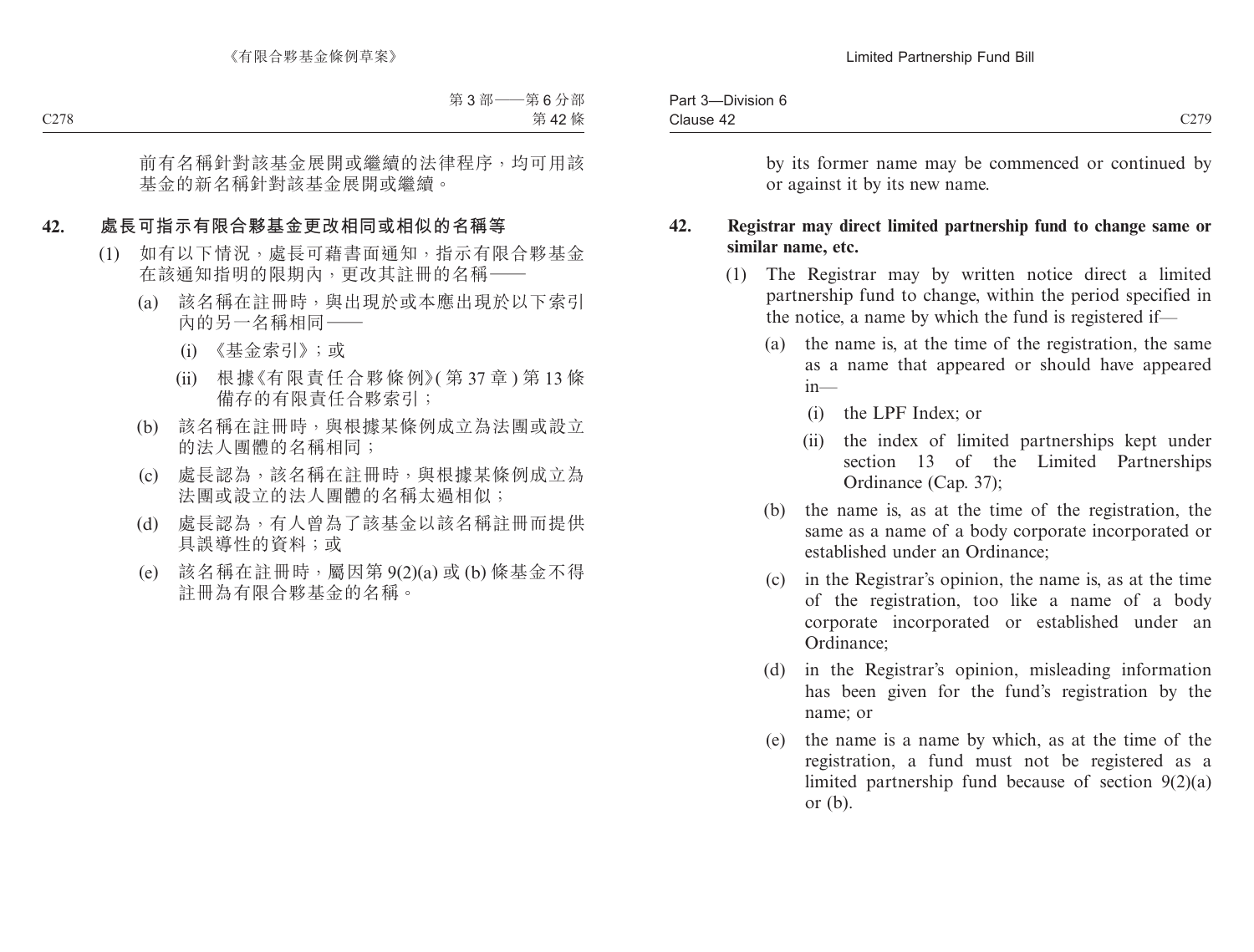前有名稱針對該基金展開或繼續的法律程序，均可用該基金的新名稱針對該基金展開或繼續。

## 42. 處長可指示有限合夥基金更改相同或相似的名稱等

(1) 如有以下情況，處長可藉書面通知，指示有限合夥基金在該通知指明的限期內，更改其註冊的名稱——

(a) 該名稱在註冊時，與出現於或本應出現於以下索引內的另一名稱相同——

(i) 《基金索引》；或

(ii) 根據《有限責任合夥條例》(第 37 章) 第 13 條備存的有限責任合夥索引；

(b) 該名稱在註冊時，與根據某條例成立為法團或設立的法人團體的名稱相同；

(c) 處長認為，該名稱在註冊時，與根據某條例成立為法團或設立的法人團體的名稱太過相似；

(d) 處長認為，有人曾為了該基金以該名稱註冊而提供具誤導性的資料；或

(e) 該名稱在註冊時，屬因第 9(2)(a) 或 (b) 條基金不得註冊為有限合夥基金的名稱。

by its former name may be commenced or continued by or against it by its new name.

## 42. Registrar may direct limited partnership fund to change same or similar name, etc.

(1) The Registrar may by written notice direct a limited partnership fund to change, within the period specified in the notice, a name by which the fund is registered if—

(a) the name is, at the time of the registration, the same as a name that appeared or should have appeared in—

(i) the LPF Index; or

(ii) the index of limited partnerships kept under section 13 of the Limited Partnerships Ordinance (Cap. 37);

(b) the name is, as at the time of the registration, the same as a name of a body corporate incorporated or established under an Ordinance;

(c) in the Registrar's opinion, the name is, as at the time of the registration, too like a name of a body corporate incorporated or established under an Ordinance;

(d) in the Registrar's opinion, misleading information has been given for the fund's registration by the name; or

(e) the name is a name by which, as at the time of the registration, a fund must not be registered as a limited partnership fund because of section 9(2)(a) or (b).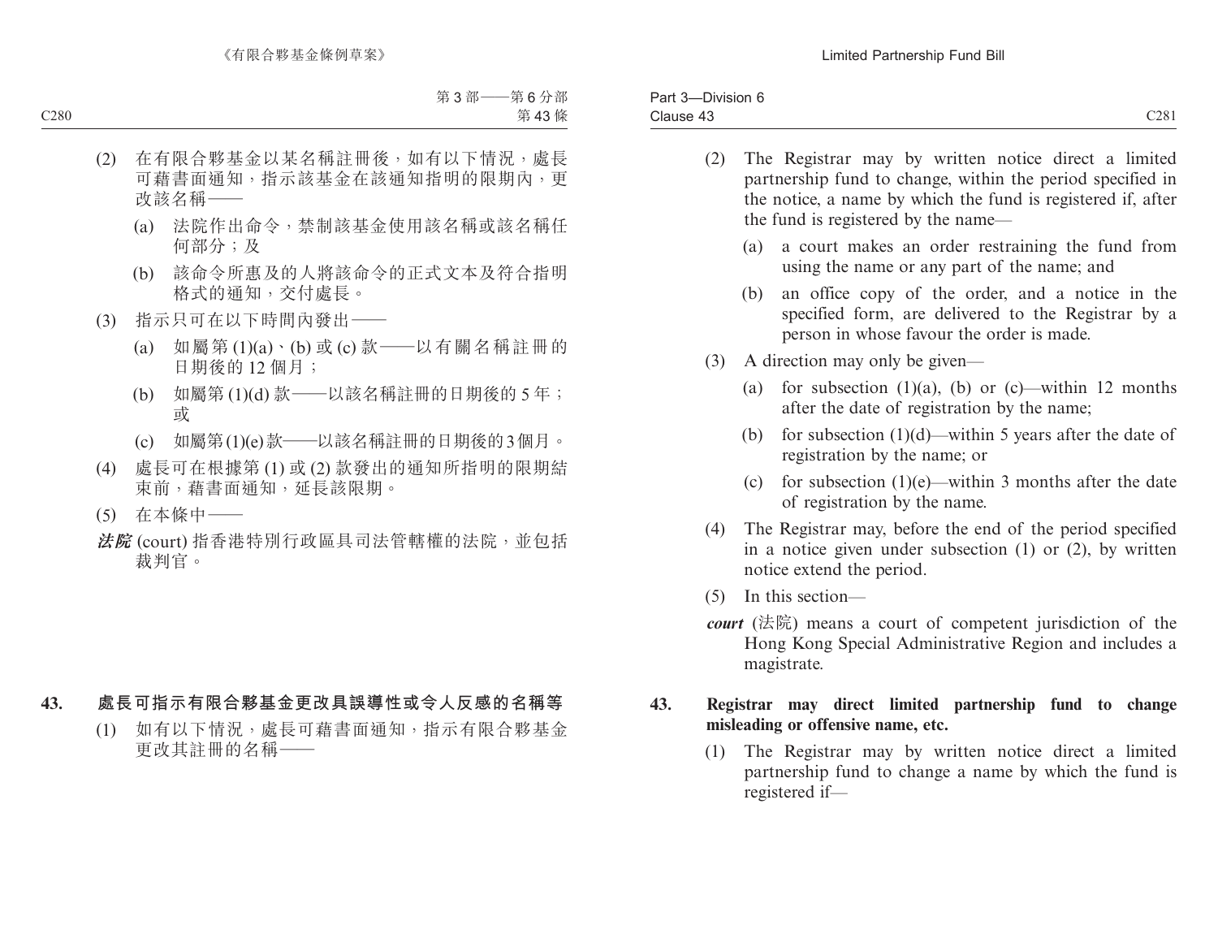(2) 在有限合夥基金以某名稱註冊後，如有以下情況，處長可藉書面通知，指示該基金在該通知指明的限期內，更改該名稱——

    (a) 法院作出命令，禁制該基金使用該名稱或該名稱任何部分；及

    (b) 該命令所惠及的人將該命令的正式文本及符合指明格式的通知，交付處長。

(3) 指示只可在以下時間內發出——

    (a) 如屬第 (1)(a)、(b) 或 (c) 款——以有關名稱註冊的日期後的 12 個月；

    (b) 如屬第 (1)(d) 款——以該名稱註冊的日期後的 5 年；或

    (c) 如屬第 (1)(e) 款——以該名稱註冊的日期後的 3 個月。

(4) 處長可在根據第 (1) 或 (2) 款發出的通知所指明的限期結束前，藉書面通知，延長該限期。

(5) 在本條中——

***法院*** (court) 指香港特別行政區具司法管轄權的法院，並包括裁判官。

## 43. 處長可指示有限合夥基金更改具誤導性或令人反感的名稱等

(1) 如有以下情況，處長可藉書面通知，指示有限合夥基金更改其註冊的名稱——

(2) The Registrar may by written notice direct a limited partnership fund to change, within the period specified in the notice, a name by which the fund is registered if, after the fund is registered by the name—

    (a) a court makes an order restraining the fund from using the name or any part of the name; and

    (b) an office copy of the order, and a notice in the specified form, are delivered to the Registrar by a person in whose favour the order is made.

(3) A direction may only be given—

    (a) for subsection (1)(a), (b) or (c)—within 12 months after the date of registration by the name;

    (b) for subsection (1)(d)—within 5 years after the date of registration by the name; or

    (c) for subsection (1)(e)—within 3 months after the date of registration by the name.

(4) The Registrar may, before the end of the period specified in a notice given under subsection (1) or (2), by written notice extend the period.

(5) In this section—

***court*** (法院) means a court of competent jurisdiction of the Hong Kong Special Administrative Region and includes a magistrate.

## 43. Registrar may direct limited partnership fund to change misleading or offensive name, etc.

(1) The Registrar may by written notice direct a limited partnership fund to change a name by which the fund is registered if—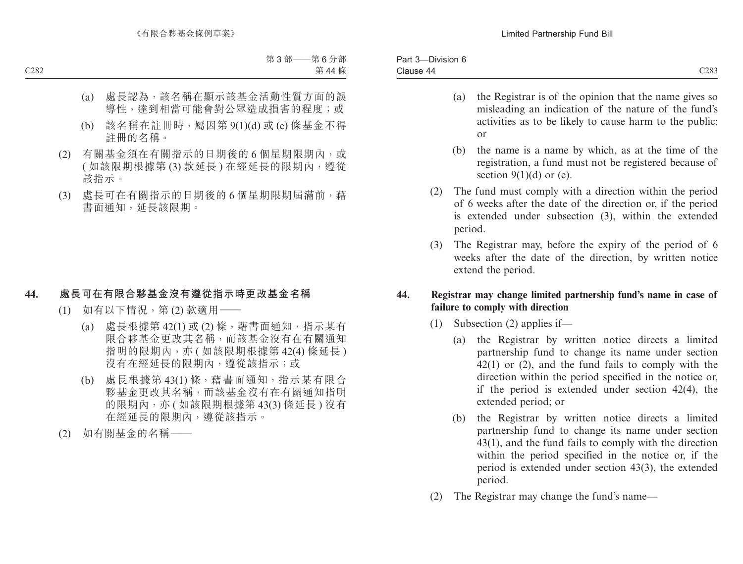(a) 處長認為，該名稱在顯示該基金活動性質方面的誤導性，達到相當可能會對公眾造成損害的程度；或

(b) 該名稱在註冊時，屬因第 9(1)(d) 或 (e) 條基金不得註冊的名稱。

(2) 有關基金須在有關指示的日期後的 6 個星期限期內，或 ( 如該限期根據第 (3) 款延長 ) 在經延長的限期內，遵從該指示。

(3) 處長可在有關指示的日期後的 6 個星期限期屆滿前，藉書面通知，延長該限期。

## 44. 處長可在有限合夥基金沒有遵從指示時更改基金名稱

(1) 如有以下情況，第 (2) 款適用——

(a) 處長根據第 42(1) 或 (2) 條，藉書面通知，指示某有限合夥基金更改其名稱，而該基金沒有在有關通知指明的限期內，亦 ( 如該限期根據第 42(4) 條延長 ) 沒有在經延長的限期內，遵從該指示；或

(b) 處長根據第 43(1) 條，藉書面通知，指示某有限合夥基金更改其名稱，而該基金沒有在有關通知指明的限期內，亦 ( 如該限期根據第 43(3) 條延長 ) 沒有在經延長的限期內，遵從該指示。

(2) 如有關基金的名稱——

(a) the Registrar is of the opinion that the name gives so misleading an indication of the nature of the fund's activities as to be likely to cause harm to the public; or

(b) the name is a name by which, as at the time of the registration, a fund must not be registered because of section 9(1)(d) or (e).

(2) The fund must comply with a direction within the period of 6 weeks after the date of the direction or, if the period is extended under subsection (3), within the extended period.

(3) The Registrar may, before the expiry of the period of 6 weeks after the date of the direction, by written notice extend the period.

## 44. Registrar may change limited partnership fund's name in case of failure to comply with direction

(1) Subsection (2) applies if—

(a) the Registrar by written notice directs a limited partnership fund to change its name under section 42(1) or (2), and the fund fails to comply with the direction within the period specified in the notice or, if the period is extended under section 42(4), the extended period; or

(b) the Registrar by written notice directs a limited partnership fund to change its name under section 43(1), and the fund fails to comply with the direction within the period specified in the notice or, if the period is extended under section 43(3), the extended period.

(2) The Registrar may change the fund's name—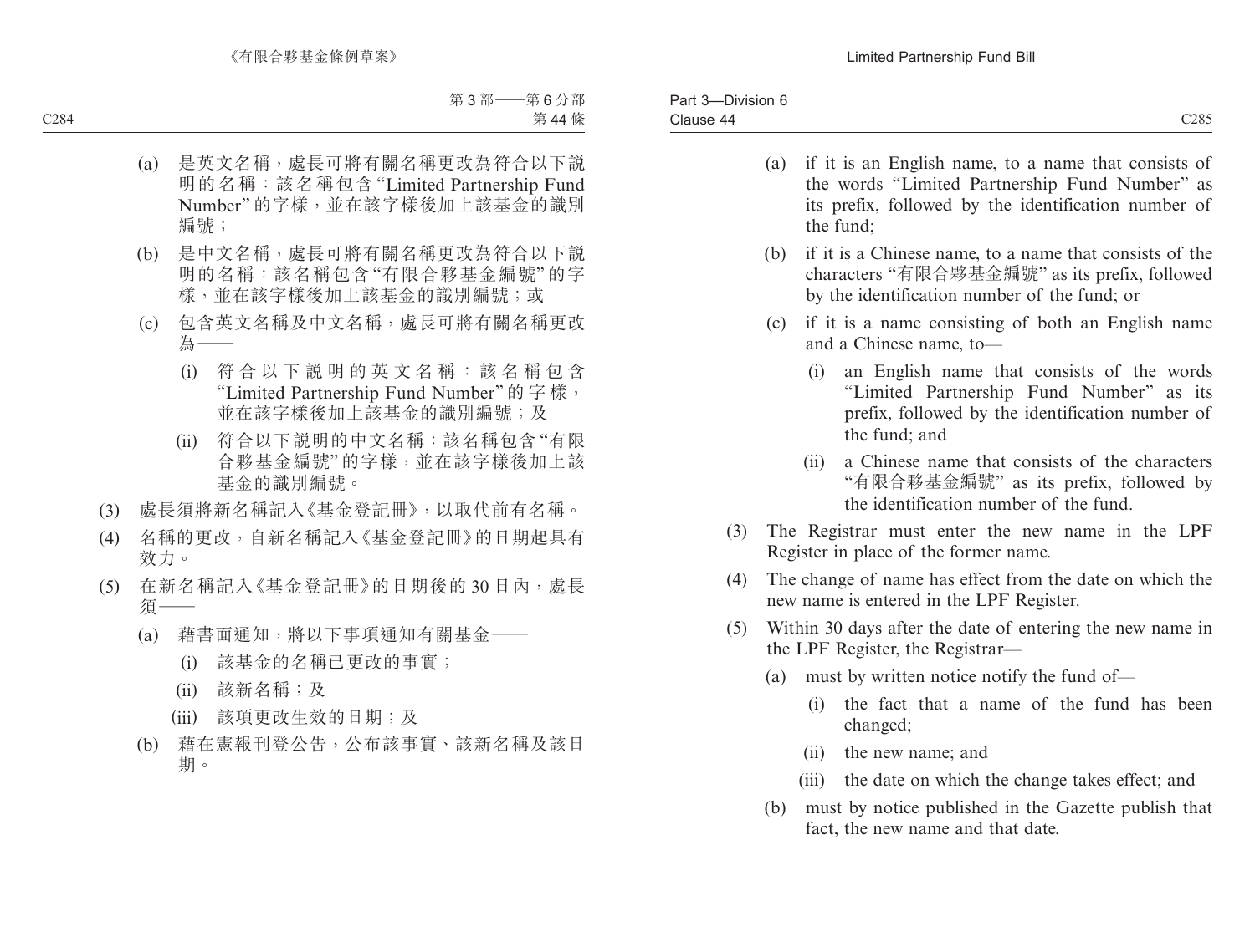(a) 是英文名稱，處長可將有關名稱更改為符合以下說明的名稱：該名稱包含“Limited Partnership Fund Number”的字樣，並在該字樣後加上該基金的識別編號；

(b) 是中文名稱，處長可將有關名稱更改為符合以下說明的名稱：該名稱包含“有限合夥基金編號”的字樣，並在該字樣後加上該基金的識別編號；或

(c) 包含英文名稱及中文名稱，處長可將有關名稱更改為——

(i) 符合以下說明的英文名稱：該名稱包含“Limited Partnership Fund Number”的字樣，並在該字樣後加上該基金的識別編號；及

(ii) 符合以下說明的中文名稱：該名稱包含“有限合夥基金編號”的字樣，並在該字樣後加上該基金的識別編號。

(3) 處長須將新名稱記入《基金登記冊》，以取代前有名稱。

(4) 名稱的更改，自新名稱記入《基金登記冊》的日期起具有效力。

(5) 在新名稱記入《基金登記冊》的日期後的30日內，處長須——

(a) 藉書面通知，將以下事項通知有關基金——

(i) 該基金的名稱已更改的事實；

(ii) 該新名稱；及

(iii) 該項更改生效的日期；及

(b) 藉在憲報刊登公告，公布該事實、該新名稱及該日期。

(a) if it is an English name, to a name that consists of the words “Limited Partnership Fund Number” as its prefix, followed by the identification number of the fund;

(b) if it is a Chinese name, to a name that consists of the characters “有限合夥基金編號” as its prefix, followed by the identification number of the fund; or

(c) if it is a name consisting of both an English name and a Chinese name, to—

(i) an English name that consists of the words “Limited Partnership Fund Number” as its prefix, followed by the identification number of the fund; and

(ii) a Chinese name that consists of the characters “有限合夥基金編號” as its prefix, followed by the identification number of the fund.

(3) The Registrar must enter the new name in the LPF Register in place of the former name.

(4) The change of name has effect from the date on which the new name is entered in the LPF Register.

(5) Within 30 days after the date of entering the new name in the LPF Register, the Registrar—

(a) must by written notice notify the fund of—

(i) the fact that a name of the fund has been changed;

(ii) the new name; and

(iii) the date on which the change takes effect; and

(b) must by notice published in the Gazette publish that fact, the new name and that date.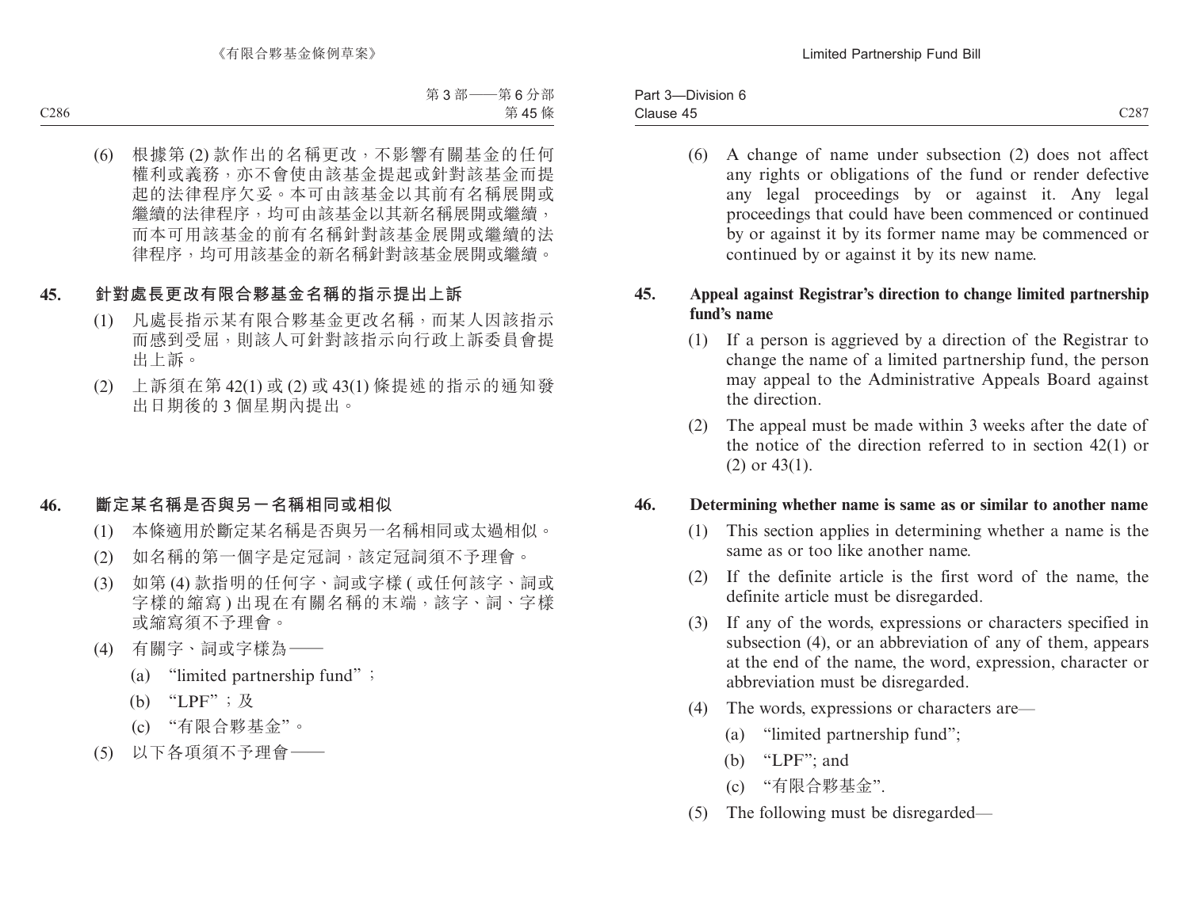(6) 根據第 (2) 款作出的名稱更改，不影響有關基金的任何權利或義務，亦不會使由該基金提起或針對該基金而提起的法律程序欠妥。本可由該基金以其前有名稱展開或繼續的法律程序，均可由該基金以其新名稱展開或繼續，而本可用該基金的前有名稱針對該基金展開或繼續的法律程序，均可用該基金的新名稱針對該基金展開或繼續。

**45. 針對處長更改有限合夥基金名稱的指示提出上訴**

(1) 凡處長指示某有限合夥基金更改名稱，而某人因該指示而感到受屈，則該人可針對該指示向行政上訴委員會提出上訴。

(2) 上訴須在第 42(1) 或 (2) 或 43(1) 條提述的指示的通知發出日期後的 3 個星期內提出。

**46. 斷定某名稱是否與另一名稱相同或相似**

(1) 本條適用於斷定某名稱是否與另一名稱相同或太過相似。

(2) 如名稱的第一個字是定冠詞，該定冠詞須不予理會。

(3) 如第 (4) 款指明的任何字、詞或字樣 (或任何該字、詞或字樣的縮寫) 出現在有關名稱的末端，該字、詞、字樣或縮寫須不予理會。

(4) 有關字、詞或字樣為——

(a) “limited partnership fund”；

(b) “LPF”；及

(c) “有限合夥基金”。

(5) 以下各項須不予理會——

(6) A change of name under subsection (2) does not affect any rights or obligations of the fund or render defective any legal proceedings by or against it. Any legal proceedings that could have been commenced or continued by or against it by its former name may be commenced or continued by or against it by its new name.

**45. Appeal against Registrar's direction to change limited partnership fund's name**

(1) If a person is aggrieved by a direction of the Registrar to change the name of a limited partnership fund, the person may appeal to the Administrative Appeals Board against the direction.

(2) The appeal must be made within 3 weeks after the date of the notice of the direction referred to in section 42(1) or (2) or 43(1).

**46. Determining whether name is same as or similar to another name**

(1) This section applies in determining whether a name is the same as or too like another name.

(2) If the definite article is the first word of the name, the definite article must be disregarded.

(3) If any of the words, expressions or characters specified in subsection (4), or an abbreviation of any of them, appears at the end of the name, the word, expression, character or abbreviation must be disregarded.

(4) The words, expressions or characters are—

(a) “limited partnership fund”;

(b) “LPF”; and

(c) “有限合夥基金”.

(5) The following must be disregarded—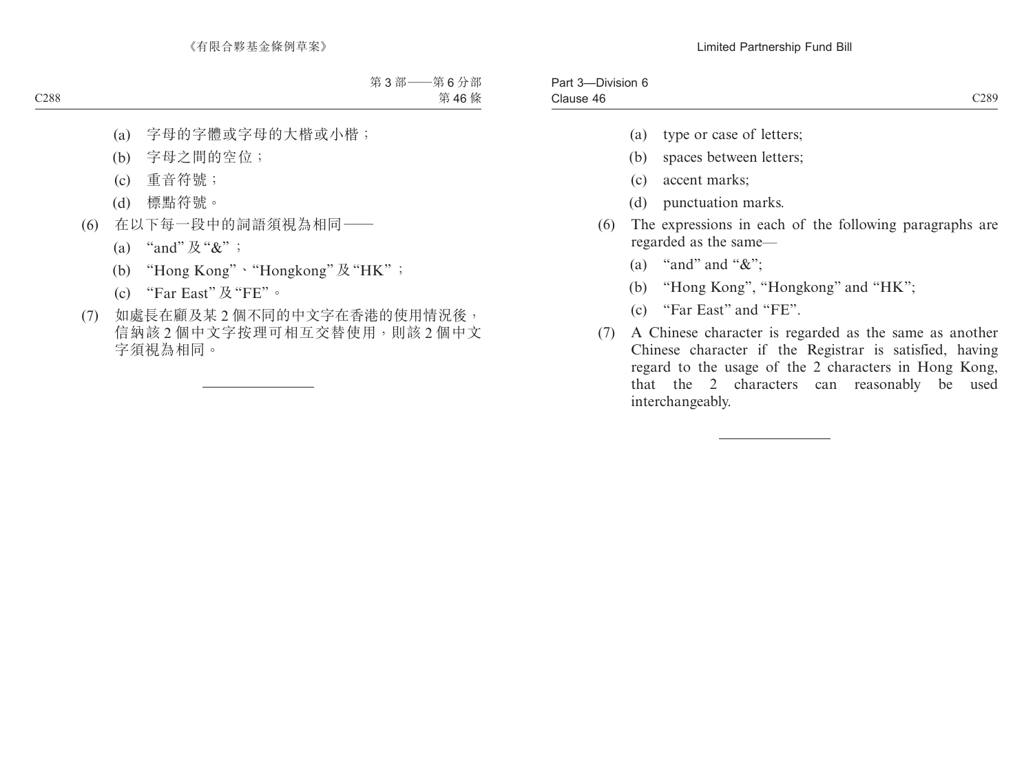(a) 字母的字體或字母的大楷或小楷；

(b) 字母之間的空位；

(c) 重音符號；

(d) 標點符號。

(6) 在以下每一段中的詞語須視為相同——

(a) “and” 及 “&”；

(b) “Hong Kong”、“Hongkong” 及 “HK”；

(c) “Far East” 及 “FE”。

(7) 如處長在顧及某 2 個不同的中文字在香港的使用情況後，信納該 2 個中文字按理可相互交替使用，則該 2 個中文字須視為相同。

---

(a) type or case of letters;

(b) spaces between letters;

(c) accent marks;

(d) punctuation marks.

(6) The expressions in each of the following paragraphs are regarded as the same—

(a) “and” and “&”;

(b) “Hong Kong”, “Hongkong” and “HK”;

(c) “Far East” and “FE”.

(7) A Chinese character is regarded as the same as another Chinese character if the Registrar is satisfied, having regard to the usage of the 2 characters in Hong Kong, that the 2 characters can reasonably be used interchangeably.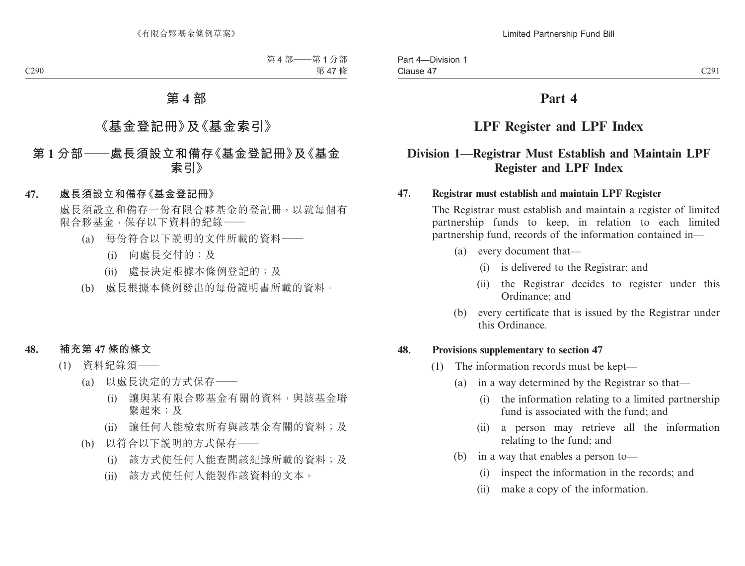# 第 4 部

## 《基金登記冊》及《基金索引》

### 第 1 分部——處長須設立和備存《基金登記冊》及《基金索引》

**47. 處長須設立和備存《基金登記冊》**

處長須設立和備存一份有限合夥基金的登記冊，以就每個有限合夥基金，保存以下資料的紀錄——

(a) 每份符合以下說明的文件所載的資料——

(i) 向處長交付的；及

(ii) 處長決定根據本條例登記的；及

(b) 處長根據本條例發出的每份證明書所載的資料。

**48. 補充第 47 條的條文**

(1) 資料紀錄須——

(a) 以處長決定的方式保存——

(i) 讓與某有限合夥基金有關的資料，與該基金聯繫起來；及

(ii) 讓任何人能檢索所有與該基金有關的資料；及

(b) 以符合以下說明的方式保存——

(i) 該方式使任何人能查閱該紀錄所載的資料；及

(ii) 該方式使任何人能製作該資料的文本。

# Part 4

## LPF Register and LPF Index

### Division 1—Registrar Must Establish and Maintain LPF Register and LPF Index

**47. Registrar must establish and maintain LPF Register**

The Registrar must establish and maintain a register of limited partnership funds to keep, in relation to each limited partnership fund, records of the information contained in—

(a) every document that—

(i) is delivered to the Registrar; and

(ii) the Registrar decides to register under this Ordinance; and

(b) every certificate that is issued by the Registrar under this Ordinance.

**48. Provisions supplementary to section 47**

(1) The information records must be kept—

(a) in a way determined by the Registrar so that—

(i) the information relating to a limited partnership fund is associated with the fund; and

(ii) a person may retrieve all the information relating to the fund; and

(b) in a way that enables a person to—

(i) inspect the information in the records; and

(ii) make a copy of the information.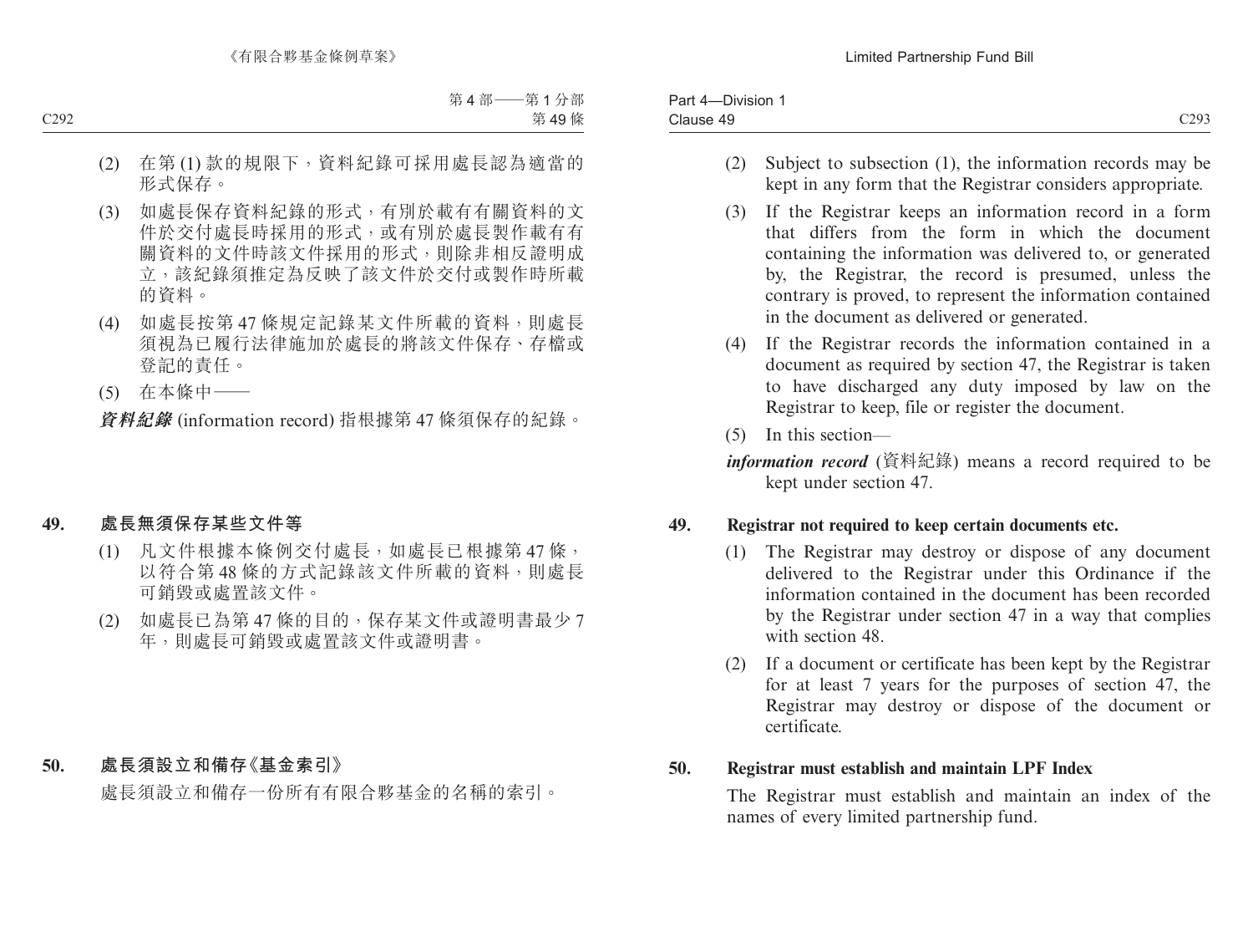(2) 在第 (1) 款的規限下，資料紀錄可採用處長認為適當的形式保存。

(3) 如處長保存資料紀錄的形式，有別於載有有關資料的文件於交付處長時採用的形式，或有別於處長製作載有有關資料的文件時該文件採用的形式，則除非相反證明成立，該紀錄須推定為反映了該文件於交付或製作時所載的資料。

(4) 如處長按第 47 條規定記錄某文件所載的資料，則處長須視為已履行法律施加於處長的將該文件保存、存檔或登記的責任。

(5) 在本條中——

***資料紀錄*** (information record) 指根據第 47 條須保存的紀錄。

## 49. 處長無須保存某些文件等

(1) 凡文件根據本條例交付處長，如處長已根據第 47 條，以符合第 48 條的方式記錄該文件所載的資料，則處長可銷毀或處置該文件。

(2) 如處長已為第 47 條的目的，保存某文件或證明書最少 7 年，則處長可銷毀或處置該文件或證明書。

## 50. 處長須設立和備存《基金索引》

處長須設立和備存一份所有有限合夥基金的名稱的索引。

(2) Subject to subsection (1), the information records may be kept in any form that the Registrar considers appropriate.

(3) If the Registrar keeps an information record in a form that differs from the form in which the document containing the information was delivered to, or generated by, the Registrar, the record is presumed, unless the contrary is proved, to represent the information contained in the document as delivered or generated.

(4) If the Registrar records the information contained in a document as required by section 47, the Registrar is taken to have discharged any duty imposed by law on the Registrar to keep, file or register the document.

(5) In this section—

***information record*** (資料紀錄) means a record required to be kept under section 47.

## 49. Registrar not required to keep certain documents etc.

(1) The Registrar may destroy or dispose of any document delivered to the Registrar under this Ordinance if the information contained in the document has been recorded by the Registrar under section 47 in a way that complies with section 48.

(2) If a document or certificate has been kept by the Registrar for at least 7 years for the purposes of section 47, the Registrar may destroy or dispose of the document or certificate.

## 50. Registrar must establish and maintain LPF Index

The Registrar must establish and maintain an index of the names of every limited partnership fund.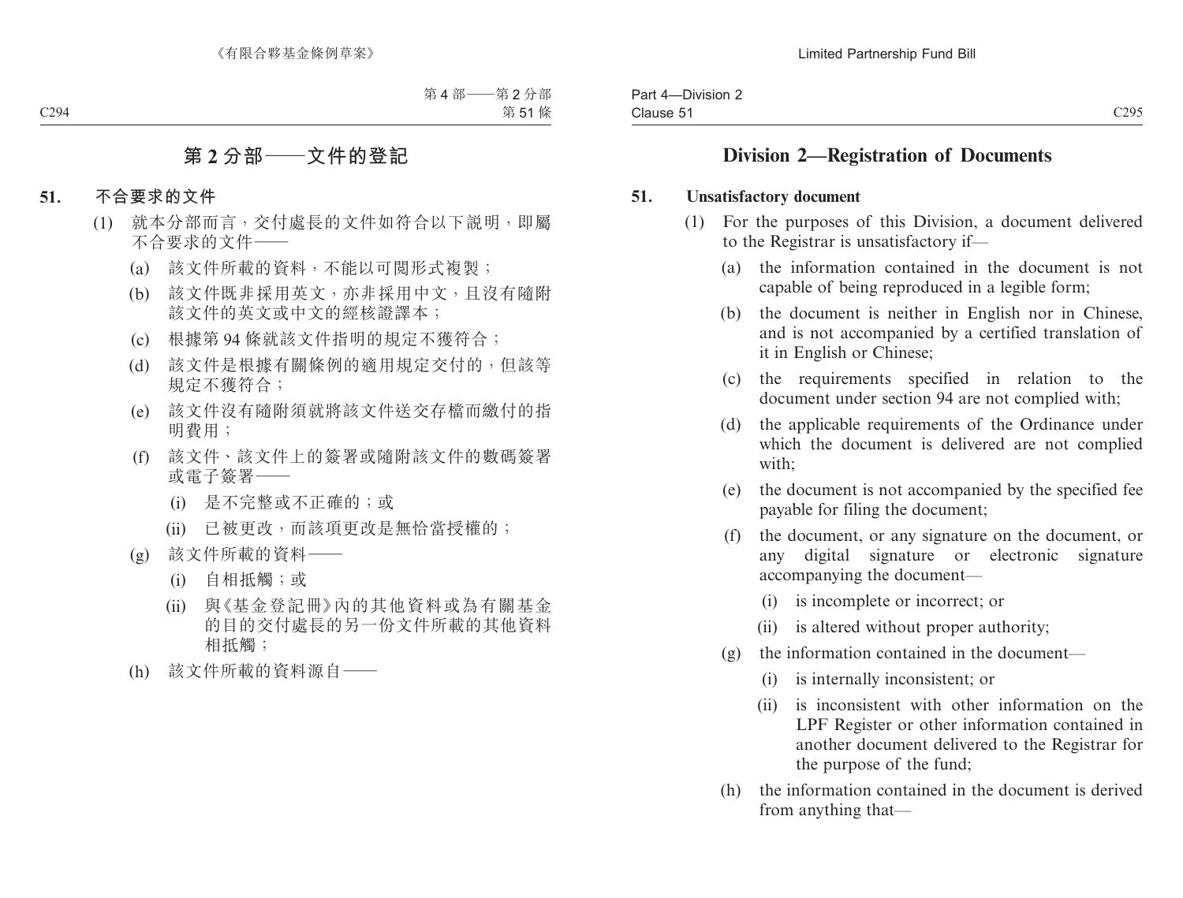## 第 2 分部——文件的登記

**51. 不合要求的文件**

(1) 就本分部而言，交付處長的文件如符合以下說明，即屬不合要求的文件——

(a) 該文件所載的資料，不能以可閱形式複製；

(b) 該文件既非採用英文，亦非採用中文，且沒有隨附該文件的英文或中文的經核證譯本；

(c) 根據第 94 條就該文件指明的規定不獲符合；

(d) 該文件是根據有關條例的適用規定交付的，但該等規定不獲符合；

(e) 該文件沒有隨附須就將該文件送交存檔而繳付的指明費用；

(f) 該文件、該文件上的簽署或隨附該文件的數碼簽署或電子簽署——

(i) 是不完整或不正確的；或

(ii) 已被更改，而該項更改是無恰當授權的；

(g) 該文件所載的資料——

(i) 自相抵觸；或

(ii) 與《基金登記冊》內的其他資料或為有關基金的目的交付處長的另一份文件所載的其他資料相抵觸；

(h) 該文件所載的資料源自——

## Division 2—Registration of Documents

**51. Unsatisfactory document**

(1) For the purposes of this Division, a document delivered to the Registrar is unsatisfactory if—

(a) the information contained in the document is not capable of being reproduced in a legible form;

(b) the document is neither in English nor in Chinese, and is not accompanied by a certified translation of it in English or Chinese;

(c) the requirements specified in relation to the document under section 94 are not complied with;

(d) the applicable requirements of the Ordinance under which the document is delivered are not complied with;

(e) the document is not accompanied by the specified fee payable for filing the document;

(f) the document, or any signature on the document, or any digital signature or electronic signature accompanying the document—

(i) is incomplete or incorrect; or

(ii) is altered without proper authority;

(g) the information contained in the document—

(i) is internally inconsistent; or

(ii) is inconsistent with other information on the LPF Register or other information contained in another document delivered to the Registrar for the purpose of the fund;

(h) the information contained in the document is derived from anything that—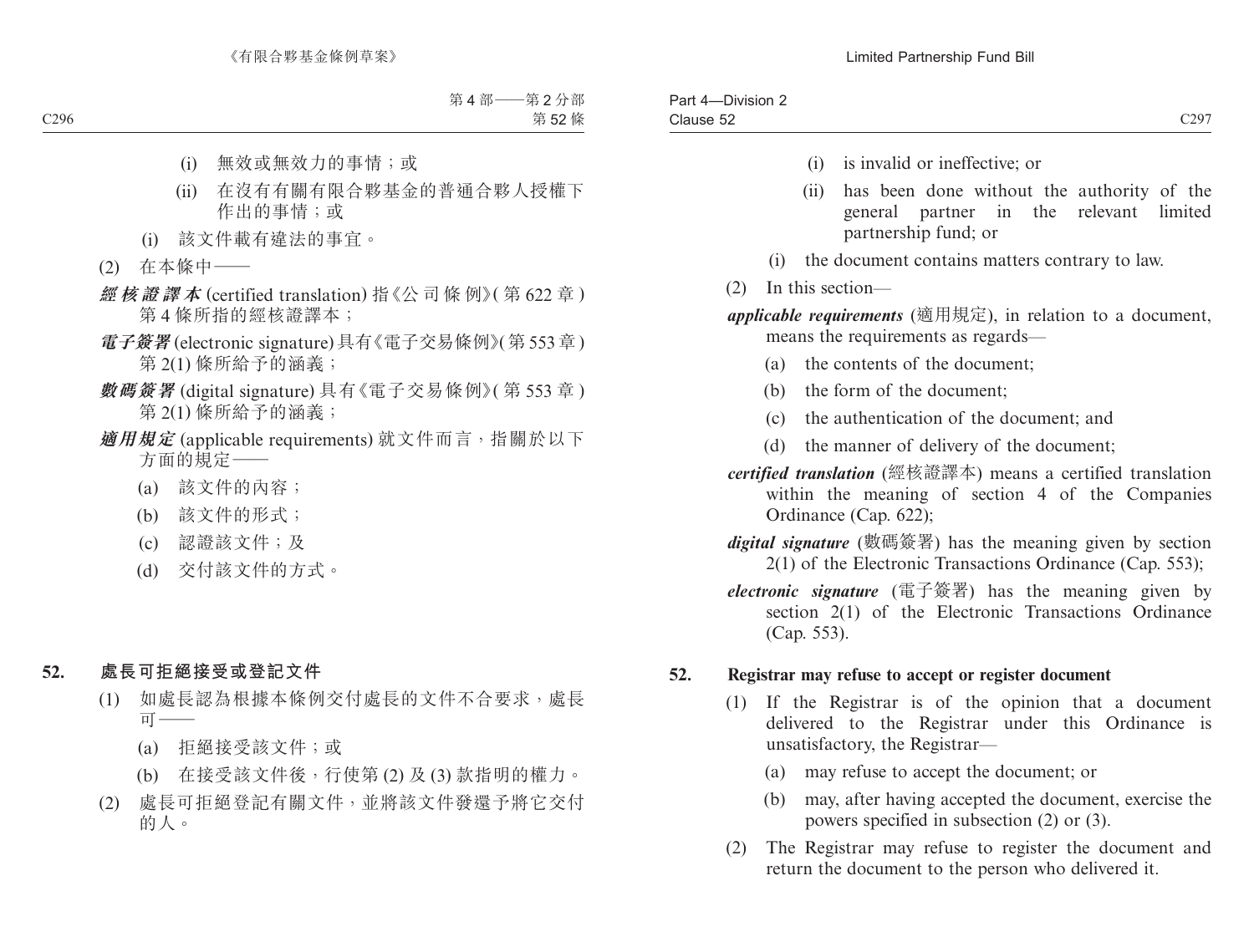(i) 無效或無效力的事情；或

(ii) 在沒有有關有限合夥基金的普通合夥人授權下作出的事情；或

(i) 該文件載有違法的事宜。

(2) 在本條中——

***經核證譯本*** (certified translation) 指《公司條例》(第 622 章) 第 4 條所指的經核證譯本；

***電子簽署*** (electronic signature) 具有《電子交易條例》(第 553 章) 第 2(1) 條所給予的涵義；

***數碼簽署*** (digital signature) 具有《電子交易條例》(第 553 章) 第 2(1) 條所給予的涵義；

***適用規定*** (applicable requirements) 就文件而言，指關於以下方面的規定——

(a) 該文件的內容；

(b) 該文件的形式；

(c) 認證該文件；及

(d) 交付該文件的方式。

## 52. 處長可拒絕接受或登記文件

(1) 如處長認為根據本條例交付處長的文件不合要求，處長可——

(a) 拒絕接受該文件；或

(b) 在接受該文件後，行使第 (2) 及 (3) 款指明的權力。

(2) 處長可拒絕登記有關文件，並將該文件發還予將它交付的人。

(i) is invalid or ineffective; or

(ii) has been done without the authority of the general partner in the relevant limited partnership fund; or

(i) the document contains matters contrary to law.

(2) In this section—

***applicable requirements*** (適用規定), in relation to a document, means the requirements as regards—

(a) the contents of the document;

(b) the form of the document;

(c) the authentication of the document; and

(d) the manner of delivery of the document;

***certified translation*** (經核證譯本) means a certified translation within the meaning of section 4 of the Companies Ordinance (Cap. 622);

***digital signature*** (數碼簽署) has the meaning given by section 2(1) of the Electronic Transactions Ordinance (Cap. 553);

***electronic signature*** (電子簽署) has the meaning given by section 2(1) of the Electronic Transactions Ordinance (Cap. 553).

## 52. Registrar may refuse to accept or register document

(1) If the Registrar is of the opinion that a document delivered to the Registrar under this Ordinance is unsatisfactory, the Registrar—

(a) may refuse to accept the document; or

(b) may, after having accepted the document, exercise the powers specified in subsection (2) or (3).

(2) The Registrar may refuse to register the document and return the document to the person who delivered it.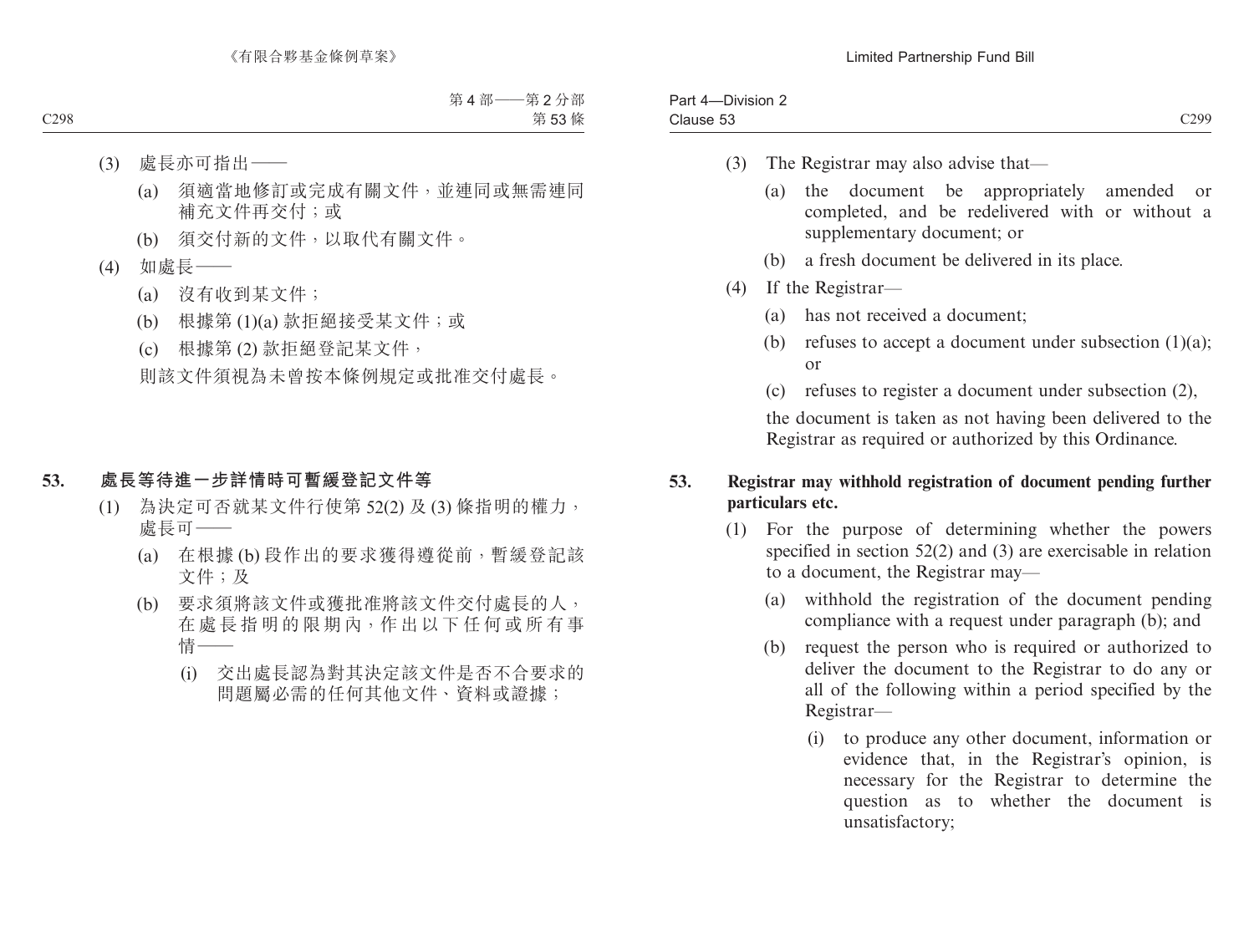(3) 處長亦可指出——

(a) 須適當地修訂或完成有關文件，並連同或無需連同補充文件再交付；或

(b) 須交付新的文件，以取代有關文件。

(4) 如處長——

(a) 沒有收到某文件；

(b) 根據第 (1)(a) 款拒絕接受某文件；或

(c) 根據第 (2) 款拒絕登記某文件，

則該文件須視為未曾按本條例規定或批准交付處長。

**53. 處長等待進一步詳情時可暫緩登記文件等**

(1) 為決定可否就某文件行使第 52(2) 及 (3) 條指明的權力，處長可——

(a) 在根據 (b) 段作出的要求獲得遵從前，暫緩登記該文件；及

(b) 要求須將該文件或獲批准將該文件交付處長的人，在處長指明的限期內，作出以下任何或所有事情——

(i) 交出處長認為對其決定該文件是否不合要求的問題屬必需的任何其他文件、資料或證據；

(3) The Registrar may also advise that—

(a) the document be appropriately amended or completed, and be redelivered with or without a supplementary document; or

(b) a fresh document be delivered in its place.

(4) If the Registrar—

(a) has not received a document;

(b) refuses to accept a document under subsection (1)(a); or

(c) refuses to register a document under subsection (2),

the document is taken as not having been delivered to the Registrar as required or authorized by this Ordinance.

**53. Registrar may withhold registration of document pending further particulars etc.**

(1) For the purpose of determining whether the powers specified in section 52(2) and (3) are exercisable in relation to a document, the Registrar may—

(a) withhold the registration of the document pending compliance with a request under paragraph (b); and

(b) request the person who is required or authorized to deliver the document to the Registrar to do any or all of the following within a period specified by the Registrar—

(i) to produce any other document, information or evidence that, in the Registrar's opinion, is necessary for the Registrar to determine the question as to whether the document is unsatisfactory;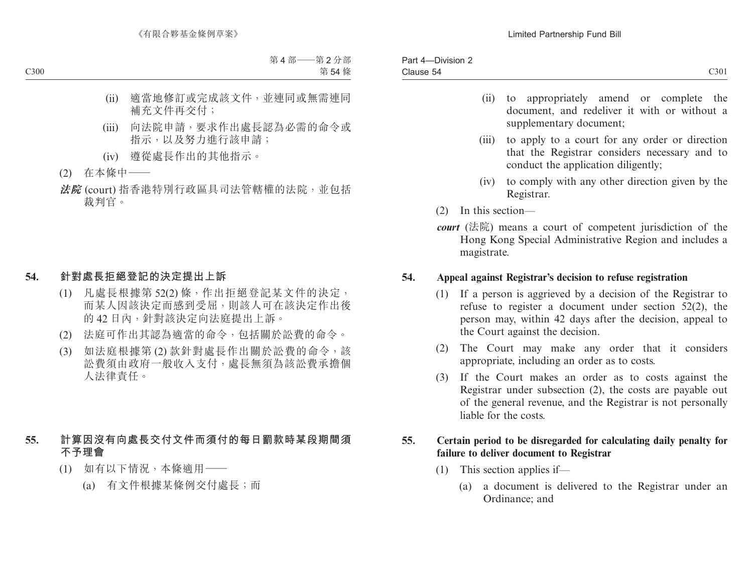(ii) 適當地修訂或完成該文件，並連同或無需連同補充文件再交付；

(iii) 向法院申請，要求作出處長認為必需的命令或指示，以及努力進行該申請；

(iv) 遵從處長作出的其他指示。

(2) 在本條中——

***法院*** (court) 指香港特別行政區具司法管轄權的法院，並包括裁判官。

### 54. 針對處長拒絕登記的決定提出上訴

(1) 凡處長根據第 52(2) 條，作出拒絕登記某文件的決定，而某人因該決定而感到受屈，則該人可在該決定作出後的 42 日內，針對該決定向法庭提出上訴。

(2) 法庭可作出其認為適當的命令，包括關於訟費的命令。

(3) 如法庭根據第 (2) 款針對處長作出關於訟費的命令，該訟費須由政府一般收入支付，處長無須為該訟費承擔個人法律責任。

### 55. 計算因沒有向處長交付文件而須付的每日罰款時某段期間須不予理會

(1) 如有以下情況，本條適用——

(a) 有文件根據某條例交付處長；而

(ii) to appropriately amend or complete the document, and redeliver it with or without a supplementary document;

(iii) to apply to a court for any order or direction that the Registrar considers necessary and to conduct the application diligently;

(iv) to comply with any other direction given by the Registrar.

(2) In this section—

***court*** (法院) means a court of competent jurisdiction of the Hong Kong Special Administrative Region and includes a magistrate.

### 54. Appeal against Registrar's decision to refuse registration

(1) If a person is aggrieved by a decision of the Registrar to refuse to register a document under section 52(2), the person may, within 42 days after the decision, appeal to the Court against the decision.

(2) The Court may make any order that it considers appropriate, including an order as to costs.

(3) If the Court makes an order as to costs against the Registrar under subsection (2), the costs are payable out of the general revenue, and the Registrar is not personally liable for the costs.

### 55. Certain period to be disregarded for calculating daily penalty for failure to deliver document to Registrar

(1) This section applies if—

(a) a document is delivered to the Registrar under an Ordinance; and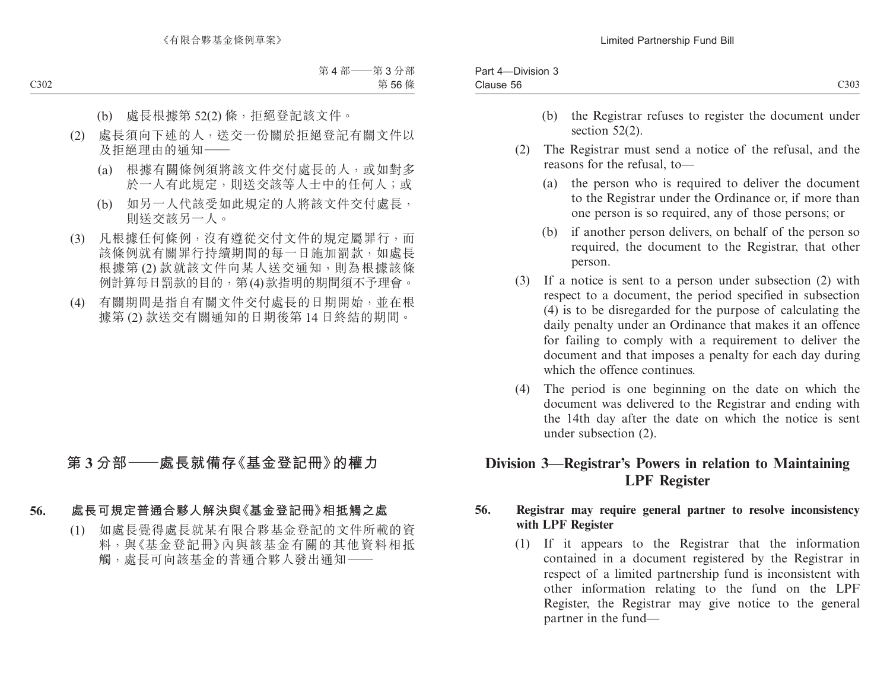(b) 處長根據第 52(2) 條，拒絕登記該文件。

(2) 處長須向下述的人，送交一份關於拒絕登記有關文件以及拒絕理由的通知——

(a) 根據有關條例須將該文件交付處長的人，或如對多於一人有此規定，則送交該等人士中的任何人；或

(b) 如另一人代該受如此規定的人將該文件交付處長，則送交該另一人。

(3) 凡根據任何條例，沒有遵從交付文件的規定屬罪行，而該條例就有關罪行持續期間的每一日施加罰款，如處長根據第 (2) 款就該文件向某人送交通知，則為根據該條例計算每日罰款的目的，第 (4) 款指明的期間須不予理會。

(4) 有關期間是指自有關文件交付處長的日期開始，並在根據第 (2) 款送交有關通知的日期後第 14 日終結的期間。

## 第 3 分部——處長就備存《基金登記冊》的權力

### 56. 處長可規定普通合夥人解決與《基金登記冊》相抵觸之處

(1) 如處長覺得處長就某有限合夥基金登記的文件所載的資料，與《基金登記冊》內與該基金有關的其他資料相抵觸，處長可向該基金的普通合夥人發出通知——

(b) the Registrar refuses to register the document under section 52(2).

(2) The Registrar must send a notice of the refusal, and the reasons for the refusal, to—

(a) the person who is required to deliver the document to the Registrar under the Ordinance or, if more than one person is so required, any of those persons; or

(b) if another person delivers, on behalf of the person so required, the document to the Registrar, that other person.

(3) If a notice is sent to a person under subsection (2) with respect to a document, the period specified in subsection (4) is to be disregarded for the purpose of calculating the daily penalty under an Ordinance that makes it an offence for failing to comply with a requirement to deliver the document and that imposes a penalty for each day during which the offence continues.

(4) The period is one beginning on the date on which the document was delivered to the Registrar and ending with the 14th day after the date on which the notice is sent under subsection (2).

## Division 3—Registrar's Powers in relation to Maintaining LPF Register

### 56. Registrar may require general partner to resolve inconsistency with LPF Register

(1) If it appears to the Registrar that the information contained in a document registered by the Registrar in respect of a limited partnership fund is inconsistent with other information relating to the fund on the LPF Register, the Registrar may give notice to the general partner in the fund—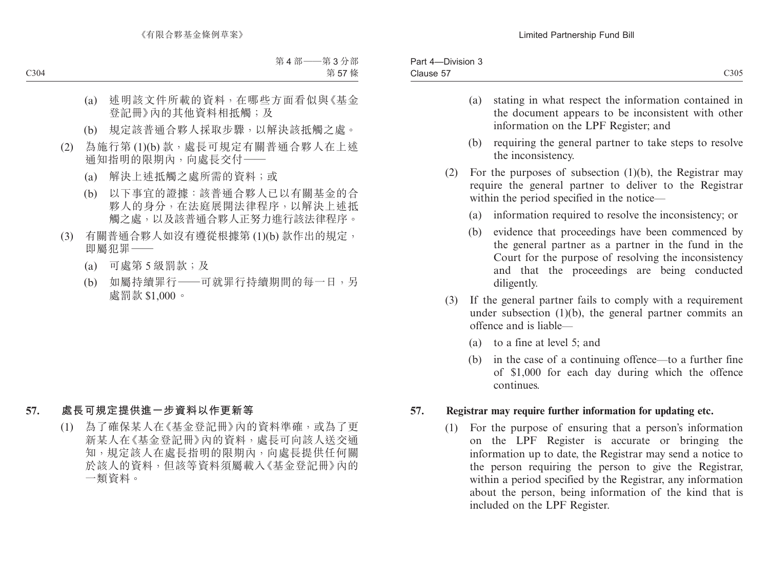(a) 述明該文件所載的資料，在哪些方面看似與《基金登記冊》內的其他資料相抵觸；及

(b) 規定該普通合夥人採取步驟，以解決該抵觸之處。

(2) 為施行第 (1)(b) 款，處長可規定有關普通合夥人在上述通知指明的限期內，向處長交付——

(a) 解決上述抵觸之處所需的資料；或

(b) 以下事宜的證據：該普通合夥人已以有關基金的合夥人的身分，在法庭展開法律程序，以解決上述抵觸之處，以及該普通合夥人正努力進行該法律程序。

(3) 有關普通合夥人如沒有遵從根據第 (1)(b) 款作出的規定，即屬犯罪——

(a) 可處第 5 級罰款；及

(b) 如屬持續罪行——可就罪行持續期間的每一日，另處罰款 $1,000。

### 57. 處長可規定提供進一步資料以作更新等

(1) 為了確保某人在《基金登記冊》內的資料準確，或為了更新某人在《基金登記冊》內的資料，處長可向該人送交通知，規定該人在處長指明的限期內，向處長提供任何關於該人的資料，但該等資料須屬載入《基金登記冊》內的一類資料。

(a) stating in what respect the information contained in the document appears to be inconsistent with other information on the LPF Register; and

(b) requiring the general partner to take steps to resolve the inconsistency.

(2) For the purposes of subsection (1)(b), the Registrar may require the general partner to deliver to the Registrar within the period specified in the notice—

(a) information required to resolve the inconsistency; or

(b) evidence that proceedings have been commenced by the general partner as a partner in the fund in the Court for the purpose of resolving the inconsistency and that the proceedings are being conducted diligently.

(3) If the general partner fails to comply with a requirement under subsection (1)(b), the general partner commits an offence and is liable—

(a) to a fine at level 5; and

(b) in the case of a continuing offence—to a further fine of $1,000 for each day during which the offence continues.

### 57. Registrar may require further information for updating etc.

(1) For the purpose of ensuring that a person's information on the LPF Register is accurate or bringing the information up to date, the Registrar may send a notice to the person requiring the person to give the Registrar, within a period specified by the Registrar, any information about the person, being information of the kind that is included on the LPF Register.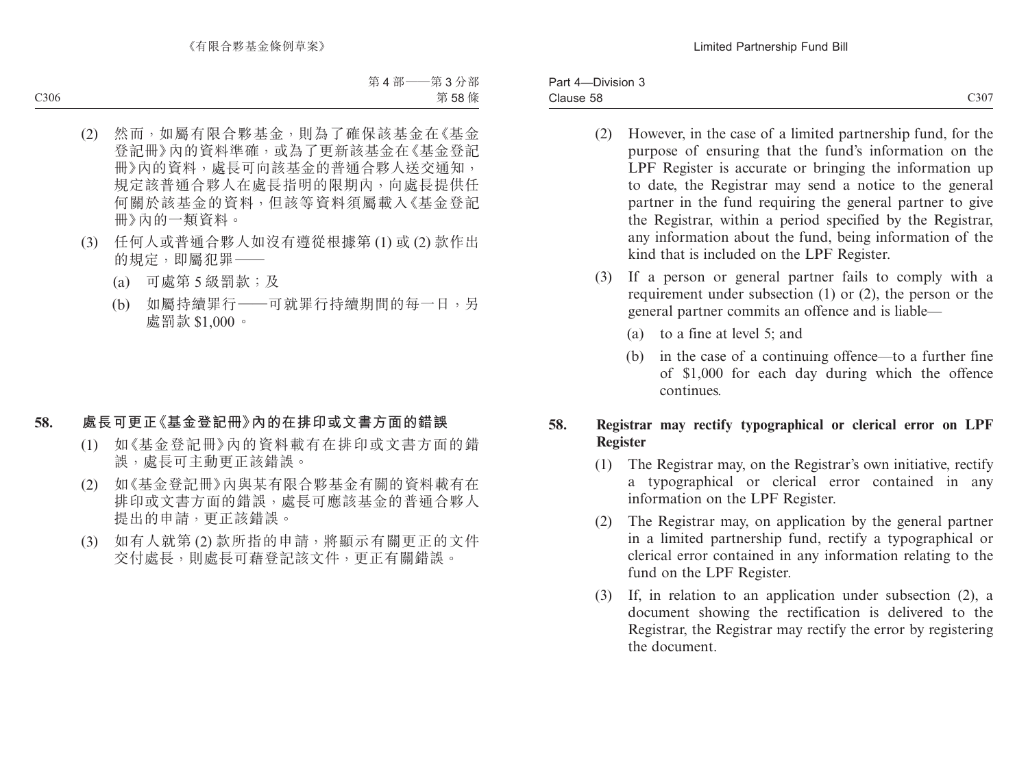(2) 然而，如屬有限合夥基金，則為了確保該基金在《基金登記冊》內的資料準確，或為了更新該基金在《基金登記冊》內的資料，處長可向該基金的普通合夥人送交通知，規定該普通合夥人在處長指明的限期內，向處長提供任何關於該基金的資料，但該等資料須屬載入《基金登記冊》內的一類資料。

(3) 任何人或普通合夥人如沒有遵從根據第 (1) 或 (2) 款作出的規定，即屬犯罪——

(a) 可處第 5 級罰款；及

(b) 如屬持續罪行——可就罪行持續期間的每一日，另處罰款 $1,000。

## 58. 處長可更正《基金登記冊》內的在排印或文書方面的錯誤

(1) 如《基金登記冊》內的資料載有在排印或文書方面的錯誤，處長可主動更正該錯誤。

(2) 如《基金登記冊》內與某有限合夥基金有關的資料載有在排印或文書方面的錯誤，處長可應該基金的普通合夥人提出的申請，更正該錯誤。

(3) 如有人就第 (2) 款所指的申請，將顯示有關更正的文件交付處長，則處長可藉登記該文件，更正有關錯誤。

(2) However, in the case of a limited partnership fund, for the purpose of ensuring that the fund's information on the LPF Register is accurate or bringing the information up to date, the Registrar may send a notice to the general partner in the fund requiring the general partner to give the Registrar, within a period specified by the Registrar, any information about the fund, being information of the kind that is included on the LPF Register.

(3) If a person or general partner fails to comply with a requirement under subsection (1) or (2), the person or the general partner commits an offence and is liable—

(a) to a fine at level 5; and

(b) in the case of a continuing offence—to a further fine of $1,000 for each day during which the offence continues.

## 58. Registrar may rectify typographical or clerical error on LPF Register

(1) The Registrar may, on the Registrar's own initiative, rectify a typographical or clerical error contained in any information on the LPF Register.

(2) The Registrar may, on application by the general partner in a limited partnership fund, rectify a typographical or clerical error contained in any information relating to the fund on the LPF Register.

(3) If, in relation to an application under subsection (2), a document showing the rectification is delivered to the Registrar, the Registrar may rectify the error by registering the document.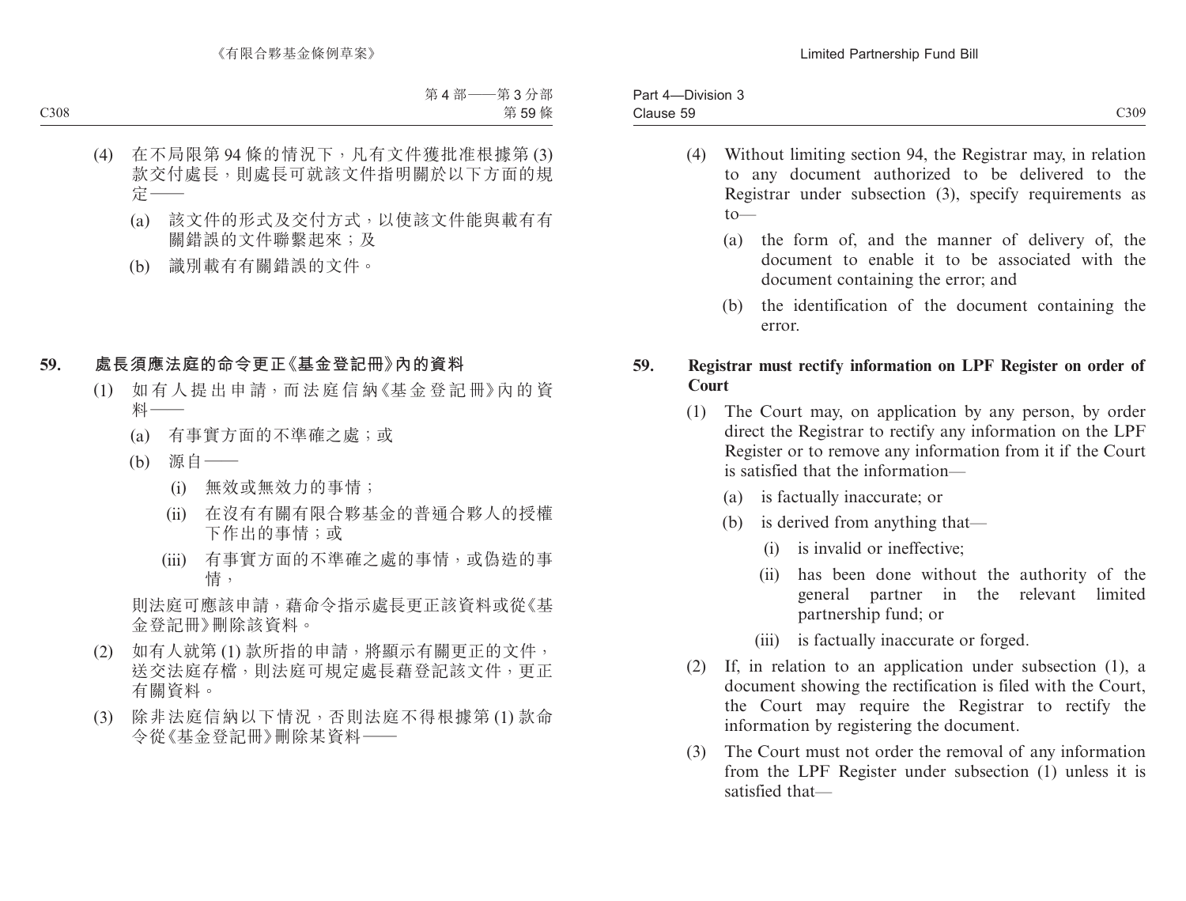(4) 在不局限第 94 條的情況下，凡有文件獲批准根據第 (3) 款交付處長，則處長可就該文件指明關於以下方面的規定——

(a) 該文件的形式及交付方式，以使該文件能與載有有關錯誤的文件聯繫起來；及

(b) 識別載有有關錯誤的文件。

## 59. 處長須應法庭的命令更正《基金登記冊》內的資料

(1) 如有人提出申請，而法庭信納《基金登記冊》內的資料——

(a) 有事實方面的不準確之處；或

(b) 源自——

(i) 無效或無效力的事情；

(ii) 在沒有有關有限合夥基金的普通合夥人的授權下作出的事情；或

(iii) 有事實方面的不準確之處的事情，或偽造的事情，

則法庭可應該申請，藉命令指示處長更正該資料或從《基金登記冊》刪除該資料。

(2) 如有人就第 (1) 款所指的申請，將顯示有關更正的文件，送交法庭存檔，則法庭可規定處長藉登記該文件，更正有關資料。

(3) 除非法庭信納以下情況，否則法庭不得根據第 (1) 款命令從《基金登記冊》刪除某資料——

(4) Without limiting section 94, the Registrar may, in relation to any document authorized to be delivered to the Registrar under subsection (3), specify requirements as to—

(a) the form of, and the manner of delivery of, the document to enable it to be associated with the document containing the error; and

(b) the identification of the document containing the error.

## 59. Registrar must rectify information on LPF Register on order of Court

(1) The Court may, on application by any person, by order direct the Registrar to rectify any information on the LPF Register or to remove any information from it if the Court is satisfied that the information—

(a) is factually inaccurate; or

(b) is derived from anything that—

(i) is invalid or ineffective;

(ii) has been done without the authority of the general partner in the relevant limited partnership fund; or

(iii) is factually inaccurate or forged.

(2) If, in relation to an application under subsection (1), a document showing the rectification is filed with the Court, the Court may require the Registrar to rectify the information by registering the document.

(3) The Court must not order the removal of any information from the LPF Register under subsection (1) unless it is satisfied that—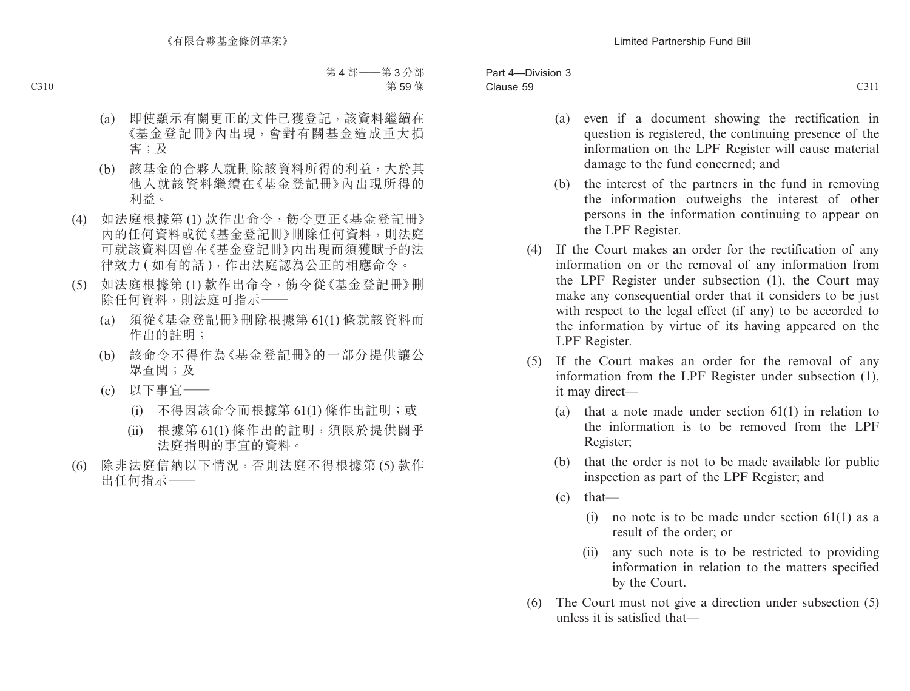(a) 即使顯示有關更正的文件已獲登記，該資料繼續在《基金登記冊》內出現，會對有關基金造成重大損害；及

(b) 該基金的合夥人就刪除該資料所得的利益，大於其他人就該資料繼續在《基金登記冊》內出現所得的利益。

(4) 如法庭根據第 (1) 款作出命令，飭令更正《基金登記冊》內的任何資料或從《基金登記冊》刪除任何資料，則法庭可就該資料因曾在《基金登記冊》內出現而須獲賦予的法律效力 ( 如有的話 )，作出法庭認為公正的相應命令。

(5) 如法庭根據第 (1) 款作出命令，飭令從《基金登記冊》刪除任何資料，則法庭可指示——

(a) 須從《基金登記冊》刪除根據第 61(1) 條就該資料而作出的註明；

(b) 該命令不得作為《基金登記冊》的一部分提供讓公眾查閱；及

(c) 以下事宜——

(i) 不得因該命令而根據第 61(1) 條作出註明；或

(ii) 根據第 61(1) 條作出的註明，須限於提供關乎法庭指明的事宜的資料。

(6) 除非法庭信納以下情況，否則法庭不得根據第 (5) 款作出任何指示——

(a) even if a document showing the rectification in question is registered, the continuing presence of the information on the LPF Register will cause material damage to the fund concerned; and

(b) the interest of the partners in the fund in removing the information outweighs the interest of other persons in the information continuing to appear on the LPF Register.

(4) If the Court makes an order for the rectification of any information on or the removal of any information from the LPF Register under subsection (1), the Court may make any consequential order that it considers to be just with respect to the legal effect (if any) to be accorded to the information by virtue of its having appeared on the LPF Register.

(5) If the Court makes an order for the removal of any information from the LPF Register under subsection (1), it may direct—

(a) that a note made under section 61(1) in relation to the information is to be removed from the LPF Register;

(b) that the order is not to be made available for public inspection as part of the LPF Register; and

(c) that—

(i) no note is to be made under section 61(1) as a result of the order; or

(ii) any such note is to be restricted to providing information in relation to the matters specified by the Court.

(6) The Court must not give a direction under subsection (5) unless it is satisfied that—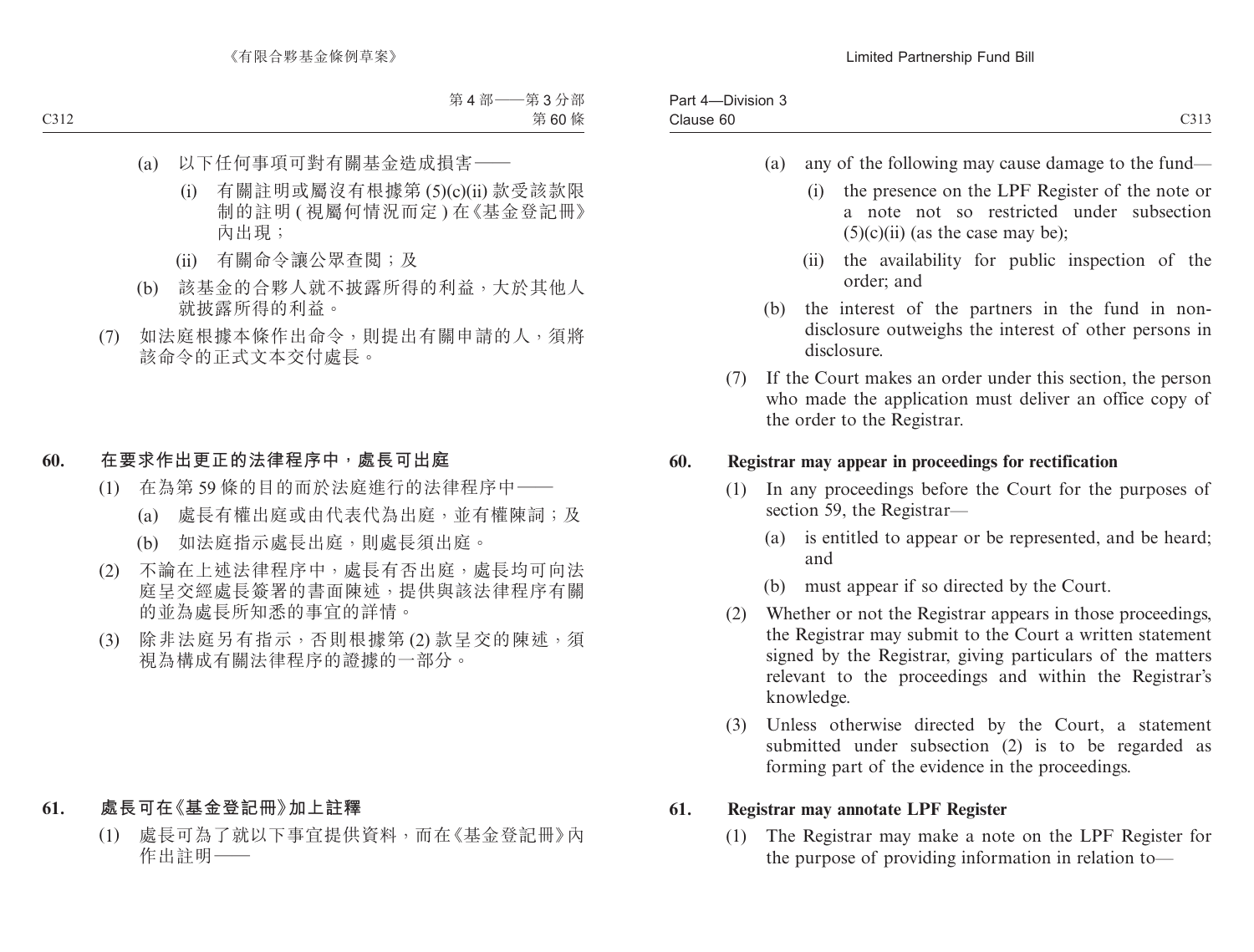(a) 以下任何事項可對有關基金造成損害——

(i) 有關註明或屬沒有根據第 (5)(c)(ii) 款受該款限制的註明 (視屬何情況而定) 在《基金登記冊》內出現；

(ii) 有關命令讓公眾查閱；及

(b) 該基金的合夥人就不披露所得的利益，大於其他人就披露所得的利益。

(7) 如法庭根據本條作出命令，則提出有關申請的人，須將該命令的正式文本交付處長。

**60. 在要求作出更正的法律程序中，處長可出庭**

(1) 在為第 59 條的目的而於法庭進行的法律程序中——

(a) 處長有權出庭或由代表代為出庭，並有權陳詞；及

(b) 如法庭指示處長出庭，則處長須出庭。

(2) 不論在上述法律程序中，處長有否出庭，處長均可向法庭呈交經處長簽署的書面陳述，提供與該法律程序有關的並為處長所知悉的事宜的詳情。

(3) 除非法庭另有指示，否則根據第 (2) 款呈交的陳述，須視為構成有關法律程序的證據的一部分。

**61. 處長可在《基金登記冊》加上註釋**

(1) 處長可為了就以下事宜提供資料，而在《基金登記冊》內作出註明——

(a) any of the following may cause damage to the fund—

(i) the presence on the LPF Register of the note or a note not so restricted under subsection (5)(c)(ii) (as the case may be);

(ii) the availability for public inspection of the order; and

(b) the interest of the partners in the fund in non-disclosure outweighs the interest of other persons in disclosure.

(7) If the Court makes an order under this section, the person who made the application must deliver an office copy of the order to the Registrar.

**60. Registrar may appear in proceedings for rectification**

(1) In any proceedings before the Court for the purposes of section 59, the Registrar—

(a) is entitled to appear or be represented, and be heard; and

(b) must appear if so directed by the Court.

(2) Whether or not the Registrar appears in those proceedings, the Registrar may submit to the Court a written statement signed by the Registrar, giving particulars of the matters relevant to the proceedings and within the Registrar's knowledge.

(3) Unless otherwise directed by the Court, a statement submitted under subsection (2) is to be regarded as forming part of the evidence in the proceedings.

**61. Registrar may annotate LPF Register**

(1) The Registrar may make a note on the LPF Register for the purpose of providing information in relation to—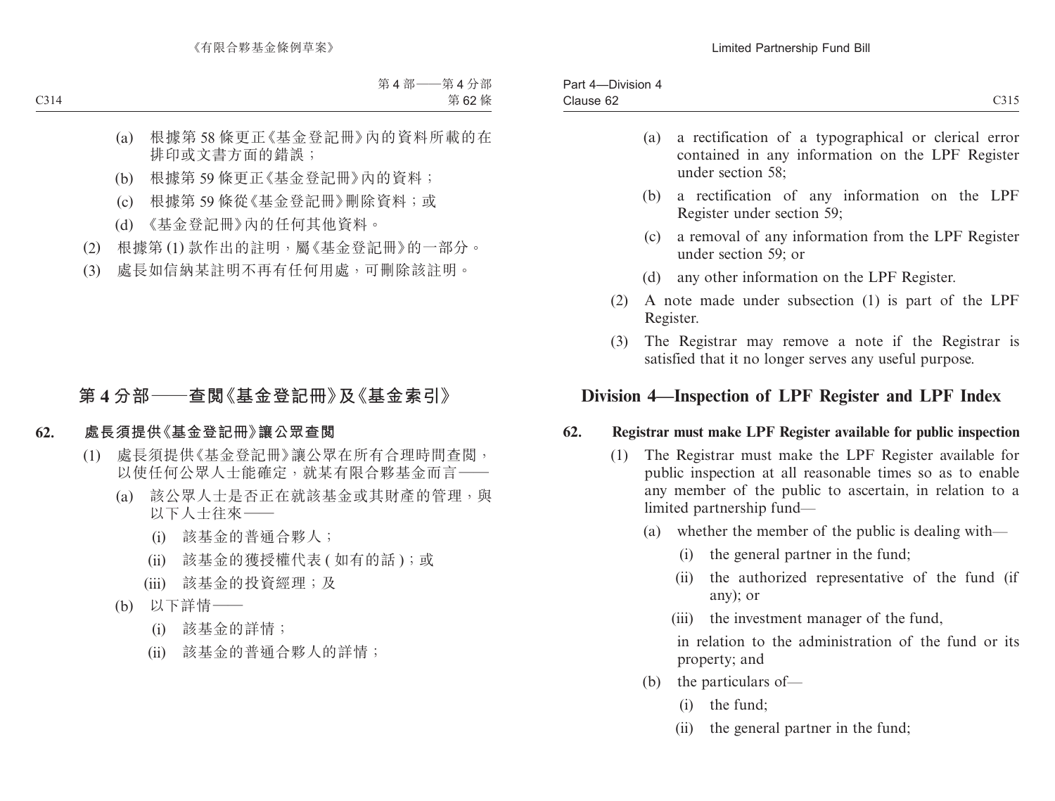(a) 根據第 58 條更正《基金登記冊》內的資料所載的在排印或文書方面的錯誤；

(b) 根據第 59 條更正《基金登記冊》內的資料；

(c) 根據第 59 條從《基金登記冊》刪除資料；或

(d) 《基金登記冊》內的任何其他資料。

(2) 根據第 (1) 款作出的註明，屬《基金登記冊》的一部分。

(3) 處長如信納某註明不再有任何用處，可刪除該註明。

## 第 4 分部——查閱《基金登記冊》及《基金索引》

### 62. 處長須提供《基金登記冊》讓公眾查閱

(1) 處長須提供《基金登記冊》讓公眾在所有合理時間查閱，以使任何公眾人士能確定，就某有限合夥基金而言——

(a) 該公眾人士是否正在就該基金或其財產的管理，與以下人士往來——

(i) 該基金的普通合夥人；

(ii) 該基金的獲授權代表 (如有的話)；或

(iii) 該基金的投資經理；及

(b) 以下詳情——

(i) 該基金的詳情；

(ii) 該基金的普通合夥人的詳情；

---

(a) a rectification of a typographical or clerical error contained in any information on the LPF Register under section 58;

(b) a rectification of any information on the LPF Register under section 59;

(c) a removal of any information from the LPF Register under section 59; or

(d) any other information on the LPF Register.

(2) A note made under subsection (1) is part of the LPF Register.

(3) The Registrar may remove a note if the Registrar is satisfied that it no longer serves any useful purpose.

## Division 4—Inspection of LPF Register and LPF Index

### 62. Registrar must make LPF Register available for public inspection

(1) The Registrar must make the LPF Register available for public inspection at all reasonable times so as to enable any member of the public to ascertain, in relation to a limited partnership fund—

(a) whether the member of the public is dealing with—

(i) the general partner in the fund;

(ii) the authorized representative of the fund (if any); or

(iii) the investment manager of the fund,

in relation to the administration of the fund or its property; and

(b) the particulars of—

(i) the fund;

(ii) the general partner in the fund;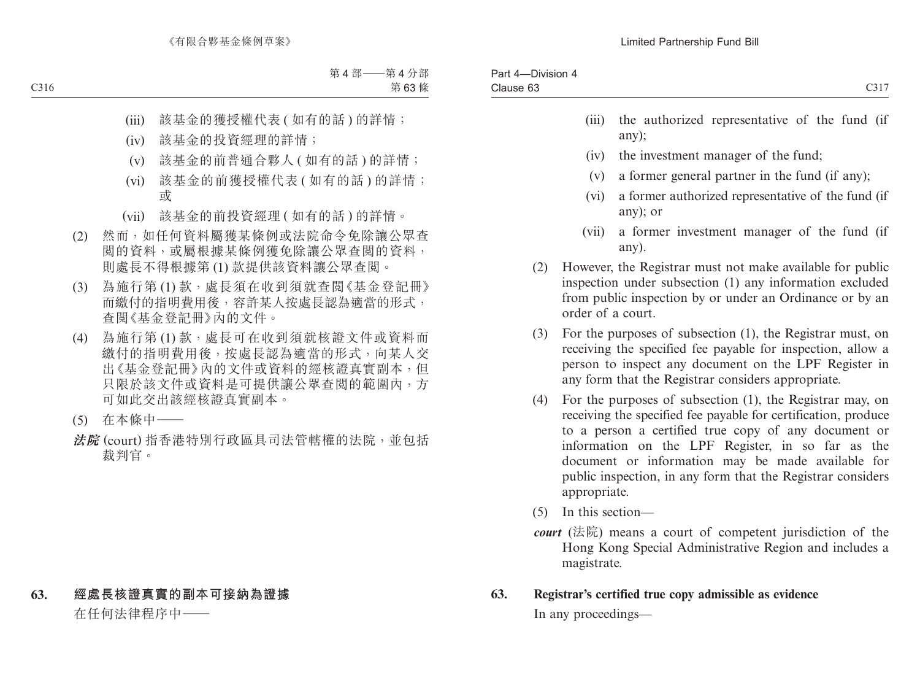(iii) 該基金的獲授權代表 ( 如有的話 ) 的詳情；

(iv) 該基金的投資經理的詳情；

(v) 該基金的前普通合夥人 ( 如有的話 ) 的詳情；

(vi) 該基金的前獲授權代表 ( 如有的話 ) 的詳情；或

(vii) 該基金的前投資經理 ( 如有的話 ) 的詳情。

(2) 然而，如任何資料屬獲某條例或法院命令免除讓公眾查閱的資料，或屬根據某條例獲免除讓公眾查閱的資料，則處長不得根據第 (1) 款提供該資料讓公眾查閱。

(3) 為施行第 (1) 款，處長須在收到須就查閱《基金登記冊》而繳付的指明費用後，容許某人按處長認為適當的形式，查閱《基金登記冊》內的文件。

(4) 為施行第 (1) 款，處長可在收到須就核證文件或資料而繳付的指明費用後，按處長認為適當的形式，向某人交出《基金登記冊》內的文件或資料的經核證真實副本，但只限於該文件或資料是可提供讓公眾查閱的範圍內，方可如此交出該經核證真實副本。

(5) 在本條中——

***法院*** (court) 指香港特別行政區具司法管轄權的法院，並包括裁判官。

**63. 經處長核證真實的副本可接納為證據**

在任何法律程序中——

(iii) the authorized representative of the fund (if any);

(iv) the investment manager of the fund;

(v) a former general partner in the fund (if any);

(vi) a former authorized representative of the fund (if any); or

(vii) a former investment manager of the fund (if any).

(2) However, the Registrar must not make available for public inspection under subsection (1) any information excluded from public inspection by or under an Ordinance or by an order of a court.

(3) For the purposes of subsection (1), the Registrar must, on receiving the specified fee payable for inspection, allow a person to inspect any document on the LPF Register in any form that the Registrar considers appropriate.

(4) For the purposes of subsection (1), the Registrar may, on receiving the specified fee payable for certification, produce to a person a certified true copy of any document or information on the LPF Register, in so far as the document or information may be made available for public inspection, in any form that the Registrar considers appropriate.

(5) In this section—

***court*** (法院) means a court of competent jurisdiction of the Hong Kong Special Administrative Region and includes a magistrate.

**63. Registrar's certified true copy admissible as evidence**

In any proceedings—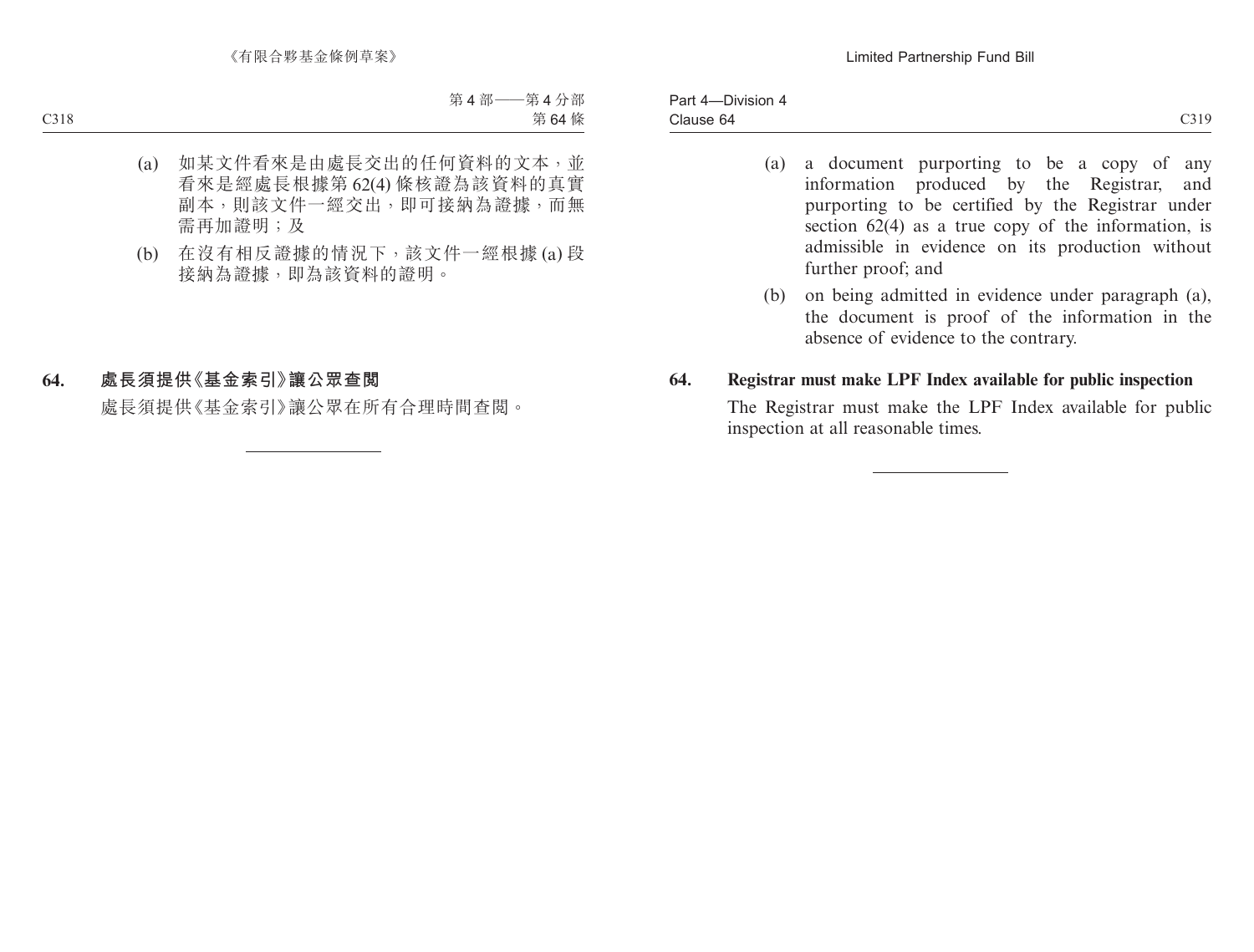(a) 如某文件看來是由處長交出的任何資料的文本，並看來是經處長根據第 62(4) 條核證為該資料的真實副本，則該文件一經交出，即可接納為證據，而無需再加證明；及

(b) 在沒有相反證據的情況下，該文件一經根據 (a) 段接納為證據，即為該資料的證明。

**64. 處長須提供《基金索引》讓公眾查閱**

處長須提供《基金索引》讓公眾在所有合理時間查閱。

(a) a document purporting to be a copy of any information produced by the Registrar, and purporting to be certified by the Registrar under section 62(4) as a true copy of the information, is admissible in evidence on its production without further proof; and

(b) on being admitted in evidence under paragraph (a), the document is proof of the information in the absence of evidence to the contrary.

**64. Registrar must make LPF Index available for public inspection**

The Registrar must make the LPF Index available for public inspection at all reasonable times.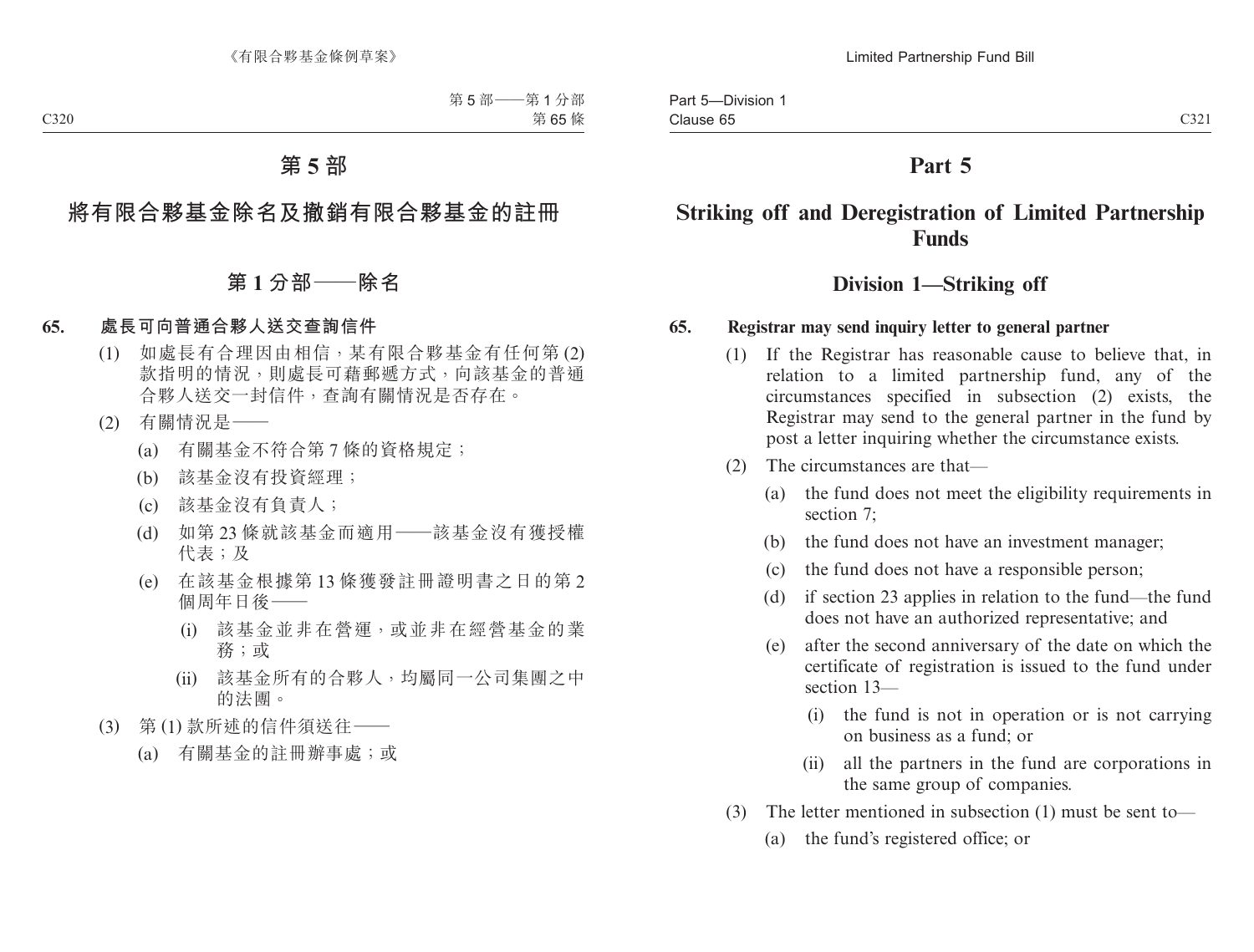# 第 5 部

## 將有限合夥基金除名及撤銷有限合夥基金的註冊

### 第 1 分部——除名

**65. 處長可向普通合夥人送交查詢信件**

(1) 如處長有合理因由相信，某有限合夥基金有任何第 (2) 款指明的情況，則處長可藉郵遞方式，向該基金的普通合夥人送交一封信件，查詢有關情況是否存在。

(2) 有關情況是——

(a) 有關基金不符合第 7 條的資格規定；

(b) 該基金沒有投資經理；

(c) 該基金沒有負責人；

(d) 如第 23 條就該基金而適用——該基金沒有獲授權代表；及

(e) 在該基金根據第 13 條獲發註冊證明書之日的第 2 個周年日後——

(i) 該基金並非在營運，或並非在經營基金的業務；或

(ii) 該基金所有的合夥人，均屬同一公司集團之中的法團。

(3) 第 (1) 款所述的信件須送往——

(a) 有關基金的註冊辦事處；或

# Part 5

## Striking off and Deregistration of Limited Partnership Funds

### Division 1—Striking off

**65. Registrar may send inquiry letter to general partner**

(1) If the Registrar has reasonable cause to believe that, in relation to a limited partnership fund, any of the circumstances specified in subsection (2) exists, the Registrar may send to the general partner in the fund by post a letter inquiring whether the circumstance exists.

(2) The circumstances are that—

(a) the fund does not meet the eligibility requirements in section 7;

(b) the fund does not have an investment manager;

(c) the fund does not have a responsible person;

(d) if section 23 applies in relation to the fund—the fund does not have an authorized representative; and

(e) after the second anniversary of the date on which the certificate of registration is issued to the fund under section 13—

(i) the fund is not in operation or is not carrying on business as a fund; or

(ii) all the partners in the fund are corporations in the same group of companies.

(3) The letter mentioned in subsection (1) must be sent to—

(a) the fund's registered office; or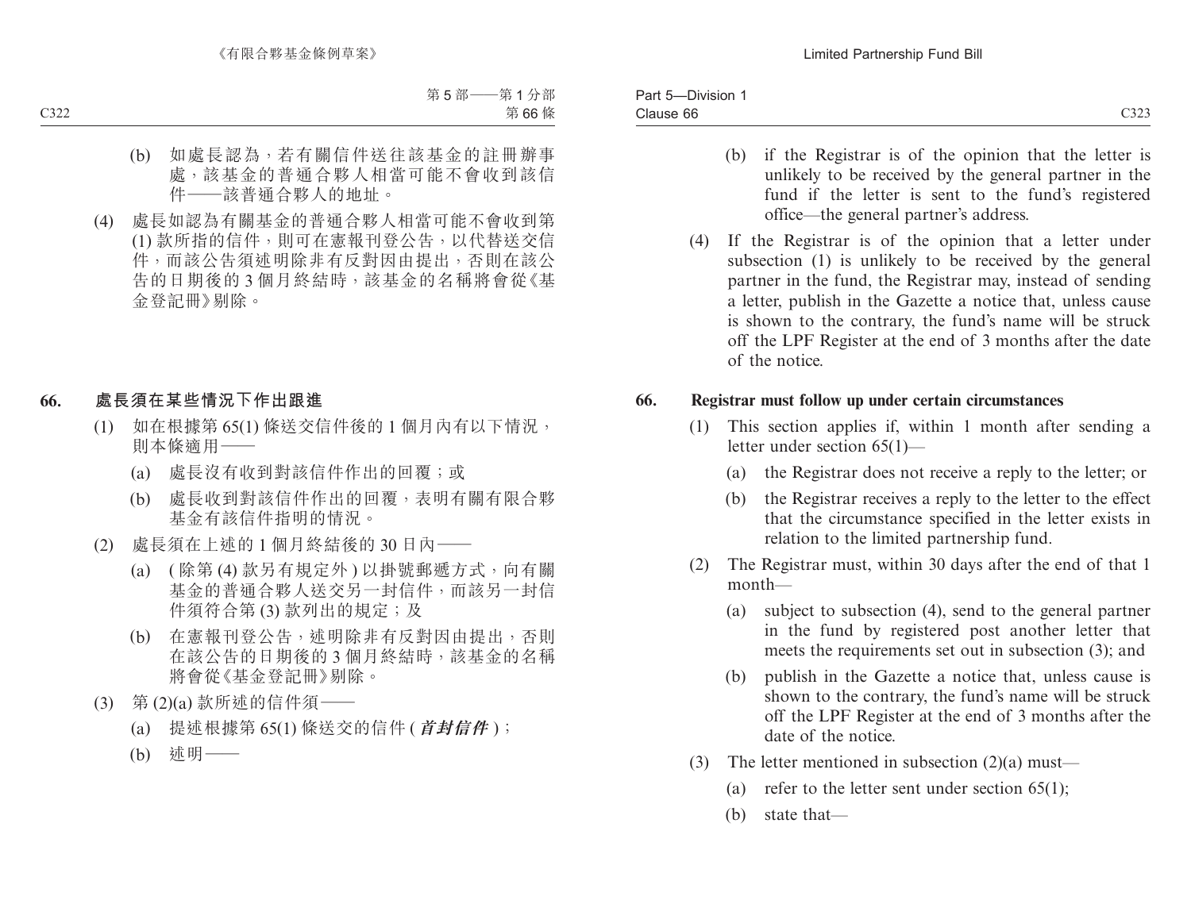(b) 如處長認為，若有關信件送往該基金的註冊辦事處，該基金的普通合夥人相當可能不會收到該信件——該普通合夥人的地址。

(4) 處長如認為有關基金的普通合夥人相當可能不會收到第(1) 款所指的信件，則可在憲報刊登公告，以代替送交信件，而該公告須述明除非有反對因由提出，否則在該公告的日期後的 3 個月終結時，該基金的名稱將會從《基金登記冊》剔除。

## 66. 處長須在某些情況下作出跟進

(1) 如在根據第 65(1) 條送交信件後的 1 個月內有以下情況，則本條適用——

(a) 處長沒有收到對該信件作出的回覆；或

(b) 處長收到對該信件作出的回覆，表明有關有限合夥基金有該信件指明的情況。

(2) 處長須在上述的 1 個月終結後的 30 日內——

(a) ( 除第 (4) 款另有規定外 ) 以掛號郵遞方式，向有關基金的普通合夥人送交另一封信件，而該另一封信件須符合第 (3) 款列出的規定；及

(b) 在憲報刊登公告，述明除非有反對因由提出，否則在該公告的日期後的 3 個月終結時，該基金的名稱將會從《基金登記冊》剔除。

(3) 第 (2)(a) 款所述的信件須——

(a) 提述根據第 65(1) 條送交的信件 (***首封信件***)；

(b) 述明——

(b) if the Registrar is of the opinion that the letter is unlikely to be received by the general partner in the fund if the letter is sent to the fund's registered office—the general partner's address.

(4) If the Registrar is of the opinion that a letter under subsection (1) is unlikely to be received by the general partner in the fund, the Registrar may, instead of sending a letter, publish in the Gazette a notice that, unless cause is shown to the contrary, the fund's name will be struck off the LPF Register at the end of 3 months after the date of the notice.

## 66. Registrar must follow up under certain circumstances

(1) This section applies if, within 1 month after sending a letter under section 65(1)—

(a) the Registrar does not receive a reply to the letter; or

(b) the Registrar receives a reply to the letter to the effect that the circumstance specified in the letter exists in relation to the limited partnership fund.

(2) The Registrar must, within 30 days after the end of that 1 month—

(a) subject to subsection (4), send to the general partner in the fund by registered post another letter that meets the requirements set out in subsection (3); and

(b) publish in the Gazette a notice that, unless cause is shown to the contrary, the fund's name will be struck off the LPF Register at the end of 3 months after the date of the notice.

(3) The letter mentioned in subsection (2)(a) must—

(a) refer to the letter sent under section 65(1);

(b) state that—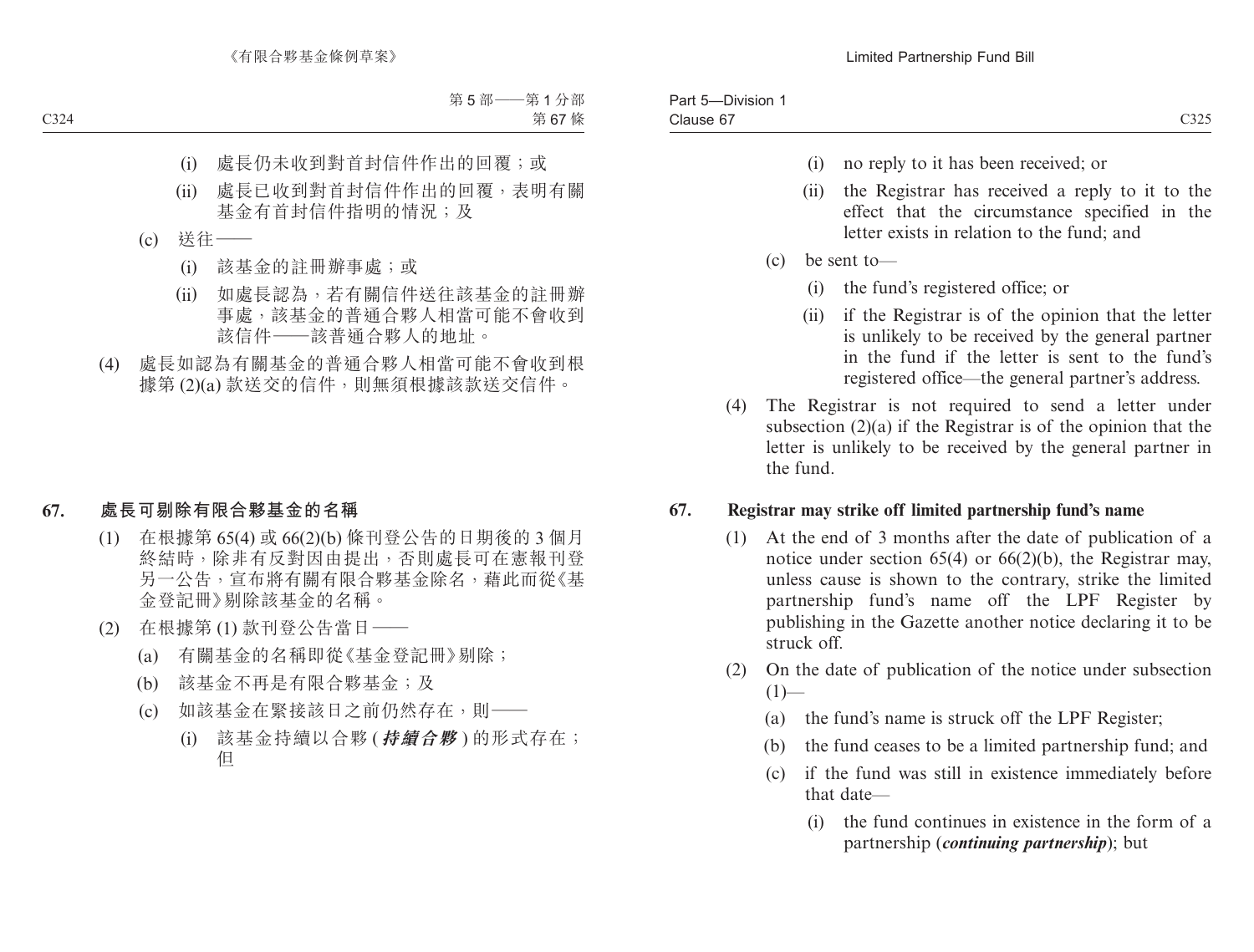(i) 處長仍未收到對首封信件作出的回覆；或

(ii) 處長已收到對首封信件作出的回覆，表明有關基金有首封信件指明的情況；及

(c) 送往——

(i) 該基金的註冊辦事處；或

(ii) 如處長認為，若有關信件送往該基金的註冊辦事處，該基金的普通合夥人相當可能不會收到該信件——該普通合夥人的地址。

(4) 處長如認為有關基金的普通合夥人相當可能不會收到根據第 (2)(a) 款送交的信件，則無須根據該款送交信件。

## 67. 處長可剔除有限合夥基金的名稱

(1) 在根據第 65(4) 或 66(2)(b) 條刊登公告的日期後的 3 個月終結時，除非有反對因由提出，否則處長可在憲報刊登另一公告，宣布將有關有限合夥基金除名，藉此而從《基金登記冊》剔除該基金的名稱。

(2) 在根據第 (1) 款刊登公告當日——

(a) 有關基金的名稱即從《基金登記冊》剔除；

(b) 該基金不再是有限合夥基金；及

(c) 如該基金在緊接該日之前仍然存在，則——

(i) 該基金持續以合夥 (***持續合夥***) 的形式存在；但

---

(i) no reply to it has been received; or

(ii) the Registrar has received a reply to it to the effect that the circumstance specified in the letter exists in relation to the fund; and

(c) be sent to—

(i) the fund's registered office; or

(ii) if the Registrar is of the opinion that the letter is unlikely to be received by the general partner in the fund if the letter is sent to the fund's registered office—the general partner's address.

(4) The Registrar is not required to send a letter under subsection (2)(a) if the Registrar is of the opinion that the letter is unlikely to be received by the general partner in the fund.

## 67. Registrar may strike off limited partnership fund's name

(1) At the end of 3 months after the date of publication of a notice under section 65(4) or 66(2)(b), the Registrar may, unless cause is shown to the contrary, strike the limited partnership fund's name off the LPF Register by publishing in the Gazette another notice declaring it to be struck off.

(2) On the date of publication of the notice under subsection (1)—

(a) the fund's name is struck off the LPF Register;

(b) the fund ceases to be a limited partnership fund; and

(c) if the fund was still in existence immediately before that date—

(i) the fund continues in existence in the form of a partnership (***continuing partnership***); but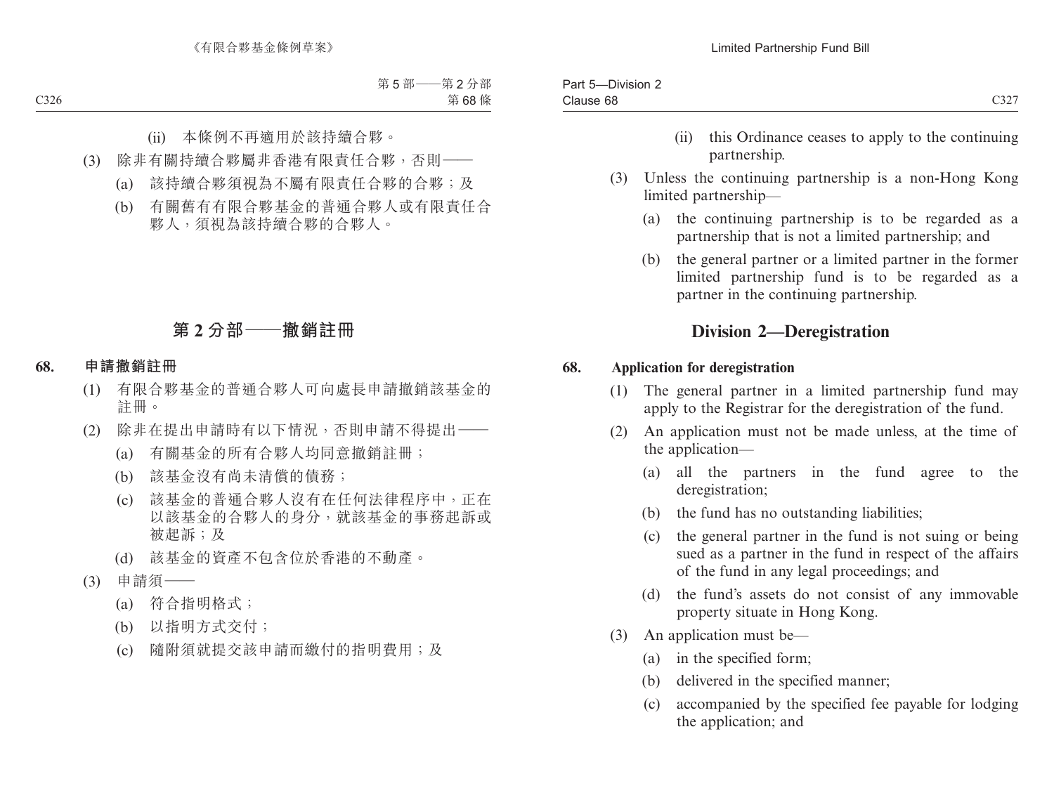(ii) 本條例不再適用於該持續合夥。

(3) 除非有關持續合夥屬非香港有限責任合夥，否則——

(a) 該持續合夥須視為不屬有限責任合夥的合夥；及

(b) 有關舊有有限合夥基金的普通合夥人或有限責任合夥人，須視為該持續合夥的合夥人。

## 第 2 分部——撤銷註冊

### 68. 申請撤銷註冊

(1) 有限合夥基金的普通合夥人可向處長申請撤銷該基金的註冊。

(2) 除非在提出申請時有以下情況，否則申請不得提出——

(a) 有關基金的所有合夥人均同意撤銷註冊；

(b) 該基金沒有尚未清償的債務；

(c) 該基金的普通合夥人沒有在任何法律程序中，正在以該基金的合夥人的身分，就該基金的事務起訴或被起訴；及

(d) 該基金的資產不包含位於香港的不動產。

(3) 申請須——

(a) 符合指明格式；

(b) 以指明方式交付；

(c) 隨附須就提交該申請而繳付的指明費用；及

(ii) this Ordinance ceases to apply to the continuing partnership.

(3) Unless the continuing partnership is a non-Hong Kong limited partnership—

(a) the continuing partnership is to be regarded as a partnership that is not a limited partnership; and

(b) the general partner or a limited partner in the former limited partnership fund is to be regarded as a partner in the continuing partnership.

## Division 2—Deregistration

### 68. Application for deregistration

(1) The general partner in a limited partnership fund may apply to the Registrar for the deregistration of the fund.

(2) An application must not be made unless, at the time of the application—

(a) all the partners in the fund agree to the deregistration;

(b) the fund has no outstanding liabilities;

(c) the general partner in the fund is not suing or being sued as a partner in the fund in respect of the affairs of the fund in any legal proceedings; and

(d) the fund's assets do not consist of any immovable property situate in Hong Kong.

(3) An application must be—

(a) in the specified form;

(b) delivered in the specified manner;

(c) accompanied by the specified fee payable for lodging the application; and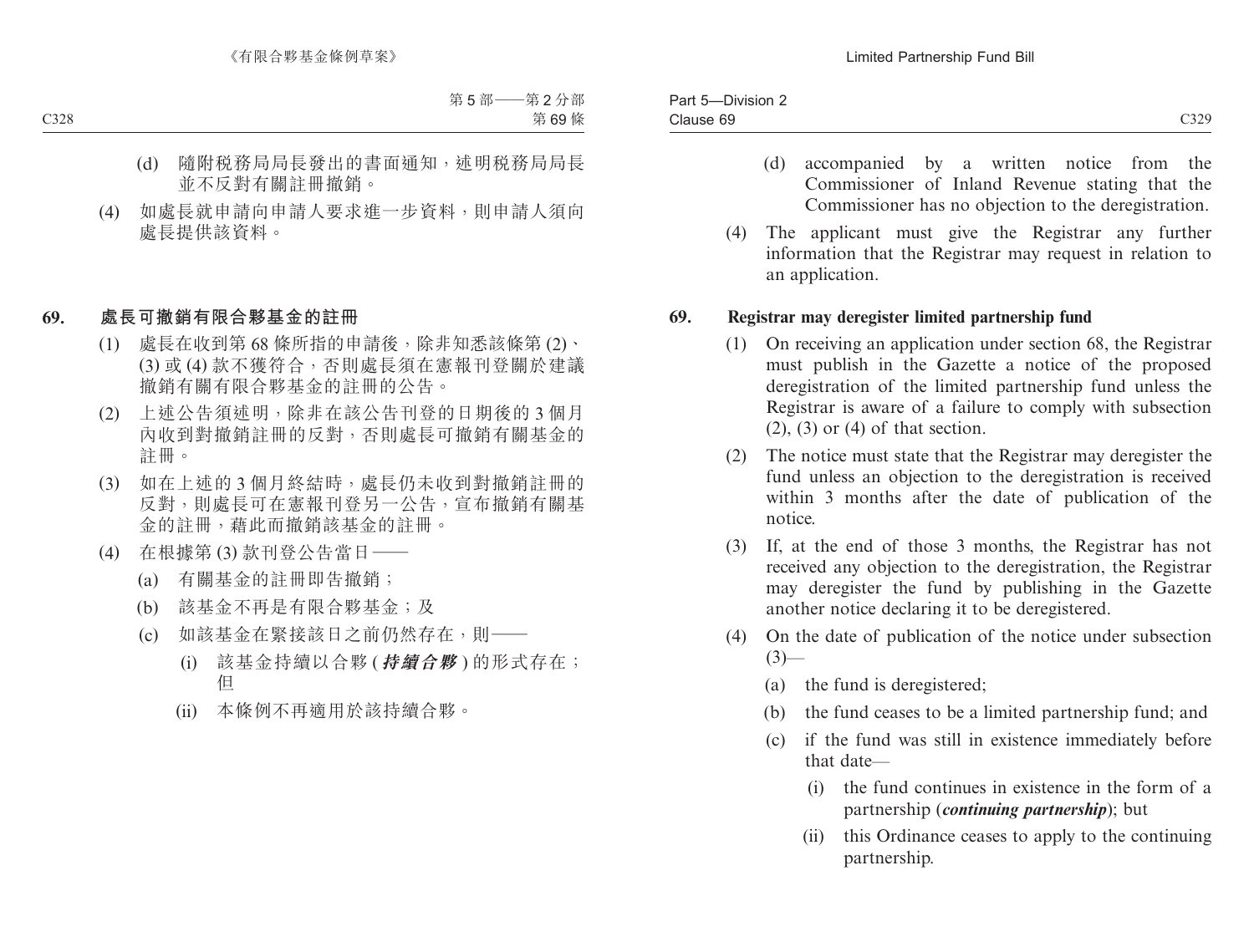(d) 隨附稅務局局長發出的書面通知，述明稅務局局長並不反對有關註冊撤銷。

(4) 如處長就申請向申請人要求進一步資料，則申請人須向處長提供該資料。

### 69. 處長可撤銷有限合夥基金的註冊

(1) 處長在收到第 68 條所指的申請後，除非知悉該條第 (2)、(3) 或 (4) 款不獲符合，否則處長須在憲報刊登關於建議撤銷有關有限合夥基金的註冊的公告。

(2) 上述公告須述明，除非在該公告刊登的日期後的 3 個月內收到對撤銷註冊的反對，否則處長可撤銷有關基金的註冊。

(3) 如在上述的 3 個月終結時，處長仍未收到對撤銷註冊的反對，則處長可在憲報刊登另一公告，宣布撤銷有關基金的註冊，藉此而撤銷該基金的註冊。

(4) 在根據第 (3) 款刊登公告當日——

(a) 有關基金的註冊即告撤銷；

(b) 該基金不再是有限合夥基金；及

(c) 如該基金在緊接該日之前仍然存在，則——

(i) 該基金持續以合夥 (***持續合夥***) 的形式存在；但

(ii) 本條例不再適用於該持續合夥。

(d) accompanied by a written notice from the Commissioner of Inland Revenue stating that the Commissioner has no objection to the deregistration.

(4) The applicant must give the Registrar any further information that the Registrar may request in relation to an application.

### 69. Registrar may deregister limited partnership fund

(1) On receiving an application under section 68, the Registrar must publish in the Gazette a notice of the proposed deregistration of the limited partnership fund unless the Registrar is aware of a failure to comply with subsection (2), (3) or (4) of that section.

(2) The notice must state that the Registrar may deregister the fund unless an objection to the deregistration is received within 3 months after the date of publication of the notice.

(3) If, at the end of those 3 months, the Registrar has not received any objection to the deregistration, the Registrar may deregister the fund by publishing in the Gazette another notice declaring it to be deregistered.

(4) On the date of publication of the notice under subsection (3)—

(a) the fund is deregistered;

(b) the fund ceases to be a limited partnership fund; and

(c) if the fund was still in existence immediately before that date—

(i) the fund continues in existence in the form of a partnership (***continuing partnership***); but

(ii) this Ordinance ceases to apply to the continuing partnership.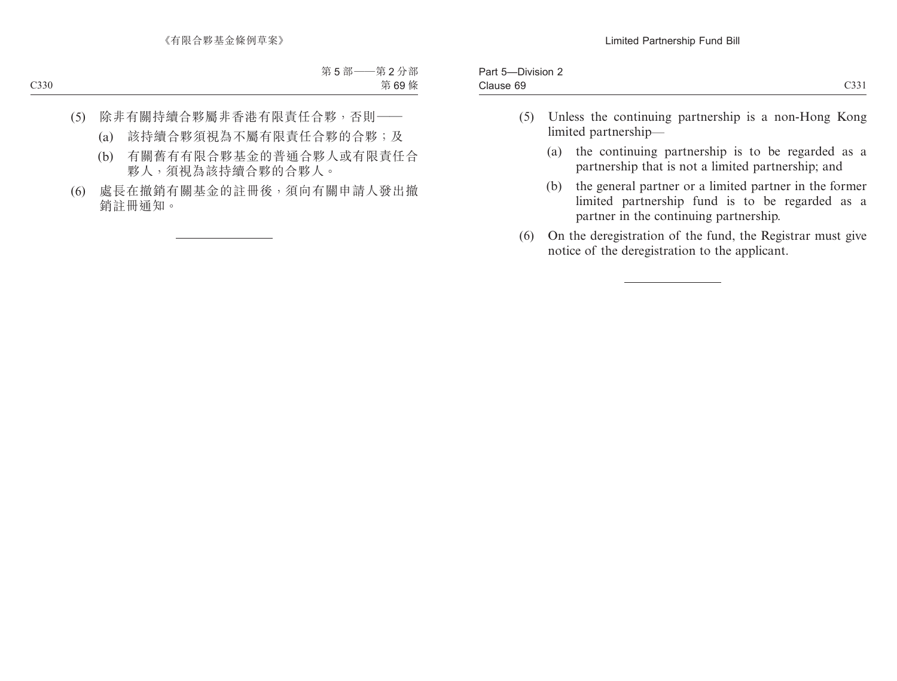(5) 除非有關持續合夥屬非香港有限責任合夥，否則——

(a) 該持續合夥須視為不屬有限責任合夥的合夥；及

(b) 有關舊有有限合夥基金的普通合夥人或有限責任合夥人，須視為該持續合夥的合夥人。

(6) 處長在撤銷有關基金的註冊後，須向有關申請人發出撤銷註冊通知。

---

(5) Unless the continuing partnership is a non-Hong Kong limited partnership—

(a) the continuing partnership is to be regarded as a partnership that is not a limited partnership; and

(b) the general partner or a limited partner in the former limited partnership fund is to be regarded as a partner in the continuing partnership.

(6) On the deregistration of the fund, the Registrar must give notice of the deregistration to the applicant.

---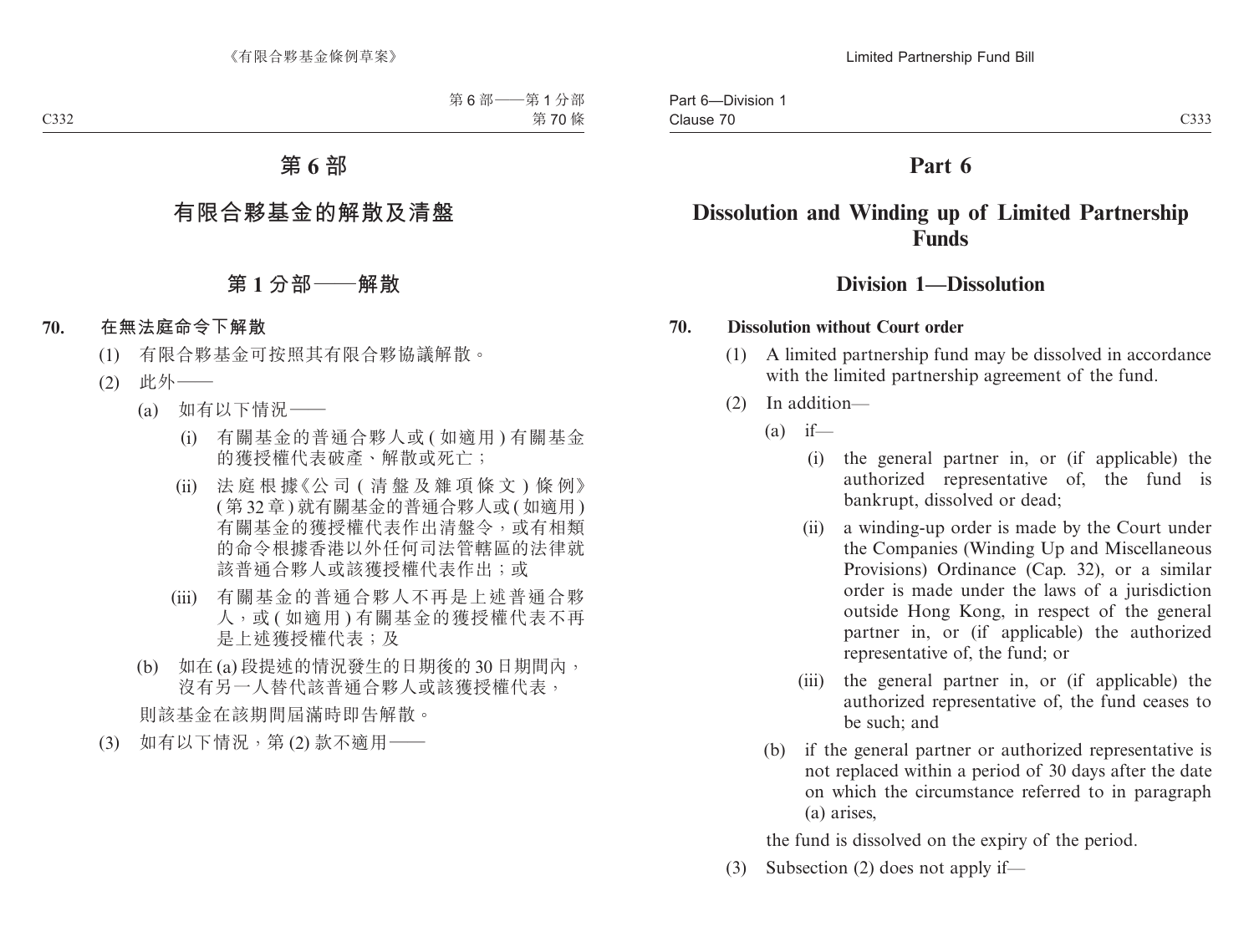# 第 6 部

## 有限合夥基金的解散及清盤

### 第 1 分部——解散

**70. 在無法庭命令下解散**

(1) 有限合夥基金可按照其有限合夥協議解散。

(2) 此外——

(a) 如有以下情況——

(i) 有關基金的普通合夥人或 ( 如適用 ) 有關基金的獲授權代表破產、解散或死亡；

(ii) 法庭根據《公司 ( 清盤及雜項條文 ) 條例》( 第 32 章 ) 就有關基金的普通合夥人或 ( 如適用 ) 有關基金的獲授權代表作出清盤令，或有相類的命令根據香港以外任何司法管轄區的法律就該普通合夥人或該獲授權代表作出；或

(iii) 有關基金的普通合夥人不再是上述普通合夥人，或 ( 如適用 ) 有關基金的獲授權代表不再是上述獲授權代表；及

(b) 如在 (a) 段提述的情況發生的日期後的 30 日期間內，沒有另一人替代該普通合夥人或該獲授權代表，

則該基金在該期間屆滿時即告解散。

(3) 如有以下情況，第 (2) 款不適用——

# Part 6

## Dissolution and Winding up of Limited Partnership Funds

### Division 1—Dissolution

**70. Dissolution without Court order**

(1) A limited partnership fund may be dissolved in accordance with the limited partnership agreement of the fund.

(2) In addition—

(a) if—

(i) the general partner in, or (if applicable) the authorized representative of, the fund is bankrupt, dissolved or dead;

(ii) a winding-up order is made by the Court under the Companies (Winding Up and Miscellaneous Provisions) Ordinance (Cap. 32), or a similar order is made under the laws of a jurisdiction outside Hong Kong, in respect of the general partner in, or (if applicable) the authorized representative of, the fund; or

(iii) the general partner in, or (if applicable) the authorized representative of, the fund ceases to be such; and

(b) if the general partner or authorized representative is not replaced within a period of 30 days after the date on which the circumstance referred to in paragraph (a) arises,

the fund is dissolved on the expiry of the period.

(3) Subsection (2) does not apply if—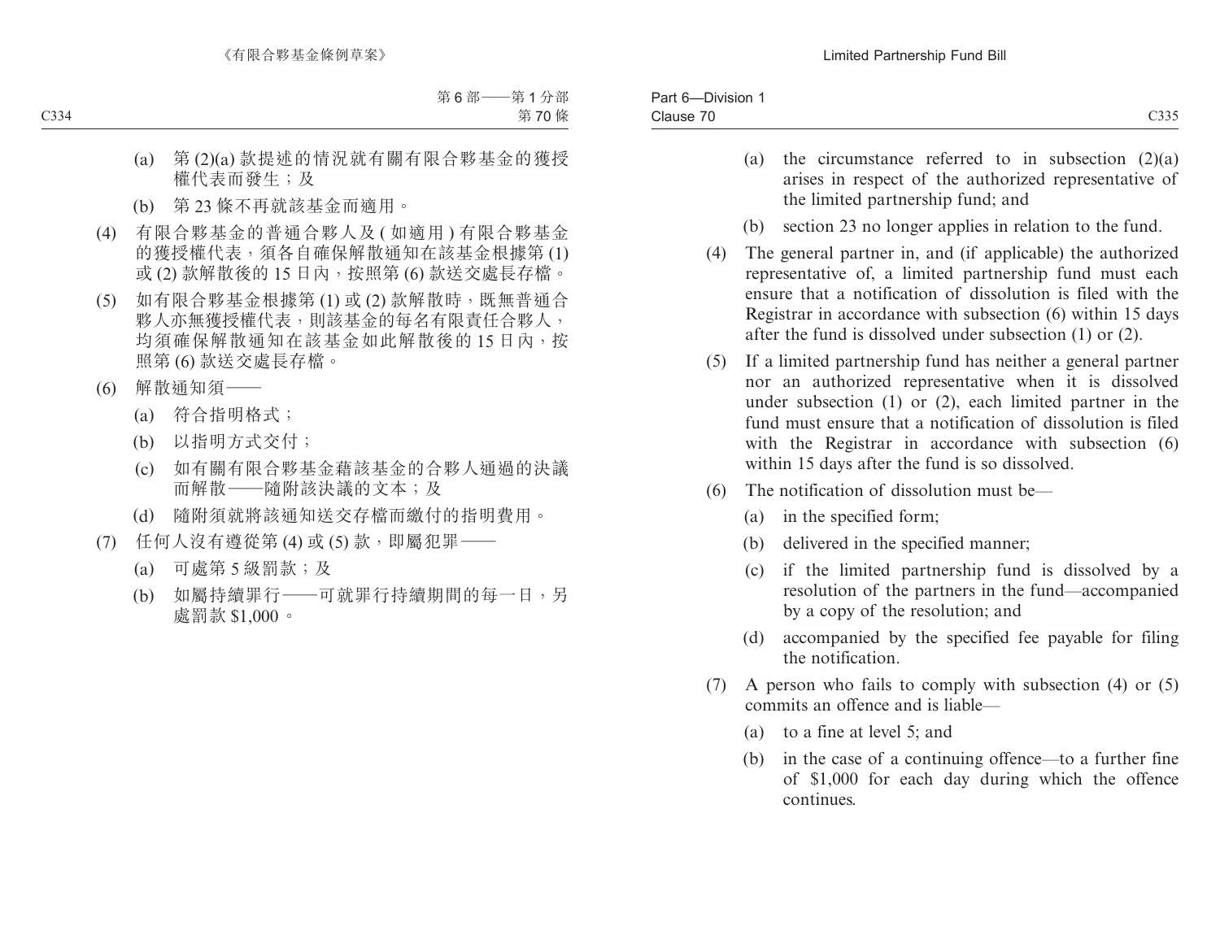(a) 第 (2)(a) 款提述的情況就有關有限合夥基金的獲授權代表而發生；及

(b) 第 23 條不再就該基金而適用。

(4) 有限合夥基金的普通合夥人及 ( 如適用 ) 有限合夥基金的獲授權代表，須各自確保解散通知在該基金根據第 (1) 或 (2) 款解散後的 15 日內，按照第 (6) 款送交處長存檔。

(5) 如有限合夥基金根據第 (1) 或 (2) 款解散時，既無普通合夥人亦無獲授權代表，則該基金的每名有限責任合夥人，均須確保解散通知在該基金如此解散後的 15 日內，按照第 (6) 款送交處長存檔。

(6) 解散通知須——

(a) 符合指明格式；

(b) 以指明方式交付；

(c) 如有關有限合夥基金藉該基金的合夥人通過的決議而解散——隨附該決議的文本；及

(d) 隨附須就將該通知送交存檔而繳付的指明費用。

(7) 任何人沒有遵從第 (4) 或 (5) 款，即屬犯罪——

(a) 可處第 5 級罰款；及

(b) 如屬持續罪行——可就罪行持續期間的每一日，另處罰款 $1,000。

(a) the circumstance referred to in subsection (2)(a) arises in respect of the authorized representative of the limited partnership fund; and

(b) section 23 no longer applies in relation to the fund.

(4) The general partner in, and (if applicable) the authorized representative of, a limited partnership fund must each ensure that a notification of dissolution is filed with the Registrar in accordance with subsection (6) within 15 days after the fund is dissolved under subsection (1) or (2).

(5) If a limited partnership fund has neither a general partner nor an authorized representative when it is dissolved under subsection (1) or (2), each limited partner in the fund must ensure that a notification of dissolution is filed with the Registrar in accordance with subsection (6) within 15 days after the fund is so dissolved.

(6) The notification of dissolution must be—

(a) in the specified form;

(b) delivered in the specified manner;

(c) if the limited partnership fund is dissolved by a resolution of the partners in the fund—accompanied by a copy of the resolution; and

(d) accompanied by the specified fee payable for filing the notification.

(7) A person who fails to comply with subsection (4) or (5) commits an offence and is liable—

(a) to a fine at level 5; and

(b) in the case of a continuing offence—to a further fine of $1,000 for each day during which the offence continues.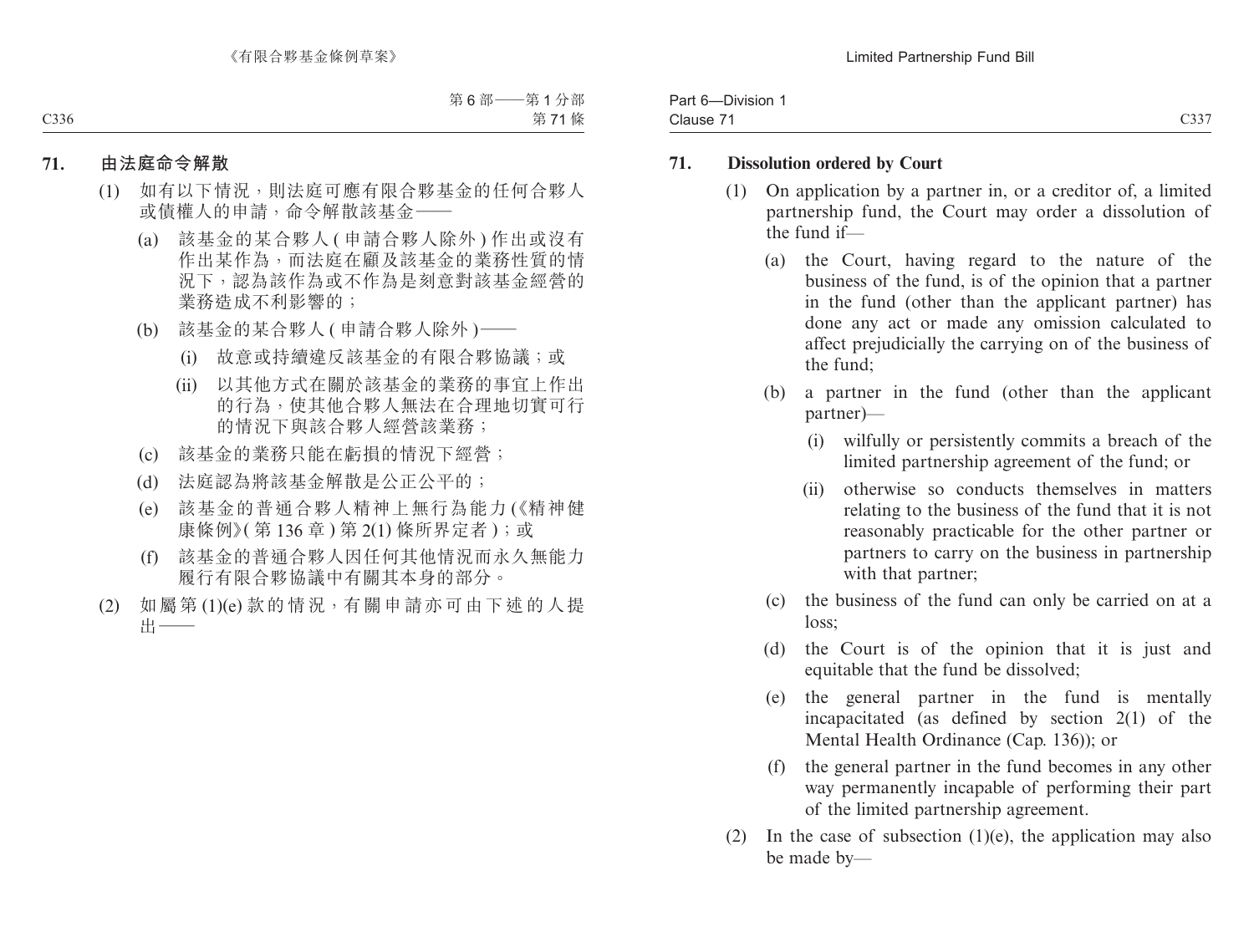## 71. 由法庭命令解散

(1) 如有以下情況，則法庭可應有限合夥基金的任何合夥人或債權人的申請，命令解散該基金——

(a) 該基金的某合夥人(申請合夥人除外)作出或沒有作出某作為，而法庭在顧及該基金的業務性質的情況下，認為該作為或不作為是刻意對該基金經營的業務造成不利影響的；

(b) 該基金的某合夥人(申請合夥人除外)——

(i) 故意或持續違反該基金的有限合夥協議；或

(ii) 以其他方式在關於該基金的業務的事宜上作出的行為，使其他合夥人無法在合理地切實可行的情況下與該合夥人經營該業務；

(c) 該基金的業務只能在虧損的情況下經營；

(d) 法庭認為將該基金解散是公正公平的；

(e) 該基金的普通合夥人精神上無行為能力(《精神健康條例》(第136章)第2(1)條所界定者)；或

(f) 該基金的普通合夥人因任何其他情況而永久無能力履行有限合夥協議中有關其本身的部分。

(2) 如屬第(1)(e)款的情況，有關申請亦可由下述的人提出——

## 71. Dissolution ordered by Court

(1) On application by a partner in, or a creditor of, a limited partnership fund, the Court may order a dissolution of the fund if—

(a) the Court, having regard to the nature of the business of the fund, is of the opinion that a partner in the fund (other than the applicant partner) has done any act or made any omission calculated to affect prejudicially the carrying on of the business of the fund;

(b) a partner in the fund (other than the applicant partner)—

(i) wilfully or persistently commits a breach of the limited partnership agreement of the fund; or

(ii) otherwise so conducts themselves in matters relating to the business of the fund that it is not reasonably practicable for the other partner or partners to carry on the business in partnership with that partner;

(c) the business of the fund can only be carried on at a loss;

(d) the Court is of the opinion that it is just and equitable that the fund be dissolved;

(e) the general partner in the fund is mentally incapacitated (as defined by section 2(1) of the Mental Health Ordinance (Cap. 136)); or

(f) the general partner in the fund becomes in any other way permanently incapable of performing their part of the limited partnership agreement.

(2) In the case of subsection (1)(e), the application may also be made by—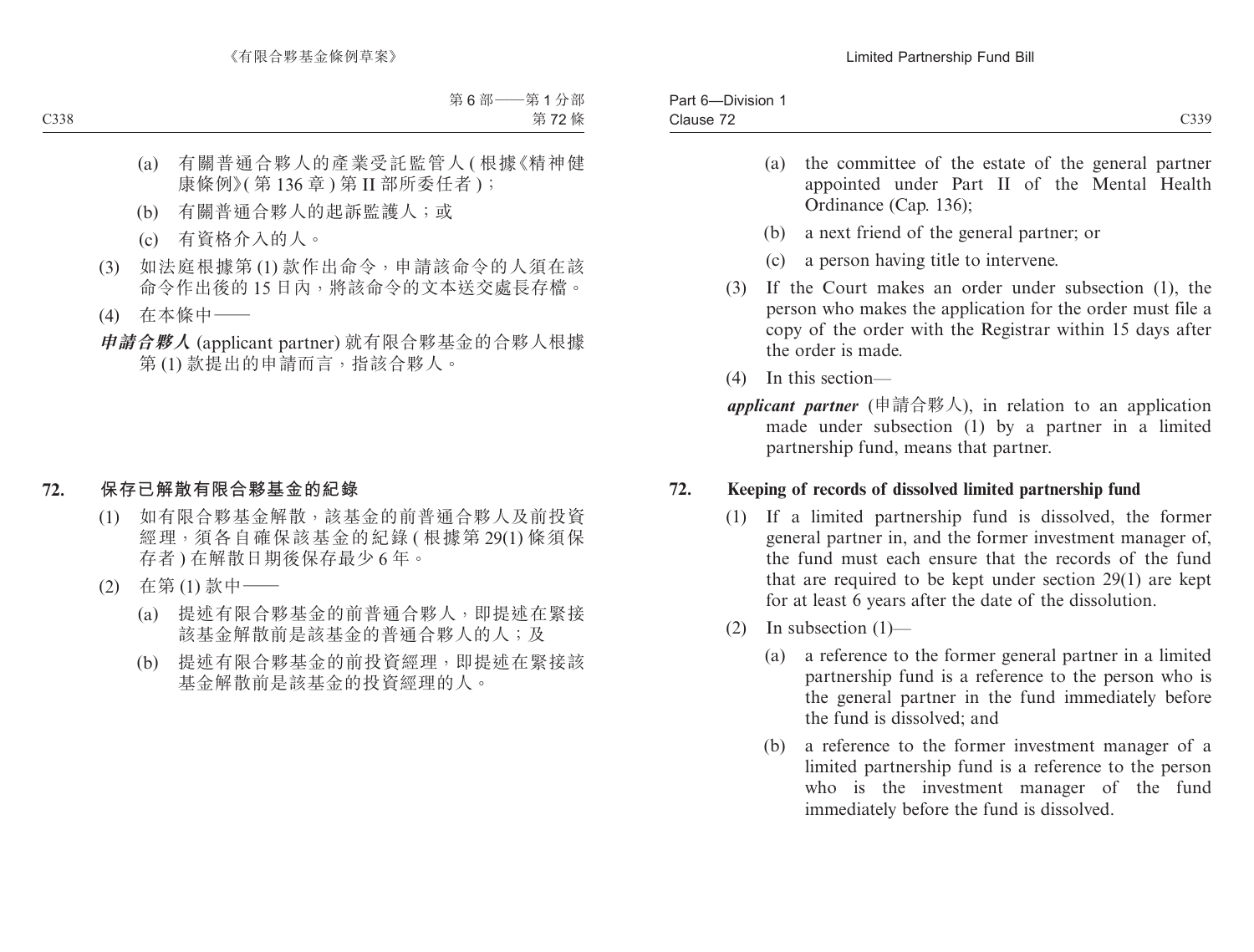(a) 有關普通合夥人的產業受託監管人 (根據《精神健康條例》(第 136 章) 第 II 部所委任者)；

(b) 有關普通合夥人的起訴監護人；或

(c) 有資格介入的人。

(3) 如法庭根據第 (1) 款作出命令，申請該命令的人須在該命令作出後的 15 日內，將該命令的文本送交處長存檔。

(4) 在本條中——

***申請合夥人*** (applicant partner) 就有限合夥基金的合夥人根據第 (1) 款提出的申請而言，指該合夥人。

## 72. 保存已解散有限合夥基金的紀錄

(1) 如有限合夥基金解散，該基金的前普通合夥人及前投資經理，須各自確保該基金的紀錄 (根據第 29(1) 條須保存者) 在解散日期後保存最少 6 年。

(2) 在第 (1) 款中——

(a) 提述有限合夥基金的前普通合夥人，即提述在緊接該基金解散前是該基金的普通合夥人的人；及

(b) 提述有限合夥基金的前投資經理，即提述在緊接該基金解散前是該基金的投資經理的人。

(a) the committee of the estate of the general partner appointed under Part II of the Mental Health Ordinance (Cap. 136);

(b) a next friend of the general partner; or

(c) a person having title to intervene.

(3) If the Court makes an order under subsection (1), the person who makes the application for the order must file a copy of the order with the Registrar within 15 days after the order is made.

(4) In this section—

***applicant partner*** (申請合夥人), in relation to an application made under subsection (1) by a partner in a limited partnership fund, means that partner.

## 72. Keeping of records of dissolved limited partnership fund

(1) If a limited partnership fund is dissolved, the former general partner in, and the former investment manager of, the fund must each ensure that the records of the fund that are required to be kept under section 29(1) are kept for at least 6 years after the date of the dissolution.

(2) In subsection (1)—

(a) a reference to the former general partner in a limited partnership fund is a reference to the person who is the general partner in the fund immediately before the fund is dissolved; and

(b) a reference to the former investment manager of a limited partnership fund is a reference to the person who is the investment manager of the fund immediately before the fund is dissolved.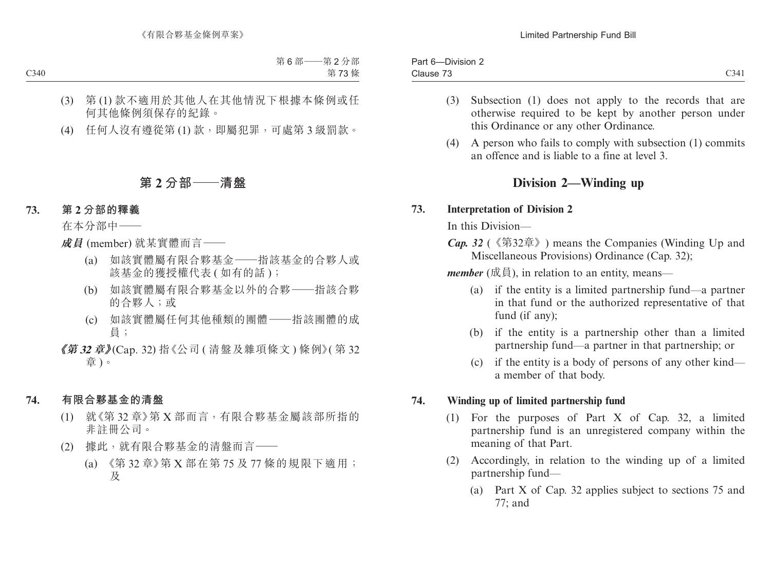(3) 第 (1) 款不適用於其他人在其他情況下根據本條例或任何其他條例須保存的紀錄。

(4) 任何人沒有遵從第 (1) 款，即屬犯罪，可處第 3 級罰款。

## 第 2 分部——清盤

### 73. 第 2 分部的釋義

在本分部中——

***成員*** (member) 就某實體而言——

(a) 如該實體屬有限合夥基金——指該基金的合夥人或該基金的獲授權代表 ( 如有的話 )；

(b) 如該實體屬有限合夥基金以外的合夥——指該合夥的合夥人；或

(c) 如該實體屬任何其他種類的團體——指該團體的成員；

***《第 32 章》***(Cap. 32) 指《公司 ( 清盤及雜項條文 ) 條例》( 第 32 章 )。

### 74. 有限合夥基金的清盤

(1) 就《第 32 章》第 X 部而言，有限合夥基金屬該部所指的非註冊公司。

(2) 據此，就有限合夥基金的清盤而言——

(a) 《第 32 章》第 X 部在第 75 及 77 條的規限下適用；及

(3) Subsection (1) does not apply to the records that are otherwise required to be kept by another person under this Ordinance or any other Ordinance.

(4) A person who fails to comply with subsection (1) commits an offence and is liable to a fine at level 3.

## Division 2—Winding up

### 73. Interpretation of Division 2

In this Division—

***Cap. 32*** (《第32章》) means the Companies (Winding Up and Miscellaneous Provisions) Ordinance (Cap. 32);

***member*** (成員), in relation to an entity, means—

(a) if the entity is a limited partnership fund—a partner in that fund or the authorized representative of that fund (if any);

(b) if the entity is a partnership other than a limited partnership fund—a partner in that partnership; or

(c) if the entity is a body of persons of any other kind—a member of that body.

### 74. Winding up of limited partnership fund

(1) For the purposes of Part X of Cap. 32, a limited partnership fund is an unregistered company within the meaning of that Part.

(2) Accordingly, in relation to the winding up of a limited partnership fund—

(a) Part X of Cap. 32 applies subject to sections 75 and 77; and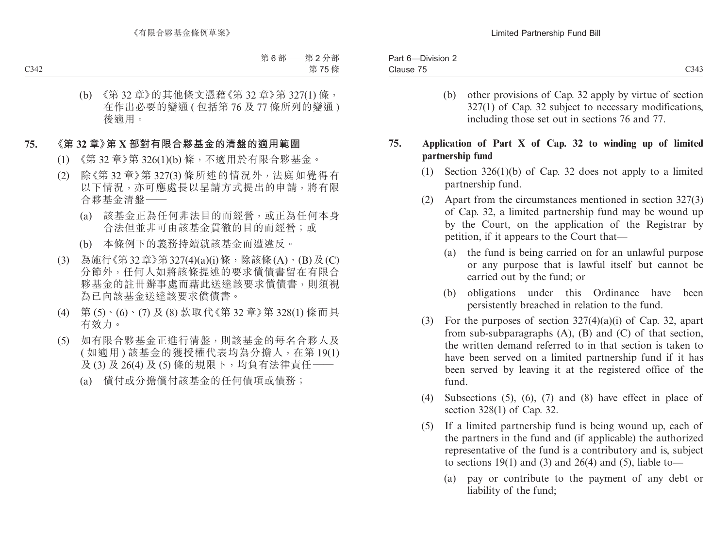(b) 《第 32 章》的其他條文憑藉《第 32 章》第 327(1) 條，在作出必要的變通 (包括第 76 及 77 條所列的變通) 後適用。

**75. 《第 32 章》第 X 部對有限合夥基金的清盤的適用範圍**

(1) 《第 32 章》第 326(1)(b) 條，不適用於有限合夥基金。

(2) 除《第 32 章》第 327(3) 條所述的情況外，法庭如覺得有以下情況，亦可應處長以呈請方式提出的申請，將有限合夥基金清盤——

(a) 該基金正為任何非法目的而經營，或正為任何本身合法但並非可由該基金貫徹的目的而經營；或

(b) 本條例下的義務持續就該基金而遭違反。

(3) 為施行《第 32 章》第 327(4)(a)(i) 條，除該條 (A)、(B) 及 (C) 分節外，任何人如將該條提述的要求償債書留在有限合夥基金的註冊辦事處而藉此送達該要求償債書，則須視為已向該基金送達該要求償債書。

(4) 第 (5)、(6)、(7) 及 (8) 款取代《第 32 章》第 328(1) 條而具有效力。

(5) 如有限合夥基金正進行清盤，則該基金的每名合夥人及 (如適用) 該基金的獲授權代表均為分擔人，在第 19(1) 及 (3) 及 26(4) 及 (5) 條的規限下，均負有法律責任——

(a) 償付或分擔償付該基金的任何債項或債務；

(b) other provisions of Cap. 32 apply by virtue of section 327(1) of Cap. 32 subject to necessary modifications, including those set out in sections 76 and 77.

**75. Application of Part X of Cap. 32 to winding up of limited partnership fund**

(1) Section 326(1)(b) of Cap. 32 does not apply to a limited partnership fund.

(2) Apart from the circumstances mentioned in section 327(3) of Cap. 32, a limited partnership fund may be wound up by the Court, on the application of the Registrar by petition, if it appears to the Court that—

(a) the fund is being carried on for an unlawful purpose or any purpose that is lawful itself but cannot be carried out by the fund; or

(b) obligations under this Ordinance have been persistently breached in relation to the fund.

(3) For the purposes of section 327(4)(a)(i) of Cap. 32, apart from sub-subparagraphs (A), (B) and (C) of that section, the written demand referred to in that section is taken to have been served on a limited partnership fund if it has been served by leaving it at the registered office of the fund.

(4) Subsections (5), (6), (7) and (8) have effect in place of section 328(1) of Cap. 32.

(5) If a limited partnership fund is being wound up, each of the partners in the fund and (if applicable) the authorized representative of the fund is a contributory and is, subject to sections 19(1) and (3) and 26(4) and (5), liable to—

(a) pay or contribute to the payment of any debt or liability of the fund;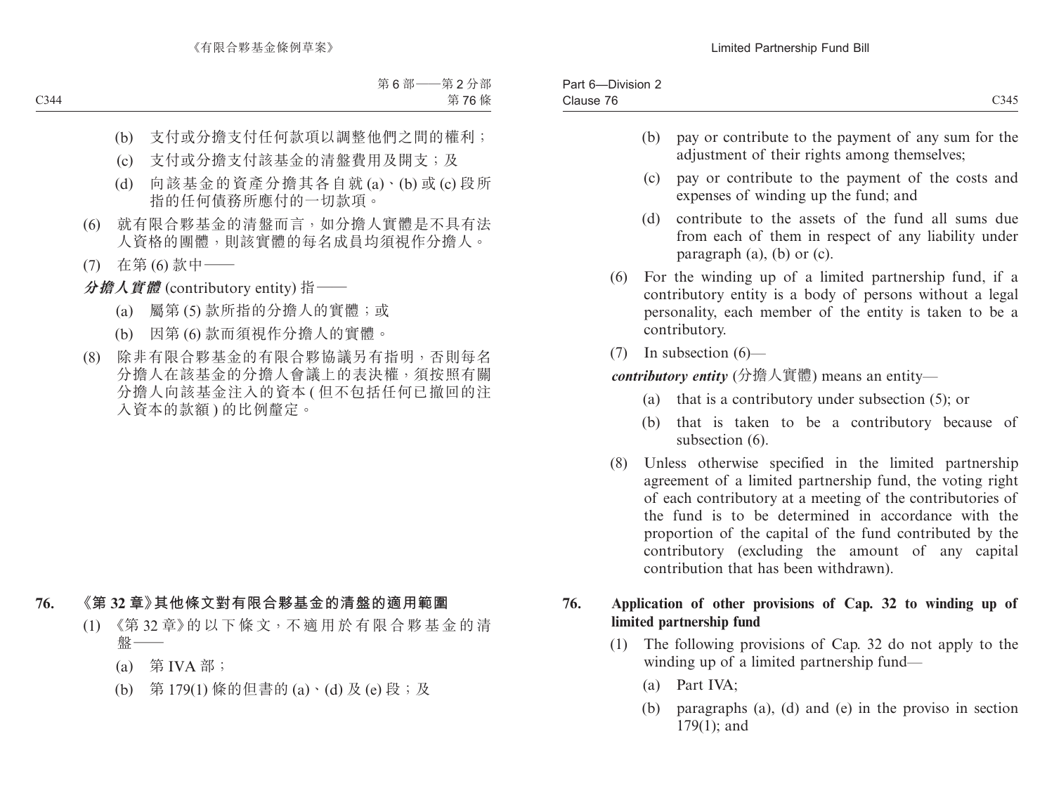(b) 支付或分擔支付任何款項以調整他們之間的權利；

(c) 支付或分擔支付該基金的清盤費用及開支；及

(d) 向該基金的資產分擔其各自就 (a)、(b) 或 (c) 段所指的任何債務所應付的一切款項。

(6) 就有限合夥基金的清盤而言，如分擔人實體是不具有法人資格的團體，則該實體的每名成員均須視作分擔人。

(7) 在第 (6) 款中——

***分擔人實體*** (contributory entity) 指——

(a) 屬第 (5) 款所指的分擔人的實體；或

(b) 因第 (6) 款而須視作分擔人的實體。

(8) 除非有限合夥基金的有限合夥協議另有指明，否則每名分擔人在該基金的分擔人會議上的表決權，須按照有關分擔人向該基金注入的資本 (但不包括任何已撤回的注入資本的款額) 的比例釐定。

**76. 《第 32 章》其他條文對有限合夥基金的清盤的適用範圍**

(1) 《第 32 章》的以下條文，不適用於有限合夥基金的清盤——

(a) 第 IVA 部；

(b) 第 179(1) 條的但書的 (a)、(d) 及 (e) 段；及

(b) pay or contribute to the payment of any sum for the adjustment of their rights among themselves;

(c) pay or contribute to the payment of the costs and expenses of winding up the fund; and

(d) contribute to the assets of the fund all sums due from each of them in respect of any liability under paragraph (a), (b) or (c).

(6) For the winding up of a limited partnership fund, if a contributory entity is a body of persons without a legal personality, each member of the entity is taken to be a contributory.

(7) In subsection (6)—

***contributory entity*** (分擔人實體) means an entity—

(a) that is a contributory under subsection (5); or

(b) that is taken to be a contributory because of subsection (6).

(8) Unless otherwise specified in the limited partnership agreement of a limited partnership fund, the voting right of each contributory at a meeting of the contributories of the fund is to be determined in accordance with the proportion of the capital of the fund contributed by the contributory (excluding the amount of any capital contribution that has been withdrawn).

**76. Application of other provisions of Cap. 32 to winding up of limited partnership fund**

(1) The following provisions of Cap. 32 do not apply to the winding up of a limited partnership fund—

(a) Part IVA;

(b) paragraphs (a), (d) and (e) in the proviso in section 179(1); and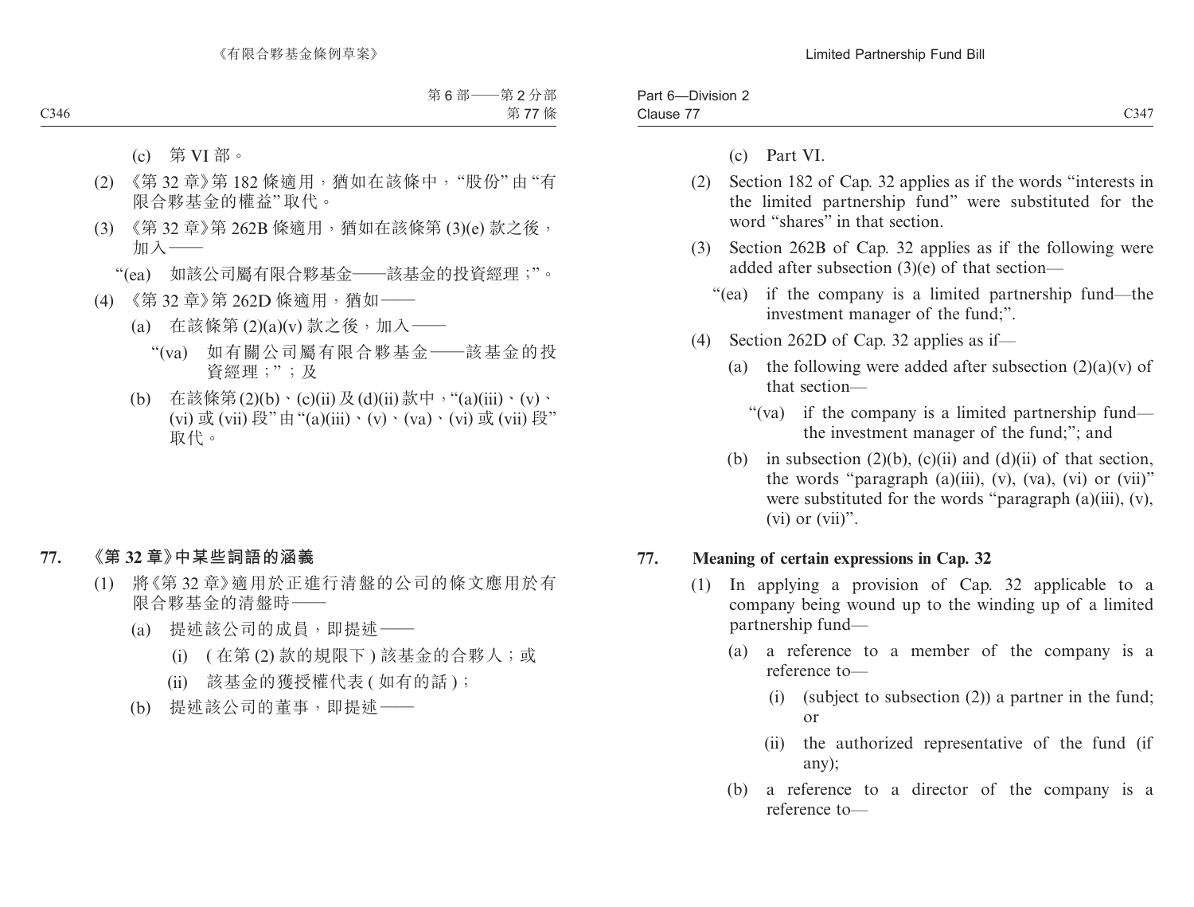(c) 第 VI 部。

(2) 《第 32 章》第 182 條適用，猶如在該條中，“股份” 由 “有限合夥基金的權益” 取代。

(3) 《第 32 章》第 262B 條適用，猶如在該條第 (3)(e) 款之後，加入——

“(ea) 如該公司屬有限合夥基金——該基金的投資經理 ;”。

(4) 《第 32 章》第 262D 條適用，猶如——

(a) 在該條第 (2)(a)(v) 款之後，加入——

“(va) 如有關公司屬有限合夥基金——該基金的投資經理 ;” ; 及

(b) 在該條第 (2)(b)、(c)(ii) 及 (d)(ii) 款中，“(a)(iii)、(v)、(vi) 或 (vii) 段” 由 “(a)(iii)、(v)、(va)、(vi) 或 (vii) 段” 取代。

## 77. 《第 32 章》中某些詞語的涵義

(1) 將《第 32 章》適用於正進行清盤的公司的條文應用於有限合夥基金的清盤時——

(a) 提述該公司的成員，即提述——

(i) ( 在第 (2) 款的規限下 ) 該基金的合夥人 ; 或

(ii) 該基金的獲授權代表 ( 如有的話 ) ;

(b) 提述該公司的董事，即提述——

(c) Part VI.

(2) Section 182 of Cap. 32 applies as if the words “interests in the limited partnership fund” were substituted for the word “shares” in that section.

(3) Section 262B of Cap. 32 applies as if the following were added after subsection (3)(e) of that section—

“(ea) if the company is a limited partnership fund—the investment manager of the fund;”.

(4) Section 262D of Cap. 32 applies as if—

(a) the following were added after subsection (2)(a)(v) of that section—

“(va) if the company is a limited partnership fund—the investment manager of the fund;”; and

(b) in subsection (2)(b), (c)(ii) and (d)(ii) of that section, the words “paragraph (a)(iii), (v), (va), (vi) or (vii)” were substituted for the words “paragraph (a)(iii), (v), (vi) or (vii)”.

## 77. Meaning of certain expressions in Cap. 32

(1) In applying a provision of Cap. 32 applicable to a company being wound up to the winding up of a limited partnership fund—

(a) a reference to a member of the company is a reference to—

(i) (subject to subsection (2)) a partner in the fund; or

(ii) the authorized representative of the fund (if any);

(b) a reference to a director of the company is a reference to—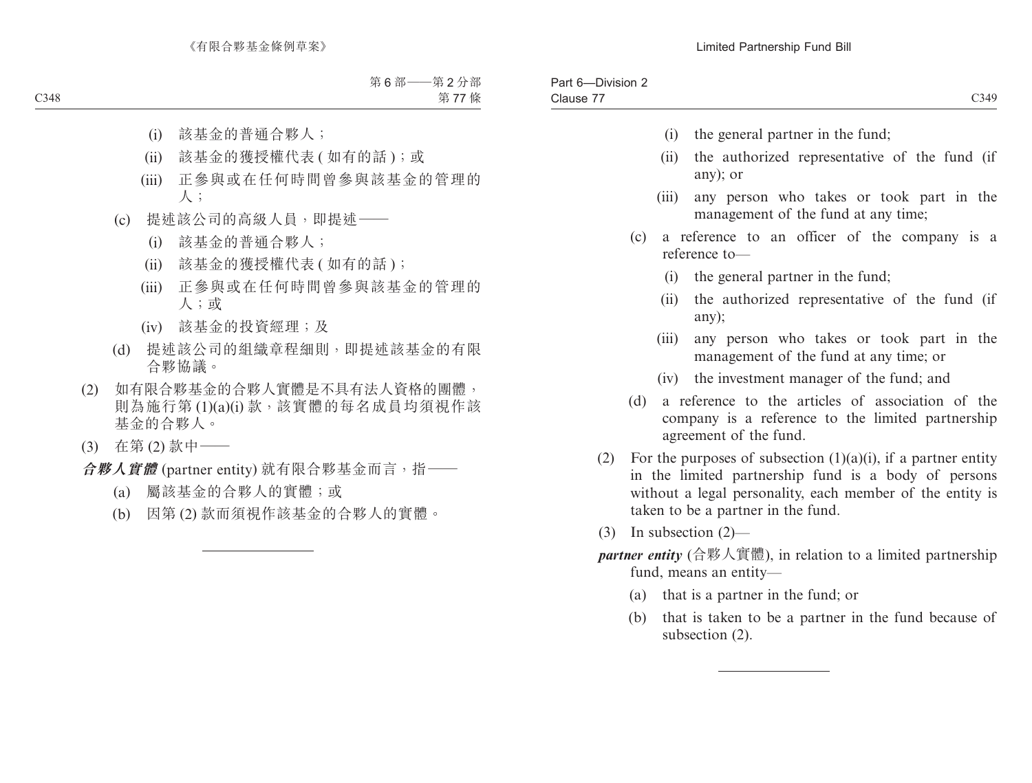(i) 該基金的普通合夥人；

(ii) 該基金的獲授權代表 ( 如有的話 )；或

(iii) 正參與或在任何時間曾參與該基金的管理的人；

(c) 提述該公司的高級人員，即提述——

(i) 該基金的普通合夥人；

(ii) 該基金的獲授權代表 ( 如有的話 )；

(iii) 正參與或在任何時間曾參與該基金的管理的人；或

(iv) 該基金的投資經理；及

(d) 提述該公司的組織章程細則，即提述該基金的有限合夥協議。

(2) 如有限合夥基金的合夥人實體是不具有法人資格的團體，則為施行第 (1)(a)(i) 款，該實體的每名成員均須視作該基金的合夥人。

(3) 在第 (2) 款中——

***合夥人實體*** (partner entity) 就有限合夥基金而言，指——

(a) 屬該基金的合夥人的實體；或

(b) 因第 (2) 款而須視作該基金的合夥人的實體。

---

(i) the general partner in the fund;

(ii) the authorized representative of the fund (if any); or

(iii) any person who takes or took part in the management of the fund at any time;

(c) a reference to an officer of the company is a reference to—

(i) the general partner in the fund;

(ii) the authorized representative of the fund (if any);

(iii) any person who takes or took part in the management of the fund at any time; or

(iv) the investment manager of the fund; and

(d) a reference to the articles of association of the company is a reference to the limited partnership agreement of the fund.

(2) For the purposes of subsection (1)(a)(i), if a partner entity in the limited partnership fund is a body of persons without a legal personality, each member of the entity is taken to be a partner in the fund.

(3) In subsection (2)—

***partner entity*** (合夥人實體), in relation to a limited partnership fund, means an entity—

(a) that is a partner in the fund; or

(b) that is taken to be a partner in the fund because of subsection (2).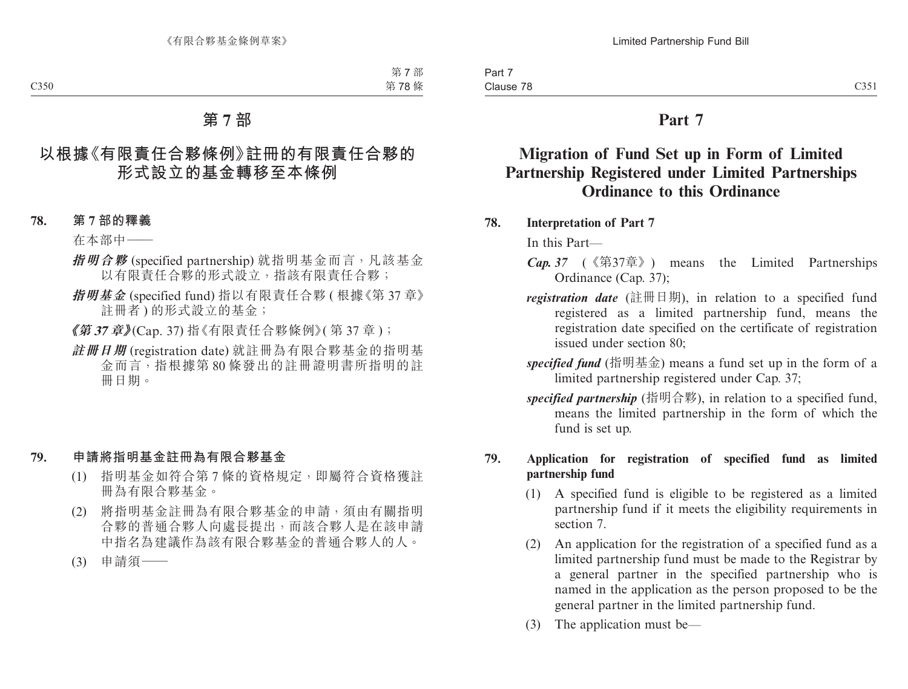# 第 7 部

## 以根據《有限責任合夥條例》註冊的有限責任合夥的形式設立的基金轉移至本條例

### 78. 第 7 部的釋義

在本部中——

***指明合夥*** (specified partnership) 就指明基金而言，凡該基金以有限責任合夥的形式設立，指該有限責任合夥；

***指明基金*** (specified fund) 指以有限責任合夥 ( 根據《第 37 章》註冊者 ) 的形式設立的基金；

***《第 37 章》***(Cap. 37) 指《有限責任合夥條例》( 第 37 章 )；

***註冊日期*** (registration date) 就註冊為有限合夥基金的指明基金而言，指根據第 80 條發出的註冊證明書所指明的註冊日期。

### 79. 申請將指明基金註冊為有限合夥基金

(1) 指明基金如符合第 7 條的資格規定，即屬符合資格獲註冊為有限合夥基金。

(2) 將指明基金註冊為有限合夥基金的申請，須由有關指明合夥的普通合夥人向處長提出，而該合夥人是在該申請中指名為建議作為該有限合夥基金的普通合夥人的人。

(3) 申請須——

# Part 7

## Migration of Fund Set up in Form of Limited Partnership Registered under Limited Partnerships Ordinance to this Ordinance

### 78. Interpretation of Part 7

In this Part—

***Cap. 37*** (《第37章》) means the Limited Partnerships Ordinance (Cap. 37);

***registration date*** (註冊日期), in relation to a specified fund registered as a limited partnership fund, means the registration date specified on the certificate of registration issued under section 80;

***specified fund*** (指明基金) means a fund set up in the form of a limited partnership registered under Cap. 37;

***specified partnership*** (指明合夥), in relation to a specified fund, means the limited partnership in the form of which the fund is set up.

### 79. Application for registration of specified fund as limited partnership fund

(1) A specified fund is eligible to be registered as a limited partnership fund if it meets the eligibility requirements in section 7.

(2) An application for the registration of a specified fund as a limited partnership fund must be made to the Registrar by a general partner in the specified partnership who is named in the application as the person proposed to be the general partner in the limited partnership fund.

(3) The application must be—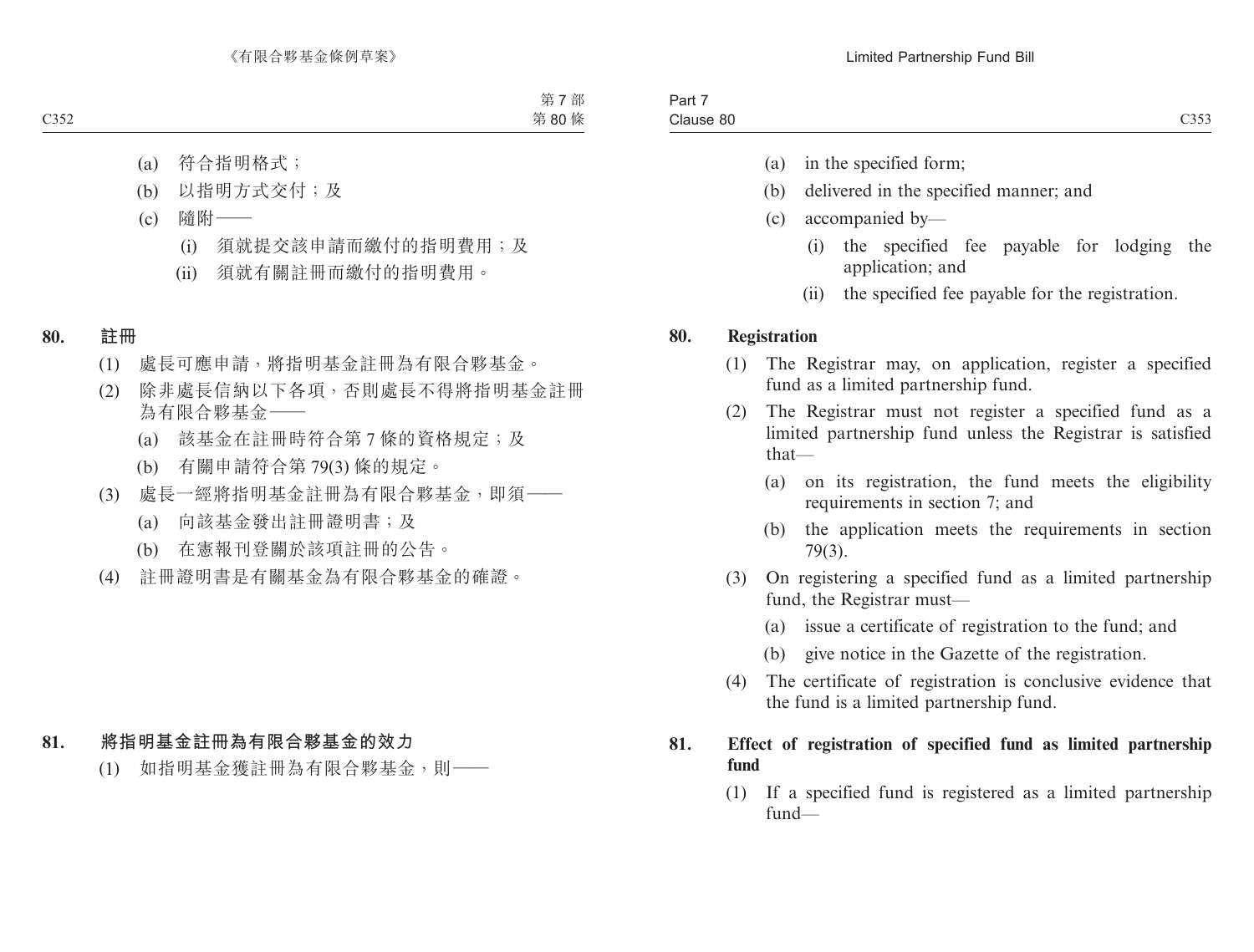(a) 符合指明格式；

(b) 以指明方式交付；及

(c) 隨附——

(i) 須就提交該申請而繳付的指明費用；及

(ii) 須就有關註冊而繳付的指明費用。

## 80. 註冊

(1) 處長可應申請，將指明基金註冊為有限合夥基金。

(2) 除非處長信納以下各項，否則處長不得將指明基金註冊為有限合夥基金——

(a) 該基金在註冊時符合第 7 條的資格規定；及

(b) 有關申請符合第 79(3) 條的規定。

(3) 處長一經將指明基金註冊為有限合夥基金，即須——

(a) 向該基金發出註冊證明書；及

(b) 在憲報刊登關於該項註冊的公告。

(4) 註冊證明書是有關基金為有限合夥基金的確證。

## 81. 將指明基金註冊為有限合夥基金的效力

(1) 如指明基金獲註冊為有限合夥基金，則——

(a) in the specified form;

(b) delivered in the specified manner; and

(c) accompanied by—

(i) the specified fee payable for lodging the application; and

(ii) the specified fee payable for the registration.

## 80. Registration

(1) The Registrar may, on application, register a specified fund as a limited partnership fund.

(2) The Registrar must not register a specified fund as a limited partnership fund unless the Registrar is satisfied that—

(a) on its registration, the fund meets the eligibility requirements in section 7; and

(b) the application meets the requirements in section 79(3).

(3) On registering a specified fund as a limited partnership fund, the Registrar must—

(a) issue a certificate of registration to the fund; and

(b) give notice in the Gazette of the registration.

(4) The certificate of registration is conclusive evidence that the fund is a limited partnership fund.

## 81. Effect of registration of specified fund as limited partnership fund

(1) If a specified fund is registered as a limited partnership fund—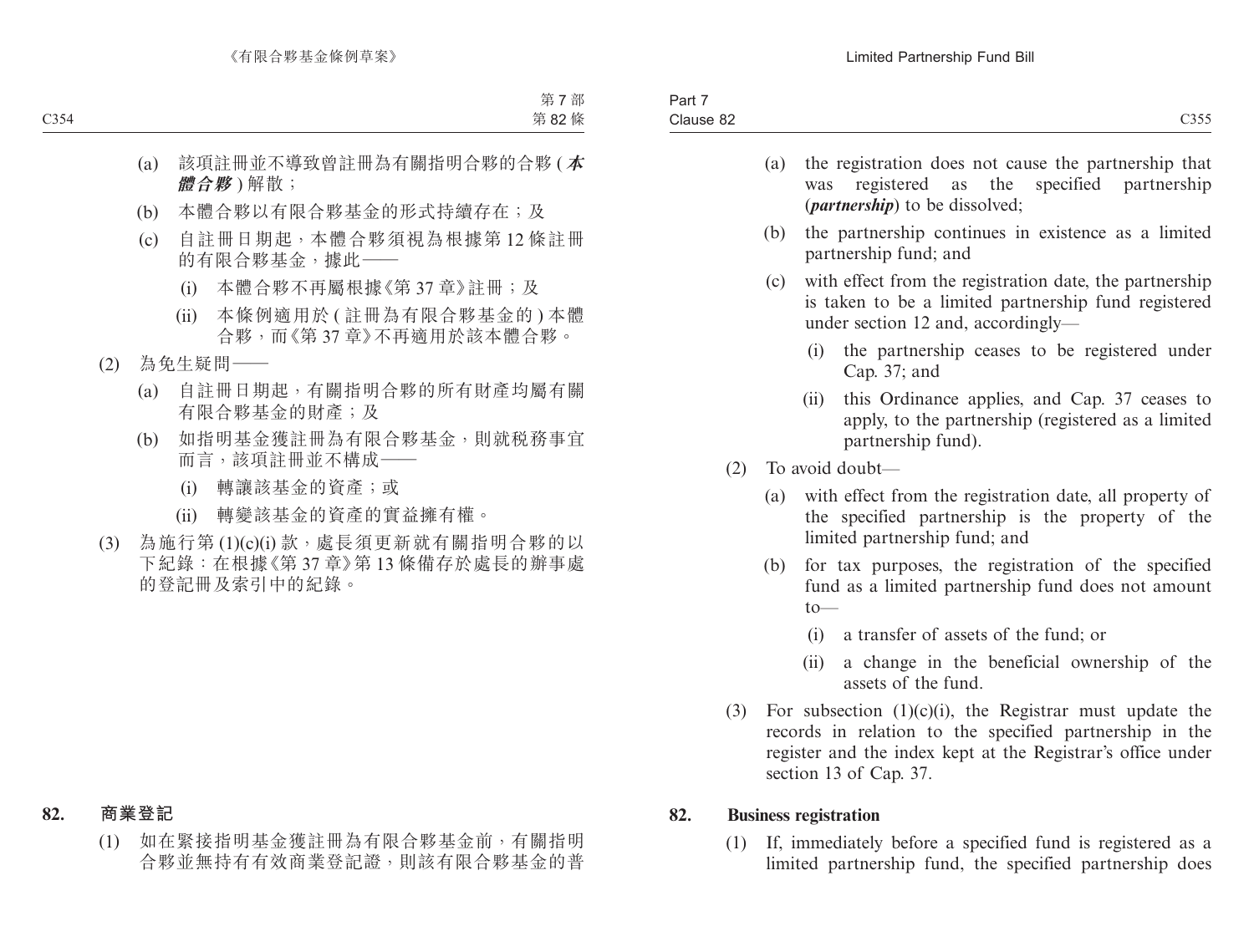(a) 該項註冊並不導致曾註冊為有關指明合夥的合夥 (***本體合夥***) 解散；

(b) 本體合夥以有限合夥基金的形式持續存在；及

(c) 自註冊日期起，本體合夥須視為根據第 12 條註冊的有限合夥基金，據此——

(i) 本體合夥不再屬根據《第 37 章》註冊；及

(ii) 本條例適用於 (註冊為有限合夥基金的) 本體合夥，而《第 37 章》不再適用於該本體合夥。

(2) 為免生疑問——

(a) 自註冊日期起，有關指明合夥的所有財產均屬有關有限合夥基金的財產；及

(b) 如指明基金獲註冊為有限合夥基金，則就稅務事宜而言，該項註冊並不構成——

(i) 轉讓該基金的資產；或

(ii) 轉變該基金的資產的實益擁有權。

(3) 為施行第 (1)(c)(i) 款，處長須更新就有關指明合夥的以下紀錄：在根據《第 37 章》第 13 條備存於處長的辦事處的登記冊及索引中的紀錄。

## 82. 商業登記

(1) 如在緊接指明基金獲註冊為有限合夥基金前，有關指明合夥並無持有有效商業登記證，則該有限合夥基金的普

---

(a) the registration does not cause the partnership that was registered as the specified partnership (***partnership***) to be dissolved;

(b) the partnership continues in existence as a limited partnership fund; and

(c) with effect from the registration date, the partnership is taken to be a limited partnership fund registered under section 12 and, accordingly—

(i) the partnership ceases to be registered under Cap. 37; and

(ii) this Ordinance applies, and Cap. 37 ceases to apply, to the partnership (registered as a limited partnership fund).

(2) To avoid doubt—

(a) with effect from the registration date, all property of the specified partnership is the property of the limited partnership fund; and

(b) for tax purposes, the registration of the specified fund as a limited partnership fund does not amount to—

(i) a transfer of assets of the fund; or

(ii) a change in the beneficial ownership of the assets of the fund.

(3) For subsection (1)(c)(i), the Registrar must update the records in relation to the specified partnership in the register and the index kept at the Registrar's office under section 13 of Cap. 37.

## 82. Business registration

(1) If, immediately before a specified fund is registered as a limited partnership fund, the specified partnership does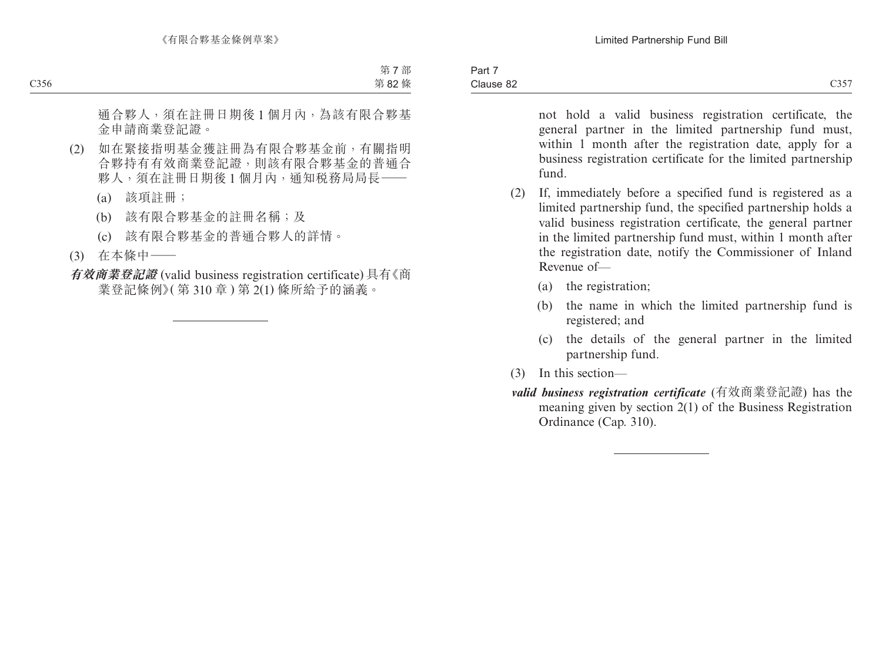通合夥人，須在註冊日期後 1 個月內，為該有限合夥基金申請商業登記證。

(2) 如在緊接指明基金獲註冊為有限合夥基金前，有關指明合夥持有有效商業登記證，則該有限合夥基金的普通合夥人，須在註冊日期後 1 個月內，通知稅務局局長——

(a) 該項註冊；

(b) 該有限合夥基金的註冊名稱；及

(c) 該有限合夥基金的普通合夥人的詳情。

(3) 在本條中——

***有效商業登記證*** (valid business registration certificate) 具有《商業登記條例》( 第 310 章 ) 第 2(1) 條所給予的涵義。

---

not hold a valid business registration certificate, the general partner in the limited partnership fund must, within 1 month after the registration date, apply for a business registration certificate for the limited partnership fund.

(2) If, immediately before a specified fund is registered as a limited partnership fund, the specified partnership holds a valid business registration certificate, the general partner in the limited partnership fund must, within 1 month after the registration date, notify the Commissioner of Inland Revenue of—

(a) the registration;

(b) the name in which the limited partnership fund is registered; and

(c) the details of the general partner in the limited partnership fund.

(3) In this section—

***valid business registration certificate*** (有效商業登記證) has the meaning given by section 2(1) of the Business Registration Ordinance (Cap. 310).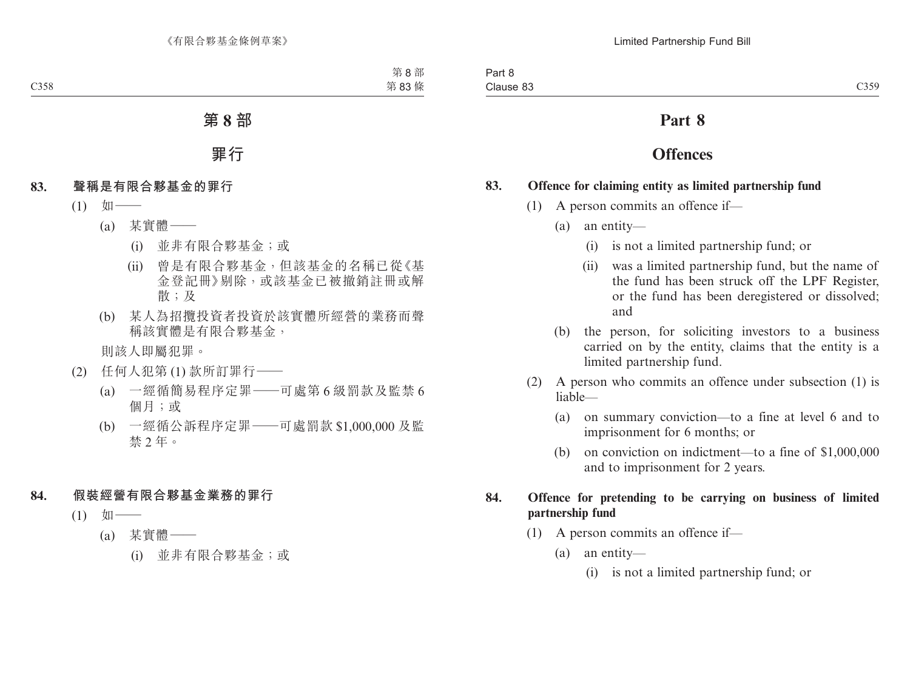# 第 8 部

## 罪行

**83. 聲稱是有限合夥基金的罪行**

(1) 如——

(a) 某實體——

(i) 並非有限合夥基金；或

(ii) 曾是有限合夥基金，但該基金的名稱已從《基金登記冊》剔除，或該基金已被撤銷註冊或解散；及

(b) 某人為招攬投資者投資於該實體所經營的業務而聲稱該實體是有限合夥基金，

則該人即屬犯罪。

(2) 任何人犯第 (1) 款所訂罪行——

(a) 一經循簡易程序定罪——可處第 6 級罰款及監禁 6 個月；或

(b) 一經循公訴程序定罪——可處罰款 $1,000,000 及監禁 2 年。

**84. 假裝經營有限合夥基金業務的罪行**

(1) 如——

(a) 某實體——

(i) 並非有限合夥基金；或

# Part 8

## Offences

**83. Offence for claiming entity as limited partnership fund**

(1) A person commits an offence if—

(a) an entity—

(i) is not a limited partnership fund; or

(ii) was a limited partnership fund, but the name of the fund has been struck off the LPF Register, or the fund has been deregistered or dissolved; and

(b) the person, for soliciting investors to a business carried on by the entity, claims that the entity is a limited partnership fund.

(2) A person who commits an offence under subsection (1) is liable—

(a) on summary conviction—to a fine at level 6 and to imprisonment for 6 months; or

(b) on conviction on indictment—to a fine of $1,000,000 and to imprisonment for 2 years.

**84. Offence for pretending to be carrying on business of limited partnership fund**

(1) A person commits an offence if—

(a) an entity—

(i) is not a limited partnership fund; or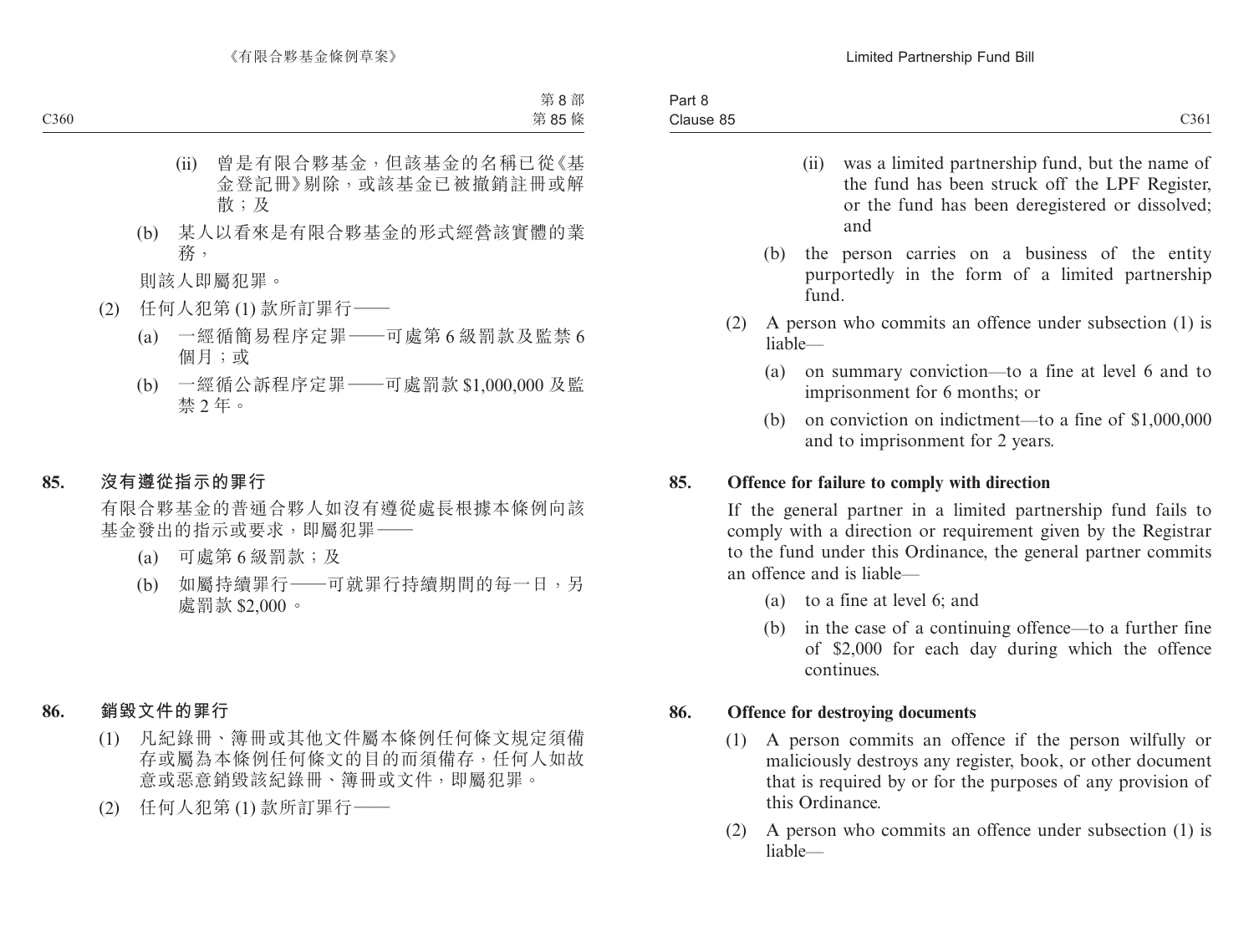(ii) 曾是有限合夥基金，但該基金的名稱已從《基金登記冊》剔除，或該基金已被撤銷註冊或解散；及

(b) 某人以看來是有限合夥基金的形式經營該實體的業務，

則該人即屬犯罪。

(2) 任何人犯第 (1) 款所訂罪行——

(a) 一經循簡易程序定罪——可處第 6 級罰款及監禁 6 個月；或

(b) 一經循公訴程序定罪——可處罰款 $1,000,000 及監禁 2 年。

## 85. 沒有遵從指示的罪行

有限合夥基金的普通合夥人如沒有遵從處長根據本條例向該基金發出的指示或要求，即屬犯罪——

(a) 可處第 6 級罰款；及

(b) 如屬持續罪行——可就罪行持續期間的每一日，另處罰款 $2,000。

## 86. 銷毀文件的罪行

(1) 凡紀錄冊、簿冊或其他文件屬本條例任何條文規定須備存或屬為本條例任何條文的目的而須備存，任何人如故意或惡意銷毀該紀錄冊、簿冊或文件，即屬犯罪。

(2) 任何人犯第 (1) 款所訂罪行——

---

(ii) was a limited partnership fund, but the name of the fund has been struck off the LPF Register, or the fund has been deregistered or dissolved; and

(b) the person carries on a business of the entity purportedly in the form of a limited partnership fund.

(2) A person who commits an offence under subsection (1) is liable—

(a) on summary conviction—to a fine at level 6 and to imprisonment for 6 months; or

(b) on conviction on indictment—to a fine of $1,000,000 and to imprisonment for 2 years.

## 85. Offence for failure to comply with direction

If the general partner in a limited partnership fund fails to comply with a direction or requirement given by the Registrar to the fund under this Ordinance, the general partner commits an offence and is liable—

(a) to a fine at level 6; and

(b) in the case of a continuing offence—to a further fine of $2,000 for each day during which the offence continues.

## 86. Offence for destroying documents

(1) A person commits an offence if the person wilfully or maliciously destroys any register, book, or other document that is required by or for the purposes of any provision of this Ordinance.

(2) A person who commits an offence under subsection (1) is liable—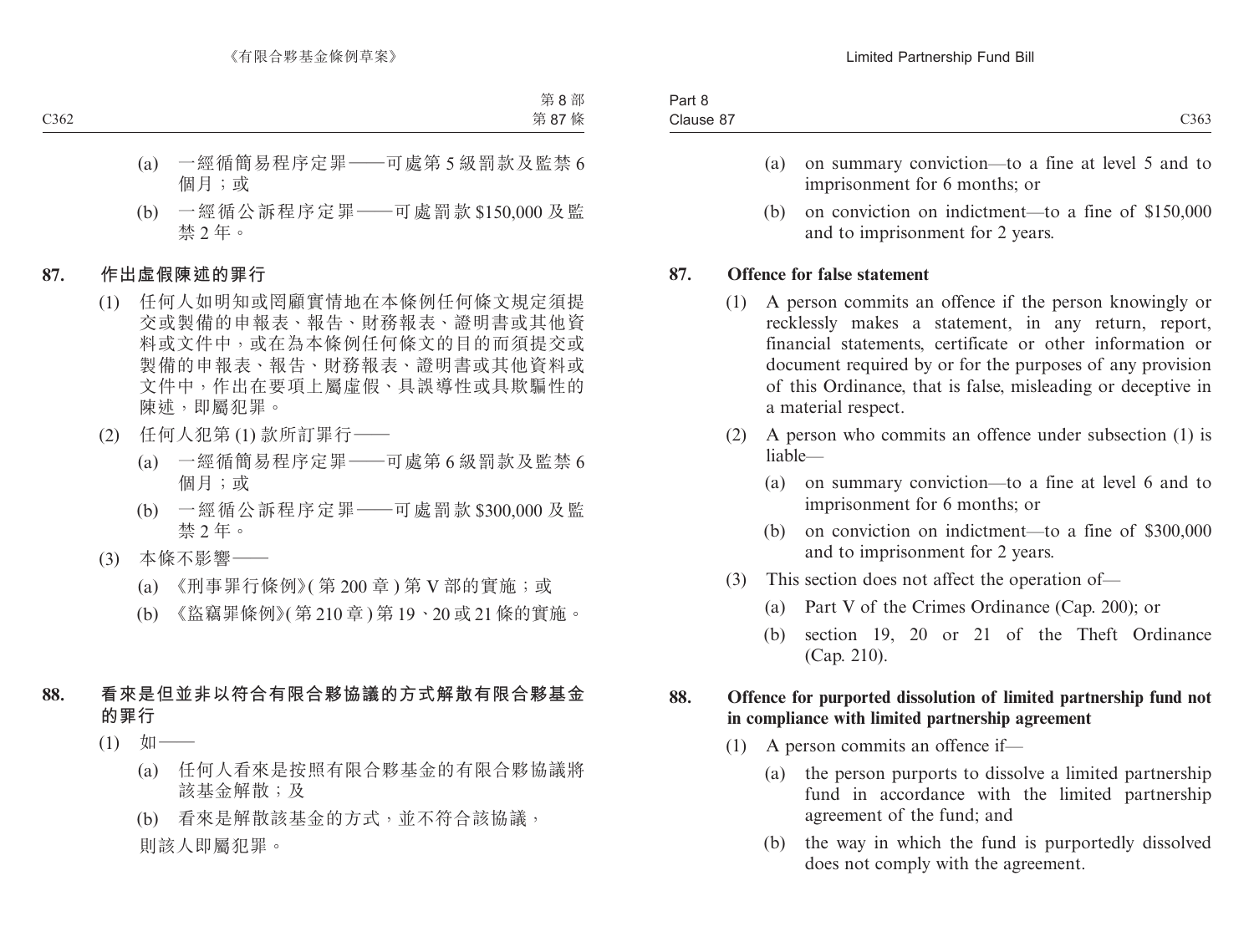(a) 一經循簡易程序定罪——可處第 5 級罰款及監禁 6 個月；或

(b) 一經循公訴程序定罪——可處罰款 $150,000 及監禁 2 年。

**87. 作出虛假陳述的罪行**

(1) 任何人如明知或罔顧實情地在本條例任何條文規定須提交或製備的申報表、報告、財務報表、證明書或其他資料或文件中，或在為本條例任何條文的目的而須提交或製備的申報表、報告、財務報表、證明書或其他資料或文件中，作出在要項上屬虛假、具誤導性或具欺騙性的陳述，即屬犯罪。

(2) 任何人犯第 (1) 款所訂罪行——

(a) 一經循簡易程序定罪——可處第 6 級罰款及監禁 6 個月；或

(b) 一經循公訴程序定罪——可處罰款 $300,000 及監禁 2 年。

(3) 本條不影響——

(a) 《刑事罪行條例》( 第 200 章 ) 第 V 部的實施；或

(b) 《盜竊罪條例》( 第 210 章 ) 第 19、20 或 21 條的實施。

**88. 看來是但並非以符合有限合夥協議的方式解散有限合夥基金的罪行**

(1) 如——

(a) 任何人看來是按照有限合夥基金的有限合夥協議將該基金解散；及

(b) 看來是解散該基金的方式，並不符合該協議，

則該人即屬犯罪。

(a) on summary conviction—to a fine at level 5 and to imprisonment for 6 months; or

(b) on conviction on indictment—to a fine of $150,000 and to imprisonment for 2 years.

**87. Offence for false statement**

(1) A person commits an offence if the person knowingly or recklessly makes a statement, in any return, report, financial statements, certificate or other information or document required by or for the purposes of any provision of this Ordinance, that is false, misleading or deceptive in a material respect.

(2) A person who commits an offence under subsection (1) is liable—

(a) on summary conviction—to a fine at level 6 and to imprisonment for 6 months; or

(b) on conviction on indictment—to a fine of $300,000 and to imprisonment for 2 years.

(3) This section does not affect the operation of—

(a) Part V of the Crimes Ordinance (Cap. 200); or

(b) section 19, 20 or 21 of the Theft Ordinance (Cap. 210).

**88. Offence for purported dissolution of limited partnership fund not in compliance with limited partnership agreement**

(1) A person commits an offence if—

(a) the person purports to dissolve a limited partnership fund in accordance with the limited partnership agreement of the fund; and

(b) the way in which the fund is purportedly dissolved does not comply with the agreement.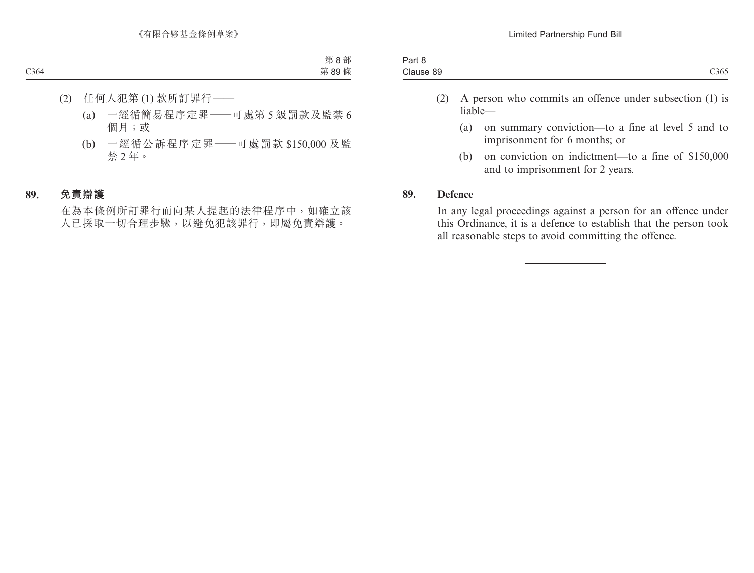(2) 任何人犯第 (1) 款所訂罪行——

(a) 一經循簡易程序定罪——可處第 5 級罰款及監禁 6 個月；或

(b) 一經循公訴程序定罪——可處罰款 $150,000 及監禁 2 年。

## 89. 免責辯護

在為本條例所訂罪行而向某人提起的法律程序中，如確立該人已採取一切合理步驟，以避免犯該罪行，即屬免責辯護。

(2) A person who commits an offence under subsection (1) is liable—

(a) on summary conviction—to a fine at level 5 and to imprisonment for 6 months; or

(b) on conviction on indictment—to a fine of $150,000 and to imprisonment for 2 years.

## 89. Defence

In any legal proceedings against a person for an offence under this Ordinance, it is a defence to establish that the person took all reasonable steps to avoid committing the offence.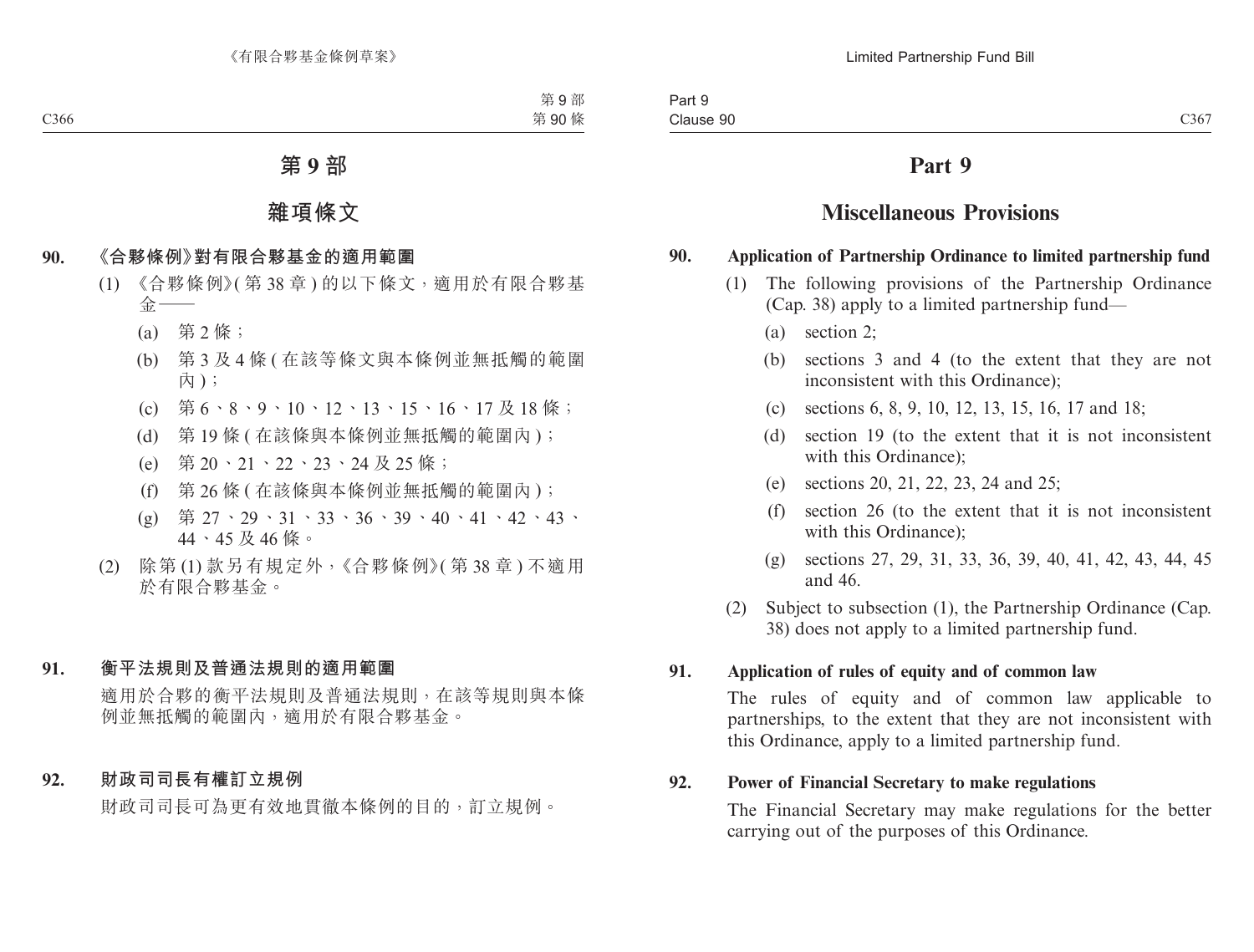# 第 9 部

## 雜項條文

### 90. 《合夥條例》對有限合夥基金的適用範圍

(1) 《合夥條例》(第 38 章) 的以下條文，適用於有限合夥基金——

(a) 第 2 條；

(b) 第 3 及 4 條 (在該等條文與本條例並無抵觸的範圍內)；

(c) 第 6、8、9、10、12、13、15、16、17 及 18 條；

(d) 第 19 條 (在該條與本條例並無抵觸的範圍內)；

(e) 第 20、21、22、23、24 及 25 條；

(f) 第 26 條 (在該條與本條例並無抵觸的範圍內)；

(g) 第 27、29、31、33、36、39、40、41、42、43、44、45 及 46 條。

(2) 除第 (1) 款另有規定外，《合夥條例》(第 38 章) 不適用於有限合夥基金。

### 91. 衡平法規則及普通法規則的適用範圍

適用於合夥的衡平法規則及普通法規則，在該等規則與本條例並無抵觸的範圍內，適用於有限合夥基金。

### 92. 財政司司長有權訂立規例

財政司司長可為更有效地貫徹本條例的目的，訂立規例。

# Part 9

## Miscellaneous Provisions

### 90. Application of Partnership Ordinance to limited partnership fund

(1) The following provisions of the Partnership Ordinance (Cap. 38) apply to a limited partnership fund—

(a) section 2;

(b) sections 3 and 4 (to the extent that they are not inconsistent with this Ordinance);

(c) sections 6, 8, 9, 10, 12, 13, 15, 16, 17 and 18;

(d) section 19 (to the extent that it is not inconsistent with this Ordinance);

(e) sections 20, 21, 22, 23, 24 and 25;

(f) section 26 (to the extent that it is not inconsistent with this Ordinance);

(g) sections 27, 29, 31, 33, 36, 39, 40, 41, 42, 43, 44, 45 and 46.

(2) Subject to subsection (1), the Partnership Ordinance (Cap. 38) does not apply to a limited partnership fund.

### 91. Application of rules of equity and of common law

The rules of equity and of common law applicable to partnerships, to the extent that they are not inconsistent with this Ordinance, apply to a limited partnership fund.

### 92. Power of Financial Secretary to make regulations

The Financial Secretary may make regulations for the better carrying out of the purposes of this Ordinance.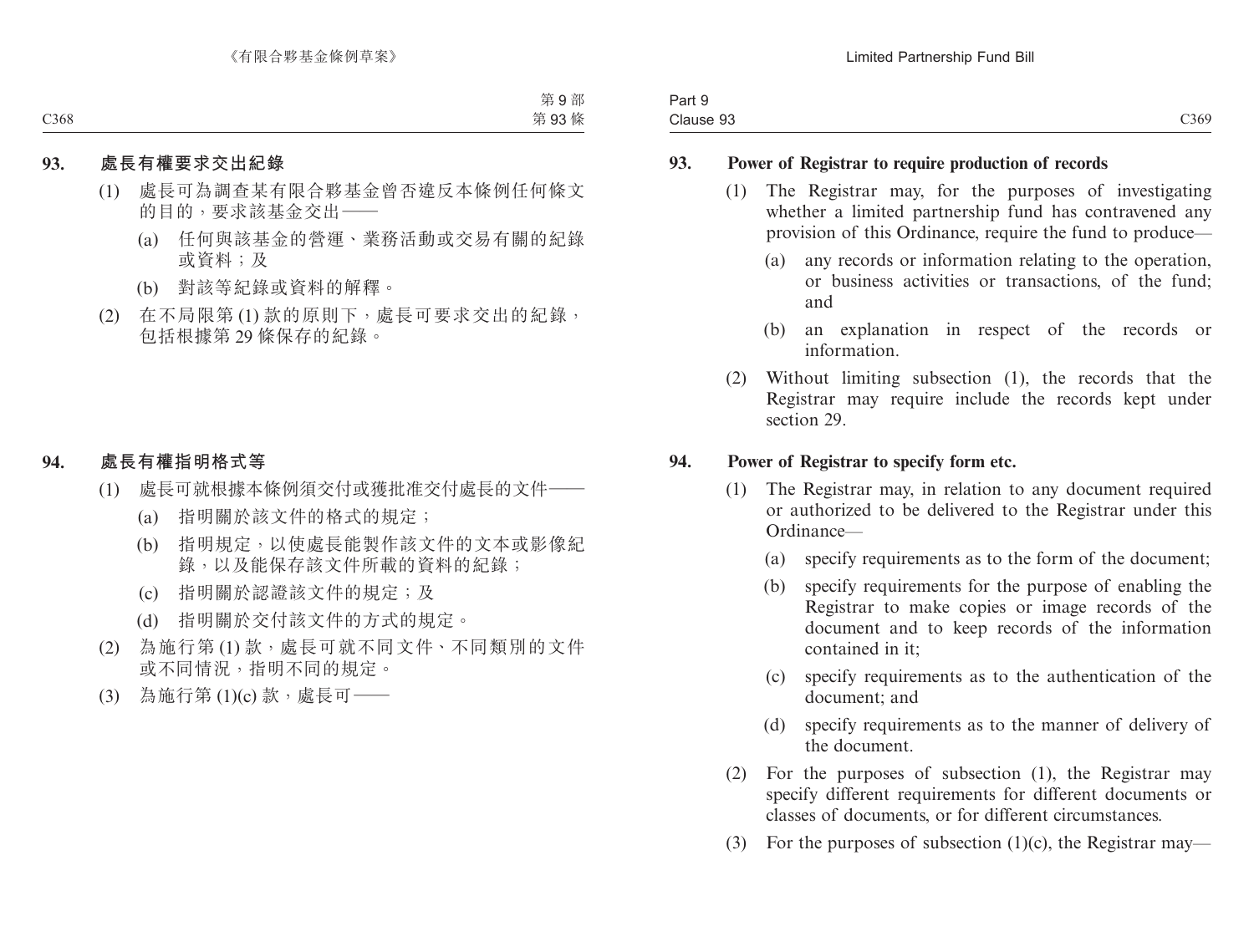## 93. 處長有權要求交出紀錄

(1) 處長可為調查某有限合夥基金曾否違反本條例任何條文的目的，要求該基金交出——

(a) 任何與該基金的營運、業務活動或交易有關的紀錄或資料；及

(b) 對該等紀錄或資料的解釋。

(2) 在不局限第 (1) 款的原則下，處長可要求交出的紀錄，包括根據第 29 條保存的紀錄。

## 94. 處長有權指明格式等

(1) 處長可就根據本條例須交付或獲批准交付處長的文件——

(a) 指明關於該文件的格式的規定；

(b) 指明規定，以使處長能製作該文件的文本或影像紀錄，以及能保存該文件所載的資料的紀錄；

(c) 指明關於認證該文件的規定；及

(d) 指明關於交付該文件的方式的規定。

(2) 為施行第 (1) 款，處長可就不同文件、不同類別的文件或不同情況，指明不同的規定。

(3) 為施行第 (1)(c) 款，處長可——

## 93. Power of Registrar to require production of records

(1) The Registrar may, for the purposes of investigating whether a limited partnership fund has contravened any provision of this Ordinance, require the fund to produce—

(a) any records or information relating to the operation, or business activities or transactions, of the fund; and

(b) an explanation in respect of the records or information.

(2) Without limiting subsection (1), the records that the Registrar may require include the records kept under section 29.

## 94. Power of Registrar to specify form etc.

(1) The Registrar may, in relation to any document required or authorized to be delivered to the Registrar under this Ordinance—

(a) specify requirements as to the form of the document;

(b) specify requirements for the purpose of enabling the Registrar to make copies or image records of the document and to keep records of the information contained in it;

(c) specify requirements as to the authentication of the document; and

(d) specify requirements as to the manner of delivery of the document.

(2) For the purposes of subsection (1), the Registrar may specify different requirements for different documents or classes of documents, or for different circumstances.

(3) For the purposes of subsection (1)(c), the Registrar may—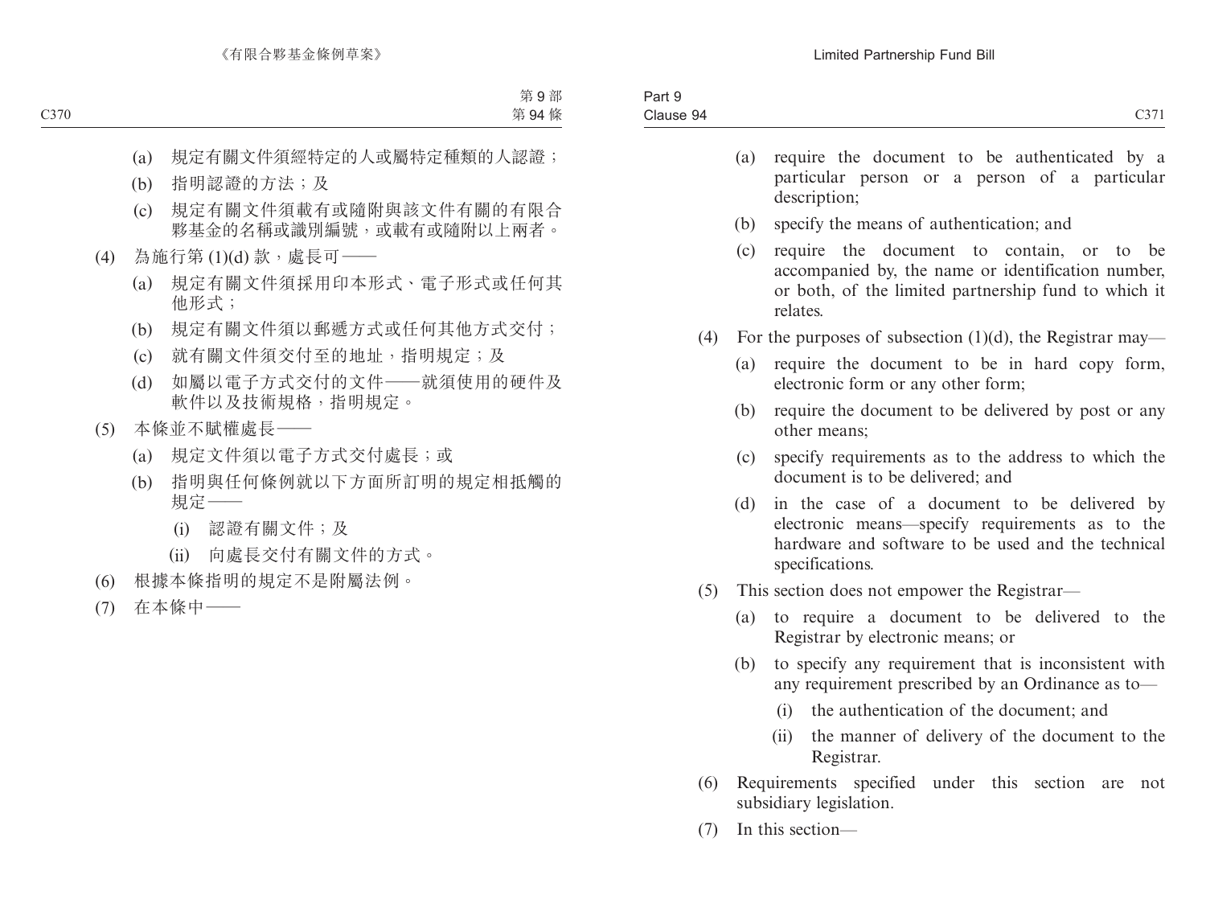(a) 規定有關文件須經特定的人或屬特定種類的人認證；

(b) 指明認證的方法；及

(c) 規定有關文件須載有或隨附與該文件有關的有限合夥基金的名稱或識別編號，或載有或隨附以上兩者。

(4) 為施行第 (1)(d) 款，處長可——

(a) 規定有關文件須採用印本形式、電子形式或任何其他形式；

(b) 規定有關文件須以郵遞方式或任何其他方式交付；

(c) 就有關文件須交付至的地址，指明規定；及

(d) 如屬以電子方式交付的文件——就須使用的硬件及軟件以及技術規格，指明規定。

(5) 本條並不賦權處長——

(a) 規定文件須以電子方式交付處長；或

(b) 指明與任何條例就以下方面所訂明的規定相抵觸的規定——

(i) 認證有關文件；及

(ii) 向處長交付有關文件的方式。

(6) 根據本條指明的規定不是附屬法例。

(7) 在本條中——

(a) require the document to be authenticated by a particular person or a person of a particular description;

(b) specify the means of authentication; and

(c) require the document to contain, or to be accompanied by, the name or identification number, or both, of the limited partnership fund to which it relates.

(4) For the purposes of subsection (1)(d), the Registrar may—

(a) require the document to be in hard copy form, electronic form or any other form;

(b) require the document to be delivered by post or any other means;

(c) specify requirements as to the address to which the document is to be delivered; and

(d) in the case of a document to be delivered by electronic means—specify requirements as to the hardware and software to be used and the technical specifications.

(5) This section does not empower the Registrar—

(a) to require a document to be delivered to the Registrar by electronic means; or

(b) to specify any requirement that is inconsistent with any requirement prescribed by an Ordinance as to—

(i) the authentication of the document; and

(ii) the manner of delivery of the document to the Registrar.

(6) Requirements specified under this section are not subsidiary legislation.

(7) In this section—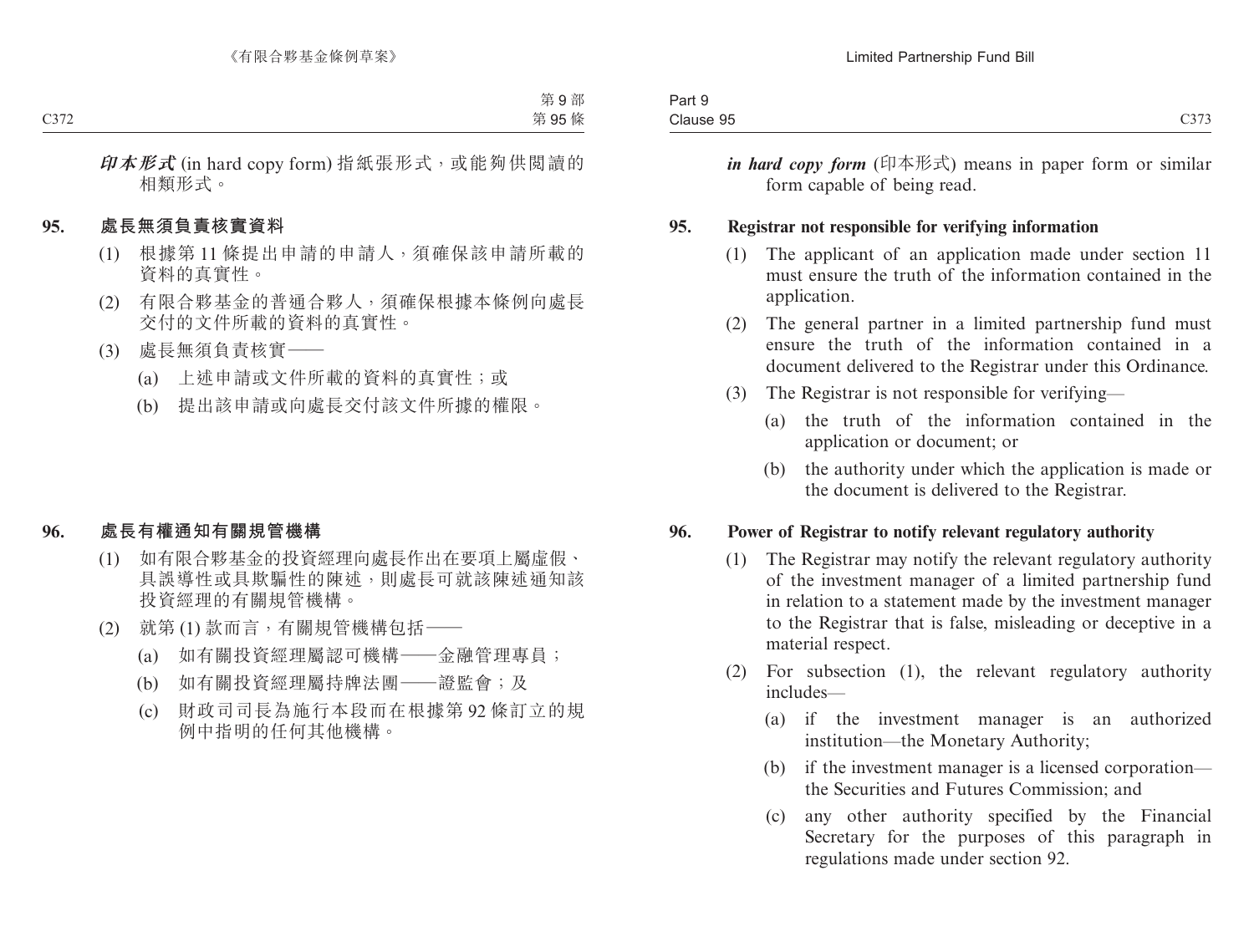***印本形式*** (in hard copy form) 指紙張形式，或能夠供閱讀的相類形式。

**95. 處長無須負責核實資料**

(1) 根據第 11 條提出申請的申請人，須確保該申請所載的資料的真實性。

(2) 有限合夥基金的普通合夥人，須確保根據本條例向處長交付的文件所載的資料的真實性。

(3) 處長無須負責核實——

(a) 上述申請或文件所載的資料的真實性；或

(b) 提出該申請或向處長交付該文件所據的權限。

**96. 處長有權通知有關規管機構**

(1) 如有限合夥基金的投資經理向處長作出在要項上屬虛假、具誤導性或具欺騙性的陳述，則處長可就該陳述通知該投資經理的有關規管機構。

(2) 就第 (1) 款而言，有關規管機構包括——

(a) 如有關投資經理屬認可機構——金融管理專員；

(b) 如有關投資經理屬持牌法團——證監會；及

(c) 財政司司長為施行本段而在根據第 92 條訂立的規例中指明的任何其他機構。

***in hard copy form*** (印本形式) means in paper form or similar form capable of being read.

**95. Registrar not responsible for verifying information**

(1) The applicant of an application made under section 11 must ensure the truth of the information contained in the application.

(2) The general partner in a limited partnership fund must ensure the truth of the information contained in a document delivered to the Registrar under this Ordinance.

(3) The Registrar is not responsible for verifying—

(a) the truth of the information contained in the application or document; or

(b) the authority under which the application is made or the document is delivered to the Registrar.

**96. Power of Registrar to notify relevant regulatory authority**

(1) The Registrar may notify the relevant regulatory authority of the investment manager of a limited partnership fund in relation to a statement made by the investment manager to the Registrar that is false, misleading or deceptive in a material respect.

(2) For subsection (1), the relevant regulatory authority includes—

(a) if the investment manager is an authorized institution—the Monetary Authority;

(b) if the investment manager is a licensed corporation—the Securities and Futures Commission; and

(c) any other authority specified by the Financial Secretary for the purposes of this paragraph in regulations made under section 92.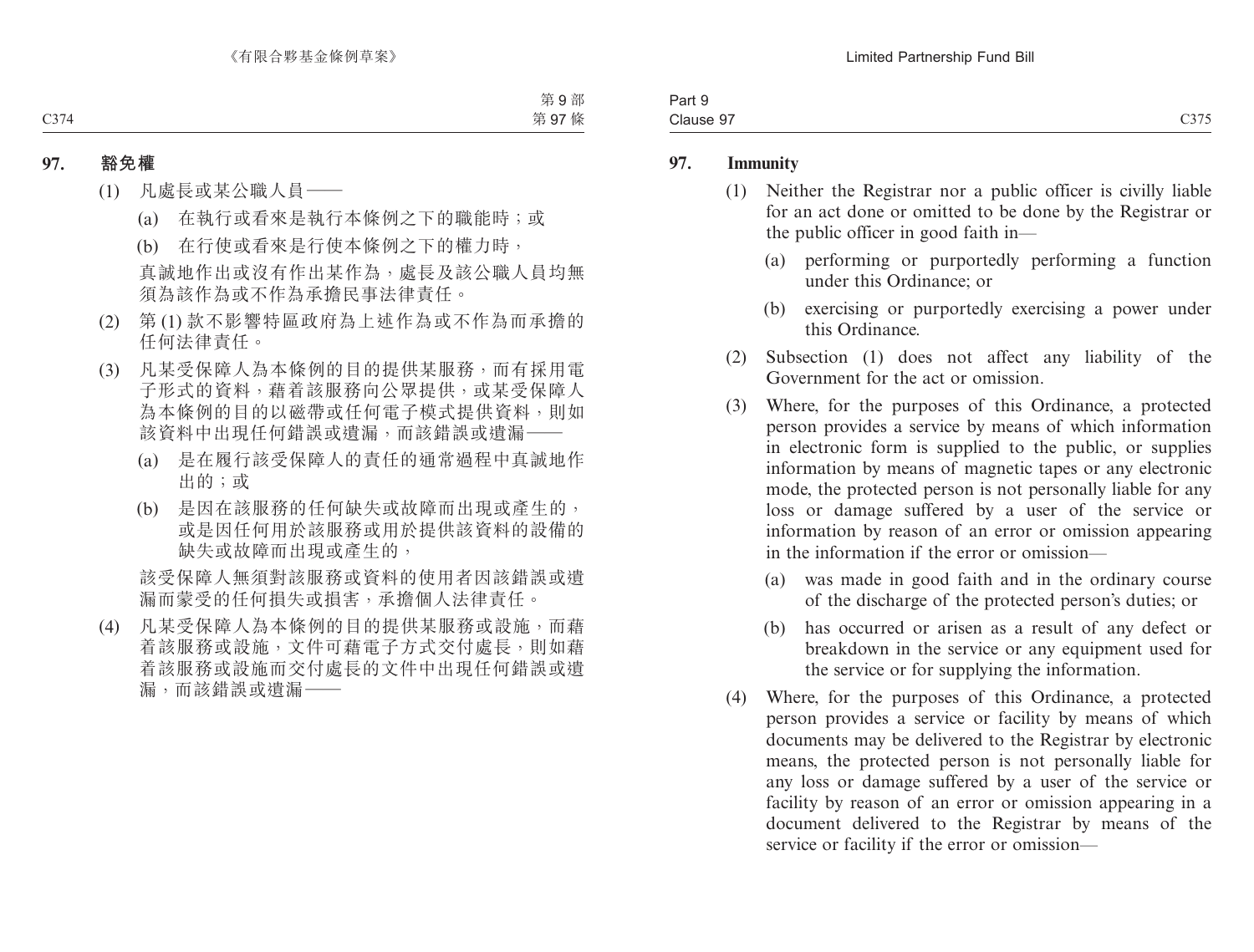## 97. 豁免權

(1) 凡處長或某公職人員——

(a) 在執行或看來是執行本條例之下的職能時；或

(b) 在行使或看來是行使本條例之下的權力時，

真誠地作出或沒有作出某作為，處長及該公職人員均無須為該作為或不作為承擔民事法律責任。

(2) 第 (1) 款不影響特區政府為上述作為或不作為而承擔的任何法律責任。

(3) 凡某受保障人為本條例的目的提供某服務，而有採用電子形式的資料，藉着該服務向公眾提供，或某受保障人為本條例的目的以磁帶或任何電子模式提供資料，則如該資料中出現任何錯誤或遺漏，而該錯誤或遺漏——

(a) 是在履行該受保障人的責任的通常過程中真誠地作出的；或

(b) 是因在該服務的任何缺失或故障而出現或產生的，或是因任何用於該服務或用於提供該資料的設備的缺失或故障而出現或產生的，

該受保障人無須對該服務或資料的使用者因該錯誤或遺漏而蒙受的任何損失或損害，承擔個人法律責任。

(4) 凡某受保障人為本條例的目的提供某服務或設施，而藉着該服務或設施，文件可藉電子方式交付處長，則如藉着該服務或設施而交付處長的文件中出現任何錯誤或遺漏，而該錯誤或遺漏——

## 97. Immunity

(1) Neither the Registrar nor a public officer is civilly liable for an act done or omitted to be done by the Registrar or the public officer in good faith in—

(a) performing or purportedly performing a function under this Ordinance; or

(b) exercising or purportedly exercising a power under this Ordinance.

(2) Subsection (1) does not affect any liability of the Government for the act or omission.

(3) Where, for the purposes of this Ordinance, a protected person provides a service by means of which information in electronic form is supplied to the public, or supplies information by means of magnetic tapes or any electronic mode, the protected person is not personally liable for any loss or damage suffered by a user of the service or information by reason of an error or omission appearing in the information if the error or omission—

(a) was made in good faith and in the ordinary course of the discharge of the protected person's duties; or

(b) has occurred or arisen as a result of any defect or breakdown in the service or any equipment used for the service or for supplying the information.

(4) Where, for the purposes of this Ordinance, a protected person provides a service or facility by means of which documents may be delivered to the Registrar by electronic means, the protected person is not personally liable for any loss or damage suffered by a user of the service or facility by reason of an error or omission appearing in a document delivered to the Registrar by means of the service or facility if the error or omission—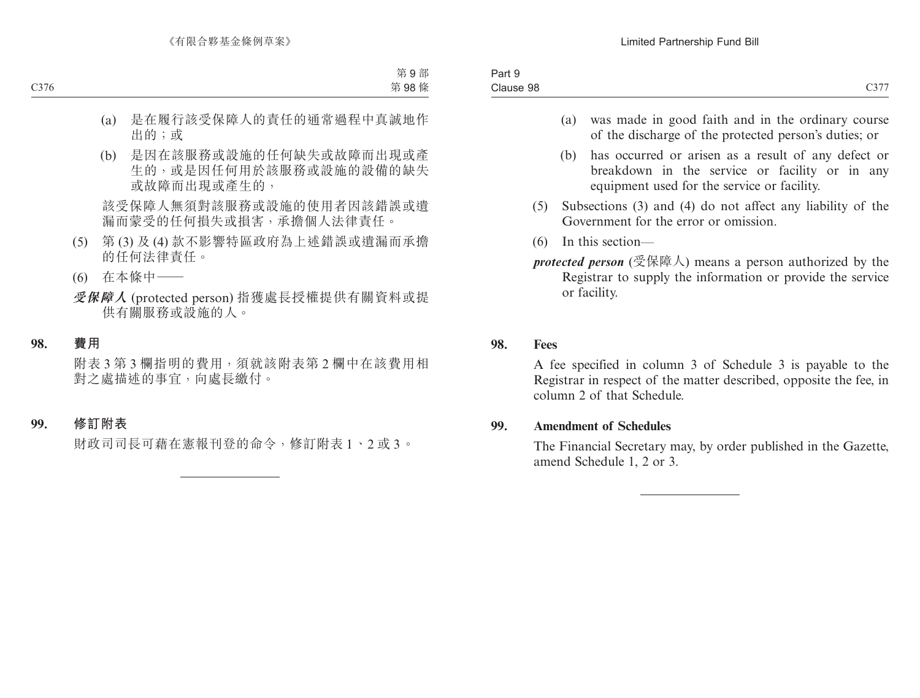(a) 是在履行該受保障人的責任的通常過程中真誠地作出的；或

(b) 是因在該服務或設施的任何缺失或故障而出現或產生的，或是因任何用於該服務或設施的設備的缺失或故障而出現或產生的，

該受保障人無須對該服務或設施的使用者因該錯誤或遺漏而蒙受的任何損失或損害，承擔個人法律責任。

(5) 第 (3) 及 (4) 款不影響特區政府為上述錯誤或遺漏而承擔的任何法律責任。

(6) 在本條中——

***受保障人*** (protected person) 指獲處長授權提供有關資料或提供有關服務或設施的人。

**98. 費用**

附表 3 第 3 欄指明的費用，須就該附表第 2 欄中在該費用相對之處描述的事宜，向處長繳付。

**99. 修訂附表**

財政司司長可藉在憲報刊登的命令，修訂附表 1、2 或 3。

---

(a) was made in good faith and in the ordinary course of the discharge of the protected person's duties; or

(b) has occurred or arisen as a result of any defect or breakdown in the service or facility or in any equipment used for the service or facility.

(5) Subsections (3) and (4) do not affect any liability of the Government for the error or omission.

(6) In this section—

***protected person*** (受保障人) means a person authorized by the Registrar to supply the information or provide the service or facility.

**98. Fees**

A fee specified in column 3 of Schedule 3 is payable to the Registrar in respect of the matter described, opposite the fee, in column 2 of that Schedule.

**99. Amendment of Schedules**

The Financial Secretary may, by order published in the Gazette, amend Schedule 1, 2 or 3.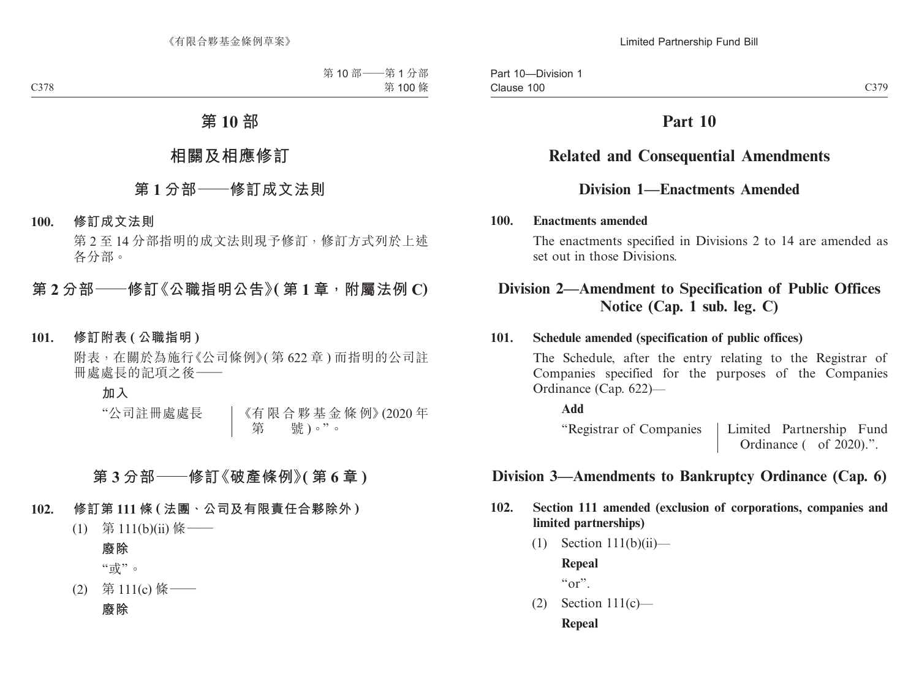# 第 10 部

## 相關及相應修訂

### 第 1 分部——修訂成文法則

**100. 修訂成文法則**

第 2 至 14 分部指明的成文法則現予修訂，修訂方式列於上述各分部。

### 第 2 分部——修訂《公職指明公告》(第 1 章，附屬法例 C)

**101. 修訂附表 (公職指明)**

附表，在關於為施行《公司條例》(第 622 章) 而指明的公司註冊處處長的記項之後——

**加入**

| “公司註冊處處長 | 《有限合夥基金條例》(2020 年第 號)。”。 |
|---|---|

### 第 3 分部——修訂《破產條例》(第 6 章)

**102. 修訂第 111 條 (法團、公司及有限責任合夥除外)**

(1) 第 111(b)(ii) 條——

**廢除**

“或”。

(2) 第 111(c) 條——

**廢除**

# Part 10

## Related and Consequential Amendments

### Division 1—Enactments Amended

**100. Enactments amended**

The enactments specified in Divisions 2 to 14 are amended as set out in those Divisions.

### Division 2—Amendment to Specification of Public Offices Notice (Cap. 1 sub. leg. C)

**101. Schedule amended (specification of public offices)**

The Schedule, after the entry relating to the Registrar of Companies specified for the purposes of the Companies Ordinance (Cap. 622)—

**Add**

| “Registrar of Companies | Limited Partnership Fund Ordinance ( of 2020).”. |
|---|---|

### Division 3—Amendments to Bankruptcy Ordinance (Cap. 6)

**102. Section 111 amended (exclusion of corporations, companies and limited partnerships)**

(1) Section 111(b)(ii)—

**Repeal**

“or”.

(2) Section 111(c)—

**Repeal**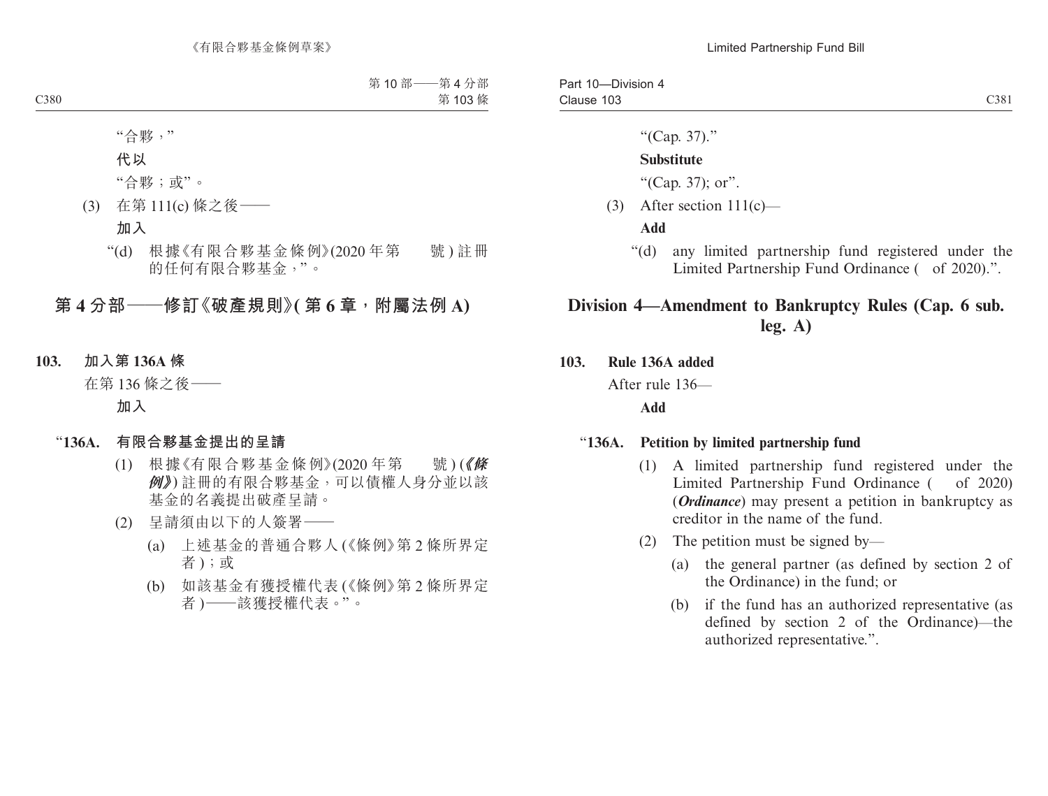“合夥，”

**代以**

“合夥；或”。

(3) 在第 111(c) 條之後——

**加入**

“(d) 根據《有限合夥基金條例》(2020 年第　　號 ) 註冊的任何有限合夥基金，”。

## 第 4 分部——修訂《破產規則》( 第 6 章，附屬法例 A)

**103. 加入第 136A 條**

在第 136 條之後——

**加入**

“**136A. 有限合夥基金提出的呈請**

(1) 根據《有限合夥基金條例》(2020 年第　　號 ) (***《條例》***) 註冊的有限合夥基金，可以債權人身分並以該基金的名義提出破產呈請。

(2) 呈請須由以下的人簽署——

(a) 上述基金的普通合夥人 (《條例》第 2 條所界定者 )；或

(b) 如該基金有獲授權代表 (《條例》第 2 條所界定者 )——該獲授權代表。”。

“(Cap. 37).”

**Substitute**

“(Cap. 37); or”.

(3) After section 111(c)—

**Add**

“(d) any limited partnership fund registered under the Limited Partnership Fund Ordinance (　of 2020).”.

## Division 4—Amendment to Bankruptcy Rules (Cap. 6 sub. leg. A)

**103. Rule 136A added**

After rule 136—

**Add**

“**136A. Petition by limited partnership fund**

(1) A limited partnership fund registered under the Limited Partnership Fund Ordinance (　of 2020) (***Ordinance***) may present a petition in bankruptcy as creditor in the name of the fund.

(2) The petition must be signed by—

(a) the general partner (as defined by section 2 of the Ordinance) in the fund; or

(b) if the fund has an authorized representative (as defined by section 2 of the Ordinance)—the authorized representative.”.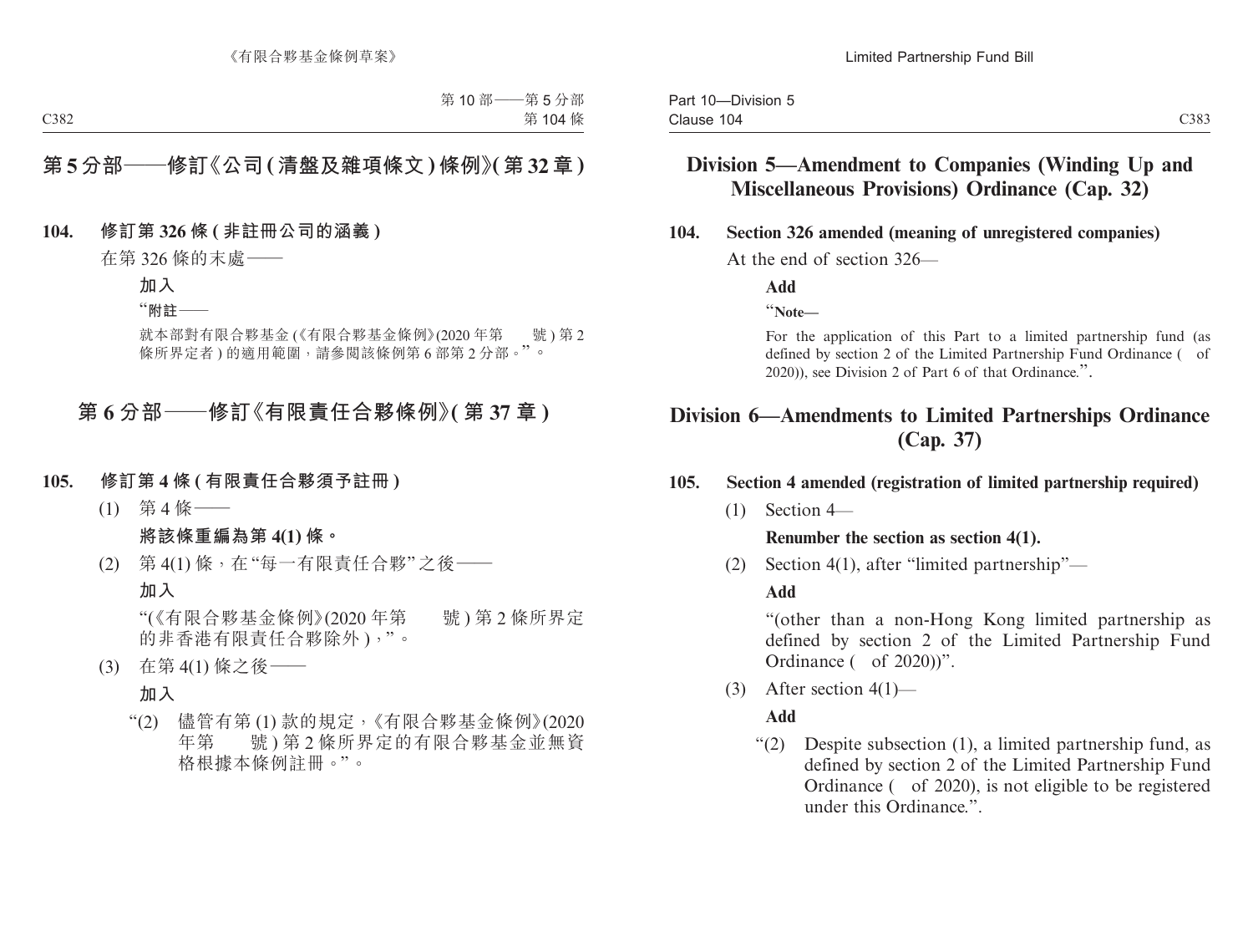# 第 5 分部——修訂《公司 (清盤及雜項條文) 條例》(第 32 章)

**104. 修訂第 326 條 (非註冊公司的涵義)**

在第 326 條的末處——

**加入**

“**附註**——

就本部對有限合夥基金 (《有限合夥基金條例》(2020 年第　　號) 第 2 條所界定者) 的適用範圍，請參閱該條例第 6 部第 2 分部。”。

# 第 6 分部——修訂《有限責任合夥條例》(第 37 章)

**105. 修訂第 4 條 (有限責任合夥須予註冊)**

(1) 第 4 條——

**將該條重編為第 4(1) 條。**

(2) 第 4(1) 條，在“每一有限責任合夥”之後——

**加入**

“(《有限合夥基金條例》(2020 年第　　號) 第 2 條所界定的非香港有限責任合夥除外)，”。

(3) 在第 4(1) 條之後——

**加入**

“(2) 儘管有第 (1) 款的規定，《有限合夥基金條例》(2020 年第　　號) 第 2 條所界定的有限合夥基金並無資格根據本條例註冊。”。

# Division 5—Amendment to Companies (Winding Up and Miscellaneous Provisions) Ordinance (Cap. 32)

**104. Section 326 amended (meaning of unregistered companies)**

At the end of section 326—

**Add**

“**Note—**

For the application of this Part to a limited partnership fund (as defined by section 2 of the Limited Partnership Fund Ordinance (　of 2020)), see Division 2 of Part 6 of that Ordinance.”.

# Division 6—Amendments to Limited Partnerships Ordinance (Cap. 37)

**105. Section 4 amended (registration of limited partnership required)**

(1) Section 4—

**Renumber the section as section 4(1).**

(2) Section 4(1), after “limited partnership”—

**Add**

“(other than a non-Hong Kong limited partnership as defined by section 2 of the Limited Partnership Fund Ordinance (　of 2020))”.

(3) After section 4(1)—

**Add**

“(2) Despite subsection (1), a limited partnership fund, as defined by section 2 of the Limited Partnership Fund Ordinance (　of 2020), is not eligible to be registered under this Ordinance.”.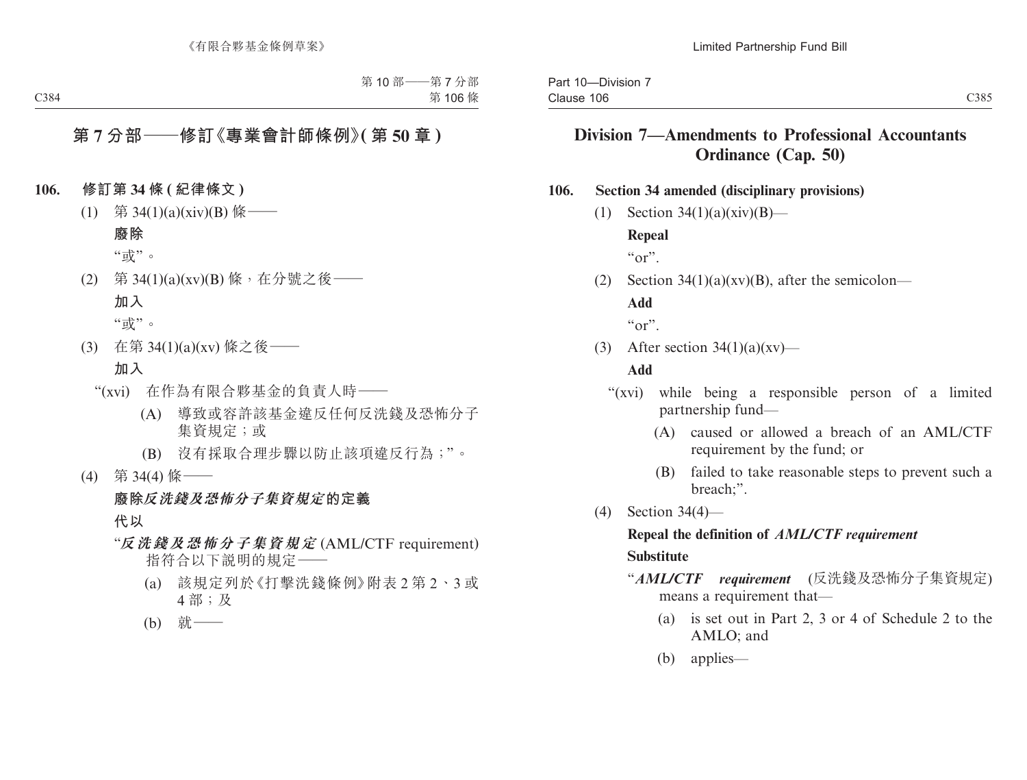## 第 7 分部——修訂《專業會計師條例》(第 50 章)

**106. 修訂第 34 條 (紀律條文)**

(1) 第 34(1)(a)(xiv)(B) 條——

**廢除**

“或”。

(2) 第 34(1)(a)(xv)(B) 條，在分號之後——

**加入**

“或”。

(3) 在第 34(1)(a)(xv) 條之後——

**加入**

“(xvi) 在作為有限合夥基金的負責人時——

(A) 導致或容許該基金違反任何反洗錢及恐怖分子集資規定；或

(B) 沒有採取合理步驟以防止該項違反行為；”。

(4) 第 34(4) 條——

**廢除*反洗錢及恐怖分子集資規定*的定義**

**代以**

“***反洗錢及恐怖分子集資規定*** (AML/CTF requirement) 指符合以下說明的規定——

(a) 該規定列於《打擊洗錢條例》附表 2 第 2、3 或 4 部；及

(b) 就——

## Division 7—Amendments to Professional Accountants Ordinance (Cap. 50)

**106. Section 34 amended (disciplinary provisions)**

(1) Section 34(1)(a)(xiv)(B)—

**Repeal**

“or”.

(2) Section 34(1)(a)(xv)(B), after the semicolon—

**Add**

“or”.

(3) After section 34(1)(a)(xv)—

**Add**

“(xvi) while being a responsible person of a limited partnership fund—

(A) caused or allowed a breach of an AML/CTF requirement by the fund; or

(B) failed to take reasonable steps to prevent such a breach;”.

(4) Section 34(4)—

**Repeal the definition of *AML/CTF requirement***

**Substitute**

“***AML/CTF requirement*** (反洗錢及恐怖分子集資規定) means a requirement that—

(a) is set out in Part 2, 3 or 4 of Schedule 2 to the AMLO; and

(b) applies—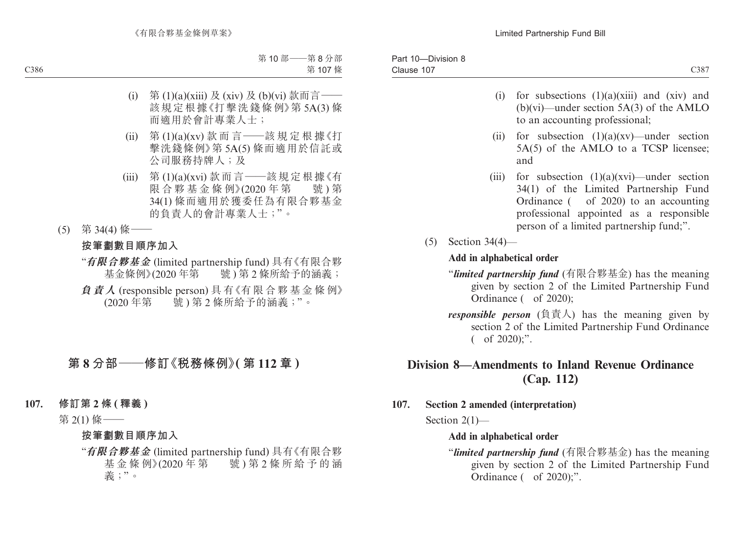(i) 第 (1)(a)(xiii) 及 (xiv) 及 (b)(vi) 款而言——該規定根據《打擊洗錢條例》第 5A(3) 條而適用於會計專業人士；

(ii) 第 (1)(a)(xv) 款而言——該規定根據《打擊洗錢條例》第 5A(5) 條而適用於信託或公司服務持牌人；及

(iii) 第 (1)(a)(xvi) 款而言——該規定根據《有限合夥基金條例》(2020 年第　　號) 第 34(1) 條而適用於獲委任為有限合夥基金的負責人的會計專業人士；”。

(5) 第 34(4) 條——

**按筆劃數目順序加入**

“***有限合夥基金*** (limited partnership fund) 具有《有限合夥基金條例》(2020 年第　　號) 第 2 條所給予的涵義；

***負責人*** (responsible person) 具有《有限合夥基金條例》(2020 年第　　號) 第 2 條所給予的涵義；”。

## 第 8 分部——修訂《稅務條例》(第 112 章)

**107. 修訂第 2 條 (釋義)**

第 2(1) 條——

**按筆劃數目順序加入**

“***有限合夥基金*** (limited partnership fund) 具有《有限合夥基金條例》(2020 年第　　號) 第 2 條所給予的涵義；”。

(i) for subsections (1)(a)(xiii) and (xiv) and (b)(vi)—under section 5A(3) of the AMLO to an accounting professional;

(ii) for subsection (1)(a)(xv)—under section 5A(5) of the AMLO to a TCSP licensee; and

(iii) for subsection (1)(a)(xvi)—under section 34(1) of the Limited Partnership Fund Ordinance (　of 2020) to an accounting professional appointed as a responsible person of a limited partnership fund;”.

(5) Section 34(4)—

**Add in alphabetical order**

“***limited partnership fund*** (有限合夥基金) has the meaning given by section 2 of the Limited Partnership Fund Ordinance (　of 2020);

***responsible person*** (負責人) has the meaning given by section 2 of the Limited Partnership Fund Ordinance (　of 2020);”.

## Division 8—Amendments to Inland Revenue Ordinance (Cap. 112)

**107. Section 2 amended (interpretation)**

Section 2(1)—

**Add in alphabetical order**

“***limited partnership fund*** (有限合夥基金) has the meaning given by section 2 of the Limited Partnership Fund Ordinance (　of 2020);”.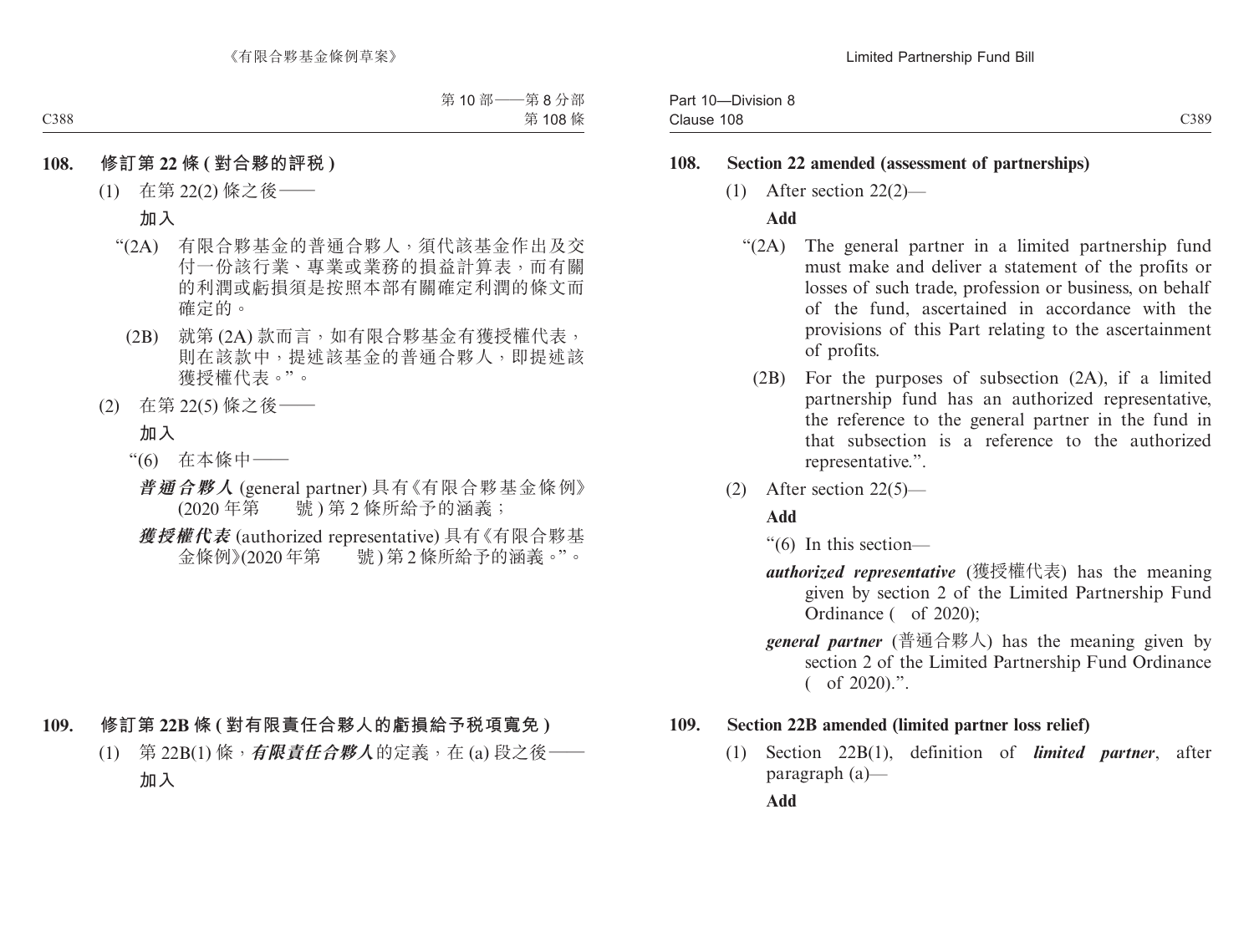**108. 修訂第 22 條 (對合夥的評稅)**

(1) 在第 22(2) 條之後——

**加入**

“(2A) 有限合夥基金的普通合夥人，須代該基金作出及交付一份該行業、專業或業務的損益計算表，而有關的利潤或虧損須是按照本部有關確定利潤的條文而確定的。

(2B) 就第 (2A) 款而言，如有限合夥基金有獲授權代表，則在該款中，提述該基金的普通合夥人，即提述該獲授權代表。”。

(2) 在第 22(5) 條之後——

**加入**

“(6) 在本條中——

***普通合夥人*** (general partner) 具有《有限合夥基金條例》(2020 年第　　號) 第 2 條所給予的涵義；

***獲授權代表*** (authorized representative) 具有《有限合夥基金條例》(2020 年第　　號) 第 2 條所給予的涵義。”。

**109. 修訂第 22B 條 (對有限責任合夥人的虧損給予稅項寬免)**

(1) 第 22B(1) 條，***有限責任合夥人***的定義，在 (a) 段之後——

**加入**

**108. Section 22 amended (assessment of partnerships)**

(1) After section 22(2)—

**Add**

“(2A) The general partner in a limited partnership fund must make and deliver a statement of the profits or losses of such trade, profession or business, on behalf of the fund, ascertained in accordance with the provisions of this Part relating to the ascertainment of profits.

(2B) For the purposes of subsection (2A), if a limited partnership fund has an authorized representative, the reference to the general partner in the fund in that subsection is a reference to the authorized representative.”.

(2) After section 22(5)—

**Add**

“(6) In this section—

***authorized representative*** (獲授權代表) has the meaning given by section 2 of the Limited Partnership Fund Ordinance (　of 2020);

***general partner*** (普通合夥人) has the meaning given by section 2 of the Limited Partnership Fund Ordinance (　of 2020).”.

**109. Section 22B amended (limited partner loss relief)**

(1) Section 22B(1), definition of ***limited partner***, after paragraph (a)—

**Add**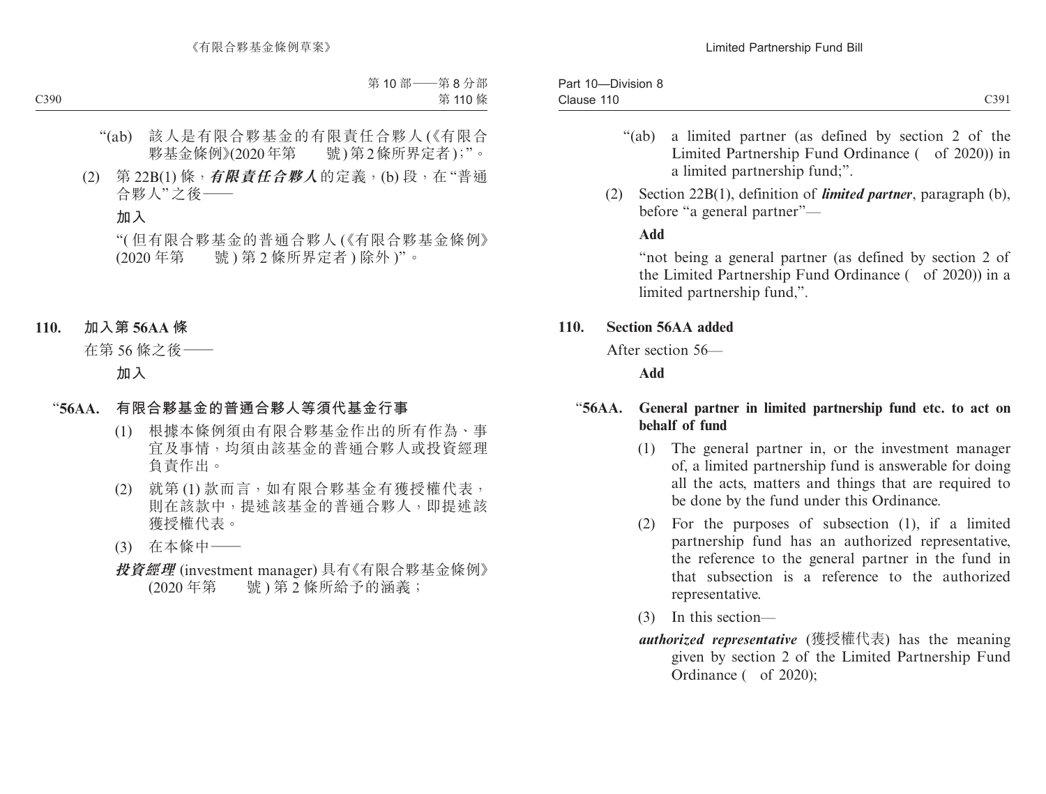“(ab) 該人是有限合夥基金的有限責任合夥人 (《有限合夥基金條例》(2020 年第　　號) 第 2 條所界定者 ) ;”。

(2) 第 22B(1) 條，***有限責任合夥人***的定義，(b) 段，在“普通合夥人”之後——

**加入**

“( 但有限合夥基金的普通合夥人 (《有限合夥基金條例》(2020 年第　　號 ) 第 2 條所界定者 ) 除外 )”。

**110. 加入第 56AA 條**

在第 56 條之後——

**加入**

**“56AA. 有限合夥基金的普通合夥人等須代基金行事**

(1) 根據本條例須由有限合夥基金作出的所有作為、事宜及事情，均須由該基金的普通合夥人或投資經理負責作出。

(2) 就第 (1) 款而言，如有限合夥基金有獲授權代表，則在該款中，提述該基金的普通合夥人，即提述該獲授權代表。

(3) 在本條中——

***投資經理*** (investment manager) 具有《有限合夥基金條例》(2020 年第　　號 ) 第 2 條所給予的涵義；

“(ab) a limited partner (as defined by section 2 of the Limited Partnership Fund Ordinance (　of 2020)) in a limited partnership fund;”.

(2) Section 22B(1), definition of ***limited partner***, paragraph (b), before “a general partner”—

**Add**

“not being a general partner (as defined by section 2 of the Limited Partnership Fund Ordinance (　of 2020)) in a limited partnership fund,”.

**110. Section 56AA added**

After section 56—

**Add**

**“56AA. General partner in limited partnership fund etc. to act on behalf of fund**

(1) The general partner in, or the investment manager of, a limited partnership fund is answerable for doing all the acts, matters and things that are required to be done by the fund under this Ordinance.

(2) For the purposes of subsection (1), if a limited partnership fund has an authorized representative, the reference to the general partner in the fund in that subsection is a reference to the authorized representative.

(3) In this section—

***authorized representative*** (獲授權代表) has the meaning given by section 2 of the Limited Partnership Fund Ordinance (　of 2020);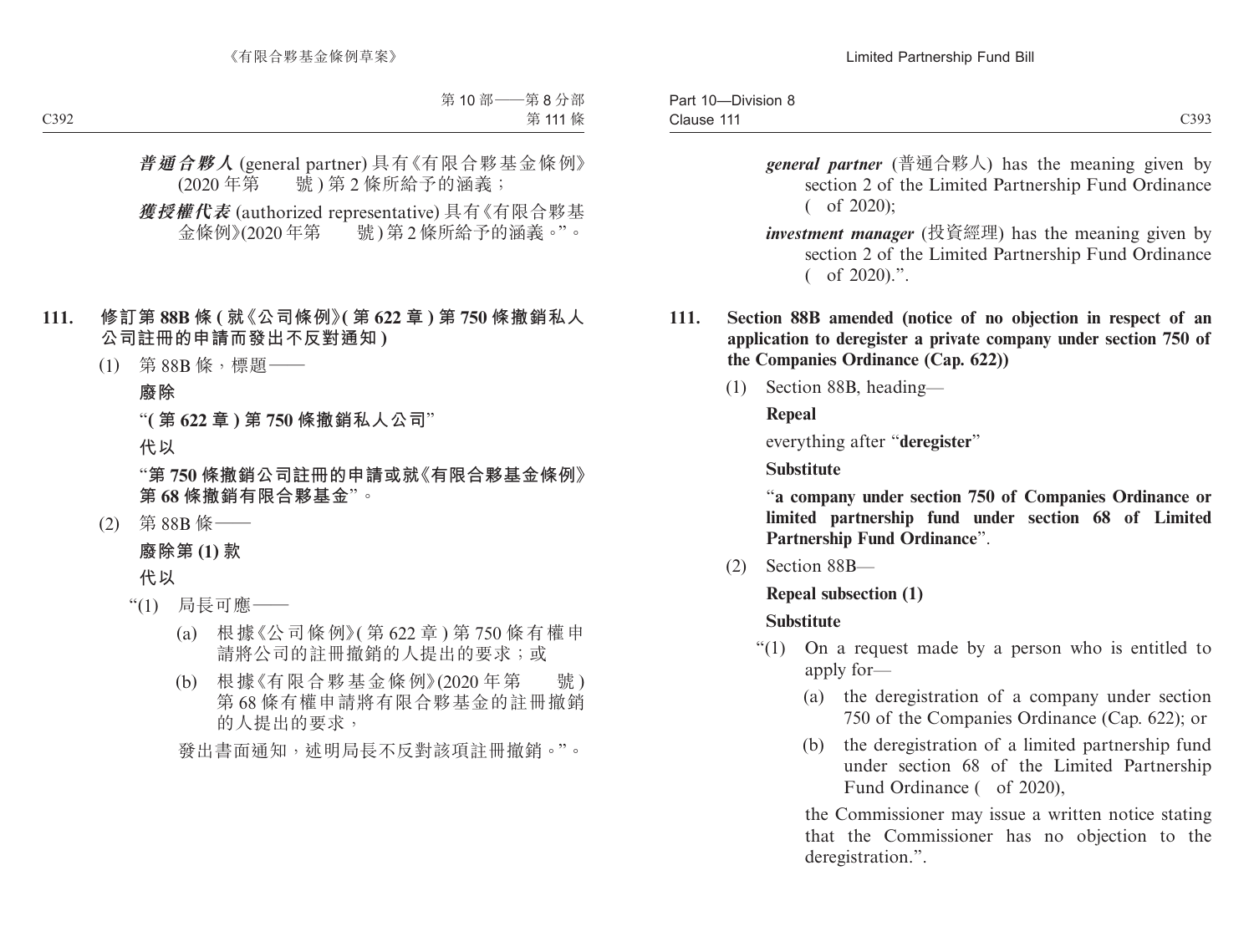***普通合夥人*** (general partner) 具有《有限合夥基金條例》(2020 年第　　號) 第 2 條所給予的涵義；

***獲授權代表*** (authorized representative) 具有《有限合夥基金條例》(2020 年第　　號) 第 2 條所給予的涵義。”。

**111. 修訂第 88B 條 (就《公司條例》(第 622 章) 第 750 條撤銷私人公司註冊的申請而發出不反對通知)**

(1) 第 88B 條，標題——

**廢除**

“**(第 622 章) 第 750 條撤銷私人公司**”

**代以**

“**第 750 條撤銷公司註冊的申請或就《有限合夥基金條例》第 68 條撤銷有限合夥基金**”。

(2) 第 88B 條——

**廢除第 (1) 款**

**代以**

“(1) 局長可應——

(a) 根據《公司條例》(第 622 章) 第 750 條有權申請將公司的註冊撤銷的人提出的要求；或

(b) 根據《有限合夥基金條例》(2020 年第　　號) 第 68 條有權申請將有限合夥基金的註冊撤銷的人提出的要求，

發出書面通知，述明局長不反對該項註冊撤銷。”。

***general partner*** (普通合夥人) has the meaning given by section 2 of the Limited Partnership Fund Ordinance (　of 2020);

***investment manager*** (投資經理) has the meaning given by section 2 of the Limited Partnership Fund Ordinance (　of 2020).”.

**111. Section 88B amended (notice of no objection in respect of an application to deregister a private company under section 750 of the Companies Ordinance (Cap. 622))**

(1) Section 88B, heading—

**Repeal**

everything after “**deregister**”

**Substitute**

“**a company under section 750 of Companies Ordinance or limited partnership fund under section 68 of Limited Partnership Fund Ordinance**”.

(2) Section 88B—

**Repeal subsection (1)**

**Substitute**

“(1) On a request made by a person who is entitled to apply for—

(a) the deregistration of a company under section 750 of the Companies Ordinance (Cap. 622); or

(b) the deregistration of a limited partnership fund under section 68 of the Limited Partnership Fund Ordinance (　of 2020),

the Commissioner may issue a written notice stating that the Commissioner has no objection to the deregistration.”.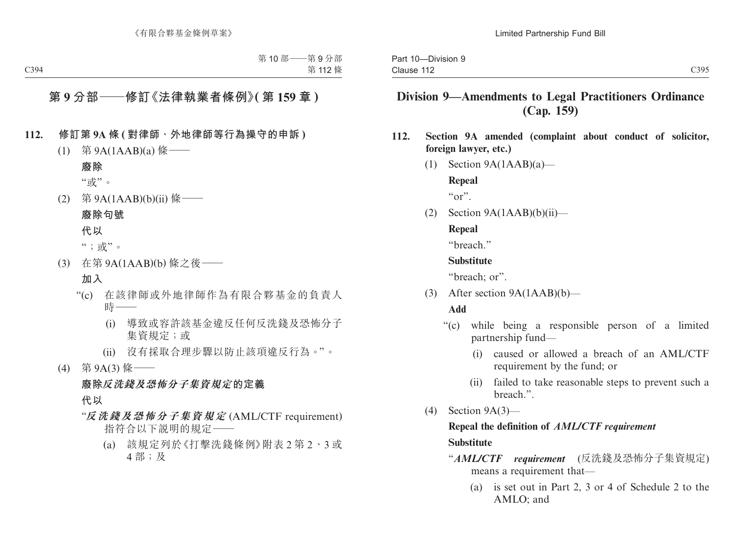## 第 9 分部——修訂《法律執業者條例》(第 159 章)

**112. 修訂第 9A 條 (對律師、外地律師等行為操守的申訴)**

(1) 第 9A(1AAB)(a) 條——

**廢除**

"或"。

(2) 第 9A(1AAB)(b)(ii) 條——

**廢除句號**

**代以**

"；或"。

(3) 在第 9A(1AAB)(b) 條之後——

**加入**

"(c) 在該律師或外地律師作為有限合夥基金的負責人時——

(i) 導致或容許該基金違反任何反洗錢及恐怖分子集資規定；或

(ii) 沒有採取合理步驟以防止該項違反行為。"。

(4) 第 9A(3) 條——

**廢除*反洗錢及恐怖分子集資規定*的定義**

**代以**

"***反洗錢及恐怖分子集資規定*** (AML/CTF requirement) 指符合以下說明的規定——

(a) 該規定列於《打擊洗錢條例》附表 2 第 2、3 或 4 部；及

## Division 9—Amendments to Legal Practitioners Ordinance (Cap. 159)

**112. Section 9A amended (complaint about conduct of solicitor, foreign lawyer, etc.)**

(1) Section 9A(1AAB)(a)—

**Repeal**

"or".

(2) Section 9A(1AAB)(b)(ii)—

**Repeal**

"breach."

**Substitute**

"breach; or".

(3) After section 9A(1AAB)(b)—

**Add**

"(c) while being a responsible person of a limited partnership fund—

(i) caused or allowed a breach of an AML/CTF requirement by the fund; or

(ii) failed to take reasonable steps to prevent such a breach.".

(4) Section 9A(3)—

**Repeal the definition of *AML/CTF requirement***

**Substitute**

"***AML/CTF requirement*** (反洗錢及恐怖分子集資規定) means a requirement that—

(a) is set out in Part 2, 3 or 4 of Schedule 2 to the AMLO; and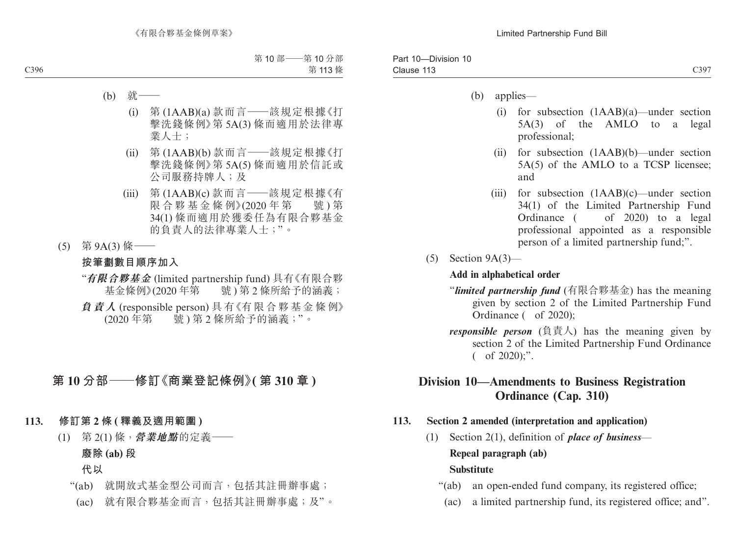(b) 就——

(i) 第 (1AAB)(a) 款而言——該規定根據《打擊洗錢條例》第 5A(3) 條而適用於法律專業人士；

(ii) 第 (1AAB)(b) 款而言——該規定根據《打擊洗錢條例》第 5A(5) 條而適用於信託或公司服務持牌人；及

(iii) 第 (1AAB)(c) 款而言——該規定根據《有限合夥基金條例》(2020 年第　　號) 第 34(1) 條而適用於獲委任為有限合夥基金的負責人的法律專業人士；”。

(5) 第 9A(3) 條——

**按筆劃數目順序加入**

“***有限合夥基金*** (limited partnership fund) 具有《有限合夥基金條例》(2020 年第　　號) 第 2 條所給予的涵義；

***負責人*** (responsible person) 具有《有限合夥基金條例》(2020 年第　　號) 第 2 條所給予的涵義；”。

## 第 10 分部——修訂《商業登記條例》(第 310 章)

### 113. 修訂第 2 條 (釋義及適用範圍)

(1) 第 2(1) 條，***營業地點***的定義——

**廢除 (ab) 段**

**代以**

“(ab) 就開放式基金型公司而言，包括其註冊辦事處；

(ac) 就有限合夥基金而言，包括其註冊辦事處；及”。

(b) applies—

(i) for subsection (1AAB)(a)—under section 5A(3) of the AMLO to a legal professional;

(ii) for subsection (1AAB)(b)—under section 5A(5) of the AMLO to a TCSP licensee; and

(iii) for subsection (1AAB)(c)—under section 34(1) of the Limited Partnership Fund Ordinance (　　of 2020) to a legal professional appointed as a responsible person of a limited partnership fund;”.

(5) Section 9A(3)—

**Add in alphabetical order**

“***limited partnership fund*** (有限合夥基金) has the meaning given by section 2 of the Limited Partnership Fund Ordinance (　of 2020);

***responsible person*** (負責人) has the meaning given by section 2 of the Limited Partnership Fund Ordinance (　of 2020);”.

## Division 10—Amendments to Business Registration Ordinance (Cap. 310)

### 113. Section 2 amended (interpretation and application)

(1) Section 2(1), definition of ***place of business***—

**Repeal paragraph (ab)**

**Substitute**

“(ab) an open-ended fund company, its registered office;

(ac) a limited partnership fund, its registered office; and”.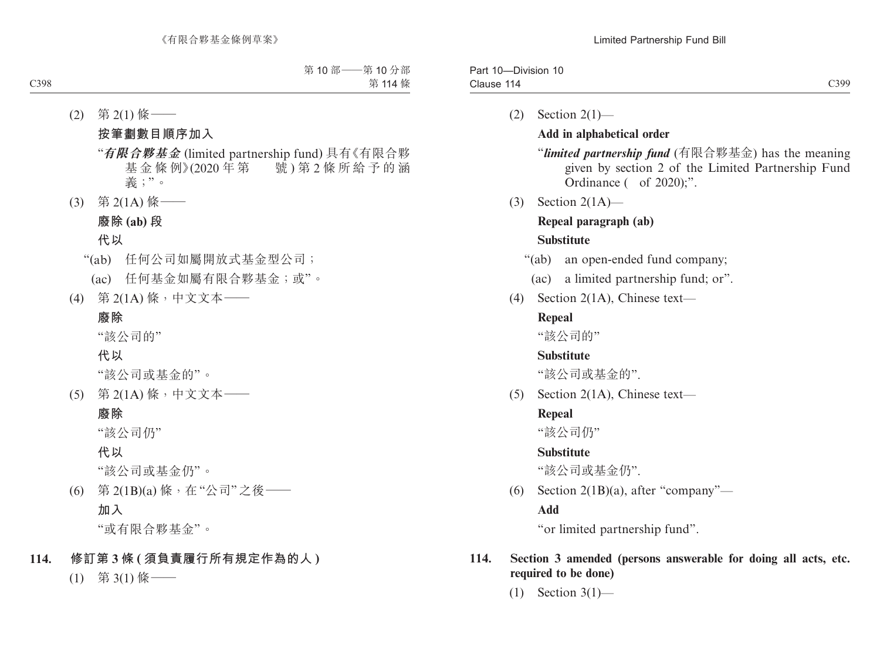(2) 第 2(1) 條——

**按筆劃數目順序加入**

"***有限合夥基金*** (limited partnership fund) 具有《有限合夥基金條例》(2020 年第　　號) 第 2 條所給予的涵義；"。

(3) 第 2(1A) 條——

**廢除 (ab) 段**

**代以**

"(ab) 任何公司如屬開放式基金型公司；

(ac) 任何基金如屬有限合夥基金；或"。

(4) 第 2(1A) 條，中文文本——

**廢除**

"該公司的"

**代以**

"該公司或基金的"。

(5) 第 2(1A) 條，中文文本——

**廢除**

"該公司仍"

**代以**

"該公司或基金仍"。

(6) 第 2(1B)(a) 條，在"公司"之後——

**加入**

"或有限合夥基金"。

**114. 修訂第 3 條 (須負責履行所有規定作為的人)**

(1) 第 3(1) 條——

(2) Section 2(1)—

**Add in alphabetical order**

"***limited partnership fund*** (有限合夥基金) has the meaning given by section 2 of the Limited Partnership Fund Ordinance (　of 2020);".

(3) Section 2(1A)—

**Repeal paragraph (ab)**

**Substitute**

"(ab) an open-ended fund company;

(ac) a limited partnership fund; or".

(4) Section 2(1A), Chinese text—

**Repeal**

"該公司的"

**Substitute**

"該公司或基金的".

(5) Section 2(1A), Chinese text—

**Repeal**

"該公司仍"

**Substitute**

"該公司或基金仍".

(6) Section 2(1B)(a), after "company"—

**Add**

"or limited partnership fund".

**114. Section 3 amended (persons answerable for doing all acts, etc. required to be done)**

(1) Section 3(1)—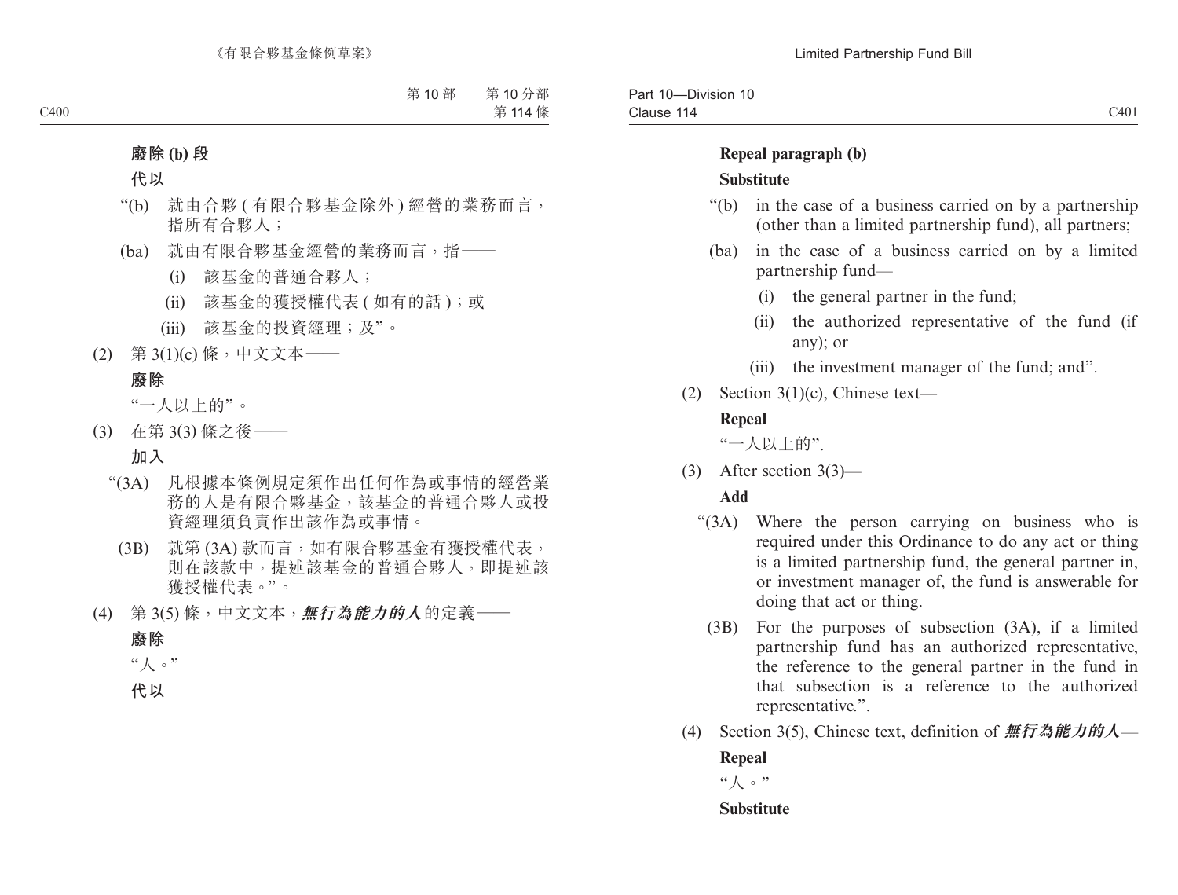**廢除 (b) 段**

**代以**

“(b) 就由合夥 ( 有限合夥基金除外 ) 經營的業務而言，指所有合夥人；

(ba) 就由有限合夥基金經營的業務而言，指——

(i) 該基金的普通合夥人；

(ii) 該基金的獲授權代表 ( 如有的話 )；或

(iii) 該基金的投資經理；及”。

(2) 第 3(1)(c) 條，中文文本——

**廢除**

“一人以上的”。

(3) 在第 3(3) 條之後——

**加入**

“(3A) 凡根據本條例規定須作出任何作為或事情的經營業務的人是有限合夥基金，該基金的普通合夥人或投資經理須負責作出該作為或事情。

(3B) 就第 (3A) 款而言，如有限合夥基金有獲授權代表，則在該款中，提述該基金的普通合夥人，即提述該獲授權代表。”。

(4) 第 3(5) 條，中文文本，***無行為能力的人***的定義——

**廢除**

“人。”

**代以**

**Repeal paragraph (b)**

**Substitute**

“(b) in the case of a business carried on by a partnership (other than a limited partnership fund), all partners;

(ba) in the case of a business carried on by a limited partnership fund—

(i) the general partner in the fund;

(ii) the authorized representative of the fund (if any); or

(iii) the investment manager of the fund; and”.

(2) Section 3(1)(c), Chinese text—

**Repeal**

“一人以上的”.

(3) After section 3(3)—

**Add**

“(3A) Where the person carrying on business who is required under this Ordinance to do any act or thing is a limited partnership fund, the general partner in, or investment manager of, the fund is answerable for doing that act or thing.

(3B) For the purposes of subsection (3A), if a limited partnership fund has an authorized representative, the reference to the general partner in the fund in that subsection is a reference to the authorized representative.”.

(4) Section 3(5), Chinese text, definition of ***無行為能力的人***—

**Repeal**

“人。”

**Substitute**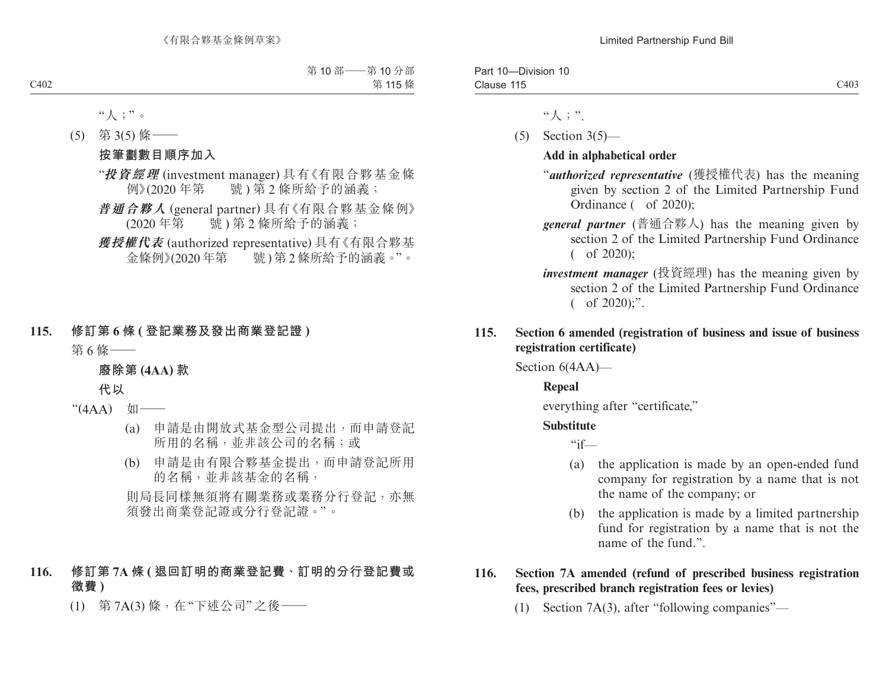"人；"。

(5) 第 3(5) 條——

**按筆劃數目順序加入**

"***投資經理*** (investment manager) 具有《有限合夥基金條例》(2020 年第　　號) 第 2 條所給予的涵義；

***普通合夥人*** (general partner) 具有《有限合夥基金條例》(2020 年第　　號) 第 2 條所給予的涵義；

***獲授權代表*** (authorized representative) 具有《有限合夥基金條例》(2020 年第　　號) 第 2 條所給予的涵義。"。

### 115. 修訂第 6 條 (登記業務及發出商業登記證)

第 6 條——

**廢除第 (4AA) 款**

**代以**

"(4AA) 如——

(a) 申請是由開放式基金型公司提出，而申請登記所用的名稱，並非該公司的名稱；或

(b) 申請是由有限合夥基金提出，而申請登記所用的名稱，並非該基金的名稱，

則局長同樣無須將有關業務或業務分行登記，亦無須發出商業登記證或分行登記證。"。

### 116. 修訂第 7A 條 (退回訂明的商業登記費、訂明的分行登記費或徵費)

(1) 第 7A(3) 條，在"下述公司"之後——

"人；".

(5) Section 3(5)—

**Add in alphabetical order**

"***authorized representative*** (獲授權代表) has the meaning given by section 2 of the Limited Partnership Fund Ordinance (　of 2020);

***general partner*** (普通合夥人) has the meaning given by section 2 of the Limited Partnership Fund Ordinance (　of 2020);

***investment manager*** (投資經理) has the meaning given by section 2 of the Limited Partnership Fund Ordinance (　of 2020);".

### 115. Section 6 amended (registration of business and issue of business registration certificate)

Section 6(4AA)—

**Repeal**

everything after "certificate,"

**Substitute**

"if—

(a) the application is made by an open-ended fund company for registration by a name that is not the name of the company; or

(b) the application is made by a limited partnership fund for registration by a name that is not the name of the fund.".

### 116. Section 7A amended (refund of prescribed business registration fees, prescribed branch registration fees or levies)

(1) Section 7A(3), after "following companies"—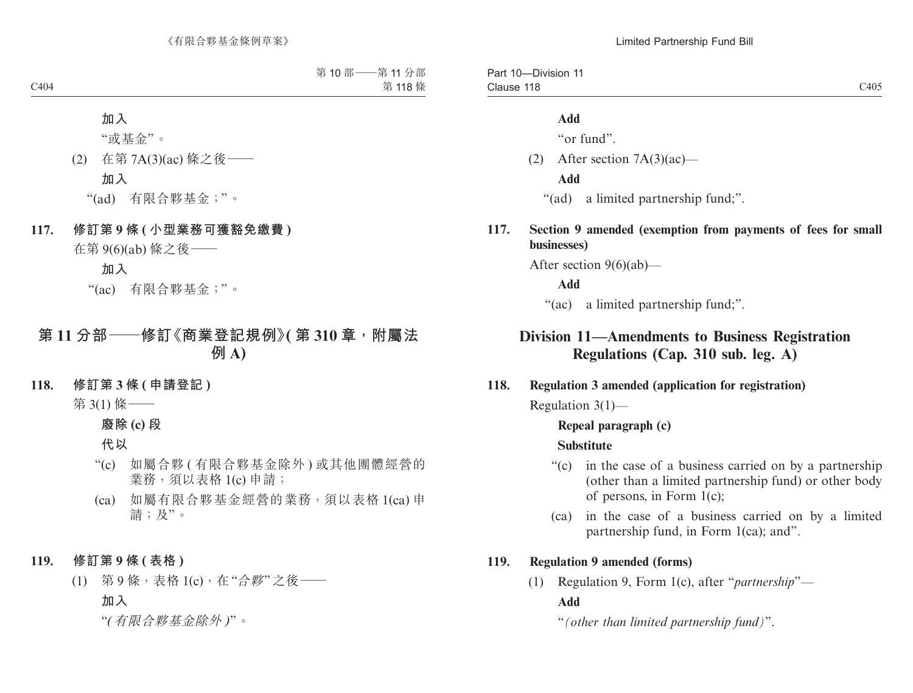**加入**

"或基金"。

(2) 在第 7A(3)(ac) 條之後——

**加入**

"(ad) 有限合夥基金；"。

**117. 修訂第 9 條 (小型業務可獲豁免繳費)**

在第 9(6)(ab) 條之後——

**加入**

"(ac) 有限合夥基金；"。

## 第 11 分部——修訂《商業登記規例》(第 310 章，附屬法例 A)

**118. 修訂第 3 條 (申請登記)**

第 3(1) 條——

**廢除 (c) 段**

**代以**

"(c) 如屬合夥 (有限合夥基金除外) 或其他團體經營的業務，須以表格 1(c) 申請；

(ca) 如屬有限合夥基金經營的業務，須以表格 1(ca) 申請；及"。

**119. 修訂第 9 條 (表格)**

(1) 第 9 條，表格 1(c)，在"*合夥*"之後——

**加入**

"*(有限合夥基金除外)*"。

**Add**

"or fund".

(2) After section 7A(3)(ac)—

**Add**

"(ad) a limited partnership fund;".

**117. Section 9 amended (exemption from payments of fees for small businesses)**

After section 9(6)(ab)—

**Add**

"(ac) a limited partnership fund;".

## Division 11—Amendments to Business Registration Regulations (Cap. 310 sub. leg. A)

**118. Regulation 3 amended (application for registration)**

Regulation 3(1)—

**Repeal paragraph (c)**

**Substitute**

"(c) in the case of a business carried on by a partnership (other than a limited partnership fund) or other body of persons, in Form 1(c);

(ca) in the case of a business carried on by a limited partnership fund, in Form 1(ca); and".

**119. Regulation 9 amended (forms)**

(1) Regulation 9, Form 1(c), after "*partnership*"—

**Add**

"*(other than limited partnership fund)*".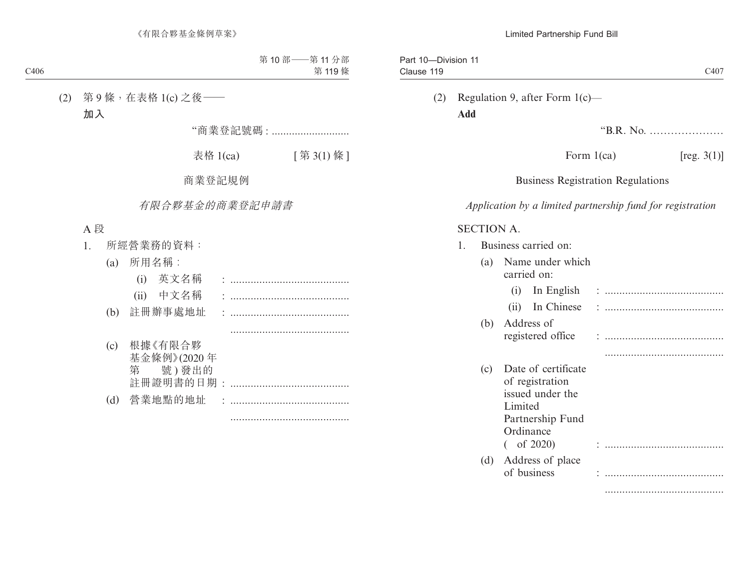(2) 第 9 條，在表格 1(c) 之後——

**加入**

"商業登記號碼 : ...........................

表格 1(ca) [ 第 3(1) 條 ]

商業登記規例

*有限合夥基金的商業登記申請書*

A 段

1. 所經營業務的資料：

(a) 所用名稱：

(i) 英文名稱 : .........................................

(ii) 中文名稱 : .........................................

(b) 註冊辦事處地址 : .........................................

.........................................

(c) 根據《有限合夥基金條例》(2020 年第　號 ) 發出的註冊證明書的日期 : .........................................

(d) 營業地點的地址 : .........................................

.........................................

(2) Regulation 9, after Form 1(c)—

**Add**

"B.R. No. …………………

Form 1(ca) [reg. 3(1)]

Business Registration Regulations

*Application by a limited partnership fund for registration*

SECTION A.

1. Business carried on:

(a) Name under which carried on:

(i) In English : .........................................

(ii) In Chinese : .........................................

(b) Address of registered office : .........................................

.........................................

(c) Date of certificate of registration issued under the Limited Partnership Fund Ordinance ( of 2020) : .........................................

(d) Address of place of business : .........................................

.........................................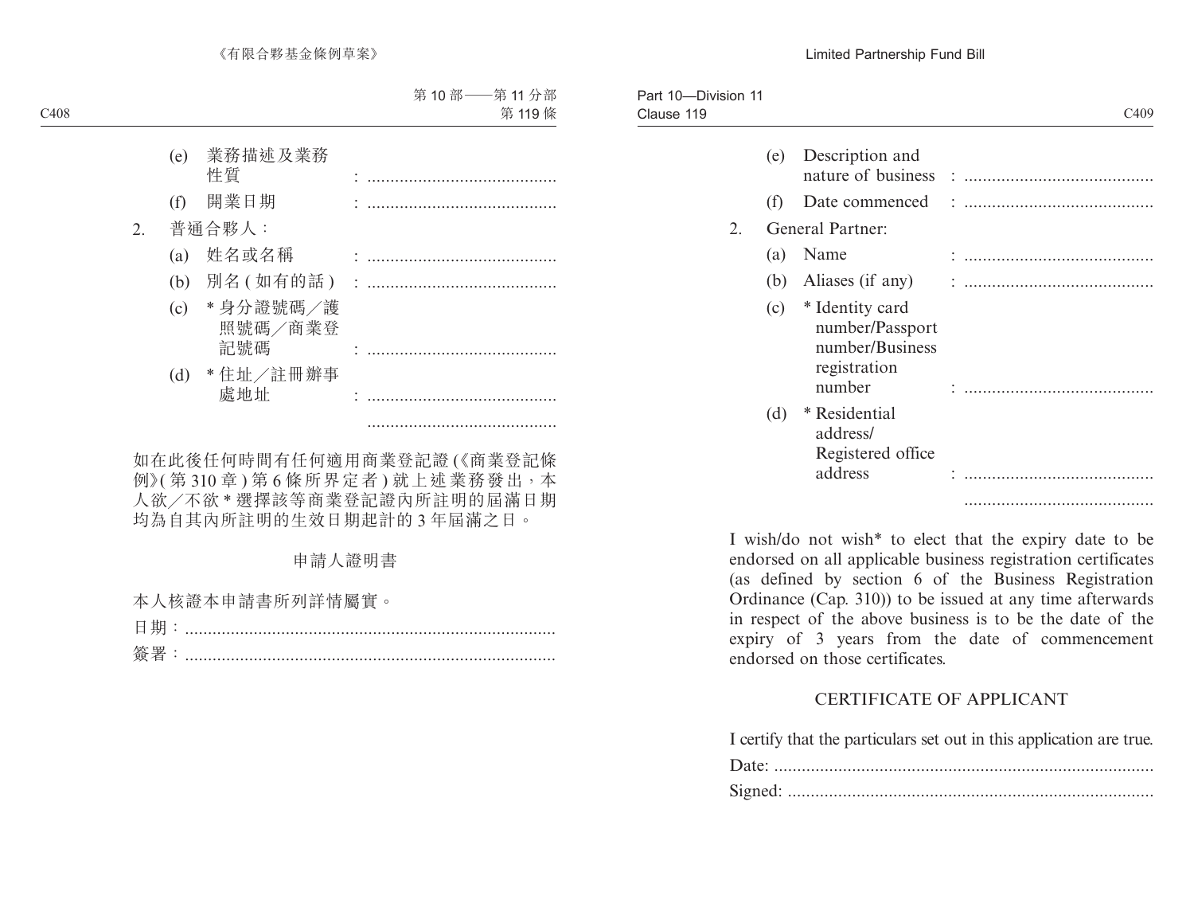(e) 業務描述及業務性質 : .........................................

(f) 開業日期 : .........................................

2. 普通合夥人：

(a) 姓名或名稱 : .........................................

(b) 別名 ( 如有的話 ) : .........................................

(c) * 身分證號碼／護照號碼／商業登記號碼 : .........................................

(d) * 住址／註冊辦事處地址 : .........................................

.........................................

如在此後任何時間有任何適用商業登記證 (《商業登記條例》( 第 310 章 ) 第 6 條所界定者 ) 就上述業務發出，本人欲／不欲 * 選擇該等商業登記證內所註明的屆滿日期均為自其內所註明的生效日期起計的 3 年屆滿之日。

## 申請人證明書

本人核證本申請書所列詳情屬實。

日期：.................................................................................

簽署：.................................................................................

(e) Description and nature of business : .........................................

(f) Date commenced : .........................................

2. General Partner:

(a) Name : .........................................

(b) Aliases (if any) : .........................................

(c) * Identity card number/Passport number/Business registration number : .........................................

(d) * Residential address/ Registered office address : .........................................

.........................................

I wish/do not wish* to elect that the expiry date to be endorsed on all applicable business registration certificates (as defined by section 6 of the Business Registration Ordinance (Cap. 310)) to be issued at any time afterwards in respect of the above business is to be the date of the expiry of 3 years from the date of commencement endorsed on those certificates.

## CERTIFICATE OF APPLICANT

I certify that the particulars set out in this application are true.

Date: .................................................................................

Signed: ...............................................................................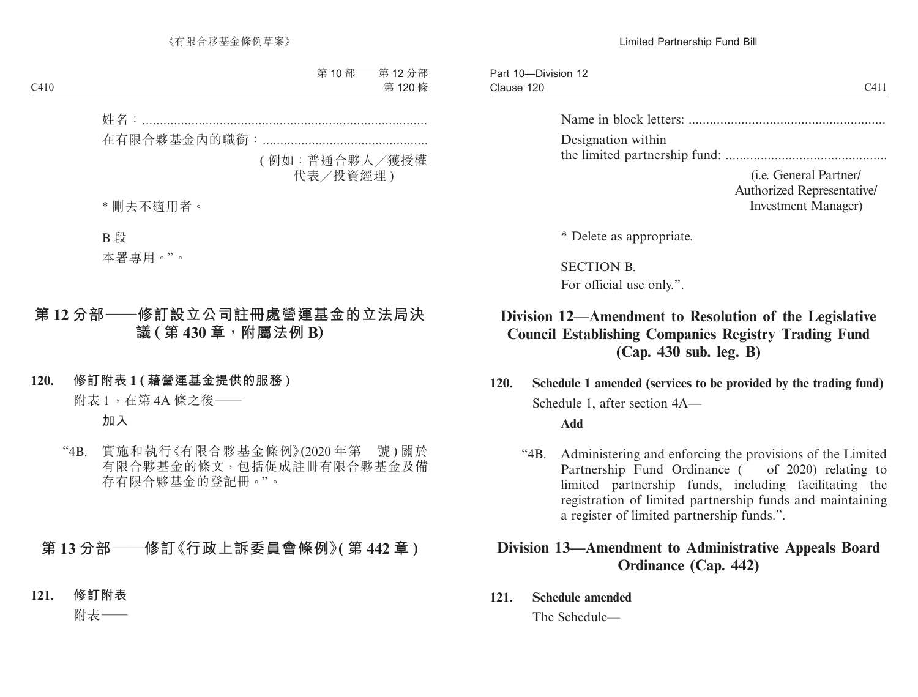姓名：.................................................................................

在有限合夥基金內的職銜：...............................................

(例如：普通合夥人／獲授權代表／投資經理)

* 刪去不適用者。

B 段

本署專用。”。

## 第 12 分部——修訂設立公司註冊處營運基金的立法局決議 (第 430 章，附屬法例 B)

**120. 修訂附表 1 (藉營運基金提供的服務)**

附表 1，在第 4A 條之後——

**加入**

“4B. 實施和執行《有限合夥基金條例》(2020 年第　號) 關於有限合夥基金的條文，包括促成註冊有限合夥基金及備存有限合夥基金的登記冊。”。

## 第 13 分部——修訂《行政上訴委員會條例》(第 442 章)

**121. 修訂附表**

附表——

Name in block letters: .......................................................

Designation within the limited partnership fund: .............................................

(i.e. General Partner/ Authorized Representative/ Investment Manager)

* Delete as appropriate.

SECTION B.
For official use only.”.

## Division 12—Amendment to Resolution of the Legislative Council Establishing Companies Registry Trading Fund (Cap. 430 sub. leg. B)

**120. Schedule 1 amended (services to be provided by the trading fund)**

Schedule 1, after section 4A—

**Add**

“4B. Administering and enforcing the provisions of the Limited Partnership Fund Ordinance (　of 2020) relating to limited partnership funds, including facilitating the registration of limited partnership funds and maintaining a register of limited partnership funds.”.

## Division 13—Amendment to Administrative Appeals Board Ordinance (Cap. 442)

**121. Schedule amended**

The Schedule—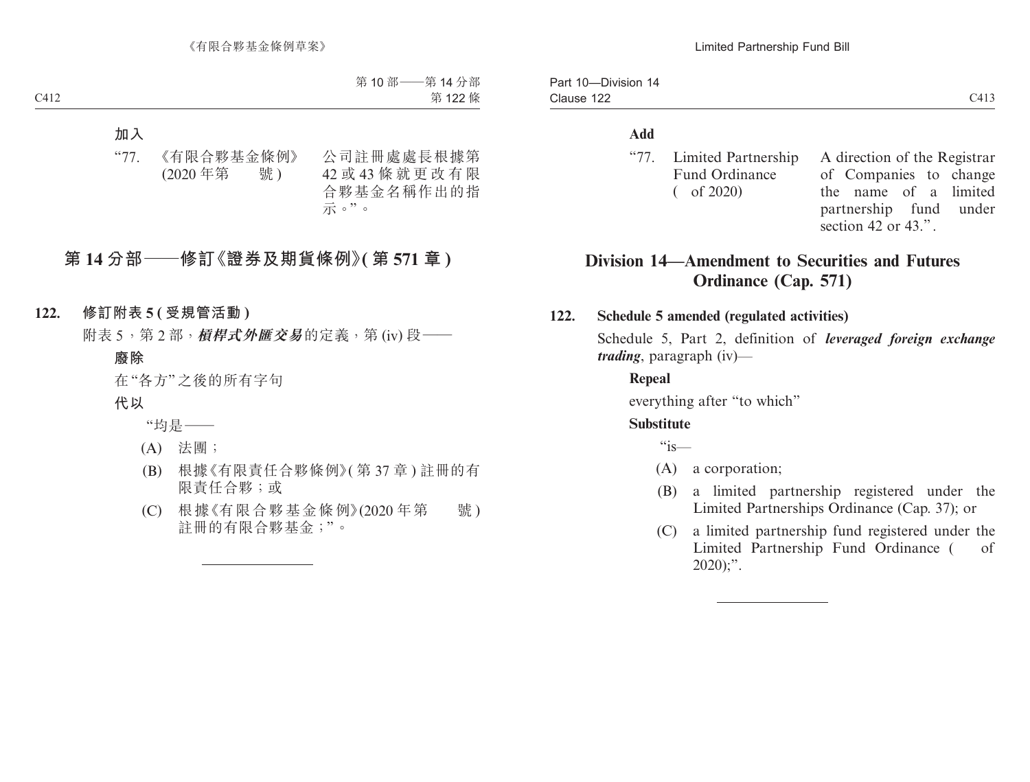**加入**

| | | |
|---|---|---|
| “77. | 《有限合夥基金條例》(2020 年第　　號) | 公司註冊處處長根據第 42 或 43 條就更改有限合夥基金名稱作出的指示。”。 |

## 第 14 分部——修訂《證券及期貨條例》(第 571 章)

**122. 修訂附表 5 (受規管活動)**

附表 5，第 2 部，***槓桿式外匯交易***的定義，第 (iv) 段——

**廢除**

在“各方”之後的所有字句

**代以**

“均是——

(A) 法團；

(B) 根據《有限責任合夥條例》(第 37 章) 註冊的有限責任合夥；或

(C) 根據《有限合夥基金條例》(2020 年第　　號) 註冊的有限合夥基金；”。

---

**Add**

| | | |
|---|---|---|
| “77. | Limited Partnership Fund Ordinance (　of 2020) | A direction of the Registrar of Companies to change the name of a limited partnership fund under section 42 or 43.”. |

## Division 14—Amendment to Securities and Futures Ordinance (Cap. 571)

**122. Schedule 5 amended (regulated activities)**

Schedule 5, Part 2, definition of ***leveraged foreign exchange trading***, paragraph (iv)—

**Repeal**

everything after “to which”

**Substitute**

“is—

(A) a corporation;

(B) a limited partnership registered under the Limited Partnerships Ordinance (Cap. 37); or

(C) a limited partnership fund registered under the Limited Partnership Fund Ordinance (　of 2020);”.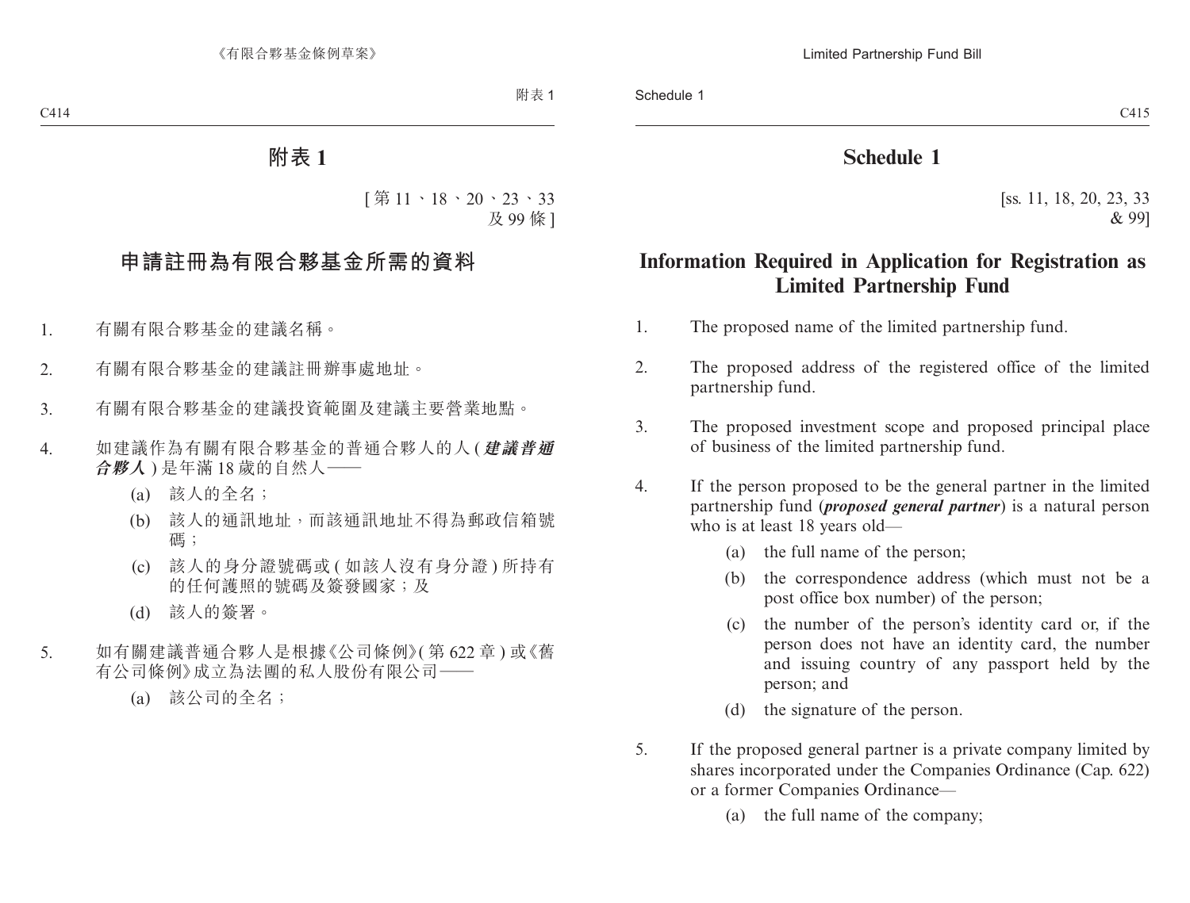# 附表 1

[第 11、18、20、23、33 及 99 條]

## 申請註冊為有限合夥基金所需的資料

1. 有關有限合夥基金的建議名稱。

2. 有關有限合夥基金的建議註冊辦事處地址。

3. 有關有限合夥基金的建議投資範圍及建議主要營業地點。

4. 如建議作為有關有限合夥基金的普通合夥人的人 (***建議普通合夥人***) 是年滿 18 歲的自然人——

   (a) 該人的全名；

   (b) 該人的通訊地址，而該通訊地址不得為郵政信箱號碼；

   (c) 該人的身分證號碼或 (如該人沒有身分證) 所持有的任何護照的號碼及簽發國家；及

   (d) 該人的簽署。

5. 如有關建議普通合夥人是根據《公司條例》(第 622 章) 或《舊有公司條例》成立為法團的私人股份有限公司——

   (a) 該公司的全名；

# Schedule 1

[ss. 11, 18, 20, 23, 33 & 99]

## Information Required in Application for Registration as Limited Partnership Fund

1. The proposed name of the limited partnership fund.

2. The proposed address of the registered office of the limited partnership fund.

3. The proposed investment scope and proposed principal place of business of the limited partnership fund.

4. If the person proposed to be the general partner in the limited partnership fund (***proposed general partner***) is a natural person who is at least 18 years old—

   (a) the full name of the person;

   (b) the correspondence address (which must not be a post office box number) of the person;

   (c) the number of the person's identity card or, if the person does not have an identity card, the number and issuing country of any passport held by the person; and

   (d) the signature of the person.

5. If the proposed general partner is a private company limited by shares incorporated under the Companies Ordinance (Cap. 622) or a former Companies Ordinance—

   (a) the full name of the company;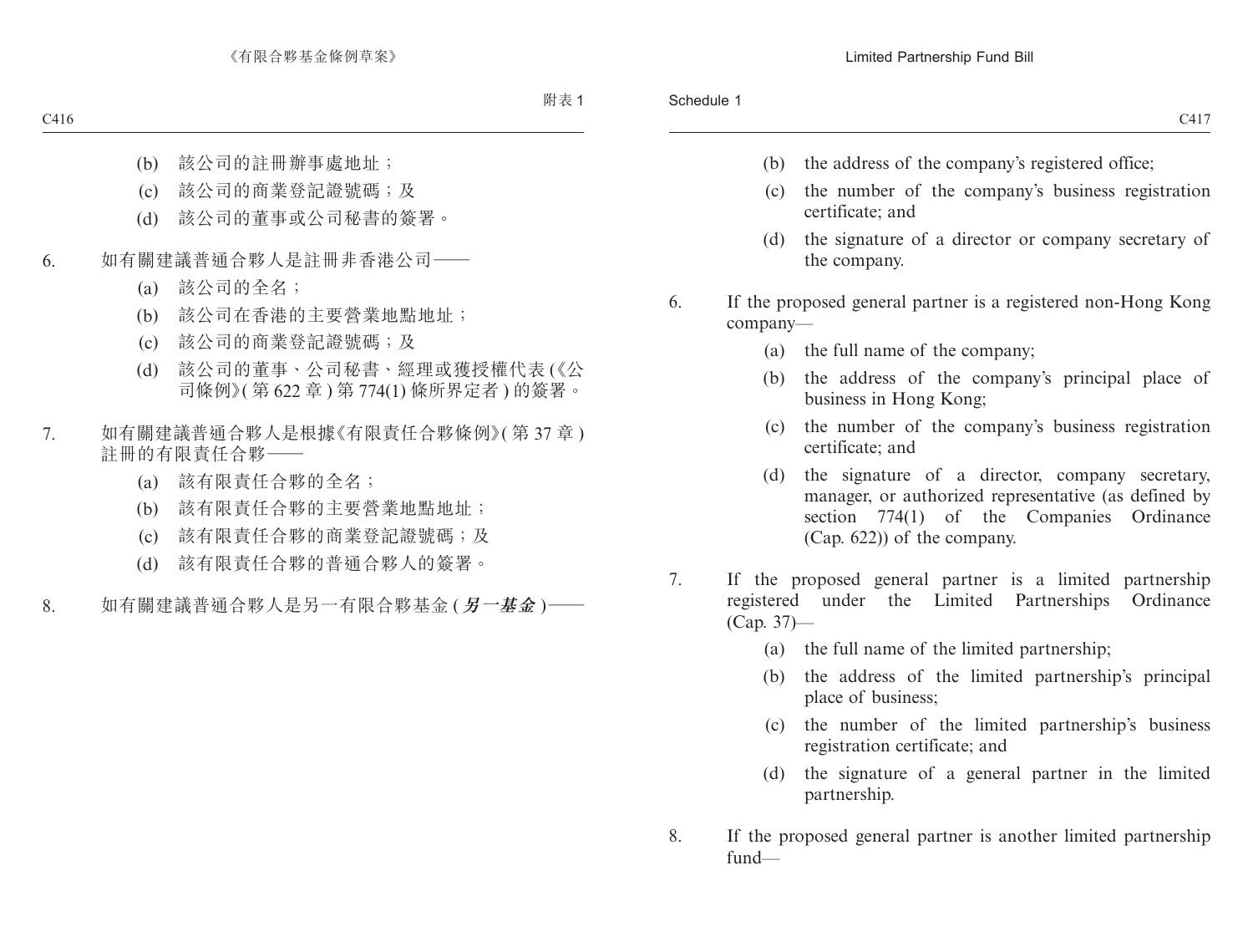(b) 該公司的註冊辦事處地址；

(c) 該公司的商業登記證號碼；及

(d) 該公司的董事或公司秘書的簽署。

6. 如有關建議普通合夥人是註冊非香港公司——

(a) 該公司的全名；

(b) 該公司在香港的主要營業地點地址；

(c) 該公司的商業登記證號碼；及

(d) 該公司的董事、公司秘書、經理或獲授權代表 (《公司條例》( 第 622 章 ) 第 774(1) 條所界定者 ) 的簽署。

7. 如有關建議普通合夥人是根據《有限責任合夥條例》( 第 37 章 ) 註冊的有限責任合夥——

(a) 該有限責任合夥的全名；

(b) 該有限責任合夥的主要營業地點地址；

(c) 該有限責任合夥的商業登記證號碼；及

(d) 該有限責任合夥的普通合夥人的簽署。

8. 如有關建議普通合夥人是另一有限合夥基金 (***另一基金***)——

(b) the address of the company's registered office;

(c) the number of the company's business registration certificate; and

(d) the signature of a director or company secretary of the company.

6. If the proposed general partner is a registered non-Hong Kong company—

(a) the full name of the company;

(b) the address of the company's principal place of business in Hong Kong;

(c) the number of the company's business registration certificate; and

(d) the signature of a director, company secretary, manager, or authorized representative (as defined by section 774(1) of the Companies Ordinance (Cap. 622)) of the company.

7. If the proposed general partner is a limited partnership registered under the Limited Partnerships Ordinance (Cap. 37)—

(a) the full name of the limited partnership;

(b) the address of the limited partnership's principal place of business;

(c) the number of the limited partnership's business registration certificate; and

(d) the signature of a general partner in the limited partnership.

8. If the proposed general partner is another limited partnership fund—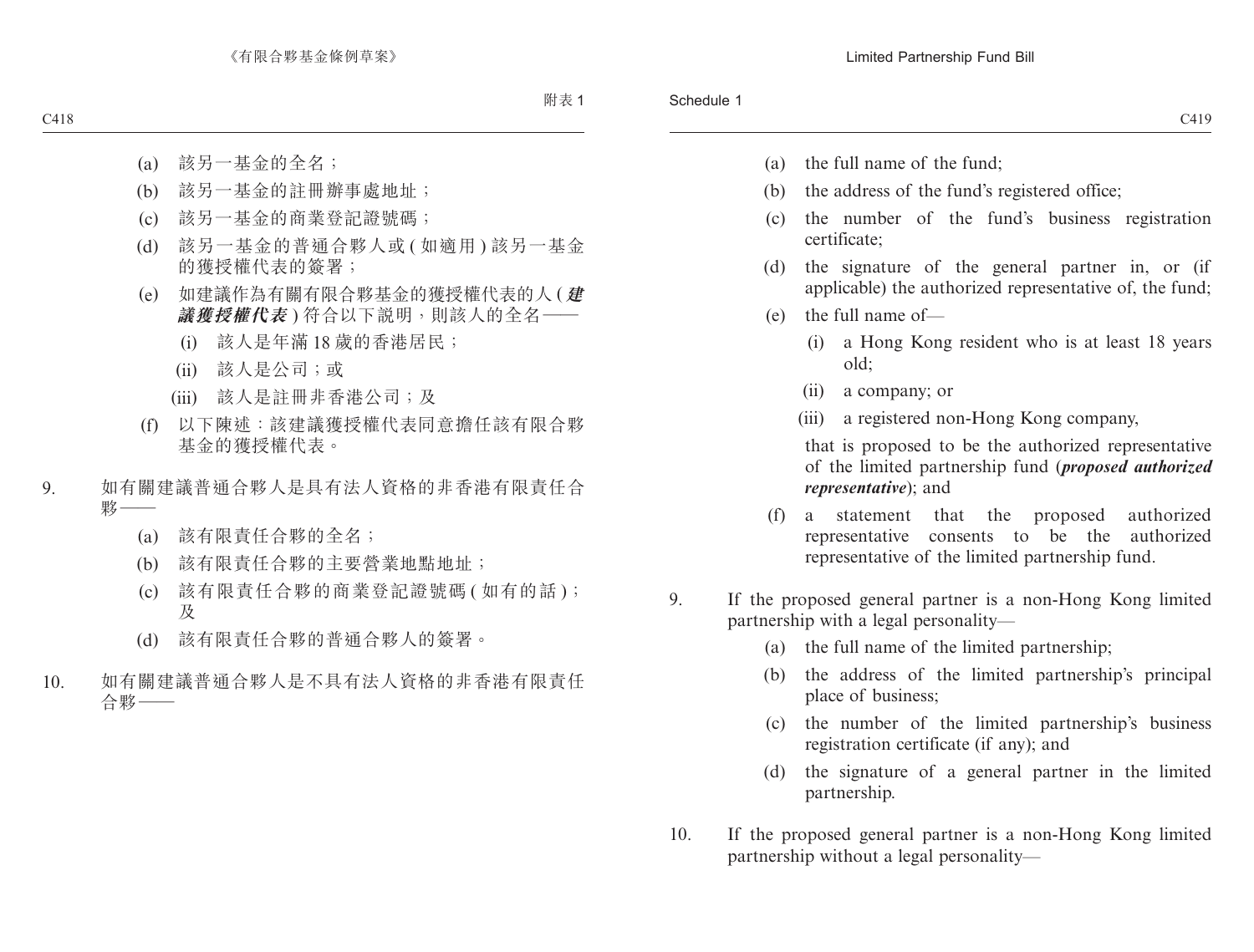(a) 該另一基金的全名；

(b) 該另一基金的註冊辦事處地址；

(c) 該另一基金的商業登記證號碼；

(d) 該另一基金的普通合夥人或 (如適用) 該另一基金的獲授權代表的簽署；

(e) 如建議作為有關有限合夥基金的獲授權代表的人 (***建議獲授權代表***) 符合以下説明，則該人的全名——

  (i) 該人是年滿 18 歲的香港居民；

  (ii) 該人是公司；或

  (iii) 該人是註冊非香港公司；及

(f) 以下陳述：該建議獲授權代表同意擔任該有限合夥基金的獲授權代表。

9. 如有關建議普通合夥人是具有法人資格的非香港有限責任合夥——

(a) 該有限責任合夥的全名；

(b) 該有限責任合夥的主要營業地點地址；

(c) 該有限責任合夥的商業登記證號碼 (如有的話)；及

(d) 該有限責任合夥的普通合夥人的簽署。

10. 如有關建議普通合夥人是不具有法人資格的非香港有限責任合夥——

(a) the full name of the fund;

(b) the address of the fund's registered office;

(c) the number of the fund's business registration certificate;

(d) the signature of the general partner in, or (if applicable) the authorized representative of, the fund;

(e) the full name of—

  (i) a Hong Kong resident who is at least 18 years old;

  (ii) a company; or

  (iii) a registered non-Hong Kong company,

  that is proposed to be the authorized representative of the limited partnership fund (***proposed authorized representative***); and

(f) a statement that the proposed authorized representative consents to be the authorized representative of the limited partnership fund.

9. If the proposed general partner is a non-Hong Kong limited partnership with a legal personality—

(a) the full name of the limited partnership;

(b) the address of the limited partnership's principal place of business;

(c) the number of the limited partnership's business registration certificate (if any); and

(d) the signature of a general partner in the limited partnership.

10. If the proposed general partner is a non-Hong Kong limited partnership without a legal personality—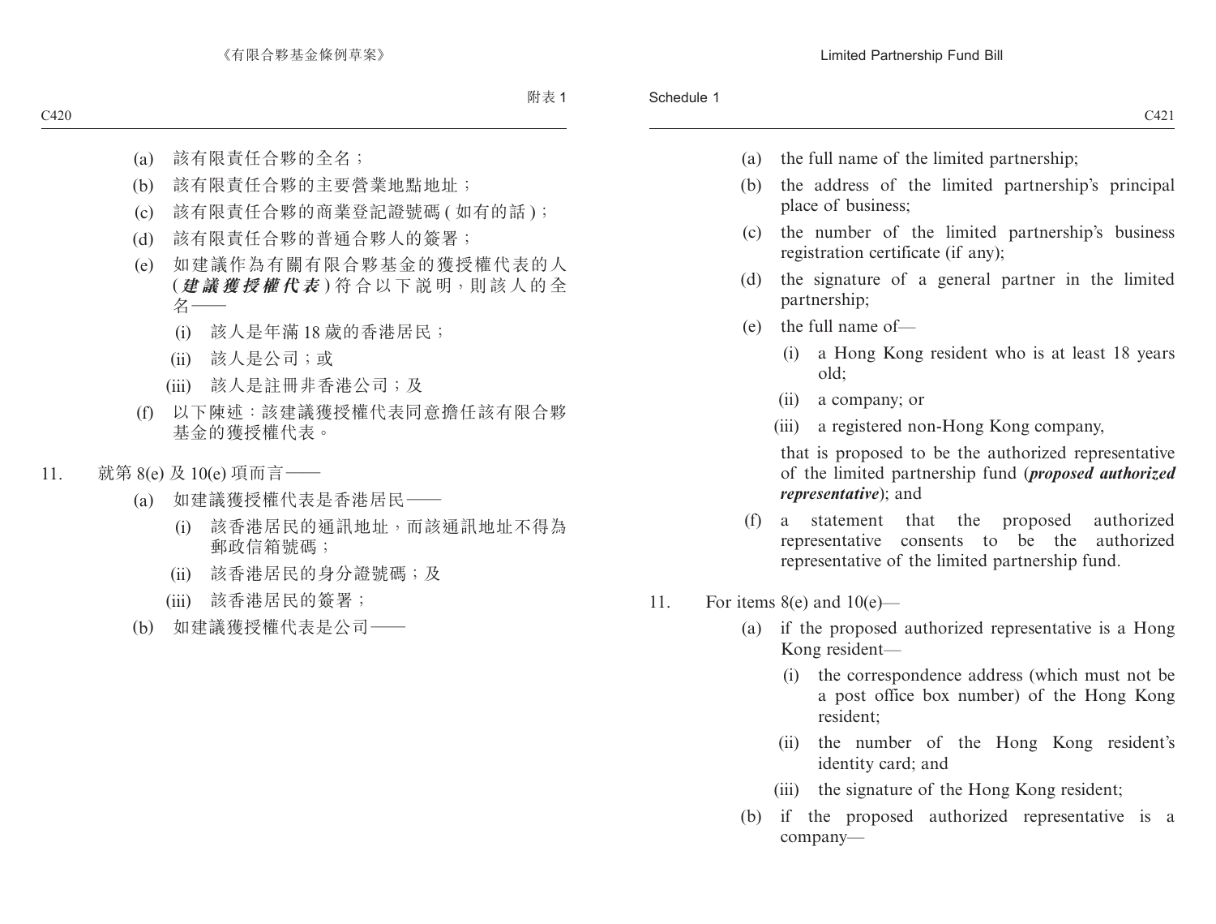(a) 該有限責任合夥的全名；

(b) 該有限責任合夥的主要營業地點地址；

(c) 該有限責任合夥的商業登記證號碼 ( 如有的話 )；

(d) 該有限責任合夥的普通合夥人的簽署；

(e) 如建議作為有關有限合夥基金的獲授權代表的人 (***建議獲授權代表***) 符合以下說明，則該人的全名——

(i) 該人是年滿 18 歲的香港居民；

(ii) 該人是公司；或

(iii) 該人是註冊非香港公司；及

(f) 以下陳述：該建議獲授權代表同意擔任該有限合夥基金的獲授權代表。

11. 就第 8(e) 及 10(e) 項而言——

(a) 如建議獲授權代表是香港居民——

(i) 該香港居民的通訊地址，而該通訊地址不得為郵政信箱號碼；

(ii) 該香港居民的身分證號碼；及

(iii) 該香港居民的簽署；

(b) 如建議獲授權代表是公司——

(a) the full name of the limited partnership;

(b) the address of the limited partnership's principal place of business;

(c) the number of the limited partnership's business registration certificate (if any);

(d) the signature of a general partner in the limited partnership;

(e) the full name of—

(i) a Hong Kong resident who is at least 18 years old;

(ii) a company; or

(iii) a registered non-Hong Kong company,

that is proposed to be the authorized representative of the limited partnership fund (***proposed authorized representative***); and

(f) a statement that the proposed authorized representative consents to be the authorized representative of the limited partnership fund.

11. For items 8(e) and 10(e)—

(a) if the proposed authorized representative is a Hong Kong resident—

(i) the correspondence address (which must not be a post office box number) of the Hong Kong resident;

(ii) the number of the Hong Kong resident's identity card; and

(iii) the signature of the Hong Kong resident;

(b) if the proposed authorized representative is a company—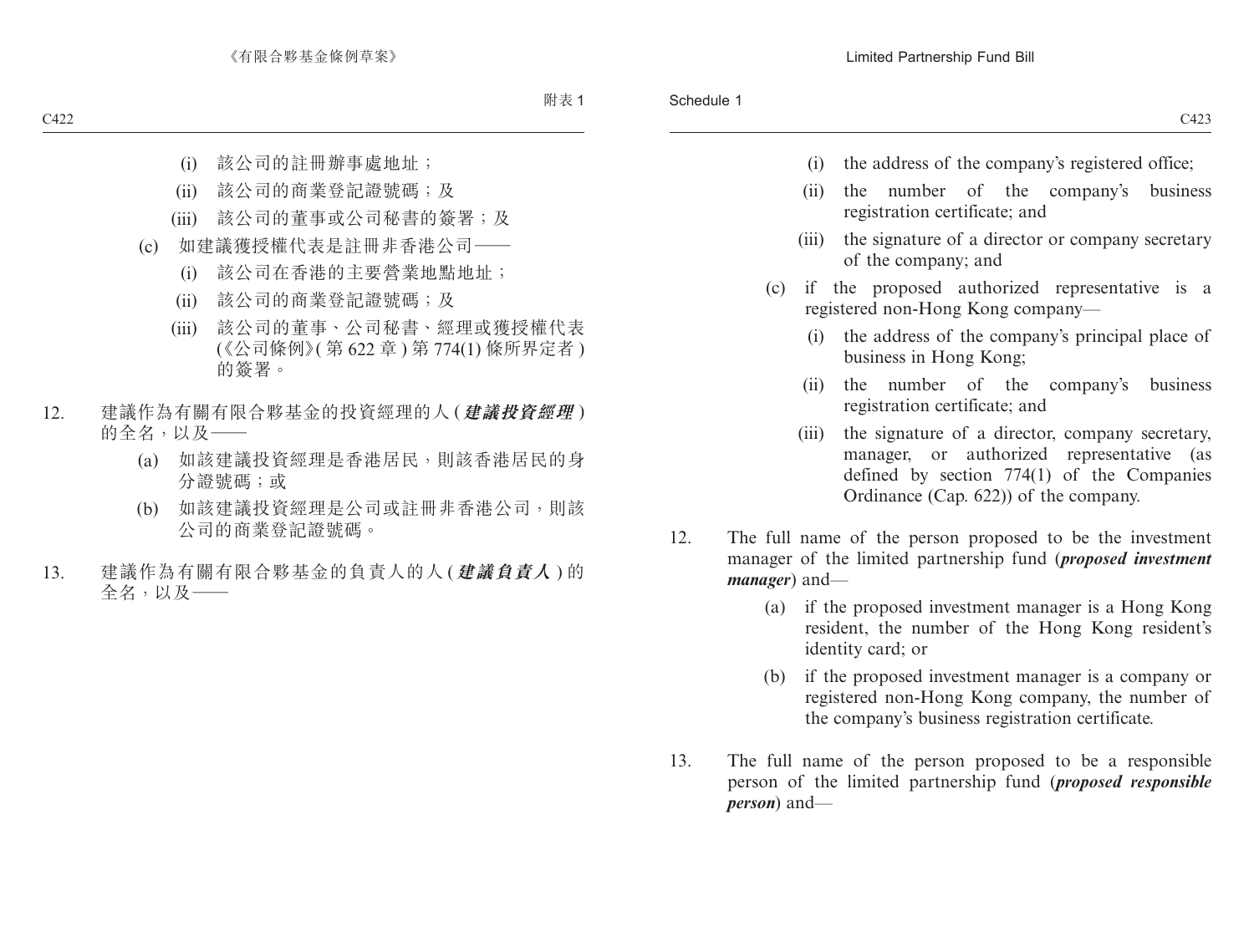(i) 該公司的註冊辦事處地址；

(ii) 該公司的商業登記證號碼；及

(iii) 該公司的董事或公司秘書的簽署；及

(c) 如建議獲授權代表是註冊非香港公司——

(i) 該公司在香港的主要營業地點地址；

(ii) 該公司的商業登記證號碼；及

(iii) 該公司的董事、公司秘書、經理或獲授權代表(《公司條例》(第 622 章) 第 774(1) 條所界定者) 的簽署。

12. 建議作為有關有限合夥基金的投資經理的人 (***建議投資經理***) 的全名，以及——

(a) 如該建議投資經理是香港居民，則該香港居民的身分證號碼；或

(b) 如該建議投資經理是公司或註冊非香港公司，則該公司的商業登記證號碼。

13. 建議作為有關有限合夥基金的負責人的人 (***建議負責人***) 的全名，以及——

(i) the address of the company's registered office;

(ii) the number of the company's business registration certificate; and

(iii) the signature of a director or company secretary of the company; and

(c) if the proposed authorized representative is a registered non-Hong Kong company—

(i) the address of the company's principal place of business in Hong Kong;

(ii) the number of the company's business registration certificate; and

(iii) the signature of a director, company secretary, manager, or authorized representative (as defined by section 774(1) of the Companies Ordinance (Cap. 622)) of the company.

12. The full name of the person proposed to be the investment manager of the limited partnership fund (***proposed investment manager***) and—

(a) if the proposed investment manager is a Hong Kong resident, the number of the Hong Kong resident's identity card; or

(b) if the proposed investment manager is a company or registered non-Hong Kong company, the number of the company's business registration certificate.

13. The full name of the person proposed to be a responsible person of the limited partnership fund (***proposed responsible person***) and—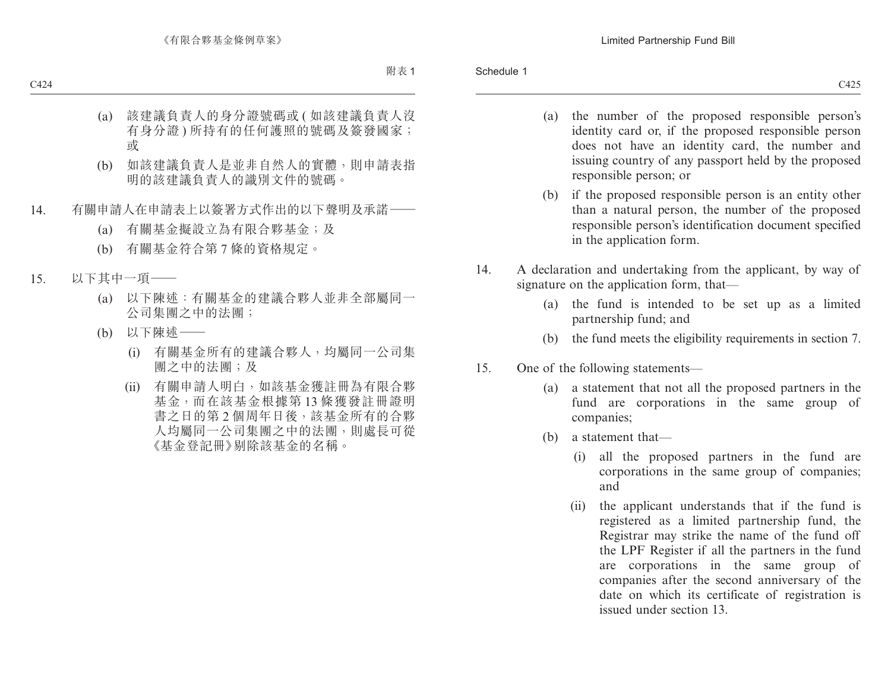(a) 該建議負責人的身分證號碼或 (如該建議負責人沒有身分證) 所持有的任何護照的號碼及簽發國家；或

(b) 如該建議負責人是並非自然人的實體，則申請表指明的該建議負責人的識別文件的號碼。

14. 有關申請人在申請表上以簽署方式作出的以下聲明及承諾——

(a) 有關基金擬設立為有限合夥基金；及

(b) 有關基金符合第 7 條的資格規定。

15. 以下其中一項——

(a) 以下陳述：有關基金的建議合夥人並非全部屬同一公司集團之中的法團；

(b) 以下陳述——

(i) 有關基金所有的建議合夥人，均屬同一公司集團之中的法團；及

(ii) 有關申請人明白，如該基金獲註冊為有限合夥基金，而在該基金根據第 13 條獲發註冊證明書之日的第 2 個周年日後，該基金所有的合夥人均屬同一公司集團之中的法團，則處長可從《基金登記冊》剔除該基金的名稱。

(a) the number of the proposed responsible person's identity card or, if the proposed responsible person does not have an identity card, the number and issuing country of any passport held by the proposed responsible person; or

(b) if the proposed responsible person is an entity other than a natural person, the number of the proposed responsible person's identification document specified in the application form.

14. A declaration and undertaking from the applicant, by way of signature on the application form, that—

(a) the fund is intended to be set up as a limited partnership fund; and

(b) the fund meets the eligibility requirements in section 7.

15. One of the following statements—

(a) a statement that not all the proposed partners in the fund are corporations in the same group of companies;

(b) a statement that—

(i) all the proposed partners in the fund are corporations in the same group of companies; and

(ii) the applicant understands that if the fund is registered as a limited partnership fund, the Registrar may strike the name of the fund off the LPF Register if all the partners in the fund are corporations in the same group of companies after the second anniversary of the date on which its certificate of registration is issued under section 13.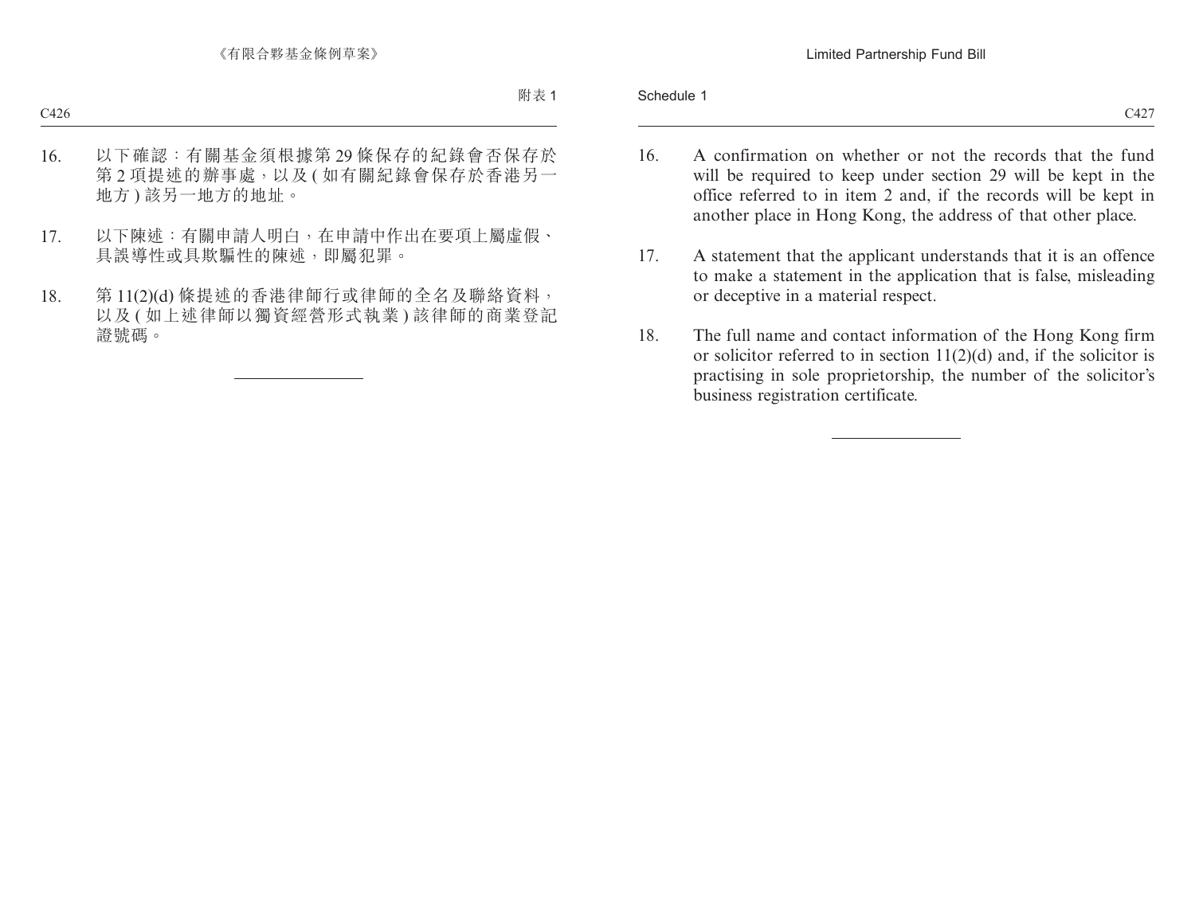16. 以下確認：有關基金須根據第 29 條保存的紀錄會否保存於第 2 項提述的辦事處，以及 ( 如有關紀錄會保存於香港另一地方 ) 該另一地方的地址。

17. 以下陳述：有關申請人明白，在申請中作出在要項上屬虛假、具誤導性或具欺騙性的陳述，即屬犯罪。

18. 第 11(2)(d) 條提述的香港律師行或律師的全名及聯絡資料，以及 ( 如上述律師以獨資經營形式執業 ) 該律師的商業登記證號碼。

---

16. A confirmation on whether or not the records that the fund will be required to keep under section 29 will be kept in the office referred to in item 2 and, if the records will be kept in another place in Hong Kong, the address of that other place.

17. A statement that the applicant understands that it is an offence to make a statement in the application that is false, misleading or deceptive in a material respect.

18. The full name and contact information of the Hong Kong firm or solicitor referred to in section 11(2)(d) and, if the solicitor is practising in sole proprietorship, the number of the solicitor's business registration certificate.

---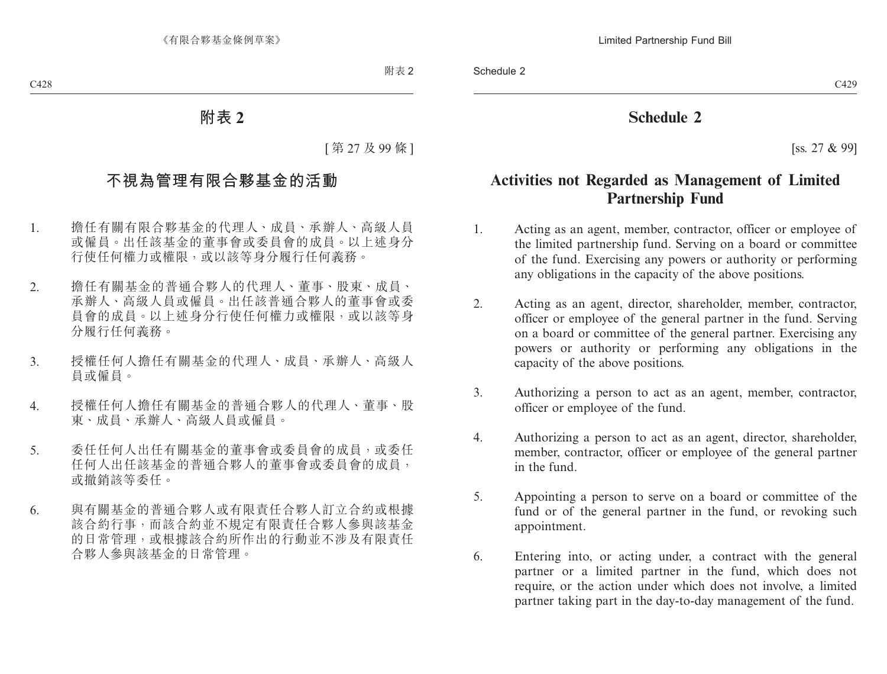# 附表 2

[第 27 及 99 條]

## 不視為管理有限合夥基金的活動

1. 擔任有關有限合夥基金的代理人、成員、承辦人、高級人員或僱員。出任該基金的董事會或委員會的成員。以上述身分行使任何權力或權限，或以該等身分履行任何義務。

2. 擔任有關基金的普通合夥人的代理人、董事、股東、成員、承辦人、高級人員或僱員。出任該普通合夥人的董事會或委員會的成員。以上述身分行使任何權力或權限，或以該等身分履行任何義務。

3. 授權任何人擔任有關基金的代理人、成員、承辦人、高級人員或僱員。

4. 授權任何人擔任有關基金的普通合夥人的代理人、董事、股東、成員、承辦人、高級人員或僱員。

5. 委任任何人出任有關基金的董事會或委員會的成員，或委任任何人出任該基金的普通合夥人的董事會或委員會的成員，或撤銷該等委任。

6. 與有關基金的普通合夥人或有限責任合夥人訂立合約或根據該合約行事，而該合約並不規定有限責任合夥人參與該基金的日常管理，或根據該合約所作出的行動並不涉及有限責任合夥人參與該基金的日常管理。

# Schedule 2

[ss. 27 & 99]

## Activities not Regarded as Management of Limited Partnership Fund

1. Acting as an agent, member, contractor, officer or employee of the limited partnership fund. Serving on a board or committee of the fund. Exercising any powers or authority or performing any obligations in the capacity of the above positions.

2. Acting as an agent, director, shareholder, member, contractor, officer or employee of the general partner in the fund. Serving on a board or committee of the general partner. Exercising any powers or authority or performing any obligations in the capacity of the above positions.

3. Authorizing a person to act as an agent, member, contractor, officer or employee of the fund.

4. Authorizing a person to act as an agent, director, shareholder, member, contractor, officer or employee of the general partner in the fund.

5. Appointing a person to serve on a board or committee of the fund or of the general partner in the fund, or revoking such appointment.

6. Entering into, or acting under, a contract with the general partner or a limited partner in the fund, which does not require, or the action under which does not involve, a limited partner taking part in the day-to-day management of the fund.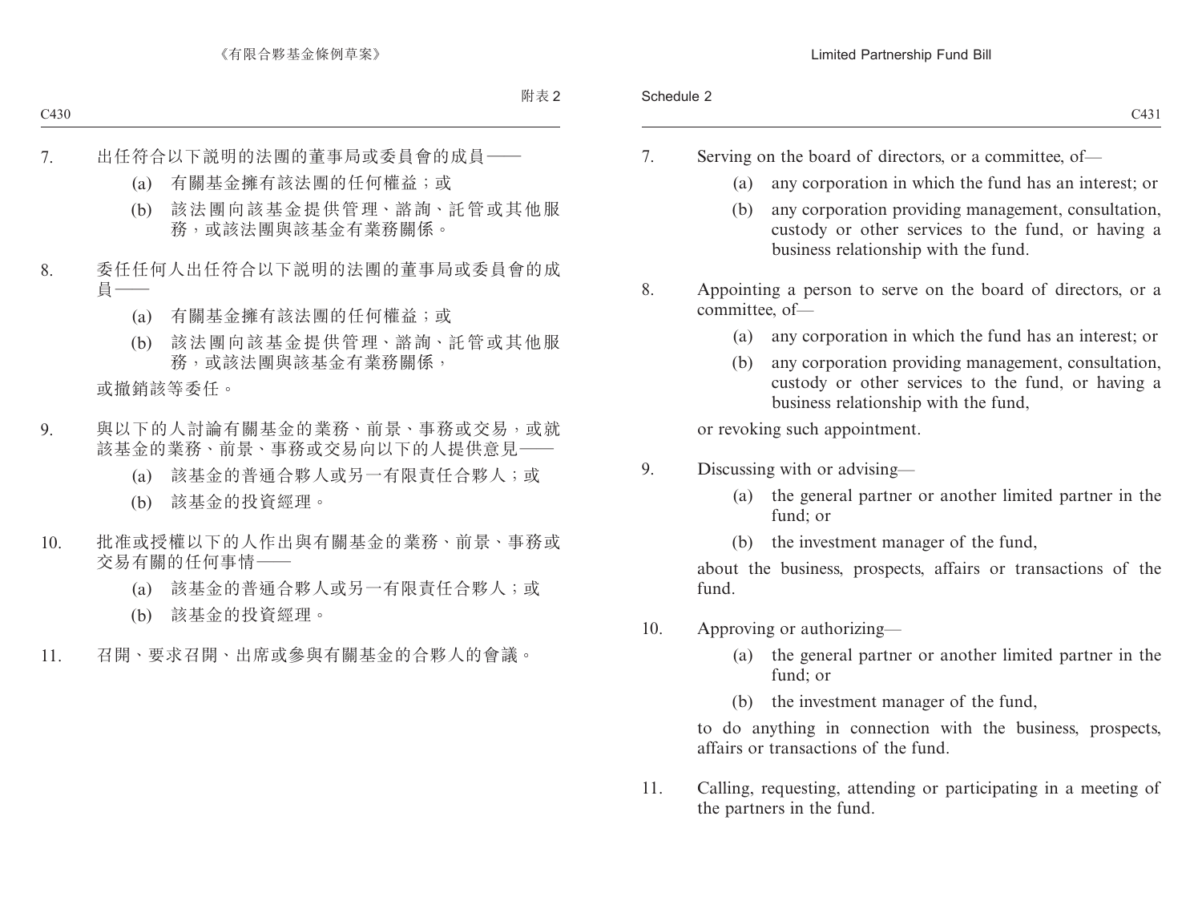7. 出任符合以下說明的法團的董事局或委員會的成員——

    (a) 有關基金擁有該法團的任何權益；或

    (b) 該法團向該基金提供管理、諮詢、託管或其他服務，或該法團與該基金有業務關係。

8. 委任任何人出任符合以下說明的法團的董事局或委員會的成員——

    (a) 有關基金擁有該法團的任何權益；或

    (b) 該法團向該基金提供管理、諮詢、託管或其他服務，或該法團與該基金有業務關係，

    或撤銷該等委任。

9. 與以下的人討論有關基金的業務、前景、事務或交易，或就該基金的業務、前景、事務或交易向以下的人提供意見——

    (a) 該基金的普通合夥人或另一有限責任合夥人；或

    (b) 該基金的投資經理。

10. 批准或授權以下的人作出與有關基金的業務、前景、事務或交易有關的任何事情——

    (a) 該基金的普通合夥人或另一有限責任合夥人；或

    (b) 該基金的投資經理。

11. 召開、要求召開、出席或參與有關基金的合夥人的會議。

7. Serving on the board of directors, or a committee, of—

    (a) any corporation in which the fund has an interest; or

    (b) any corporation providing management, consultation, custody or other services to the fund, or having a business relationship with the fund.

8. Appointing a person to serve on the board of directors, or a committee, of—

    (a) any corporation in which the fund has an interest; or

    (b) any corporation providing management, consultation, custody or other services to the fund, or having a business relationship with the fund,

    or revoking such appointment.

9. Discussing with or advising—

    (a) the general partner or another limited partner in the fund; or

    (b) the investment manager of the fund,

    about the business, prospects, affairs or transactions of the fund.

10. Approving or authorizing—

    (a) the general partner or another limited partner in the fund; or

    (b) the investment manager of the fund,

    to do anything in connection with the business, prospects, affairs or transactions of the fund.

11. Calling, requesting, attending or participating in a meeting of the partners in the fund.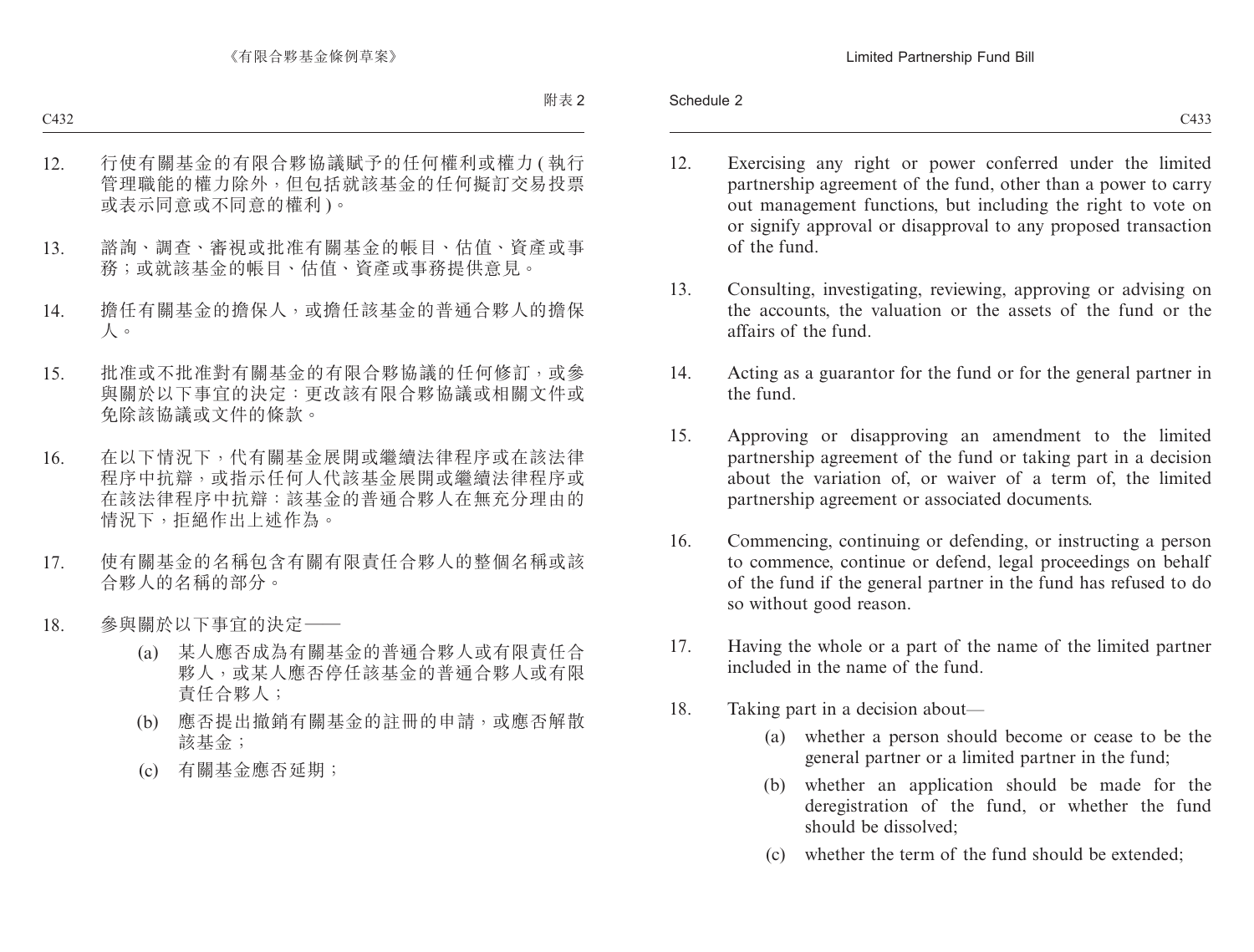12. 行使有關基金的有限合夥協議賦予的任何權利或權力 ( 執行管理職能的權力除外，但包括就該基金的任何擬訂交易投票或表示同意或不同意的權利 )。

13. 諮詢、調查、審視或批准有關基金的帳目、估值、資產或事務；或就該基金的帳目、估值、資產或事務提供意見。

14. 擔任有關基金的擔保人，或擔任該基金的普通合夥人的擔保人。

15. 批准或不批准對有關基金的有限合夥協議的任何修訂，或參與關於以下事宜的決定：更改該有限合夥協議或相關文件或免除該協議或文件的條款。

16. 在以下情況下，代有關基金展開或繼續法律程序或在該法律程序中抗辯，或指示任何人代該基金展開或繼續法律程序或在該法律程序中抗辯：該基金的普通合夥人在無充分理由的情況下，拒絕作出上述作為。

17. 使有關基金的名稱包含有關有限責任合夥人的整個名稱或該合夥人的名稱的部分。

18. 參與關於以下事宜的決定——
    - (a) 某人應否成為有關基金的普通合夥人或有限責任合夥人，或某人應否停任該基金的普通合夥人或有限責任合夥人；
    - (b) 應否提出撤銷有關基金的註冊的申請，或應否解散該基金；
    - (c) 有關基金應否延期；

12. Exercising any right or power conferred under the limited partnership agreement of the fund, other than a power to carry out management functions, but including the right to vote on or signify approval or disapproval to any proposed transaction of the fund.

13. Consulting, investigating, reviewing, approving or advising on the accounts, the valuation or the assets of the fund or the affairs of the fund.

14. Acting as a guarantor for the fund or for the general partner in the fund.

15. Approving or disapproving an amendment to the limited partnership agreement of the fund or taking part in a decision about the variation of, or waiver of a term of, the limited partnership agreement or associated documents.

16. Commencing, continuing or defending, or instructing a person to commence, continue or defend, legal proceedings on behalf of the fund if the general partner in the fund has refused to do so without good reason.

17. Having the whole or a part of the name of the limited partner included in the name of the fund.

18. Taking part in a decision about—
    - (a) whether a person should become or cease to be the general partner or a limited partner in the fund;
    - (b) whether an application should be made for the deregistration of the fund, or whether the fund should be dissolved;
    - (c) whether the term of the fund should be extended;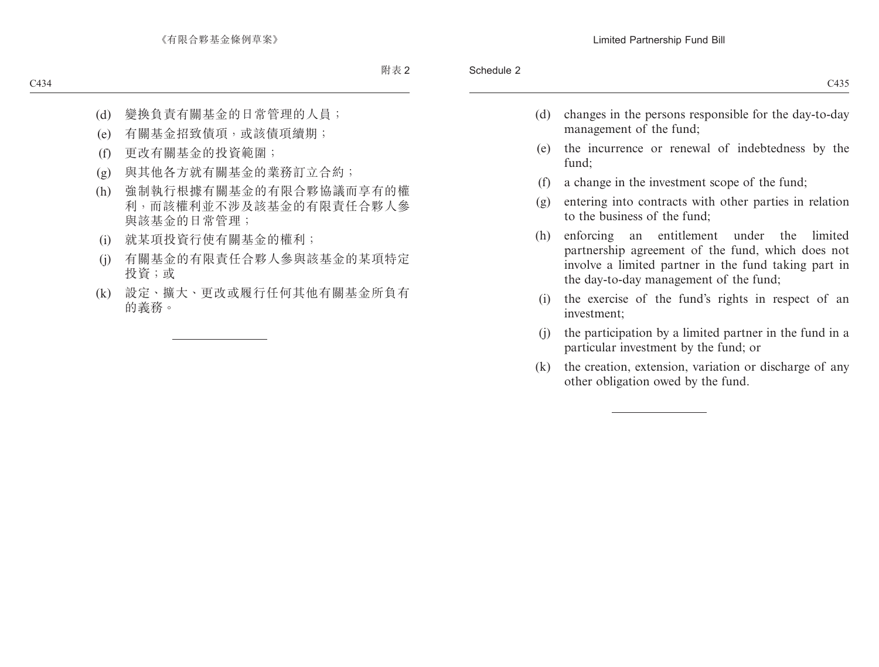(d) 變換負責有關基金的日常管理的人員；

(e) 有關基金招致債項，或該債項續期；

(f) 更改有關基金的投資範圍；

(g) 與其他各方就有關基金的業務訂立合約；

(h) 強制執行根據有關基金的有限合夥協議而享有的權利，而該權利並不涉及該基金的有限責任合夥人參與該基金的日常管理；

(i) 就某項投資行使有關基金的權利；

(j) 有關基金的有限責任合夥人參與該基金的某項特定投資；或

(k) 設定、擴大、更改或履行任何其他有關基金所負有的義務。

---

(d) changes in the persons responsible for the day-to-day management of the fund;

(e) the incurrence or renewal of indebtedness by the fund;

(f) a change in the investment scope of the fund;

(g) entering into contracts with other parties in relation to the business of the fund;

(h) enforcing an entitlement under the limited partnership agreement of the fund, which does not involve a limited partner in the fund taking part in the day-to-day management of the fund;

(i) the exercise of the fund's rights in respect of an investment;

(j) the participation by a limited partner in the fund in a particular investment by the fund; or

(k) the creation, extension, variation or discharge of any other obligation owed by the fund.

---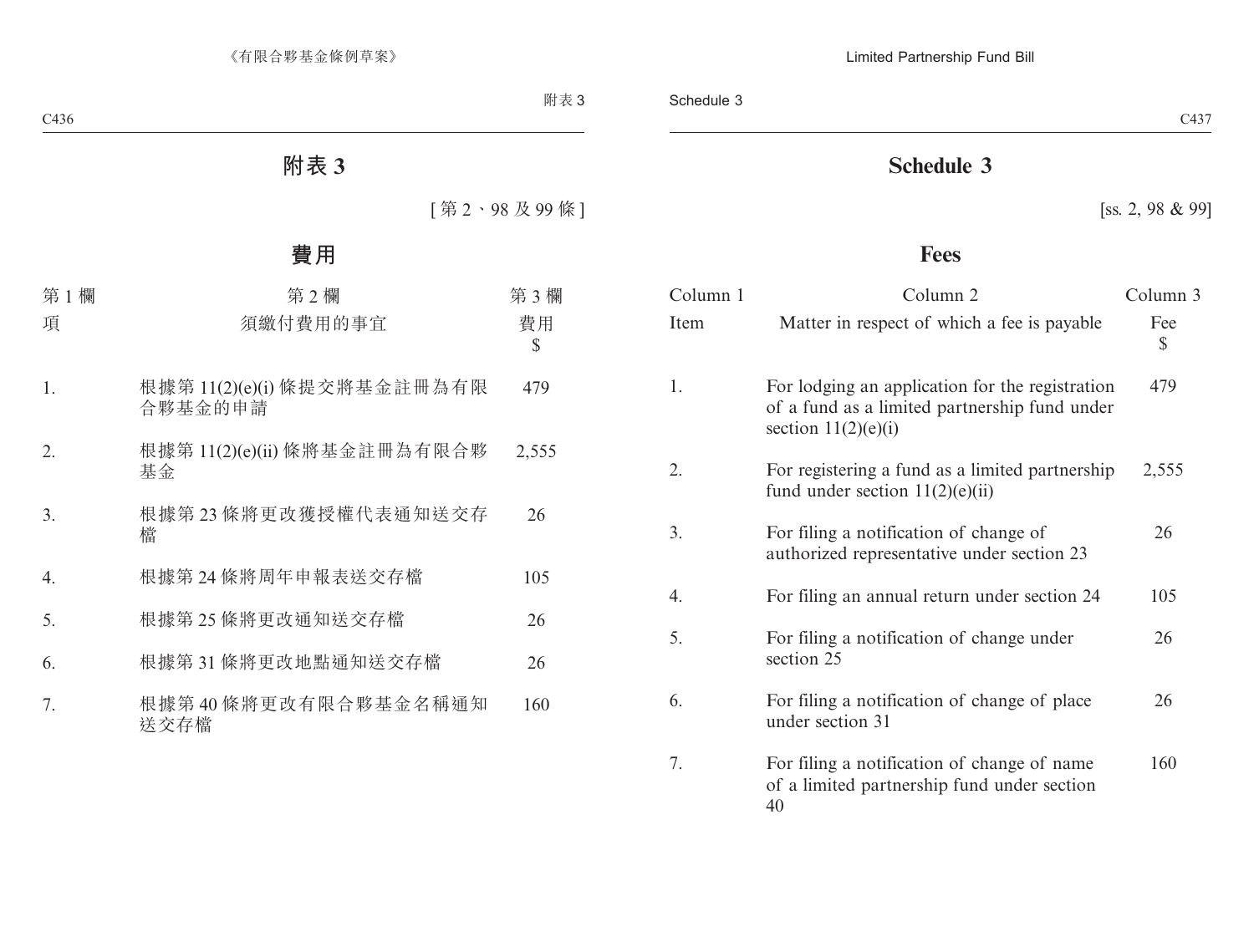# 附表 3

[第 2、98 及 99 條]

## 費用

| 第 1 欄<br>項 | 第 2 欄<br>須繳付費用的事宜 | 第 3 欄<br>費用<br>$ |
|---|---|---|
| 1. | 根據第 11(2)(e)(i) 條提交將基金註冊為有限合夥基金的申請 | 479 |
| 2. | 根據第 11(2)(e)(ii) 條將基金註冊為有限合夥基金 | 2,555 |
| 3. | 根據第 23 條將更改獲授權代表通知送交存檔 | 26 |
| 4. | 根據第 24 條將周年申報表送交存檔 | 105 |
| 5. | 根據第 25 條將更改通知送交存檔 | 26 |
| 6. | 根據第 31 條將更改地點通知送交存檔 | 26 |
| 7. | 根據第 40 條將更改有限合夥基金名稱通知送交存檔 | 160 |

# Schedule 3

[ss. 2, 98 & 99]

## Fees

| Column 1<br>Item | Column 2<br>Matter in respect of which a fee is payable | Column 3<br>Fee<br>$ |
|---|---|---|
| 1. | For lodging an application for the registration of a fund as a limited partnership fund under section 11(2)(e)(i) | 479 |
| 2. | For registering a fund as a limited partnership fund under section 11(2)(e)(ii) | 2,555 |
| 3. | For filing a notification of change of authorized representative under section 23 | 26 |
| 4. | For filing an annual return under section 24 | 105 |
| 5. | For filing a notification of change under section 25 | 26 |
| 6. | For filing a notification of change of place under section 31 | 26 |
| 7. | For filing a notification of change of name of a limited partnership fund under section 40 | 160 |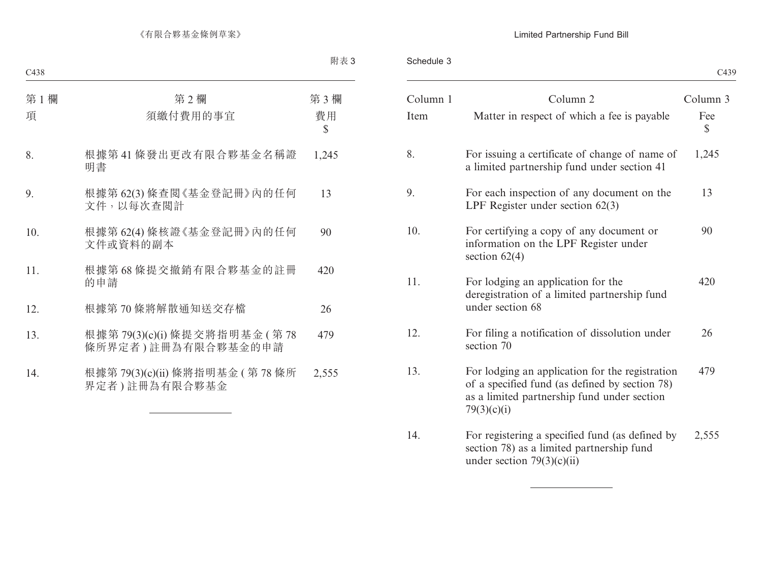附表 3

| 第 1 欄 | 第 2 欄 | 第 3 欄 |
|---|---|---|
| 項 | 須繳付費用的事宜 | 費用 $ |
| 8. | 根據第 41 條發出更改有限合夥基金名稱證明書 | 1,245 |
| 9. | 根據第 62(3) 條查閱《基金登記冊》內的任何文件，以每次查閱計 | 13 |
| 10. | 根據第 62(4) 條核證《基金登記冊》內的任何文件或資料的副本 | 90 |
| 11. | 根據第 68 條提交撤銷有限合夥基金的註冊的申請 | 420 |
| 12. | 根據第 70 條將解散通知送交存檔 | 26 |
| 13. | 根據第 79(3)(c)(i) 條提交將指明基金 (第 78 條所界定者) 註冊為有限合夥基金的申請 | 479 |
| 14. | 根據第 79(3)(c)(ii) 條將指明基金 (第 78 條所界定者) 註冊為有限合夥基金 | 2,555 |

Schedule 3

| Column 1 | Column 2 | Column 3 |
|---|---|---|
| Item | Matter in respect of which a fee is payable | Fee $ |
| 8. | For issuing a certificate of change of name of a limited partnership fund under section 41 | 1,245 |
| 9. | For each inspection of any document on the LPF Register under section 62(3) | 13 |
| 10. | For certifying a copy of any document or information on the LPF Register under section 62(4) | 90 |
| 11. | For lodging an application for the deregistration of a limited partnership fund under section 68 | 420 |
| 12. | For filing a notification of dissolution under section 70 | 26 |
| 13. | For lodging an application for the registration of a specified fund (as defined by section 78) as a limited partnership fund under section 79(3)(c)(i) | 479 |
| 14. | For registering a specified fund (as defined by section 78) as a limited partnership fund under section 79(3)(c)(ii) | 2,555 |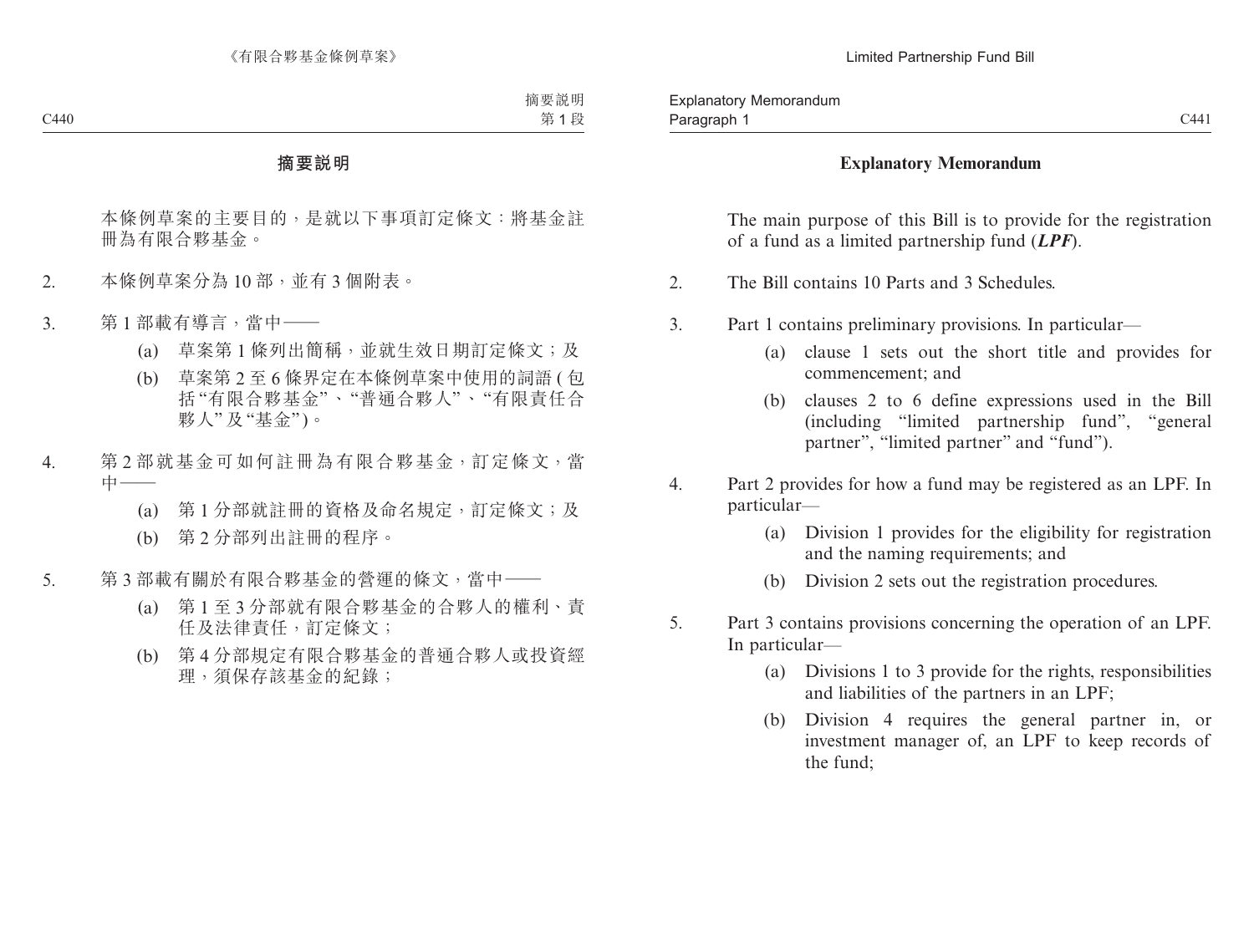# 摘要說明

本條例草案的主要目的，是就以下事項訂定條文：將基金註冊為有限合夥基金。

2. 本條例草案分為 10 部，並有 3 個附表。

3. 第 1 部載有導言，當中——

   (a) 草案第 1 條列出簡稱，並就生效日期訂定條文；及

   (b) 草案第 2 至 6 條界定在本條例草案中使用的詞語 (包括“有限合夥基金”、“普通合夥人”、“有限責任合夥人”及“基金”)。

4. 第 2 部就基金可如何註冊為有限合夥基金，訂定條文，當中——

   (a) 第 1 分部就註冊的資格及命名規定，訂定條文；及

   (b) 第 2 分部列出註冊的程序。

5. 第 3 部載有關於有限合夥基金的營運的條文，當中——

   (a) 第 1 至 3 分部就有限合夥基金的合夥人的權利、責任及法律責任，訂定條文；

   (b) 第 4 分部規定有限合夥基金的普通合夥人或投資經理，須保存該基金的紀錄；

# Explanatory Memorandum

The main purpose of this Bill is to provide for the registration of a fund as a limited partnership fund (***LPF***).

2. The Bill contains 10 Parts and 3 Schedules.

3. Part 1 contains preliminary provisions. In particular—

   (a) clause 1 sets out the short title and provides for commencement; and

   (b) clauses 2 to 6 define expressions used in the Bill (including “limited partnership fund”, “general partner”, “limited partner” and “fund”).

4. Part 2 provides for how a fund may be registered as an LPF. In particular—

   (a) Division 1 provides for the eligibility for registration and the naming requirements; and

   (b) Division 2 sets out the registration procedures.

5. Part 3 contains provisions concerning the operation of an LPF. In particular—

   (a) Divisions 1 to 3 provide for the rights, responsibilities and liabilities of the partners in an LPF;

   (b) Division 4 requires the general partner in, or investment manager of, an LPF to keep records of the fund;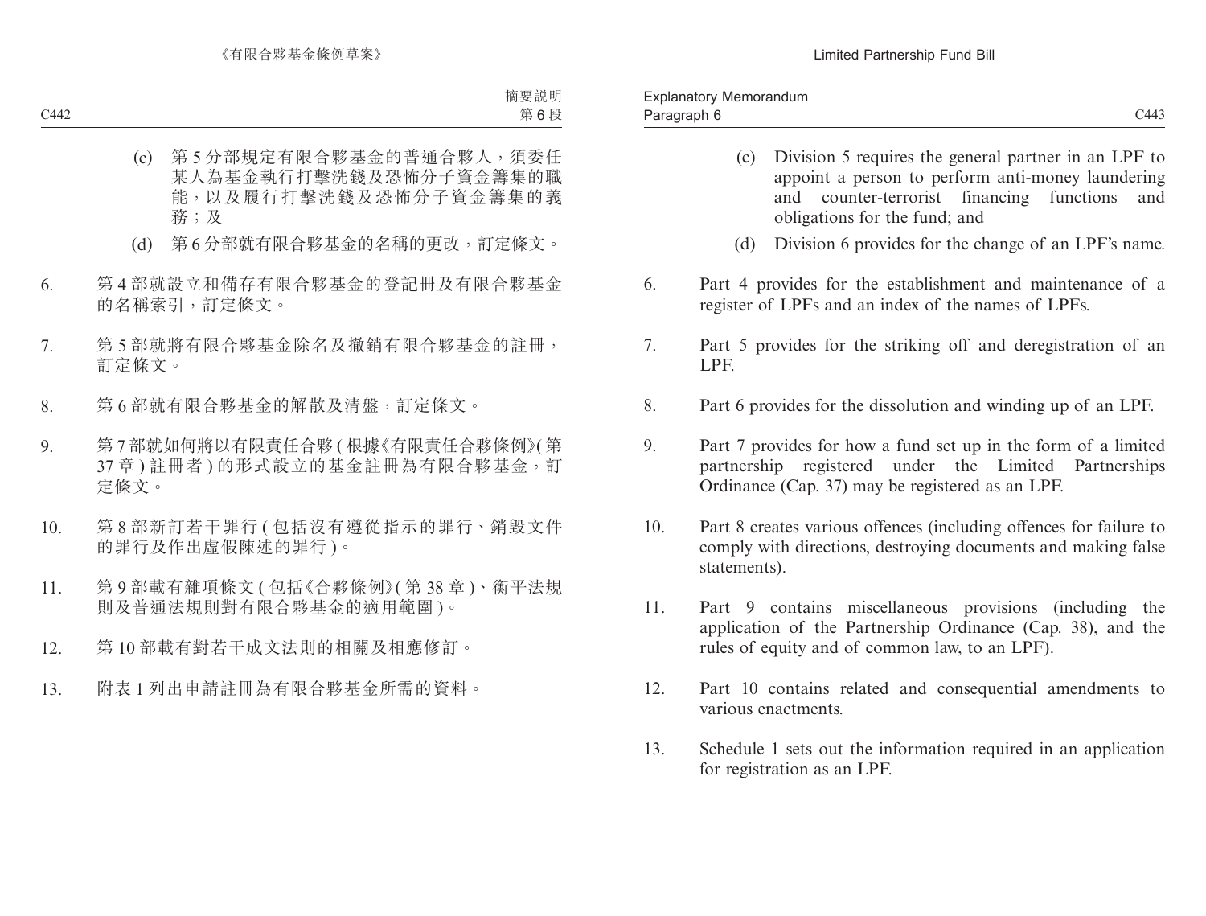(c) 第 5 分部規定有限合夥基金的普通合夥人，須委任某人為基金執行打擊洗錢及恐怖分子資金籌集的職能，以及履行打擊洗錢及恐怖分子資金籌集的義務；及

(d) 第 6 分部就有限合夥基金的名稱的更改，訂定條文。

6. 第 4 部就設立和備存有限合夥基金的登記冊及有限合夥基金的名稱索引，訂定條文。

7. 第 5 部就將有限合夥基金除名及撤銷有限合夥基金的註冊，訂定條文。

8. 第 6 部就有限合夥基金的解散及清盤，訂定條文。

9. 第 7 部就如何將以有限責任合夥 (根據《有限責任合夥條例》(第 37 章) 註冊者) 的形式設立的基金註冊為有限合夥基金，訂定條文。

10. 第 8 部新訂若干罪行 (包括沒有遵從指示的罪行、銷毀文件的罪行及作出虛假陳述的罪行)。

11. 第 9 部載有雜項條文 (包括《合夥條例》(第 38 章)、衡平法規則及普通法規則對有限合夥基金的適用範圍)。

12. 第 10 部載有對若干成文法則的相關及相應修訂。

13. 附表 1 列出申請註冊為有限合夥基金所需的資料。

(c) Division 5 requires the general partner in an LPF to appoint a person to perform anti-money laundering and counter-terrorist financing functions and obligations for the fund; and

(d) Division 6 provides for the change of an LPF's name.

6. Part 4 provides for the establishment and maintenance of a register of LPFs and an index of the names of LPFs.

7. Part 5 provides for the striking off and deregistration of an LPF.

8. Part 6 provides for the dissolution and winding up of an LPF.

9. Part 7 provides for how a fund set up in the form of a limited partnership registered under the Limited Partnerships Ordinance (Cap. 37) may be registered as an LPF.

10. Part 8 creates various offences (including offences for failure to comply with directions, destroying documents and making false statements).

11. Part 9 contains miscellaneous provisions (including the application of the Partnership Ordinance (Cap. 38), and the rules of equity and of common law, to an LPF).

12. Part 10 contains related and consequential amendments to various enactments.

13. Schedule 1 sets out the information required in an application for registration as an LPF.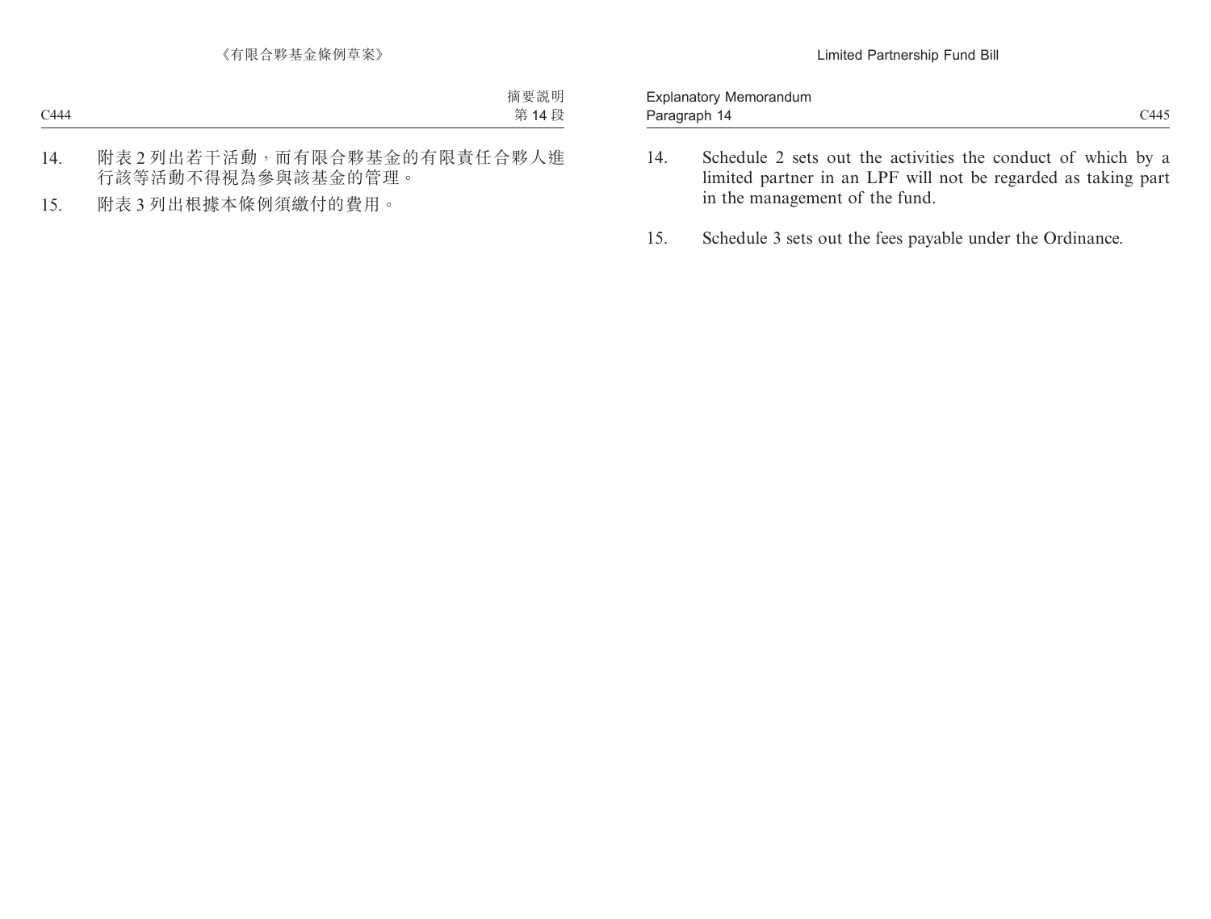14. 附表 2 列出若干活動，而有限合夥基金的有限責任合夥人進行該等活動不得視為參與該基金的管理。

15. 附表 3 列出根據本條例須繳付的費用。

14. Schedule 2 sets out the activities the conduct of which by a limited partner in an LPF will not be regarded as taking part in the management of the fund.

15. Schedule 3 sets out the fees payable under the Ordinance.